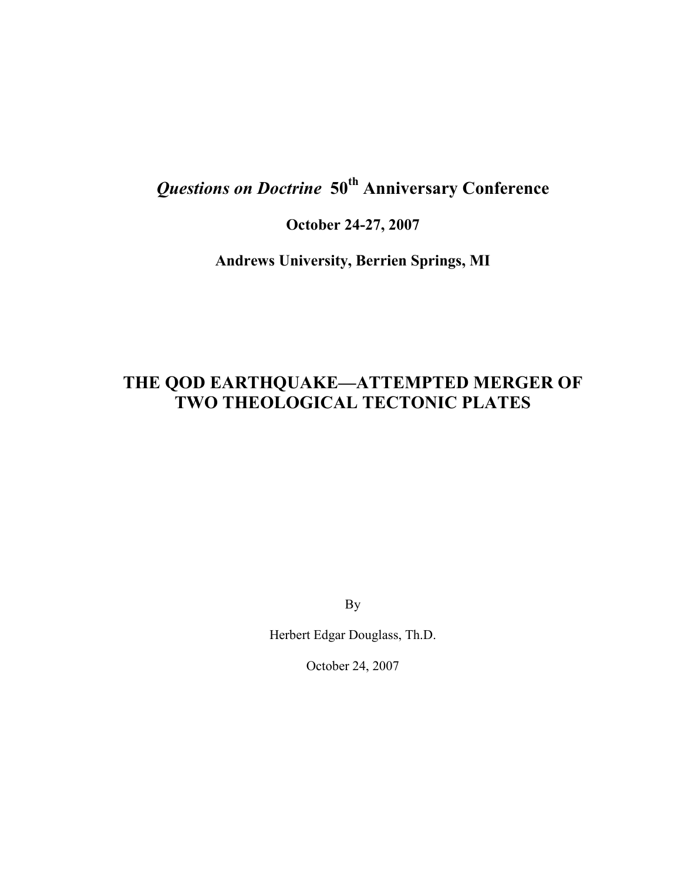# *Questions on Doctrine* 50th Anniversary Conference

**October 24-27, 2007**

**Andrews University, Berrien Springs, MI**

# THE QOD EARTHQUAKE—ATTEMPTED MERGER OF TWO THEOLOGICAL TECTONIC PLATES

By

Herbert Edgar Douglass, Th.D.

October 24, 2007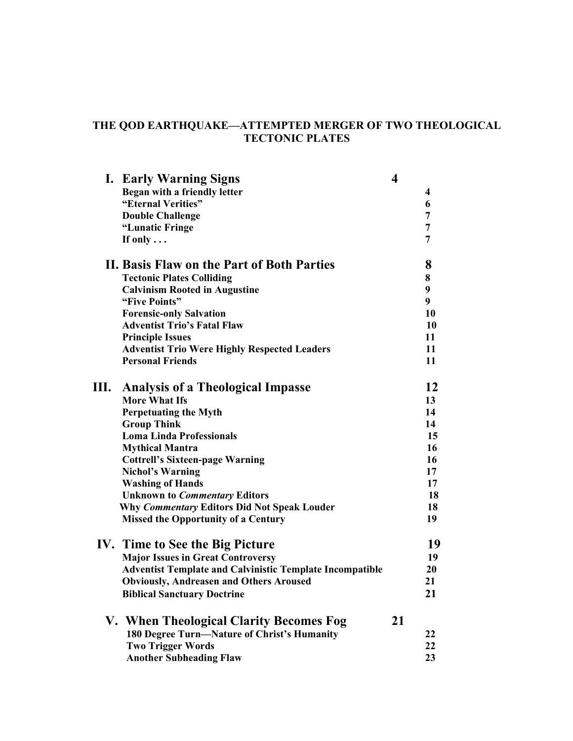# THE QOD EARTHQUAKE—ATTEMPTED MERGER OF TWO THEOLOGICAL TECTONIC PLATES

| | |
|---|---|
| **I. Early Warning Signs** | **4** |
| **Began with a friendly letter** | **4** |
| **“Eternal Verities”** | **6** |
| **Double Challenge** | **7** |
| **“Lunatic Fringe** | **7** |
| **If only . . .** | **7** |
| **II. Basis Flaw on the Part of Both Parties** | **8** |
| **Tectonic Plates Colliding** | **8** |
| **Calvinism Rooted in Augustine** | **9** |
| **“Five Points”** | **9** |
| **Forensic-only Salvation** | **10** |
| **Adventist Trio’s Fatal Flaw** | **10** |
| **Principle Issues** | **11** |
| **Adventist Trio Were Highly Respected Leaders** | **11** |
| **Personal Friends** | **11** |
| **III. Analysis of a Theological Impasse** | **12** |
| **More What Ifs** | **13** |
| **Perpetuating the Myth** | **14** |
| **Group Think** | **14** |
| **Loma Linda Professionals** | **15** |
| **Mythical Mantra** | **16** |
| **Cottrell’s Sixteen-page Warning** | **16** |
| **Nichol’s Warning** | **17** |
| **Washing of Hands** | **17** |
| **Unknown to *Commentary* Editors** | **18** |
| **Why *Commentary* Editors Did Not Speak Louder** | **18** |
| **Missed the Opportunity of a Century** | **19** |
| **IV. Time to See the Big Picture** | **19** |
| **Major Issues in Great Controversy** | **19** |
| **Adventist Template and Calvinistic Template Incompatible** | **20** |
| **Obviously, Andreasen and Others Aroused** | **21** |
| **Biblical Sanctuary Doctrine** | **21** |
| **V. When Theological Clarity Becomes Fog** | **21** |
| **180 Degree Turn—Nature of Christ’s Humanity** | **22** |
| **Two Trigger Words** | **22** |
| **Another Subheading Flaw** | **23** |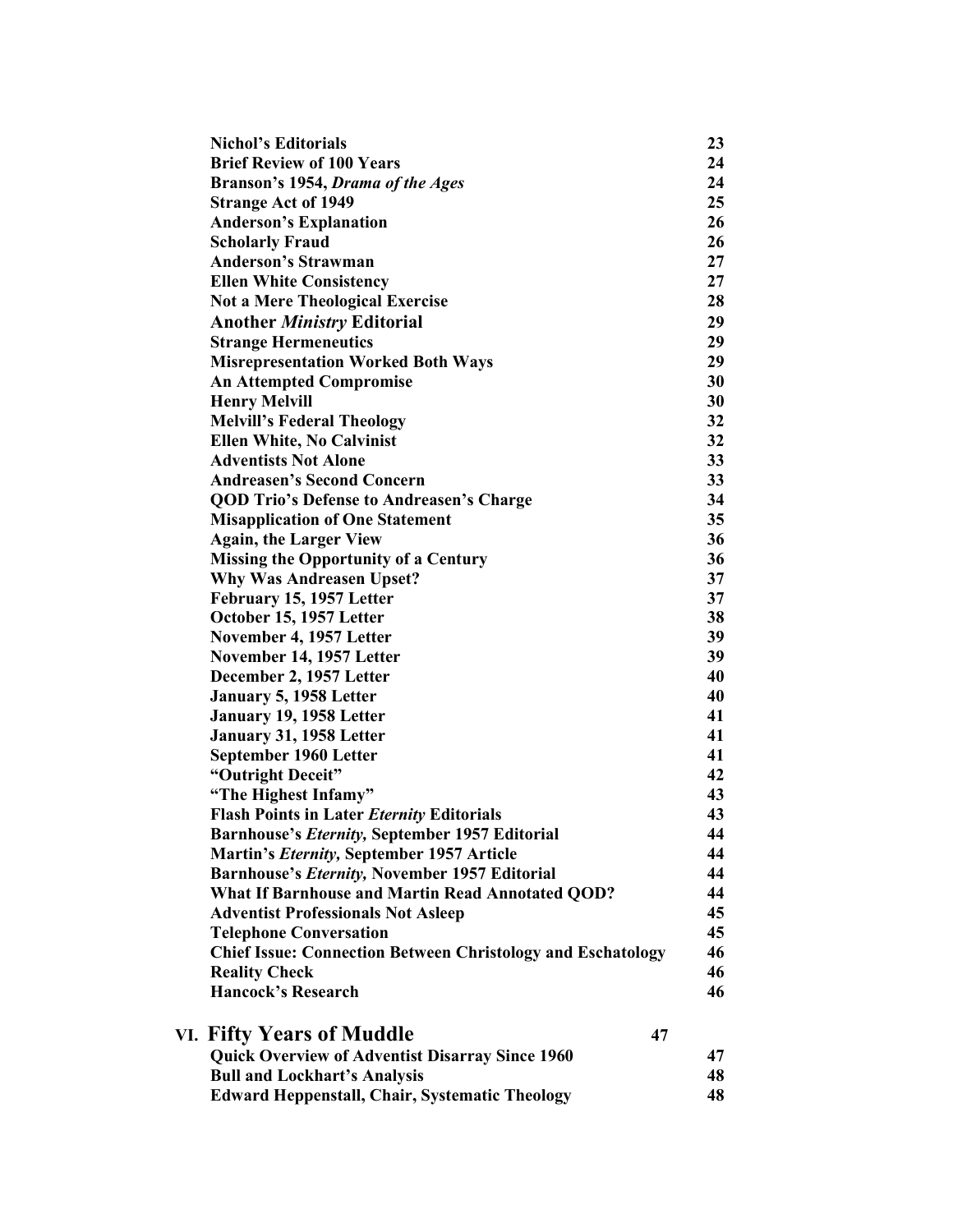| | |
|---|---|
| **Nichol's Editorials** | **23** |
| **Brief Review of 100 Years** | **24** |
| **Branson's 1954, *Drama of the Ages*** | **24** |
| **Strange Act of 1949** | **25** |
| **Anderson's Explanation** | **26** |
| **Scholarly Fraud** | **26** |
| **Anderson's Strawman** | **27** |
| **Ellen White Consistency** | **27** |
| **Not a Mere Theological Exercise** | **28** |
| **Another *Ministry* Editorial** | **29** |
| **Strange Hermeneutics** | **29** |
| **Misrepresentation Worked Both Ways** | **29** |
| **An Attempted Compromise** | **30** |
| **Henry Melvill** | **30** |
| **Melvill's Federal Theology** | **32** |
| **Ellen White, No Calvinist** | **32** |
| **Adventists Not Alone** | **33** |
| **Andreasen's Second Concern** | **33** |
| **QOD Trio's Defense to Andreasen's Charge** | **34** |
| **Misapplication of One Statement** | **35** |
| **Again, the Larger View** | **36** |
| **Missing the Opportunity of a Century** | **36** |
| **Why Was Andreasen Upset?** | **37** |
| **February 15, 1957 Letter** | **37** |
| **October 15, 1957 Letter** | **38** |
| **November 4, 1957 Letter** | **39** |
| **November 14, 1957 Letter** | **39** |
| **December 2, 1957 Letter** | **40** |
| **January 5, 1958 Letter** | **40** |
| **January 19, 1958 Letter** | **41** |
| **January 31, 1958 Letter** | **41** |
| **September 1960 Letter** | **41** |
| **"Outright Deceit"** | **42** |
| **"The Highest Infamy"** | **43** |
| **Flash Points in Later *Eternity* Editorials** | **43** |
| **Barnhouse's *Eternity,* September 1957 Editorial** | **44** |
| **Martin's *Eternity,* September 1957 Article** | **44** |
| **Barnhouse's *Eternity,* November 1957 Editorial** | **44** |
| **What If Barnhouse and Martin Read Annotated QOD?** | **44** |
| **Adventist Professionals Not Asleep** | **45** |
| **Telephone Conversation** | **45** |
| **Chief Issue: Connection Between Christology and Eschatology** | **46** |
| **Reality Check** | **46** |
| **Hancock's Research** | **46** |

## VI. Fifty Years of Muddle — 47

| | |
|---|---|
| **Quick Overview of Adventist Disarray Since 1960** | **47** |
| **Bull and Lockhart's Analysis** | **48** |
| **Edward Heppenstall, Chair, Systematic Theology** | **48** |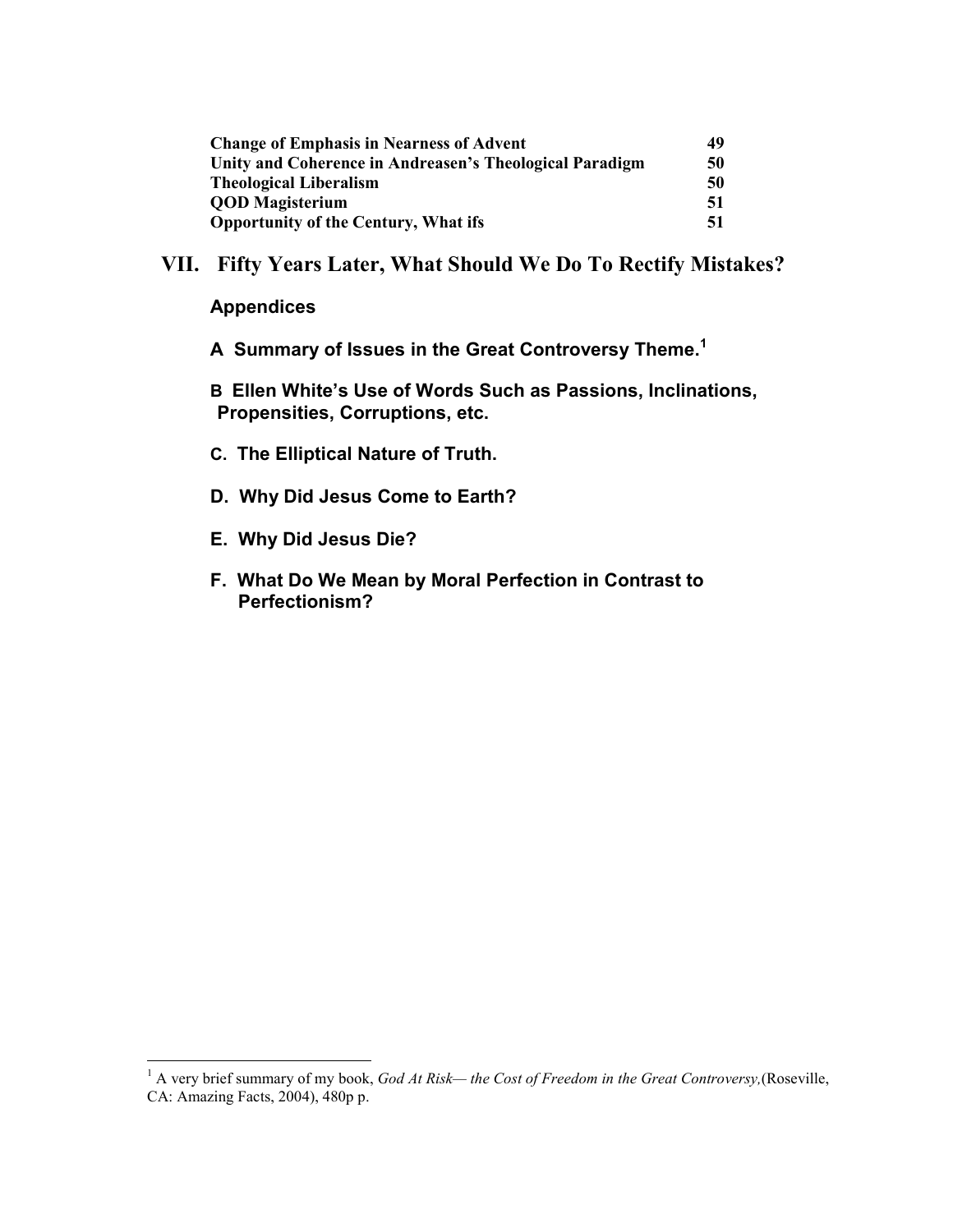| | |
|---|---|
| **Change of Emphasis in Nearness of Advent** | **49** |
| **Unity and Coherence in Andreasen's Theological Paradigm** | **50** |
| **Theological Liberalism** | **50** |
| **QOD Magisterium** | **51** |
| **Opportunity of the Century, What ifs** | **51** |

## VII. Fifty Years Later, What Should We Do To Rectify Mistakes?

### Appendices

**A Summary of Issues in the Great Controversy Theme.**[1]

**B Ellen White's Use of Words Such as Passions, Inclinations, Propensities, Corruptions, etc.**

**C. The Elliptical Nature of Truth.**

**D. Why Did Jesus Come to Earth?**

**E. Why Did Jesus Die?**

**F. What Do We Mean by Moral Perfection in Contrast to Perfectionism?**

---

[1] A very brief summary of my book, *God At Risk— the Cost of Freedom in the Great Controversy,*(Roseville, CA: Amazing Facts, 2004), 480p p.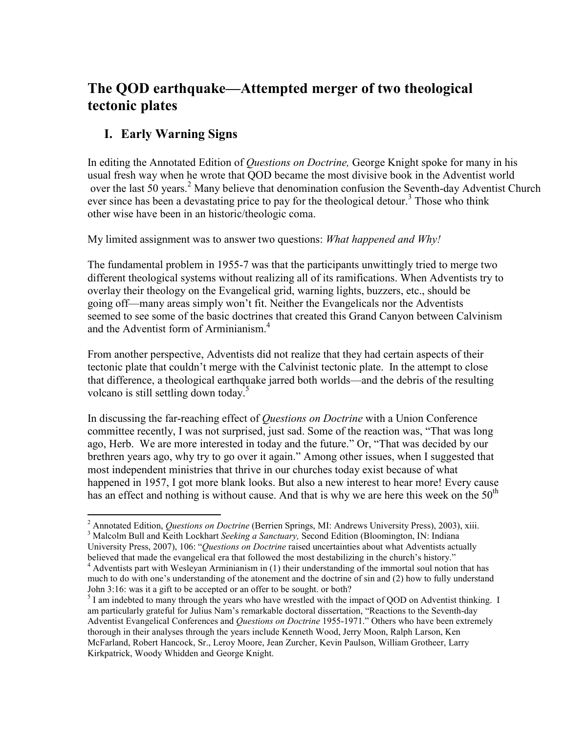# The QOD earthquake—Attempted merger of two theological tectonic plates

## I. Early Warning Signs

In editing the Annotated Edition of *Questions on Doctrine,* George Knight spoke for many in his usual fresh way when he wrote that QOD became the most divisive book in the Adventist world over the last 50 years.[2] Many believe that denomination confusion the Seventh-day Adventist Church ever since has been a devastating price to pay for the theological detour.[3] Those who think other wise have been in an historic/theologic coma.

My limited assignment was to answer two questions: *What happened and Why!*

The fundamental problem in 1955-7 was that the participants unwittingly tried to merge two different theological systems without realizing all of its ramifications. When Adventists try to overlay their theology on the Evangelical grid, warning lights, buzzers, etc., should be going off—many areas simply won't fit. Neither the Evangelicals nor the Adventists seemed to see some of the basic doctrines that created this Grand Canyon between Calvinism and the Adventist form of Arminianism.[4]

From another perspective, Adventists did not realize that they had certain aspects of their tectonic plate that couldn't merge with the Calvinist tectonic plate. In the attempt to close that difference, a theological earthquake jarred both worlds—and the debris of the resulting volcano is still settling down today.[5]

In discussing the far-reaching effect of *Questions on Doctrine* with a Union Conference committee recently, I was not surprised, just sad. Some of the reaction was, "That was long ago, Herb. We are more interested in today and the future." Or, "That was decided by our brethren years ago, why try to go over it again." Among other issues, when I suggested that most independent ministries that thrive in our churches today exist because of what happened in 1957, I got more blank looks. But also a new interest to hear more! Every cause has an effect and nothing is without cause. And that is why we are here this week on the 50th

---

[2] Annotated Edition, *Questions on Doctrine* (Berrien Springs, MI: Andrews University Press), 2003), xiii.

[3] Malcolm Bull and Keith Lockhart *Seeking a Sanctuary,* Second Edition (Bloomington, IN: Indiana University Press, 2007), 106: "*Questions on Doctrine* raised uncertainties about what Adventists actually believed that made the evangelical era that followed the most destabilizing in the church's history."

[4] Adventists part with Wesleyan Arminianism in (1) their understanding of the immortal soul notion that has much to do with one's understanding of the atonement and the doctrine of sin and (2) how to fully understand John 3:16: was it a gift to be accepted or an offer to be sought. or both?

[5] I am indebted to many through the years who have wrestled with the impact of QOD on Adventist thinking. I am particularly grateful for Julius Nam's remarkable doctoral dissertation, "Reactions to the Seventh-day Adventist Evangelical Conferences and *Questions on Doctrine* 1955-1971." Others who have been extremely thorough in their analyses through the years include Kenneth Wood, Jerry Moon, Ralph Larson, Ken McFarland, Robert Hancock, Sr., Leroy Moore, Jean Zurcher, Kevin Paulson, William Grotheer, Larry Kirkpatrick, Woody Whidden and George Knight.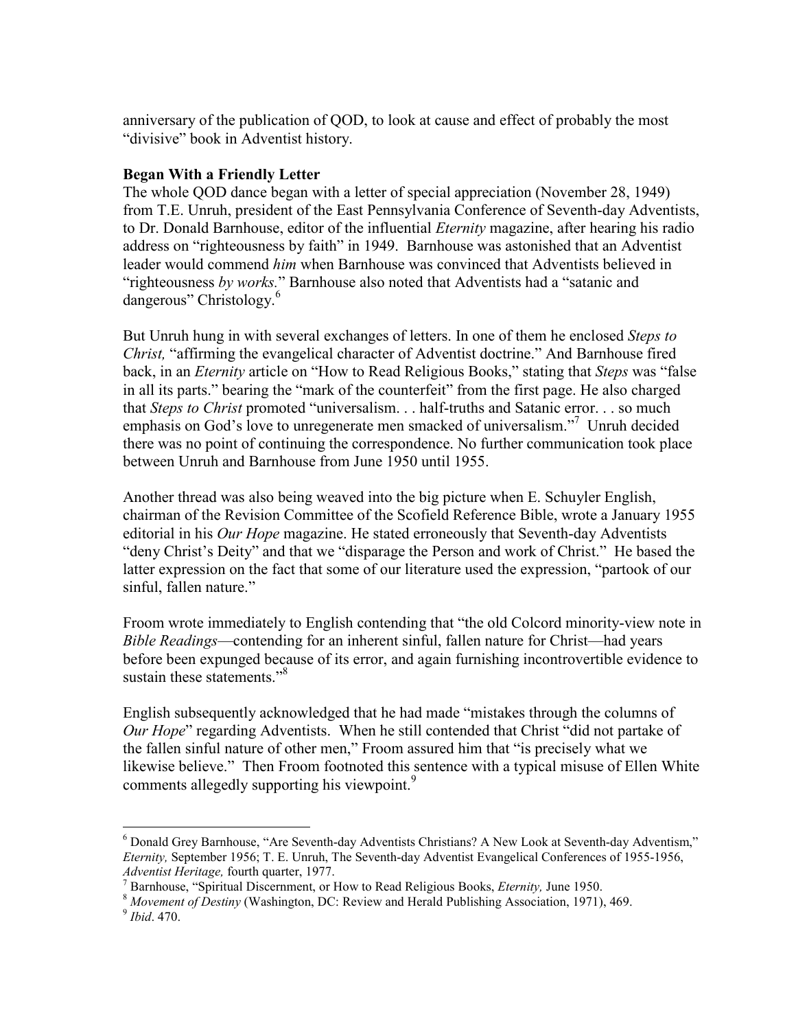anniversary of the publication of QOD, to look at cause and effect of probably the most "divisive" book in Adventist history.

**Began With a Friendly Letter**

The whole QOD dance began with a letter of special appreciation (November 28, 1949) from T.E. Unruh, president of the East Pennsylvania Conference of Seventh-day Adventists, to Dr. Donald Barnhouse, editor of the influential *Eternity* magazine, after hearing his radio address on "righteousness by faith" in 1949. Barnhouse was astonished that an Adventist leader would commend *him* when Barnhouse was convinced that Adventists believed in "righteousness *by works.*" Barnhouse also noted that Adventists had a "satanic and dangerous" Christology.[6]

But Unruh hung in with several exchanges of letters. In one of them he enclosed *Steps to Christ,* "affirming the evangelical character of Adventist doctrine." And Barnhouse fired back, in an *Eternity* article on "How to Read Religious Books," stating that *Steps* was "false in all its parts." bearing the "mark of the counterfeit" from the first page. He also charged that *Steps to Christ* promoted "universalism. . . half-truths and Satanic error. . . so much emphasis on God's love to unregenerate men smacked of universalism."[7] Unruh decided there was no point of continuing the correspondence. No further communication took place between Unruh and Barnhouse from June 1950 until 1955.

Another thread was also being weaved into the big picture when E. Schuyler English, chairman of the Revision Committee of the Scofield Reference Bible, wrote a January 1955 editorial in his *Our Hope* magazine. He stated erroneously that Seventh-day Adventists "deny Christ's Deity" and that we "disparage the Person and work of Christ." He based the latter expression on the fact that some of our literature used the expression, "partook of our sinful, fallen nature."

Froom wrote immediately to English contending that "the old Colcord minority-view note in *Bible Readings*—contending for an inherent sinful, fallen nature for Christ—had years before been expunged because of its error, and again furnishing incontrovertible evidence to sustain these statements."[8]

English subsequently acknowledged that he had made "mistakes through the columns of *Our Hope*" regarding Adventists. When he still contended that Christ "did not partake of the fallen sinful nature of other men," Froom assured him that "is precisely what we likewise believe." Then Froom footnoted this sentence with a typical misuse of Ellen White comments allegedly supporting his viewpoint.[9]

---

[6] Donald Grey Barnhouse, "Are Seventh-day Adventists Christians? A New Look at Seventh-day Adventism," *Eternity,* September 1956; T. E. Unruh, The Seventh-day Adventist Evangelical Conferences of 1955-1956, *Adventist Heritage,* fourth quarter, 1977.

[7] Barnhouse, "Spiritual Discernment, or How to Read Religious Books, *Eternity,* June 1950.

[8] *Movement of Destiny* (Washington, DC: Review and Herald Publishing Association, 1971), 469.

[9] *Ibid*. 470.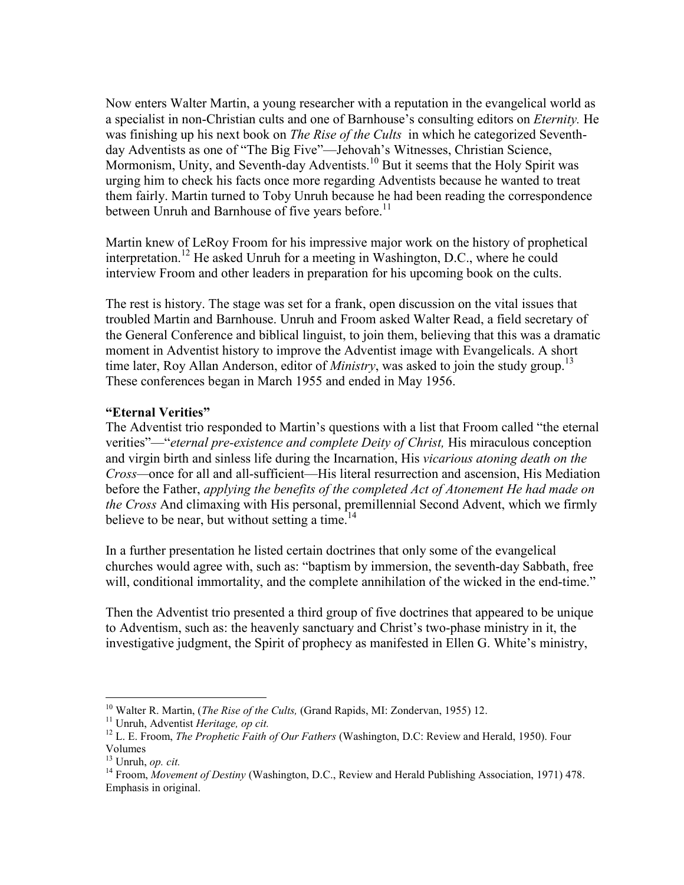Now enters Walter Martin, a young researcher with a reputation in the evangelical world as a specialist in non-Christian cults and one of Barnhouse's consulting editors on *Eternity.* He was finishing up his next book on *The Rise of the Cults* in which he categorized Seventh-day Adventists as one of "The Big Five"—Jehovah's Witnesses, Christian Science, Mormonism, Unity, and Seventh-day Adventists.[10] But it seems that the Holy Spirit was urging him to check his facts once more regarding Adventists because he wanted to treat them fairly. Martin turned to Toby Unruh because he had been reading the correspondence between Unruh and Barnhouse of five years before.[11]

Martin knew of LeRoy Froom for his impressive major work on the history of prophetical interpretation.[12] He asked Unruh for a meeting in Washington, D.C., where he could interview Froom and other leaders in preparation for his upcoming book on the cults.

The rest is history. The stage was set for a frank, open discussion on the vital issues that troubled Martin and Barnhouse. Unruh and Froom asked Walter Read, a field secretary of the General Conference and biblical linguist, to join them, believing that this was a dramatic moment in Adventist history to improve the Adventist image with Evangelicals. A short time later, Roy Allan Anderson, editor of *Ministry*, was asked to join the study group.[13] These conferences began in March 1955 and ended in May 1956.

**"Eternal Verities"**

The Adventist trio responded to Martin's questions with a list that Froom called "the eternal verities"—"*eternal pre-existence and complete Deity of Christ,* His miraculous conception and virgin birth and sinless life during the Incarnation, His *vicarious atoning death on the Cross*—once for all and all-sufficient—His literal resurrection and ascension, His Mediation before the Father, *applying the benefits of the completed Act of Atonement He had made on the Cross* And climaxing with His personal, premillennial Second Advent, which we firmly believe to be near, but without setting a time.[14]

In a further presentation he listed certain doctrines that only some of the evangelical churches would agree with, such as: "baptism by immersion, the seventh-day Sabbath, free will, conditional immortality, and the complete annihilation of the wicked in the end-time."

Then the Adventist trio presented a third group of five doctrines that appeared to be unique to Adventism, such as: the heavenly sanctuary and Christ's two-phase ministry in it, the investigative judgment, the Spirit of prophecy as manifested in Ellen G. White's ministry,

---

[10] Walter R. Martin, (*The Rise of the Cults,* (Grand Rapids, MI: Zondervan, 1955) 12.

[11] Unruh, Adventist *Heritage, op cit.*

[12] L. E. Froom, *The Prophetic Faith of Our Fathers* (Washington, D.C: Review and Herald, 1950). Four Volumes

[13] Unruh, *op. cit.*

[14] Froom, *Movement of Destiny* (Washington, D.C., Review and Herald Publishing Association, 1971) 478. Emphasis in original.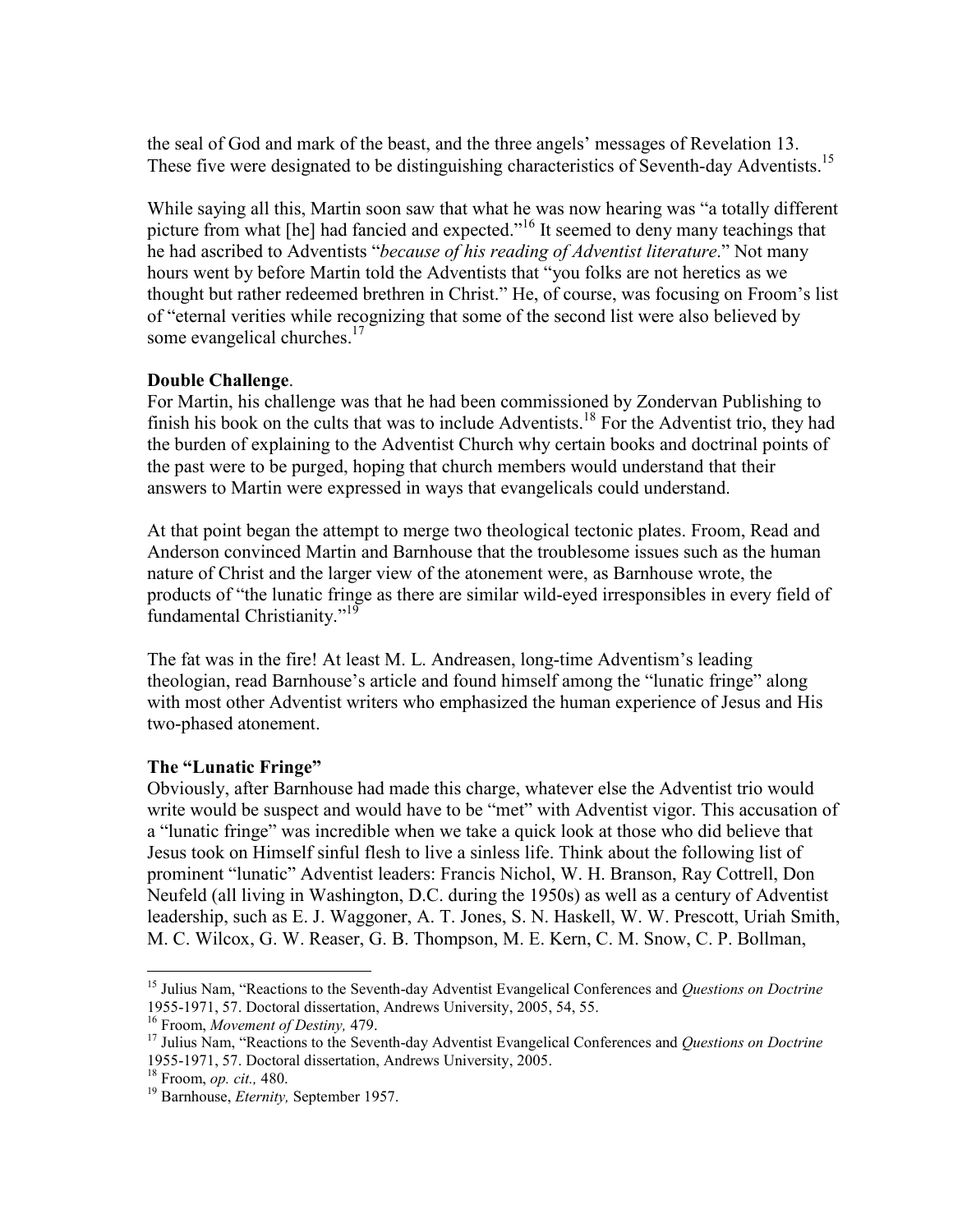the seal of God and mark of the beast, and the three angels' messages of Revelation 13. These five were designated to be distinguishing characteristics of Seventh-day Adventists.[15]

While saying all this, Martin soon saw that what he was now hearing was "a totally different picture from what [he] had fancied and expected."[16] It seemed to deny many teachings that he had ascribed to Adventists "*because of his reading of Adventist literature*." Not many hours went by before Martin told the Adventists that "you folks are not heretics as we thought but rather redeemed brethren in Christ." He, of course, was focusing on Froom's list of "eternal verities while recognizing that some of the second list were also believed by some evangelical churches.[17]

**Double Challenge**.
For Martin, his challenge was that he had been commissioned by Zondervan Publishing to finish his book on the cults that was to include Adventists.[18] For the Adventist trio, they had the burden of explaining to the Adventist Church why certain books and doctrinal points of the past were to be purged, hoping that church members would understand that their answers to Martin were expressed in ways that evangelicals could understand.

At that point began the attempt to merge two theological tectonic plates. Froom, Read and Anderson convinced Martin and Barnhouse that the troublesome issues such as the human nature of Christ and the larger view of the atonement were, as Barnhouse wrote, the products of "the lunatic fringe as there are similar wild-eyed irresponsibles in every field of fundamental Christianity."[19]

The fat was in the fire! At least M. L. Andreasen, long-time Adventism's leading theologian, read Barnhouse's article and found himself among the "lunatic fringe" along with most other Adventist writers who emphasized the human experience of Jesus and His two-phased atonement.

**The "Lunatic Fringe"**
Obviously, after Barnhouse had made this charge, whatever else the Adventist trio would write would be suspect and would have to be "met" with Adventist vigor. This accusation of a "lunatic fringe" was incredible when we take a quick look at those who did believe that Jesus took on Himself sinful flesh to live a sinless life. Think about the following list of prominent "lunatic" Adventist leaders: Francis Nichol, W. H. Branson, Ray Cottrell, Don Neufeld (all living in Washington, D.C. during the 1950s) as well as a century of Adventist leadership, such as E. J. Waggoner, A. T. Jones, S. N. Haskell, W. W. Prescott, Uriah Smith, M. C. Wilcox, G. W. Reaser, G. B. Thompson, M. E. Kern, C. M. Snow, C. P. Bollman,

---

[15] Julius Nam, "Reactions to the Seventh-day Adventist Evangelical Conferences and *Questions on Doctrine* 1955-1971, 57. Doctoral dissertation, Andrews University, 2005, 54, 55.

[16] Froom, *Movement of Destiny,* 479.

[17] Julius Nam, "Reactions to the Seventh-day Adventist Evangelical Conferences and *Questions on Doctrine* 1955-1971, 57. Doctoral dissertation, Andrews University, 2005.

[18] Froom, *op. cit.,* 480.

[19] Barnhouse, *Eternity,* September 1957.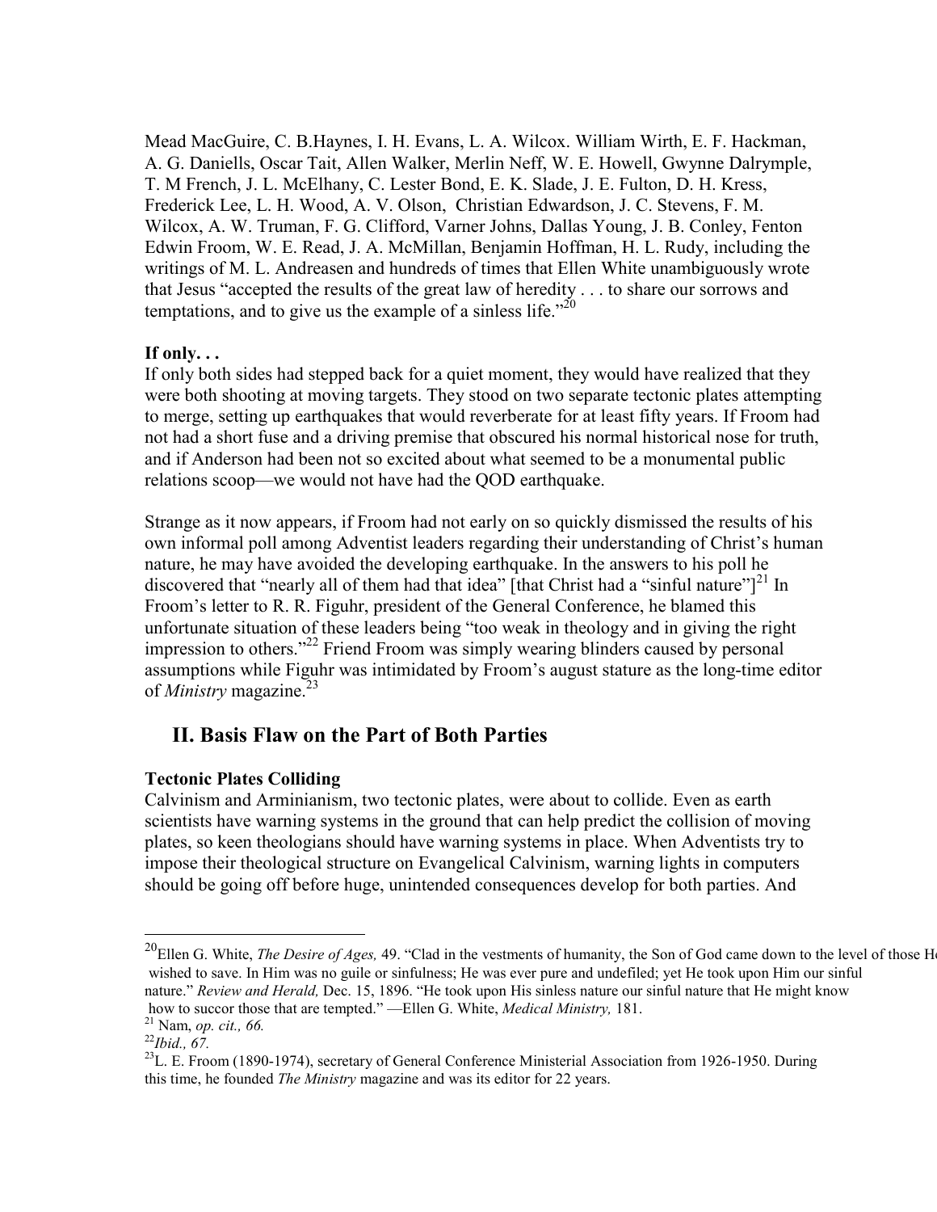Mead MacGuire, C. B.Haynes, I. H. Evans, L. A. Wilcox. William Wirth, E. F. Hackman, A. G. Daniells, Oscar Tait, Allen Walker, Merlin Neff, W. E. Howell, Gwynne Dalrymple, T. M French, J. L. McElhany, C. Lester Bond, E. K. Slade, J. E. Fulton, D. H. Kress, Frederick Lee, L. H. Wood, A. V. Olson, Christian Edwardson, J. C. Stevens, F. M. Wilcox, A. W. Truman, F. G. Clifford, Varner Johns, Dallas Young, J. B. Conley, Fenton Edwin Froom, W. E. Read, J. A. McMillan, Benjamin Hoffman, H. L. Rudy, including the writings of M. L. Andreasen and hundreds of times that Ellen White unambiguously wrote that Jesus "accepted the results of the great law of heredity . . . to share our sorrows and temptations, and to give us the example of a sinless life."[20]

**If only. . .**

If only both sides had stepped back for a quiet moment, they would have realized that they were both shooting at moving targets. They stood on two separate tectonic plates attempting to merge, setting up earthquakes that would reverberate for at least fifty years. If Froom had not had a short fuse and a driving premise that obscured his normal historical nose for truth, and if Anderson had been not so excited about what seemed to be a monumental public relations scoop—we would not have had the QOD earthquake.

Strange as it now appears, if Froom had not early on so quickly dismissed the results of his own informal poll among Adventist leaders regarding their understanding of Christ's human nature, he may have avoided the developing earthquake. In the answers to his poll he discovered that "nearly all of them had that idea" [that Christ had a "sinful nature"][21] In Froom's letter to R. R. Figuhr, president of the General Conference, he blamed this unfortunate situation of these leaders being "too weak in theology and in giving the right impression to others."[22] Friend Froom was simply wearing blinders caused by personal assumptions while Figuhr was intimidated by Froom's august stature as the long-time editor of *Ministry* magazine.[23]

## II. Basis Flaw on the Part of Both Parties

**Tectonic Plates Colliding**

Calvinism and Arminianism, two tectonic plates, were about to collide. Even as earth scientists have warning systems in the ground that can help predict the collision of moving plates, so keen theologians should have warning systems in place. When Adventists try to impose their theological structure on Evangelical Calvinism, warning lights in computers should be going off before huge, unintended consequences develop for both parties. And

---

[20] Ellen G. White, *The Desire of Ages,* 49. "Clad in the vestments of humanity, the Son of God came down to the level of those He wished to save. In Him was no guile or sinfulness; He was ever pure and undefiled; yet He took upon Him our sinful nature." *Review and Herald,* Dec. 15, 1896. "He took upon His sinless nature our sinful nature that He might know how to succor those that are tempted." —Ellen G. White, *Medical Ministry,* 181.

[21] Nam, *op. cit., 66.*

[22] *Ibid., 67.*

[23] L. E. Froom (1890-1974), secretary of General Conference Ministerial Association from 1926-1950. During this time, he founded *The Ministry* magazine and was its editor for 22 years.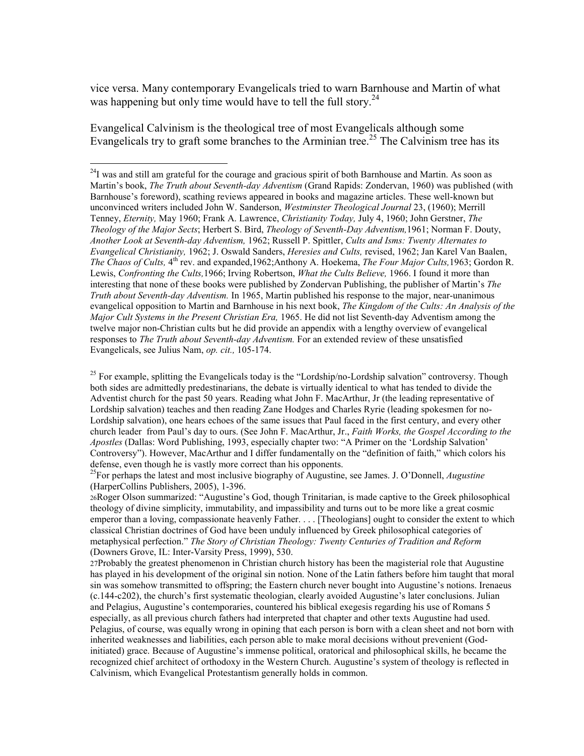vice versa. Many contemporary Evangelicals tried to warn Barnhouse and Martin of what was happening but only time would have to tell the full story.[24]

Evangelical Calvinism is the theological tree of most Evangelicals although some Evangelicals try to graft some branches to the Arminian tree.[25] The Calvinism tree has its

---

[24]I was and still am grateful for the courage and gracious spirit of both Barnhouse and Martin. As soon as Martin's book, *The Truth about Seventh-day Adventism* (Grand Rapids: Zondervan, 1960) was published (with Barnhouse's foreword), scathing reviews appeared in books and magazine articles. These well-known but unconvinced writers included John W. Sanderson, *Westminster Theological Journal* 23, (1960); Merrill Tenney, *Eternity,* May 1960; Frank A. Lawrence, *Christianity Today,* July 4, 1960; John Gerstner, *The Theology of the Major Sects*; Herbert S. Bird, *Theology of Seventh-Day Adventism,*1961; Norman F. Douty, *Another Look at Seventh-day Adventism,* 1962; Russell P. Spittler, *Cults and Isms: Twenty Alternates to Evangelical Christianity,* 1962; J. Oswald Sanders, *Heresies and Cults,* revised, 1962; Jan Karel Van Baalen, *The Chaos of Cults,* 4th rev. and expanded,1962;Anthony A. Hoekema, *The Four Major Cults,*1963; Gordon R. Lewis, *Confronting the Cults,*1966; Irving Robertson, *What the Cults Believe,* 1966. I found it more than interesting that none of these books were published by Zondervan Publishing, the publisher of Martin's *The Truth about Seventh-day Adventism.* In 1965, Martin published his response to the major, near-unanimous evangelical opposition to Martin and Barnhouse in his next book, *The Kingdom of the Cults: An Analysis of the Major Cult Systems in the Present Christian Era,* 1965. He did not list Seventh-day Adventism among the twelve major non-Christian cults but he did provide an appendix with a lengthy overview of evangelical responses to *The Truth about Seventh-day Adventism.* For an extended review of these unsatisfied Evangelicals, see Julius Nam, *op. cit.,* 105-174.

[25] For example, splitting the Evangelicals today is the "Lordship/no-Lordship salvation" controversy. Though both sides are admittedly predestinarians, the debate is virtually identical to what has tended to divide the Adventist church for the past 50 years. Reading what John F. MacArthur, Jr (the leading representative of Lordship salvation) teaches and then reading Zane Hodges and Charles Ryrie (leading spokesmen for no-Lordship salvation), one hears echoes of the same issues that Paul faced in the first century, and every other church leader from Paul's day to ours. (See John F. MacArthur, Jr., *Faith Works, the Gospel According to the Apostles* (Dallas: Word Publishing, 1993, especially chapter two: "A Primer on the 'Lordship Salvation' Controversy"). However, MacArthur and I differ fundamentally on the "definition of faith," which colors his defense, even though he is vastly more correct than his opponents.

[25]For perhaps the latest and most inclusive biography of Augustine, see James. J. O'Donnell, *Augustine* (HarperCollins Publishers, 2005), 1-396.

[26]Roger Olson summarized: "Augustine's God, though Trinitarian, is made captive to the Greek philosophical theology of divine simplicity, immutability, and impassibility and turns out to be more like a great cosmic emperor than a loving, compassionate heavenly Father. . . . [Theologians] ought to consider the extent to which classical Christian doctrines of God have been unduly influenced by Greek philosophical categories of metaphysical perfection." *The Story of Christian Theology: Twenty Centuries of Tradition and Reform* (Downers Grove, IL: Inter-Varsity Press, 1999), 530.

[27]Probably the greatest phenomenon in Christian church history has been the magisterial role that Augustine has played in his development of the original sin notion. None of the Latin fathers before him taught that moral sin was somehow transmitted to offspring; the Eastern church never bought into Augustine's notions. Irenaeus (c.144-c202), the church's first systematic theologian, clearly avoided Augustine's later conclusions. Julian and Pelagius, Augustine's contemporaries, countered his biblical exegesis regarding his use of Romans 5 especially, as all previous church fathers had interpreted that chapter and other texts Augustine had used. Pelagius, of course, was equally wrong in opining that each person is born with a clean sheet and not born with inherited weaknesses and liabilities, each person able to make moral decisions without prevenient (God-initiated) grace. Because of Augustine's immense political, oratorical and philosophical skills, he became the recognized chief architect of orthodoxy in the Western Church. Augustine's system of theology is reflected in Calvinism, which Evangelical Protestantism generally holds in common.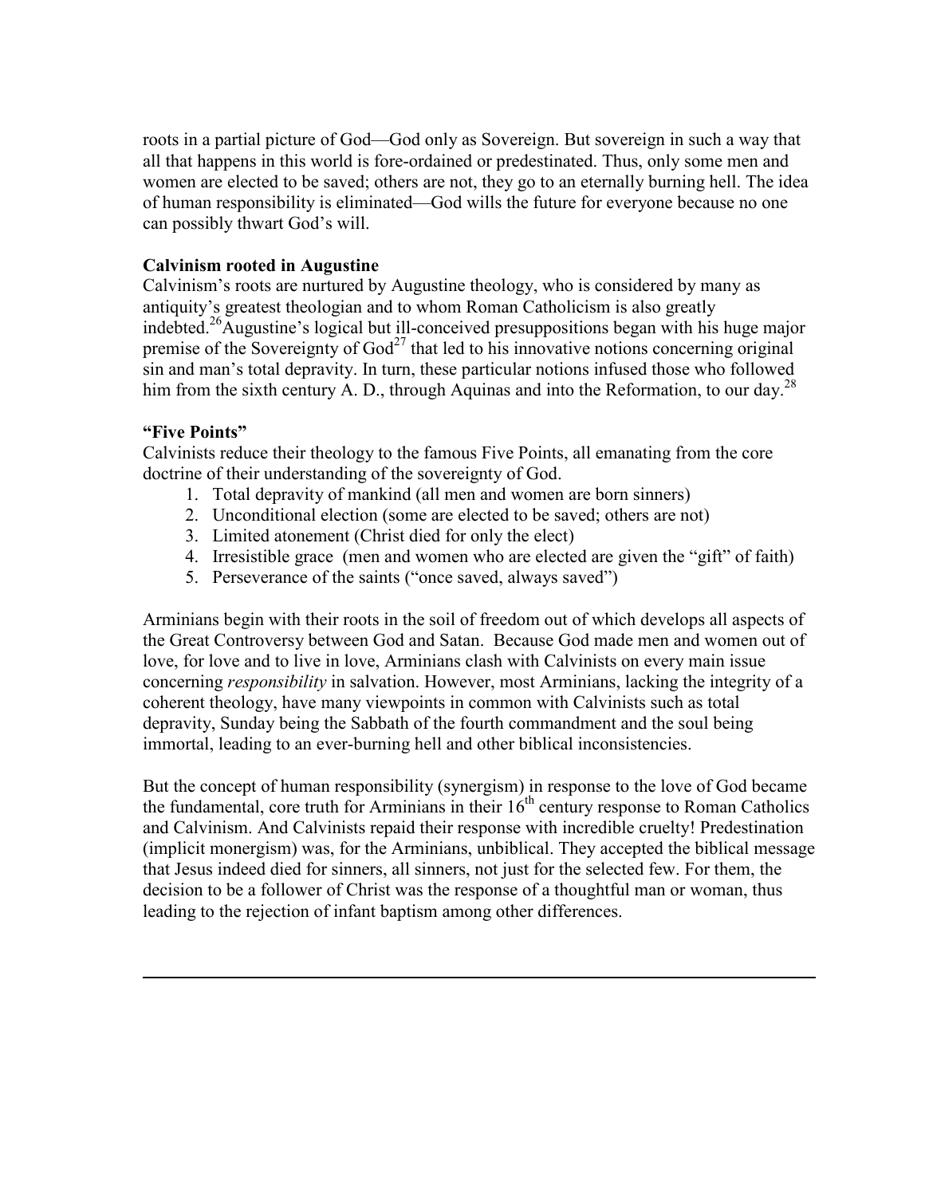roots in a partial picture of God—God only as Sovereign. But sovereign in such a way that all that happens in this world is fore-ordained or predestinated. Thus, only some men and women are elected to be saved; others are not, they go to an eternally burning hell. The idea of human responsibility is eliminated—God wills the future for everyone because no one can possibly thwart God's will.

**Calvinism rooted in Augustine**

Calvinism's roots are nurtured by Augustine theology, who is considered by many as antiquity's greatest theologian and to whom Roman Catholicism is also greatly indebted.[26] Augustine's logical but ill-conceived presuppositions began with his huge major premise of the Sovereignty of God[27] that led to his innovative notions concerning original sin and man's total depravity. In turn, these particular notions infused those who followed him from the sixth century A. D., through Aquinas and into the Reformation, to our day.[28]

**"Five Points"**

Calvinists reduce their theology to the famous Five Points, all emanating from the core doctrine of their understanding of the sovereignty of God.

1. Total depravity of mankind (all men and women are born sinners)
2. Unconditional election (some are elected to be saved; others are not)
3. Limited atonement (Christ died for only the elect)
4. Irresistible grace (men and women who are elected are given the "gift" of faith)
5. Perseverance of the saints ("once saved, always saved")

Arminians begin with their roots in the soil of freedom out of which develops all aspects of the Great Controversy between God and Satan. Because God made men and women out of love, for love and to live in love, Arminians clash with Calvinists on every main issue concerning *responsibility* in salvation. However, most Arminians, lacking the integrity of a coherent theology, have many viewpoints in common with Calvinists such as total depravity, Sunday being the Sabbath of the fourth commandment and the soul being immortal, leading to an ever-burning hell and other biblical inconsistencies.

But the concept of human responsibility (synergism) in response to the love of God became the fundamental, core truth for Arminians in their 16th century response to Roman Catholics and Calvinism. And Calvinists repaid their response with incredible cruelty! Predestination (implicit monergism) was, for the Arminians, unbiblical. They accepted the biblical message that Jesus indeed died for sinners, all sinners, not just for the selected few. For them, the decision to be a follower of Christ was the response of a thoughtful man or woman, thus leading to the rejection of infant baptism among other differences.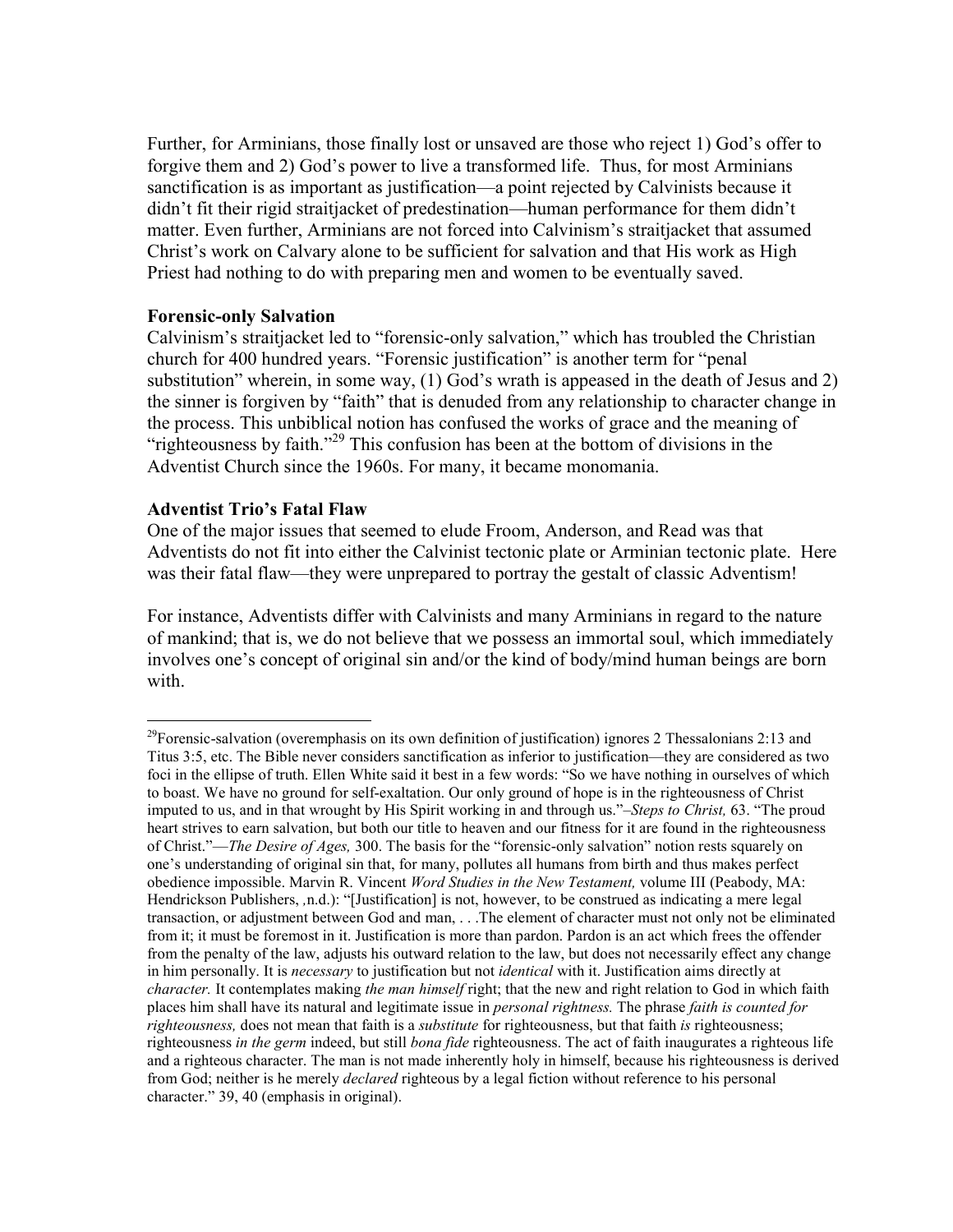Further, for Arminians, those finally lost or unsaved are those who reject 1) God's offer to forgive them and 2) God's power to live a transformed life. Thus, for most Arminians sanctification is as important as justification—a point rejected by Calvinists because it didn't fit their rigid straitjacket of predestination—human performance for them didn't matter. Even further, Arminians are not forced into Calvinism's straitjacket that assumed Christ's work on Calvary alone to be sufficient for salvation and that His work as High Priest had nothing to do with preparing men and women to be eventually saved.

**Forensic-only Salvation**

Calvinism's straitjacket led to "forensic-only salvation," which has troubled the Christian church for 400 hundred years. "Forensic justification" is another term for "penal substitution" wherein, in some way, (1) God's wrath is appeased in the death of Jesus and 2) the sinner is forgiven by "faith" that is denuded from any relationship to character change in the process. This unbiblical notion has confused the works of grace and the meaning of "righteousness by faith."[29] This confusion has been at the bottom of divisions in the Adventist Church since the 1960s. For many, it became monomania.

**Adventist Trio's Fatal Flaw**

One of the major issues that seemed to elude Froom, Anderson, and Read was that Adventists do not fit into either the Calvinist tectonic plate or Arminian tectonic plate. Here was their fatal flaw—they were unprepared to portray the gestalt of classic Adventism!

For instance, Adventists differ with Calvinists and many Arminians in regard to the nature of mankind; that is, we do not believe that we possess an immortal soul, which immediately involves one's concept of original sin and/or the kind of body/mind human beings are born with.

---

[29]Forensic-salvation (overemphasis on its own definition of justification) ignores 2 Thessalonians 2:13 and Titus 3:5, etc. The Bible never considers sanctification as inferior to justification—they are considered as two foci in the ellipse of truth. Ellen White said it best in a few words: "So we have nothing in ourselves of which to boast. We have no ground for self-exaltation. Our only ground of hope is in the righteousness of Christ imputed to us, and in that wrought by His Spirit working in and through us."–*Steps to Christ,* 63. "The proud heart strives to earn salvation, but both our title to heaven and our fitness for it are found in the righteousness of Christ."—*The Desire of Ages,* 300. The basis for the "forensic-only salvation" notion rests squarely on one's understanding of original sin that, for many, pollutes all humans from birth and thus makes perfect obedience impossible. Marvin R. Vincent *Word Studies in the New Testament,* volume III (Peabody, MA: Hendrickson Publishers, ,n.d.): "[Justification] is not, however, to be construed as indicating a mere legal transaction, or adjustment between God and man, . . .The element of character must not only not be eliminated from it; it must be foremost in it. Justification is more than pardon. Pardon is an act which frees the offender from the penalty of the law, adjusts his outward relation to the law, but does not necessarily effect any change in him personally. It is *necessary* to justification but not *identical* with it. Justification aims directly at *character.* It contemplates making *the man himself* right; that the new and right relation to God in which faith places him shall have its natural and legitimate issue in *personal rightness.* The phrase *faith is counted for righteousness,* does not mean that faith is a *substitute* for righteousness, but that faith *is* righteousness; righteousness *in the germ* indeed, but still *bona fide* righteousness. The act of faith inaugurates a righteous life and a righteous character. The man is not made inherently holy in himself, because his righteousness is derived from God; neither is he merely *declared* righteous by a legal fiction without reference to his personal character." 39, 40 (emphasis in original).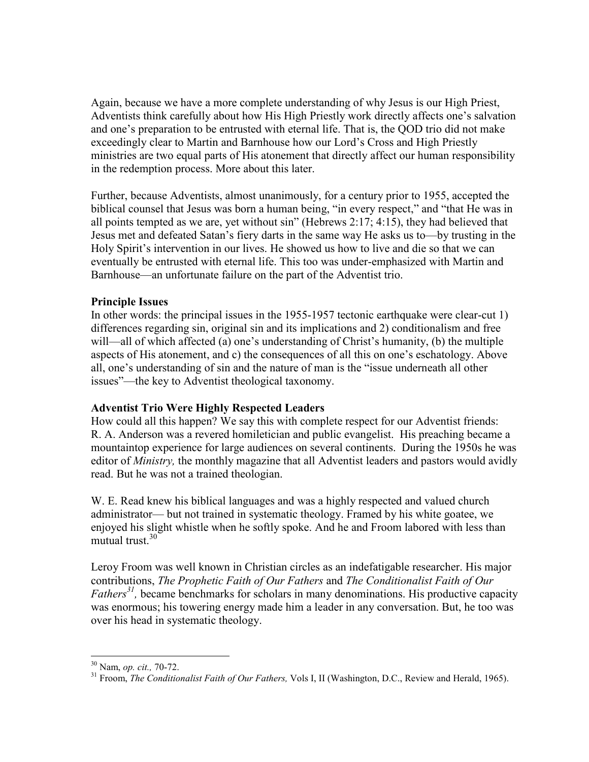Again, because we have a more complete understanding of why Jesus is our High Priest, Adventists think carefully about how His High Priestly work directly affects one's salvation and one's preparation to be entrusted with eternal life. That is, the QOD trio did not make exceedingly clear to Martin and Barnhouse how our Lord's Cross and High Priestly ministries are two equal parts of His atonement that directly affect our human responsibility in the redemption process. More about this later.

Further, because Adventists, almost unanimously, for a century prior to 1955, accepted the biblical counsel that Jesus was born a human being, "in every respect," and "that He was in all points tempted as we are, yet without sin" (Hebrews 2:17; 4:15), they had believed that Jesus met and defeated Satan's fiery darts in the same way He asks us to—by trusting in the Holy Spirit's intervention in our lives. He showed us how to live and die so that we can eventually be entrusted with eternal life. This too was under-emphasized with Martin and Barnhouse—an unfortunate failure on the part of the Adventist trio.

**Principle Issues**

In other words: the principal issues in the 1955-1957 tectonic earthquake were clear-cut 1) differences regarding sin, original sin and its implications and 2) conditionalism and free will—all of which affected (a) one's understanding of Christ's humanity, (b) the multiple aspects of His atonement, and c) the consequences of all this on one's eschatology. Above all, one's understanding of sin and the nature of man is the "issue underneath all other issues"—the key to Adventist theological taxonomy.

**Adventist Trio Were Highly Respected Leaders**

How could all this happen? We say this with complete respect for our Adventist friends: R. A. Anderson was a revered homiletician and public evangelist. His preaching became a mountaintop experience for large audiences on several continents. During the 1950s he was editor of *Ministry,* the monthly magazine that all Adventist leaders and pastors would avidly read. But he was not a trained theologian.

W. E. Read knew his biblical languages and was a highly respected and valued church administrator— but not trained in systematic theology. Framed by his white goatee, we enjoyed his slight whistle when he softly spoke. And he and Froom labored with less than mutual trust.[30]

Leroy Froom was well known in Christian circles as an indefatigable researcher. His major contributions, *The Prophetic Faith of Our Fathers* and *The Conditionalist Faith of Our Fathers*[31]*,* became benchmarks for scholars in many denominations. His productive capacity was enormous; his towering energy made him a leader in any conversation. But, he too was over his head in systematic theology.

---

[30] Nam, *op. cit.,* 70-72.

[31] Froom, *The Conditionalist Faith of Our Fathers,* Vols I, II (Washington, D.C., Review and Herald, 1965).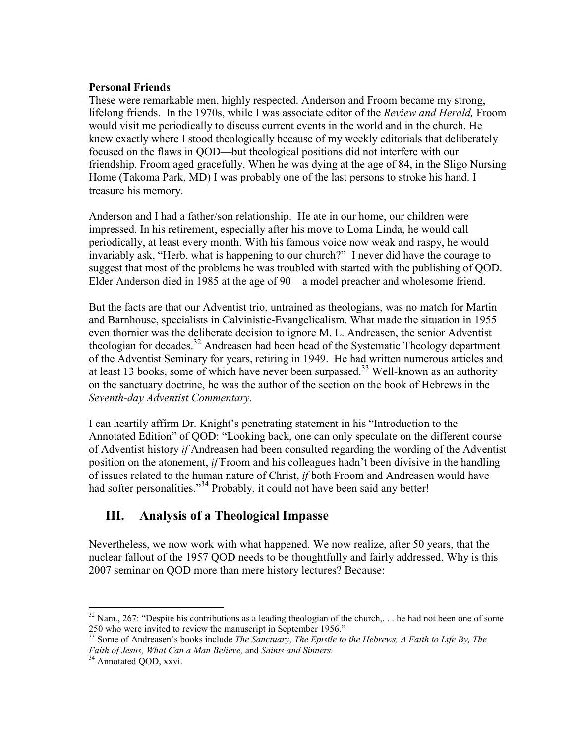**Personal Friends**

These were remarkable men, highly respected. Anderson and Froom became my strong, lifelong friends. In the 1970s, while I was associate editor of the *Review and Herald,* Froom would visit me periodically to discuss current events in the world and in the church. He knew exactly where I stood theologically because of my weekly editorials that deliberately focused on the flaws in QOD—but theological positions did not interfere with our friendship. Froom aged gracefully. When he was dying at the age of 84, in the Sligo Nursing Home (Takoma Park, MD) I was probably one of the last persons to stroke his hand. I treasure his memory.

Anderson and I had a father/son relationship. He ate in our home, our children were impressed. In his retirement, especially after his move to Loma Linda, he would call periodically, at least every month. With his famous voice now weak and raspy, he would invariably ask, "Herb, what is happening to our church?" I never did have the courage to suggest that most of the problems he was troubled with started with the publishing of QOD. Elder Anderson died in 1985 at the age of 90—a model preacher and wholesome friend.

But the facts are that our Adventist trio, untrained as theologians, was no match for Martin and Barnhouse, specialists in Calvinistic-Evangelicalism. What made the situation in 1955 even thornier was the deliberate decision to ignore M. L. Andreasen, the senior Adventist theologian for decades.[32] Andreasen had been head of the Systematic Theology department of the Adventist Seminary for years, retiring in 1949. He had written numerous articles and at least 13 books, some of which have never been surpassed.[33] Well-known as an authority on the sanctuary doctrine, he was the author of the section on the book of Hebrews in the *Seventh-day Adventist Commentary.*

I can heartily affirm Dr. Knight's penetrating statement in his "Introduction to the Annotated Edition" of QOD: "Looking back, one can only speculate on the different course of Adventist history *if* Andreasen had been consulted regarding the wording of the Adventist position on the atonement, *if* Froom and his colleagues hadn't been divisive in the handling of issues related to the human nature of Christ, *if* both Froom and Andreasen would have had softer personalities."[34] Probably, it could not have been said any better!

## III. Analysis of a Theological Impasse

Nevertheless, we now work with what happened. We now realize, after 50 years, that the nuclear fallout of the 1957 QOD needs to be thoughtfully and fairly addressed. Why is this 2007 seminar on QOD more than mere history lectures? Because:

---

[32] Nam., 267: "Despite his contributions as a leading theologian of the church,. . . he had not been one of some 250 who were invited to review the manuscript in September 1956."

[33] Some of Andreasen's books include *The Sanctuary, The Epistle to the Hebrews, A Faith to Life By, The Faith of Jesus, What Can a Man Believe,* and *Saints and Sinners.*

[34] Annotated QOD, xxvi.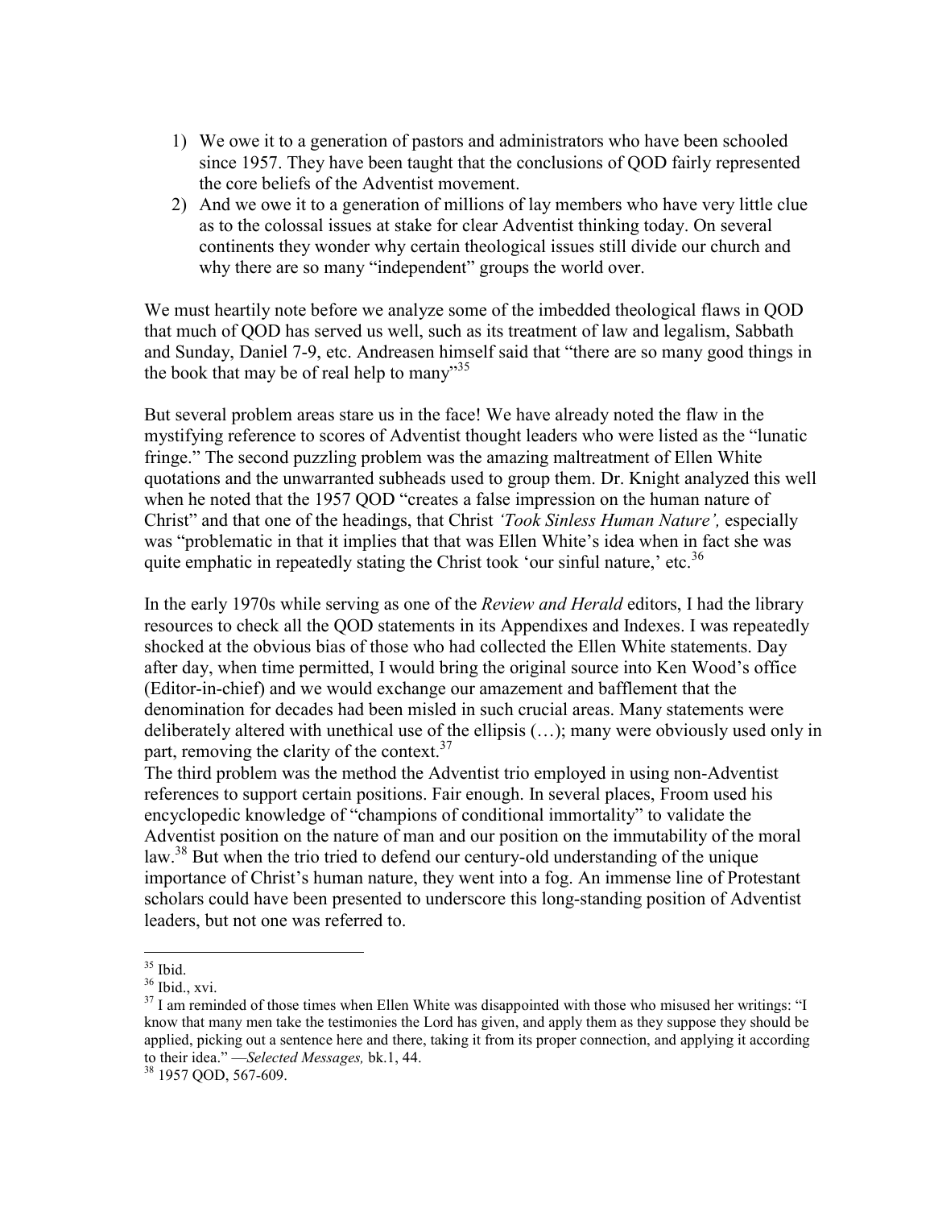1) We owe it to a generation of pastors and administrators who have been schooled since 1957. They have been taught that the conclusions of QOD fairly represented the core beliefs of the Adventist movement.
2) And we owe it to a generation of millions of lay members who have very little clue as to the colossal issues at stake for clear Adventist thinking today. On several continents they wonder why certain theological issues still divide our church and why there are so many "independent" groups the world over.

We must heartily note before we analyze some of the imbedded theological flaws in QOD that much of QOD has served us well, such as its treatment of law and legalism, Sabbath and Sunday, Daniel 7-9, etc. Andreasen himself said that "there are so many good things in the book that may be of real help to many"[35]

But several problem areas stare us in the face! We have already noted the flaw in the mystifying reference to scores of Adventist thought leaders who were listed as the "lunatic fringe." The second puzzling problem was the amazing maltreatment of Ellen White quotations and the unwarranted subheads used to group them. Dr. Knight analyzed this well when he noted that the 1957 QOD "creates a false impression on the human nature of Christ" and that one of the headings, that Christ *'Took Sinless Human Nature',* especially was "problematic in that it implies that that was Ellen White's idea when in fact she was quite emphatic in repeatedly stating the Christ took 'our sinful nature,' etc.[36]

In the early 1970s while serving as one of the *Review and Herald* editors, I had the library resources to check all the QOD statements in its Appendixes and Indexes. I was repeatedly shocked at the obvious bias of those who had collected the Ellen White statements. Day after day, when time permitted, I would bring the original source into Ken Wood's office (Editor-in-chief) and we would exchange our amazement and bafflement that the denomination for decades had been misled in such crucial areas. Many statements were deliberately altered with unethical use of the ellipsis (…); many were obviously used only in part, removing the clarity of the context.[37]

The third problem was the method the Adventist trio employed in using non-Adventist references to support certain positions. Fair enough. In several places, Froom used his encyclopedic knowledge of "champions of conditional immortality" to validate the Adventist position on the nature of man and our position on the immutability of the moral law.[38] But when the trio tried to defend our century-old understanding of the unique importance of Christ's human nature, they went into a fog. An immense line of Protestant scholars could have been presented to underscore this long-standing position of Adventist leaders, but not one was referred to.

---

[35] Ibid.

[36] Ibid., xvi.

[37] I am reminded of those times when Ellen White was disappointed with those who misused her writings: "I know that many men take the testimonies the Lord has given, and apply them as they suppose they should be applied, picking out a sentence here and there, taking it from its proper connection, and applying it according to their idea." —*Selected Messages,* bk.1, 44.

[38] 1957 QOD, 567-609.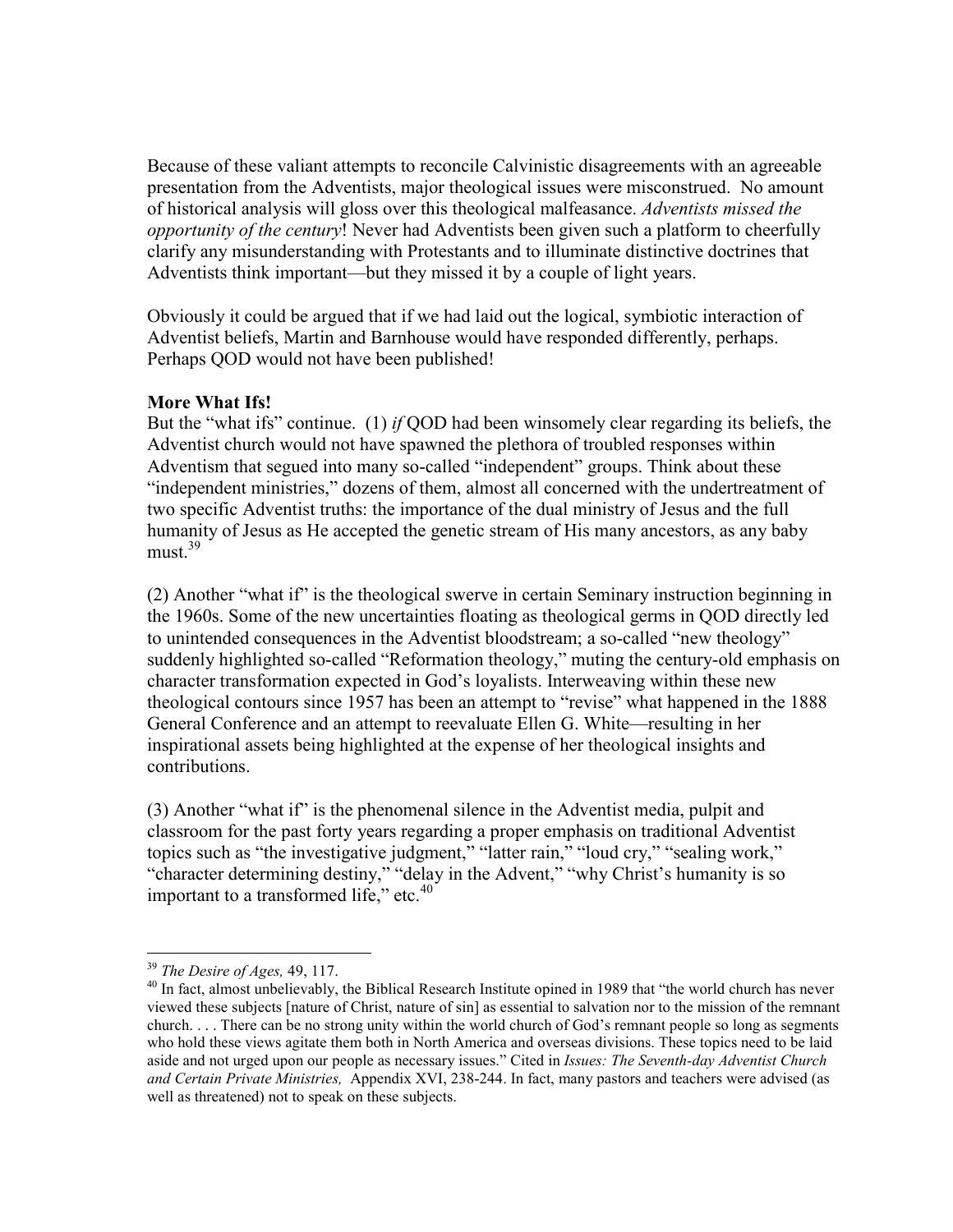Because of these valiant attempts to reconcile Calvinistic disagreements with an agreeable presentation from the Adventists, major theological issues were misconstrued. No amount of historical analysis will gloss over this theological malfeasance. *Adventists missed the opportunity of the century*! Never had Adventists been given such a platform to cheerfully clarify any misunderstanding with Protestants and to illuminate distinctive doctrines that Adventists think important—but they missed it by a couple of light years.

Obviously it could be argued that if we had laid out the logical, symbiotic interaction of Adventist beliefs, Martin and Barnhouse would have responded differently, perhaps. Perhaps QOD would not have been published!

**More What Ifs!**

But the "what ifs" continue. (1) *if* QOD had been winsomely clear regarding its beliefs, the Adventist church would not have spawned the plethora of troubled responses within Adventism that segued into many so-called "independent" groups. Think about these "independent ministries," dozens of them, almost all concerned with the undertreatment of two specific Adventist truths: the importance of the dual ministry of Jesus and the full humanity of Jesus as He accepted the genetic stream of His many ancestors, as any baby must.[39]

(2) Another "what if" is the theological swerve in certain Seminary instruction beginning in the 1960s. Some of the new uncertainties floating as theological germs in QOD directly led to unintended consequences in the Adventist bloodstream; a so-called "new theology" suddenly highlighted so-called "Reformation theology," muting the century-old emphasis on character transformation expected in God's loyalists. Interweaving within these new theological contours since 1957 has been an attempt to "revise" what happened in the 1888 General Conference and an attempt to reevaluate Ellen G. White—resulting in her inspirational assets being highlighted at the expense of her theological insights and contributions.

(3) Another "what if" is the phenomenal silence in the Adventist media, pulpit and classroom for the past forty years regarding a proper emphasis on traditional Adventist topics such as "the investigative judgment," "latter rain," "loud cry," "sealing work," "character determining destiny," "delay in the Advent," "why Christ's humanity is so important to a transformed life," etc.[40]

---

[39] *The Desire of Ages,* 49, 117.

[40] In fact, almost unbelievably, the Biblical Research Institute opined in 1989 that "the world church has never viewed these subjects [nature of Christ, nature of sin] as essential to salvation nor to the mission of the remnant church. . . . There can be no strong unity within the world church of God's remnant people so long as segments who hold these views agitate them both in North America and overseas divisions. These topics need to be laid aside and not urged upon our people as necessary issues." Cited in *Issues: The Seventh-day Adventist Church and Certain Private Ministries,* Appendix XVI, 238-244. In fact, many pastors and teachers were advised (as well as threatened) not to speak on these subjects.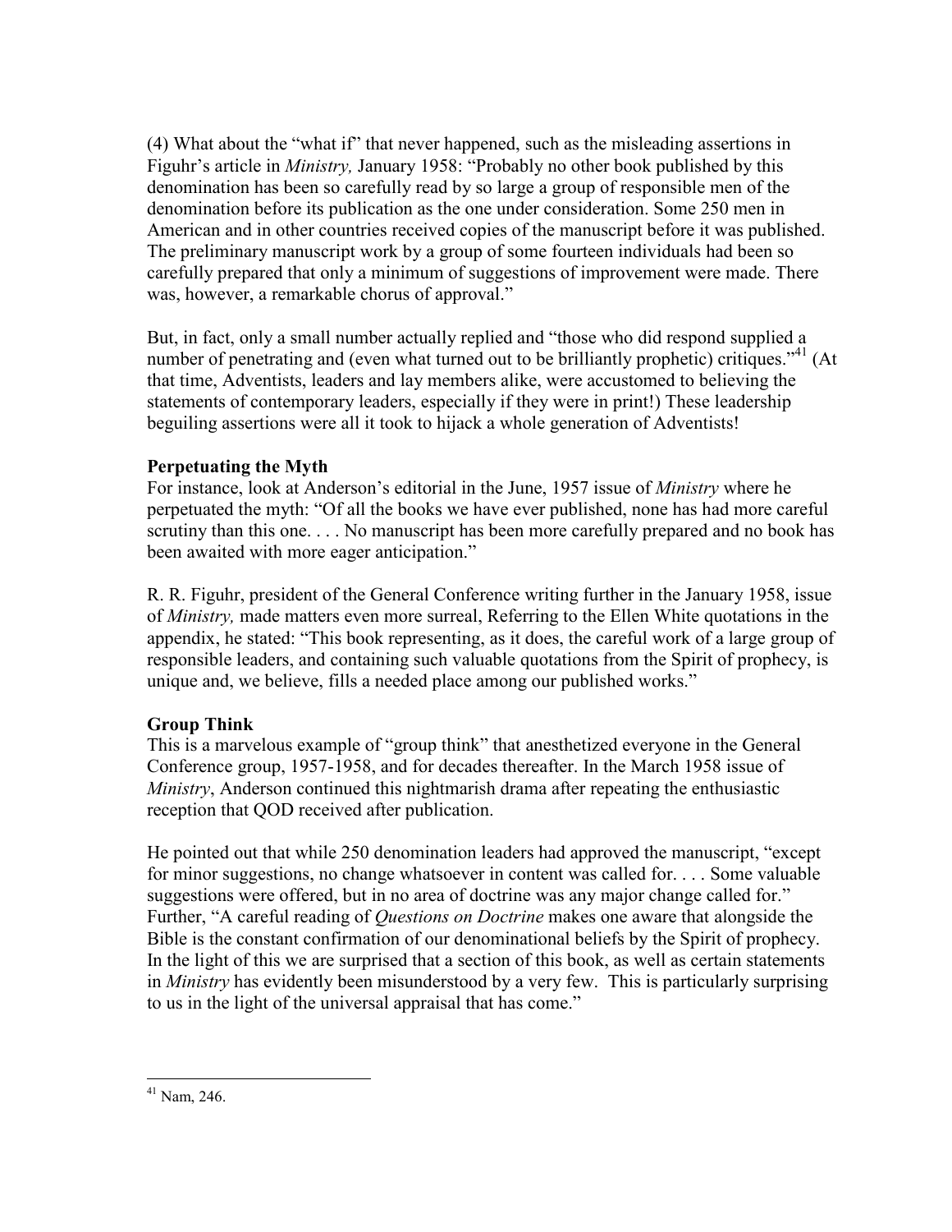(4) What about the "what if" that never happened, such as the misleading assertions in Figuhr's article in *Ministry,* January 1958: "Probably no other book published by this denomination has been so carefully read by so large a group of responsible men of the denomination before its publication as the one under consideration. Some 250 men in American and in other countries received copies of the manuscript before it was published. The preliminary manuscript work by a group of some fourteen individuals had been so carefully prepared that only a minimum of suggestions of improvement were made. There was, however, a remarkable chorus of approval."

But, in fact, only a small number actually replied and "those who did respond supplied a number of penetrating and (even what turned out to be brilliantly prophetic) critiques."[41] (At that time, Adventists, leaders and lay members alike, were accustomed to believing the statements of contemporary leaders, especially if they were in print!) These leadership beguiling assertions were all it took to hijack a whole generation of Adventists!

**Perpetuating the Myth**

For instance, look at Anderson's editorial in the June, 1957 issue of *Ministry* where he perpetuated the myth: "Of all the books we have ever published, none has had more careful scrutiny than this one. . . . No manuscript has been more carefully prepared and no book has been awaited with more eager anticipation."

R. R. Figuhr, president of the General Conference writing further in the January 1958, issue of *Ministry,* made matters even more surreal, Referring to the Ellen White quotations in the appendix, he stated: "This book representing, as it does, the careful work of a large group of responsible leaders, and containing such valuable quotations from the Spirit of prophecy, is unique and, we believe, fills a needed place among our published works."

**Group Think**

This is a marvelous example of "group think" that anesthetized everyone in the General Conference group, 1957-1958, and for decades thereafter. In the March 1958 issue of *Ministry*, Anderson continued this nightmarish drama after repeating the enthusiastic reception that QOD received after publication.

He pointed out that while 250 denomination leaders had approved the manuscript, "except for minor suggestions, no change whatsoever in content was called for. . . . Some valuable suggestions were offered, but in no area of doctrine was any major change called for." Further, "A careful reading of *Questions on Doctrine* makes one aware that alongside the Bible is the constant confirmation of our denominational beliefs by the Spirit of prophecy. In the light of this we are surprised that a section of this book, as well as certain statements in *Ministry* has evidently been misunderstood by a very few. This is particularly surprising to us in the light of the universal appraisal that has come."

---

[41] Nam, 246.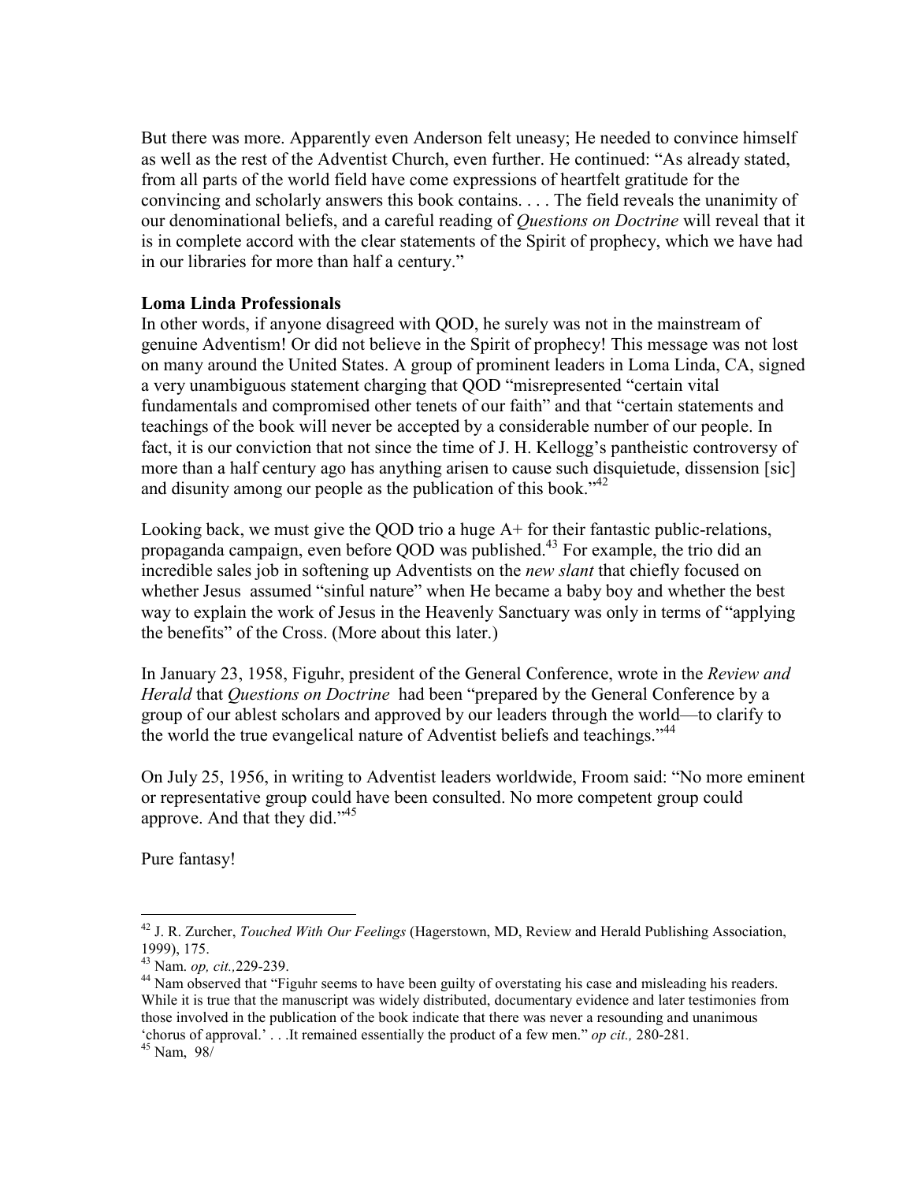But there was more. Apparently even Anderson felt uneasy; He needed to convince himself as well as the rest of the Adventist Church, even further. He continued: "As already stated, from all parts of the world field have come expressions of heartfelt gratitude for the convincing and scholarly answers this book contains. . . . The field reveals the unanimity of our denominational beliefs, and a careful reading of *Questions on Doctrine* will reveal that it is in complete accord with the clear statements of the Spirit of prophecy, which we have had in our libraries for more than half a century."

**Loma Linda Professionals**

In other words, if anyone disagreed with QOD, he surely was not in the mainstream of genuine Adventism! Or did not believe in the Spirit of prophecy! This message was not lost on many around the United States. A group of prominent leaders in Loma Linda, CA, signed a very unambiguous statement charging that QOD "misrepresented "certain vital fundamentals and compromised other tenets of our faith" and that "certain statements and teachings of the book will never be accepted by a considerable number of our people. In fact, it is our conviction that not since the time of J. H. Kellogg's pantheistic controversy of more than a half century ago has anything arisen to cause such disquietude, dissension [sic] and disunity among our people as the publication of this book."[42]

Looking back, we must give the QOD trio a huge A+ for their fantastic public-relations, propaganda campaign, even before QOD was published.[43] For example, the trio did an incredible sales job in softening up Adventists on the *new slant* that chiefly focused on whether Jesus assumed "sinful nature" when He became a baby boy and whether the best way to explain the work of Jesus in the Heavenly Sanctuary was only in terms of "applying the benefits" of the Cross. (More about this later.)

In January 23, 1958, Figuhr, president of the General Conference, wrote in the *Review and Herald* that *Questions on Doctrine* had been "prepared by the General Conference by a group of our ablest scholars and approved by our leaders through the world—to clarify to the world the true evangelical nature of Adventist beliefs and teachings."[44]

On July 25, 1956, in writing to Adventist leaders worldwide, Froom said: "No more eminent or representative group could have been consulted. No more competent group could approve. And that they did."[45]

Pure fantasy!

---

[42] J. R. Zurcher, *Touched With Our Feelings* (Hagerstown, MD, Review and Herald Publishing Association, 1999), 175.

[43] Nam. *op, cit.,*229-239.

[44] Nam observed that "Figuhr seems to have been guilty of overstating his case and misleading his readers. While it is true that the manuscript was widely distributed, documentary evidence and later testimonies from those involved in the publication of the book indicate that there was never a resounding and unanimous 'chorus of approval.' . . .It remained essentially the product of a few men." *op cit.,* 280-281.

[45] Nam, 98/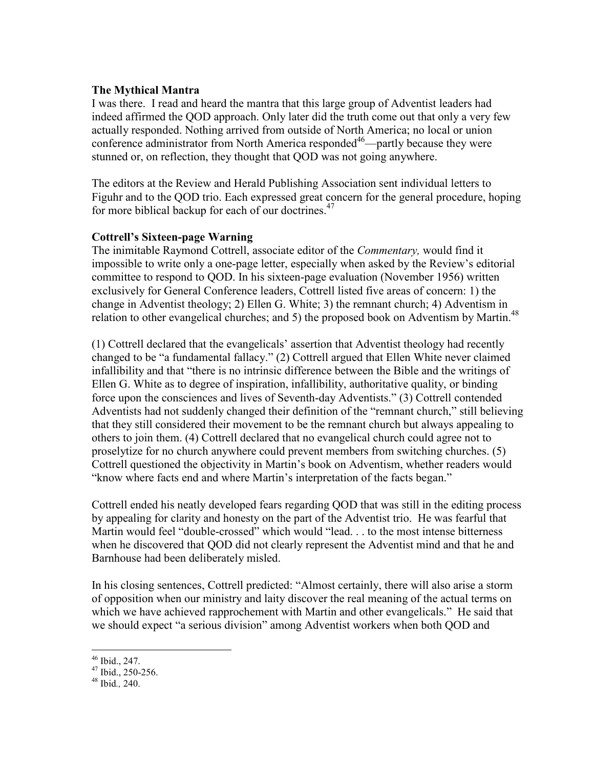**The Mythical Mantra**

I was there. I read and heard the mantra that this large group of Adventist leaders had indeed affirmed the QOD approach. Only later did the truth come out that only a very few actually responded. Nothing arrived from outside of North America; no local or union conference administrator from North America responded[46]—partly because they were stunned or, on reflection, they thought that QOD was not going anywhere.

The editors at the Review and Herald Publishing Association sent individual letters to Figuhr and to the QOD trio. Each expressed great concern for the general procedure, hoping for more biblical backup for each of our doctrines.[47]

**Cottrell's Sixteen-page Warning**

The inimitable Raymond Cottrell, associate editor of the *Commentary,* would find it impossible to write only a one-page letter, especially when asked by the Review's editorial committee to respond to QOD. In his sixteen-page evaluation (November 1956) written exclusively for General Conference leaders, Cottrell listed five areas of concern: 1) the change in Adventist theology; 2) Ellen G. White; 3) the remnant church; 4) Adventism in relation to other evangelical churches; and 5) the proposed book on Adventism by Martin.[48]

(1) Cottrell declared that the evangelicals' assertion that Adventist theology had recently changed to be "a fundamental fallacy." (2) Cottrell argued that Ellen White never claimed infallibility and that "there is no intrinsic difference between the Bible and the writings of Ellen G. White as to degree of inspiration, infallibility, authoritative quality, or binding force upon the consciences and lives of Seventh-day Adventists." (3) Cottrell contended Adventists had not suddenly changed their definition of the "remnant church," still believing that they still considered their movement to be the remnant church but always appealing to others to join them. (4) Cottrell declared that no evangelical church could agree not to proselytize for no church anywhere could prevent members from switching churches. (5) Cottrell questioned the objectivity in Martin's book on Adventism, whether readers would "know where facts end and where Martin's interpretation of the facts began."

Cottrell ended his neatly developed fears regarding QOD that was still in the editing process by appealing for clarity and honesty on the part of the Adventist trio. He was fearful that Martin would feel "double-crossed" which would "lead. . . to the most intense bitterness when he discovered that QOD did not clearly represent the Adventist mind and that he and Barnhouse had been deliberately misled.

In his closing sentences, Cottrell predicted: "Almost certainly, there will also arise a storm of opposition when our ministry and laity discover the real meaning of the actual terms on which we have achieved rapprochement with Martin and other evangelicals." He said that we should expect "a serious division" among Adventist workers when both QOD and

---

[46] Ibid., 247.
[47] Ibid., 250-256.
[48] Ibid*.,* 240.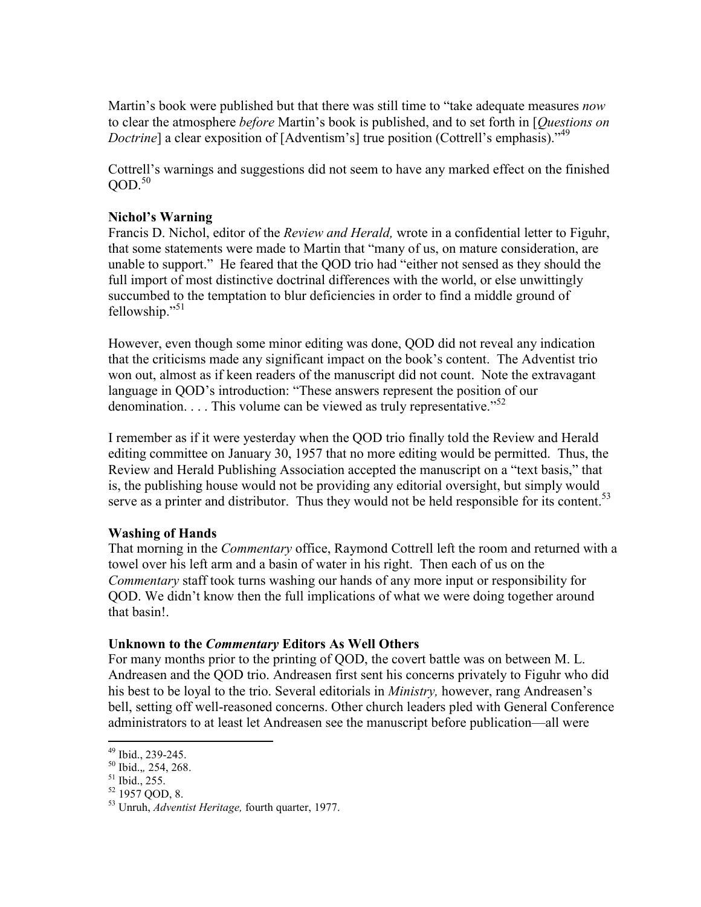Martin's book were published but that there was still time to "take adequate measures *now* to clear the atmosphere *before* Martin's book is published, and to set forth in [*Questions on Doctrine*] a clear exposition of [Adventism's] true position (Cottrell's emphasis)."[49]

Cottrell's warnings and suggestions did not seem to have any marked effect on the finished QOD.[50]

**Nichol's Warning**

Francis D. Nichol, editor of the *Review and Herald,* wrote in a confidential letter to Figuhr, that some statements were made to Martin that "many of us, on mature consideration, are unable to support." He feared that the QOD trio had "either not sensed as they should the full import of most distinctive doctrinal differences with the world, or else unwittingly succumbed to the temptation to blur deficiencies in order to find a middle ground of fellowship."[51]

However, even though some minor editing was done, QOD did not reveal any indication that the criticisms made any significant impact on the book's content. The Adventist trio won out, almost as if keen readers of the manuscript did not count. Note the extravagant language in QOD's introduction: "These answers represent the position of our denomination. . . . This volume can be viewed as truly representative."[52]

I remember as if it were yesterday when the QOD trio finally told the Review and Herald editing committee on January 30, 1957 that no more editing would be permitted. Thus, the Review and Herald Publishing Association accepted the manuscript on a "text basis," that is, the publishing house would not be providing any editorial oversight, but simply would serve as a printer and distributor. Thus they would not be held responsible for its content.[53]

**Washing of Hands**

That morning in the *Commentary* office, Raymond Cottrell left the room and returned with a towel over his left arm and a basin of water in his right. Then each of us on the *Commentary* staff took turns washing our hands of any more input or responsibility for QOD. We didn't know then the full implications of what we were doing together around that basin!.

**Unknown to the *Commentary* Editors As Well Others**

For many months prior to the printing of QOD, the covert battle was on between M. L. Andreasen and the QOD trio. Andreasen first sent his concerns privately to Figuhr who did his best to be loyal to the trio. Several editorials in *Ministry,* however, rang Andreasen's bell, setting off well-reasoned concerns. Other church leaders pled with General Conference administrators to at least let Andreasen see the manuscript before publication—all were

---

[49] Ibid., 239-245.

[50] Ibid.,, 254, 268.

[51] Ibid., 255.

[52] 1957 QOD, 8.

[53] Unruh, *Adventist Heritage,* fourth quarter, 1977.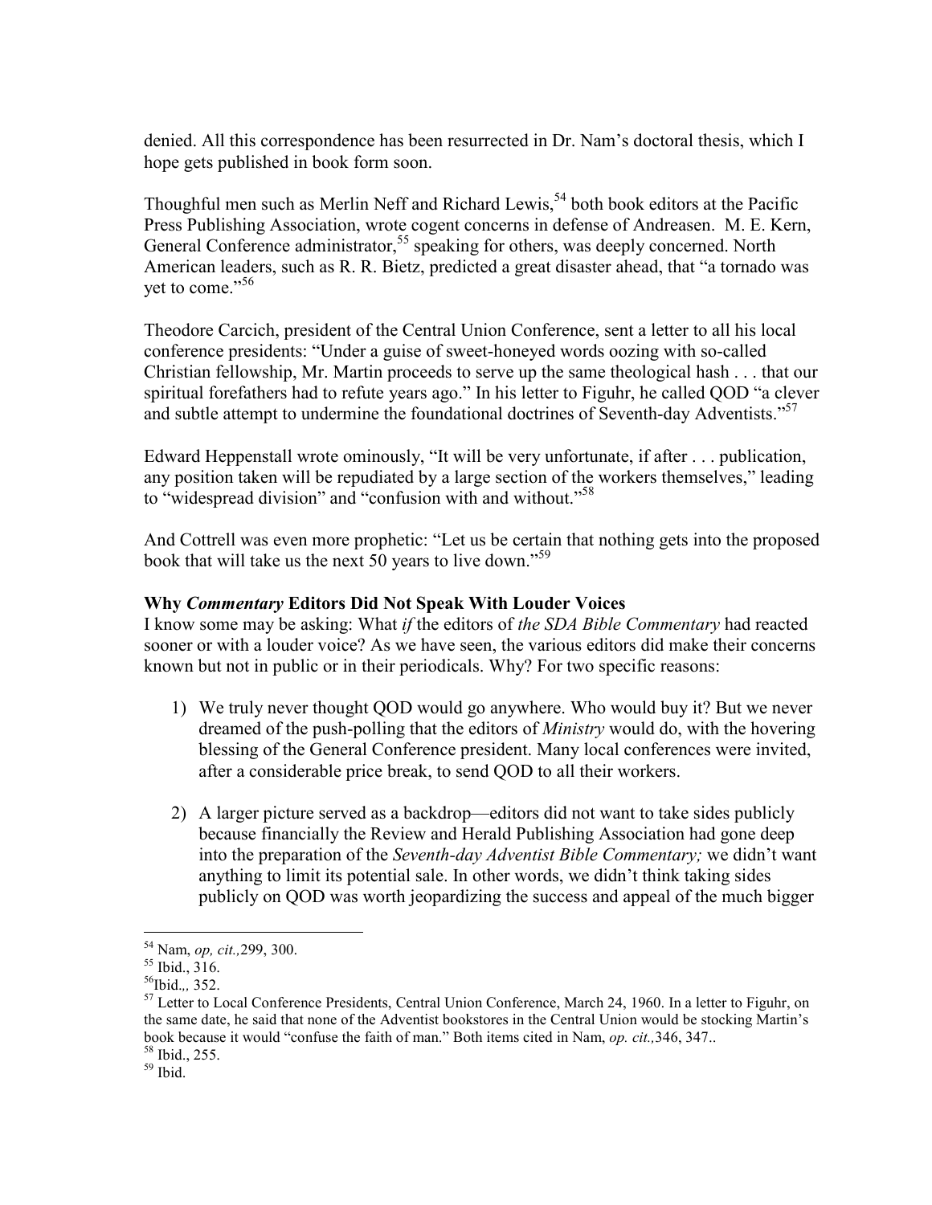denied. All this correspondence has been resurrected in Dr. Nam's doctoral thesis, which I hope gets published in book form soon.

Thoughtful men such as Merlin Neff and Richard Lewis,[54] both book editors at the Pacific Press Publishing Association, wrote cogent concerns in defense of Andreasen. M. E. Kern, General Conference administrator,[55] speaking for others, was deeply concerned. North American leaders, such as R. R. Bietz, predicted a great disaster ahead, that "a tornado was yet to come."[56]

Theodore Carcich, president of the Central Union Conference, sent a letter to all his local conference presidents: "Under a guise of sweet-honeyed words oozing with so-called Christian fellowship, Mr. Martin proceeds to serve up the same theological hash . . . that our spiritual forefathers had to refute years ago." In his letter to Figuhr, he called QOD "a clever and subtle attempt to undermine the foundational doctrines of Seventh-day Adventists."[57]

Edward Heppenstall wrote ominously, "It will be very unfortunate, if after . . . publication, any position taken will be repudiated by a large section of the workers themselves," leading to "widespread division" and "confusion with and without."[58]

And Cottrell was even more prophetic: "Let us be certain that nothing gets into the proposed book that will take us the next 50 years to live down."[59]

**Why *Commentary* Editors Did Not Speak With Louder Voices**

I know some may be asking: What *if* the editors of *the SDA Bible Commentary* had reacted sooner or with a louder voice? As we have seen, the various editors did make their concerns known but not in public or in their periodicals. Why? For two specific reasons:

1) We truly never thought QOD would go anywhere. Who would buy it? But we never dreamed of the push-polling that the editors of *Ministry* would do, with the hovering blessing of the General Conference president. Many local conferences were invited, after a considerable price break, to send QOD to all their workers.

2) A larger picture served as a backdrop—editors did not want to take sides publicly because financially the Review and Herald Publishing Association had gone deep into the preparation of the *Seventh-day Adventist Bible Commentary;* we didn't want anything to limit its potential sale. In other words, we didn't think taking sides publicly on QOD was worth jeopardizing the success and appeal of the much bigger

---

[54] Nam, *op, cit.,*299, 300.

[55] Ibid., 316.

[56] Ibid.,, 352.

[57] Letter to Local Conference Presidents, Central Union Conference, March 24, 1960. In a letter to Figuhr, on the same date, he said that none of the Adventist bookstores in the Central Union would be stocking Martin's book because it would "confuse the faith of man." Both items cited in Nam, *op. cit.,*346, 347..

[58] Ibid., 255.

[59] Ibid.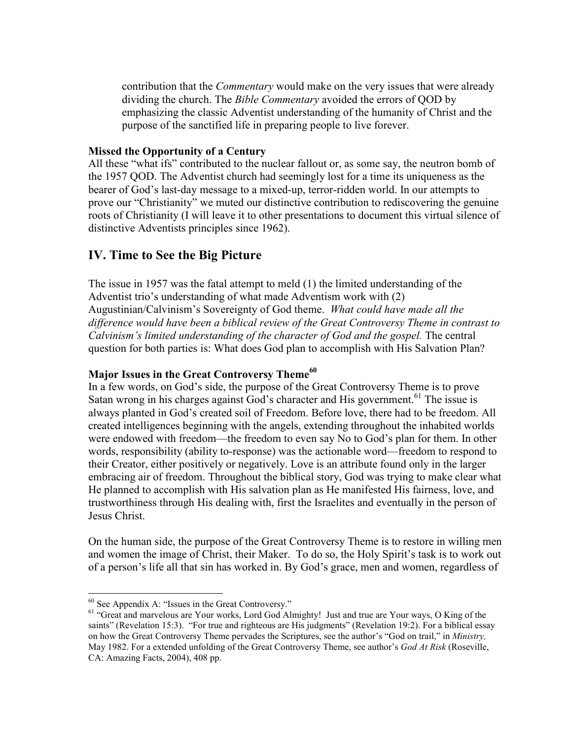> contribution that the *Commentary* would make on the very issues that were already dividing the church. The *Bible Commentary* avoided the errors of QOD by emphasizing the classic Adventist understanding of the humanity of Christ and the purpose of the sanctified life in preparing people to live forever.

**Missed the Opportunity of a Century**

All these "what ifs" contributed to the nuclear fallout or, as some say, the neutron bomb of the 1957 QOD. The Adventist church had seemingly lost for a time its uniqueness as the bearer of God's last-day message to a mixed-up, terror-ridden world. In our attempts to prove our "Christianity" we muted our distinctive contribution to rediscovering the genuine roots of Christianity (I will leave it to other presentations to document this virtual silence of distinctive Adventists principles since 1962).

## IV. Time to See the Big Picture

The issue in 1957 was the fatal attempt to meld (1) the limited understanding of the Adventist trio's understanding of what made Adventism work with (2) Augustinian/Calvinism's Sovereignty of God theme. *What could have made all the difference would have been a biblical review of the Great Controversy Theme in contrast to Calvinism's limited understanding of the character of God and the gospel.* The central question for both parties is: What does God plan to accomplish with His Salvation Plan?

**Major Issues in the Great Controversy Theme[60]**

In a few words, on God's side, the purpose of the Great Controversy Theme is to prove Satan wrong in his charges against God's character and His government.[61] The issue is always planted in God's created soil of Freedom. Before love, there had to be freedom. All created intelligences beginning with the angels, extending throughout the inhabited worlds were endowed with freedom—the freedom to even say No to God's plan for them. In other words, responsibility (ability to-response) was the actionable word—freedom to respond to their Creator, either positively or negatively. Love is an attribute found only in the larger embracing air of freedom. Throughout the biblical story, God was trying to make clear what He planned to accomplish with His salvation plan as He manifested His fairness, love, and trustworthiness through His dealing with, first the Israelites and eventually in the person of Jesus Christ.

On the human side, the purpose of the Great Controversy Theme is to restore in willing men and women the image of Christ, their Maker. To do so, the Holy Spirit's task is to work out of a person's life all that sin has worked in. By God's grace, men and women, regardless of

---

[60] See Appendix A: "Issues in the Great Controversy."

[61] "Great and marvelous are Your works, Lord God Almighty! Just and true are Your ways, O King of the saints" (Revelation 15:3). "For true and righteous are His judgments" (Revelation 19:2). For a biblical essay on how the Great Controversy Theme pervades the Scriptures, see the author's "God on trail," in *Ministry,* May 1982. For a extended unfolding of the Great Controversy Theme, see author's *God At Risk* (Roseville, CA: Amazing Facts, 2004), 408 pp.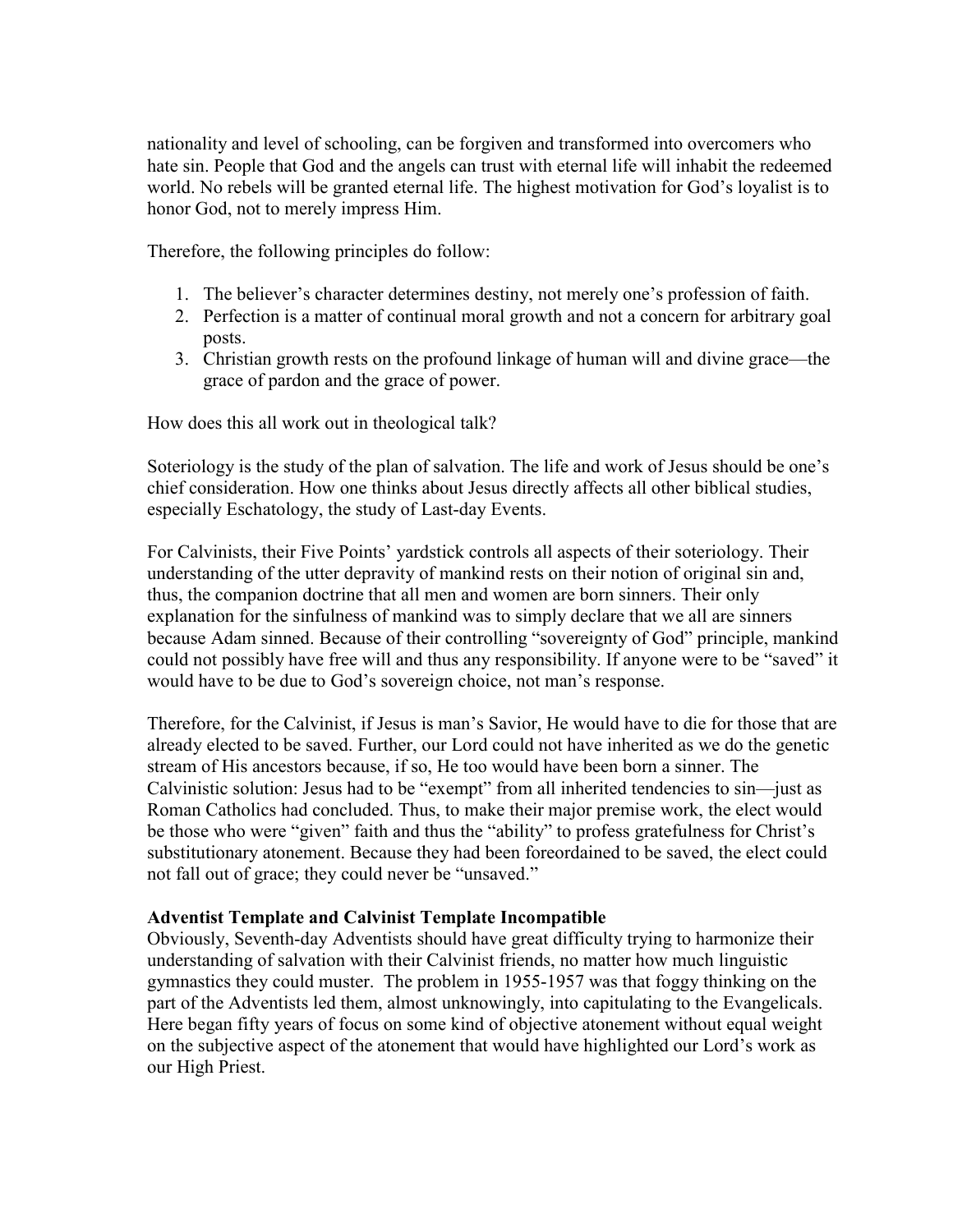nationality and level of schooling, can be forgiven and transformed into overcomers who hate sin. People that God and the angels can trust with eternal life will inhabit the redeemed world. No rebels will be granted eternal life. The highest motivation for God's loyalist is to honor God, not to merely impress Him.

Therefore, the following principles do follow:

1. The believer's character determines destiny, not merely one's profession of faith.
2. Perfection is a matter of continual moral growth and not a concern for arbitrary goal posts.
3. Christian growth rests on the profound linkage of human will and divine grace—the grace of pardon and the grace of power.

How does this all work out in theological talk?

Soteriology is the study of the plan of salvation. The life and work of Jesus should be one's chief consideration. How one thinks about Jesus directly affects all other biblical studies, especially Eschatology, the study of Last-day Events.

For Calvinists, their Five Points' yardstick controls all aspects of their soteriology. Their understanding of the utter depravity of mankind rests on their notion of original sin and, thus, the companion doctrine that all men and women are born sinners. Their only explanation for the sinfulness of mankind was to simply declare that we all are sinners because Adam sinned. Because of their controlling "sovereignty of God" principle, mankind could not possibly have free will and thus any responsibility. If anyone were to be "saved" it would have to be due to God's sovereign choice, not man's response.

Therefore, for the Calvinist, if Jesus is man's Savior, He would have to die for those that are already elected to be saved. Further, our Lord could not have inherited as we do the genetic stream of His ancestors because, if so, He too would have been born a sinner. The Calvinistic solution: Jesus had to be "exempt" from all inherited tendencies to sin—just as Roman Catholics had concluded. Thus, to make their major premise work, the elect would be those who were "given" faith and thus the "ability" to profess gratefulness for Christ's substitutionary atonement. Because they had been foreordained to be saved, the elect could not fall out of grace; they could never be "unsaved."

**Adventist Template and Calvinist Template Incompatible**

Obviously, Seventh-day Adventists should have great difficulty trying to harmonize their understanding of salvation with their Calvinist friends, no matter how much linguistic gymnastics they could muster. The problem in 1955-1957 was that foggy thinking on the part of the Adventists led them, almost unknowingly, into capitulating to the Evangelicals. Here began fifty years of focus on some kind of objective atonement without equal weight on the subjective aspect of the atonement that would have highlighted our Lord's work as our High Priest.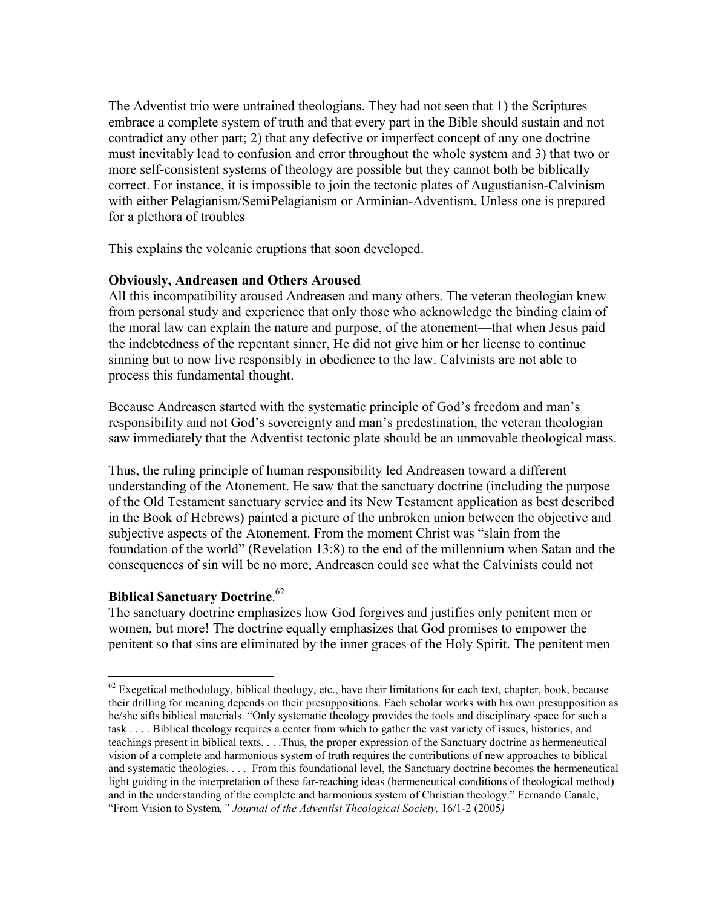The Adventist trio were untrained theologians. They had not seen that 1) the Scriptures embrace a complete system of truth and that every part in the Bible should sustain and not contradict any other part; 2) that any defective or imperfect concept of any one doctrine must inevitably lead to confusion and error throughout the whole system and 3) that two or more self-consistent systems of theology are possible but they cannot both be biblically correct. For instance, it is impossible to join the tectonic plates of Augustianisn-Calvinism with either Pelagianism/SemiPelagianism or Arminian-Adventism. Unless one is prepared for a plethora of troubles

This explains the volcanic eruptions that soon developed.

**Obviously, Andreasen and Others Aroused**

All this incompatibility aroused Andreasen and many others. The veteran theologian knew from personal study and experience that only those who acknowledge the binding claim of the moral law can explain the nature and purpose, of the atonement—that when Jesus paid the indebtedness of the repentant sinner, He did not give him or her license to continue sinning but to now live responsibly in obedience to the law. Calvinists are not able to process this fundamental thought.

Because Andreasen started with the systematic principle of God's freedom and man's responsibility and not God's sovereignty and man's predestination, the veteran theologian saw immediately that the Adventist tectonic plate should be an unmovable theological mass.

Thus, the ruling principle of human responsibility led Andreasen toward a different understanding of the Atonement. He saw that the sanctuary doctrine (including the purpose of the Old Testament sanctuary service and its New Testament application as best described in the Book of Hebrews) painted a picture of the unbroken union between the objective and subjective aspects of the Atonement. From the moment Christ was "slain from the foundation of the world" (Revelation 13:8) to the end of the millennium when Satan and the consequences of sin will be no more, Andreasen could see what the Calvinists could not

**Biblical Sanctuary Doctrine**.[62]

The sanctuary doctrine emphasizes how God forgives and justifies only penitent men or women, but more! The doctrine equally emphasizes that God promises to empower the penitent so that sins are eliminated by the inner graces of the Holy Spirit. The penitent men

---

[62] Exegetical methodology, biblical theology, etc., have their limitations for each text, chapter, book, because their drilling for meaning depends on their presuppositions. Each scholar works with his own presupposition as he/she sifts biblical materials. "Only systematic theology provides the tools and disciplinary space for such a task . . . . Biblical theology requires a center from which to gather the vast variety of issues, histories, and teachings present in biblical texts. . . .Thus, the proper expression of the Sanctuary doctrine as hermeneutical vision of a complete and harmonious system of truth requires the contributions of new approaches to biblical and systematic theologies. . . . From this foundational level, the Sanctuary doctrine becomes the hermeneutical light guiding in the interpretation of these far-reaching ideas (hermeneutical conditions of theological method) and in the understanding of the complete and harmonious system of Christian theology." Fernando Canale, "From Vision to System*," Journal of the Adventist Theological Society,* 16/1-2 (2005*)*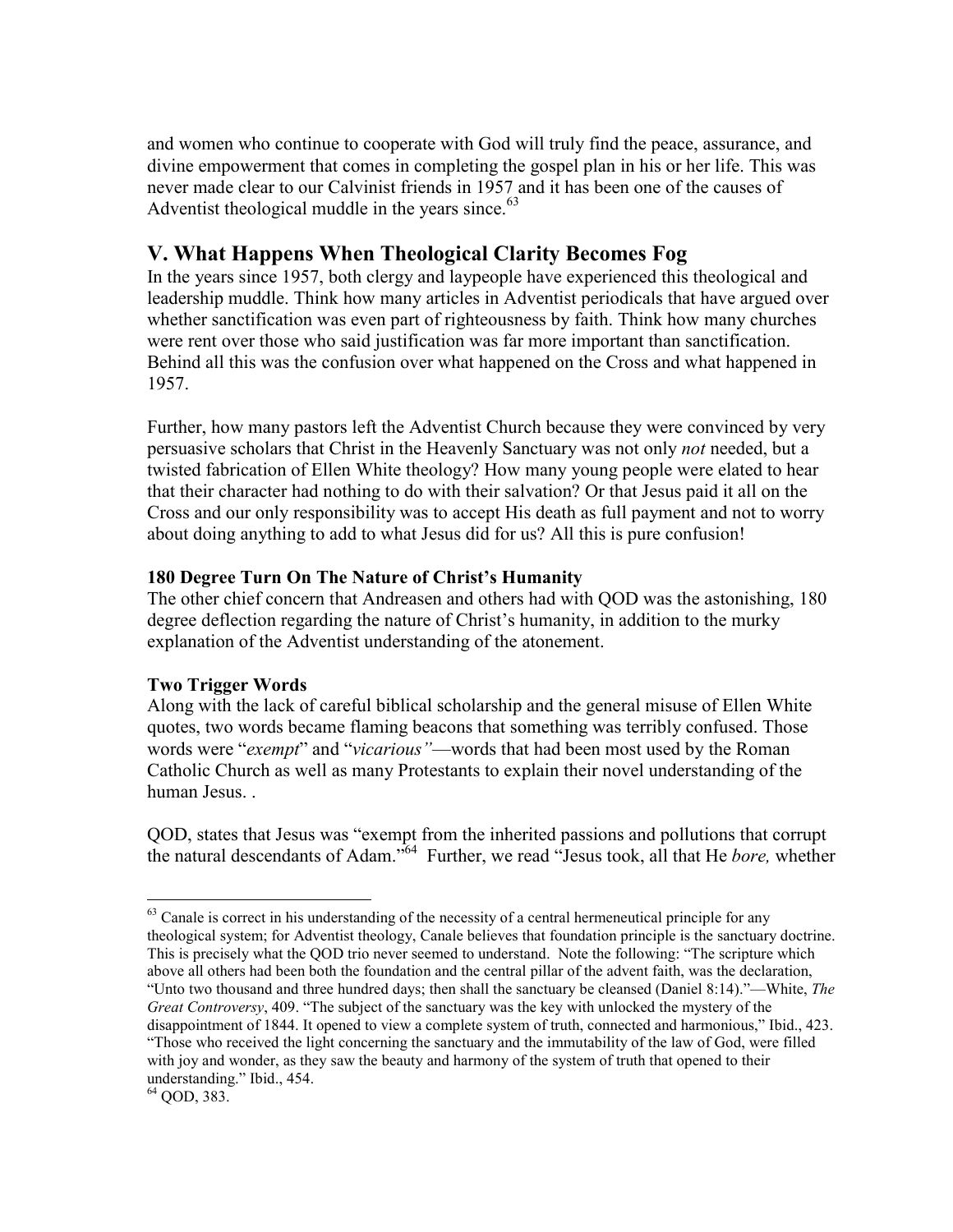and women who continue to cooperate with God will truly find the peace, assurance, and divine empowerment that comes in completing the gospel plan in his or her life. This was never made clear to our Calvinist friends in 1957 and it has been one of the causes of Adventist theological muddle in the years since.[63]

## V. What Happens When Theological Clarity Becomes Fog

In the years since 1957, both clergy and laypeople have experienced this theological and leadership muddle. Think how many articles in Adventist periodicals that have argued over whether sanctification was even part of righteousness by faith. Think how many churches were rent over those who said justification was far more important than sanctification. Behind all this was the confusion over what happened on the Cross and what happened in 1957.

Further, how many pastors left the Adventist Church because they were convinced by very persuasive scholars that Christ in the Heavenly Sanctuary was not only *not* needed, but a twisted fabrication of Ellen White theology? How many young people were elated to hear that their character had nothing to do with their salvation? Or that Jesus paid it all on the Cross and our only responsibility was to accept His death as full payment and not to worry about doing anything to add to what Jesus did for us? All this is pure confusion!

**180 Degree Turn On The Nature of Christ's Humanity**

The other chief concern that Andreasen and others had with QOD was the astonishing, 180 degree deflection regarding the nature of Christ's humanity, in addition to the murky explanation of the Adventist understanding of the atonement.

**Two Trigger Words**

Along with the lack of careful biblical scholarship and the general misuse of Ellen White quotes, two words became flaming beacons that something was terribly confused. Those words were "*exempt*" and "*vicarious"*—words that had been most used by the Roman Catholic Church as well as many Protestants to explain their novel understanding of the human Jesus. .

QOD, states that Jesus was "exempt from the inherited passions and pollutions that corrupt the natural descendants of Adam."[64] Further, we read "Jesus took, all that He *bore,* whether

---

[63] Canale is correct in his understanding of the necessity of a central hermeneutical principle for any theological system; for Adventist theology, Canale believes that foundation principle is the sanctuary doctrine. This is precisely what the QOD trio never seemed to understand. Note the following: "The scripture which above all others had been both the foundation and the central pillar of the advent faith, was the declaration, "Unto two thousand and three hundred days; then shall the sanctuary be cleansed (Daniel 8:14)."—White, *The Great Controversy*, 409. "The subject of the sanctuary was the key with unlocked the mystery of the disappointment of 1844. It opened to view a complete system of truth, connected and harmonious," Ibid., 423. "Those who received the light concerning the sanctuary and the immutability of the law of God, were filled with joy and wonder, as they saw the beauty and harmony of the system of truth that opened to their understanding." Ibid., 454.

[64] QOD, 383.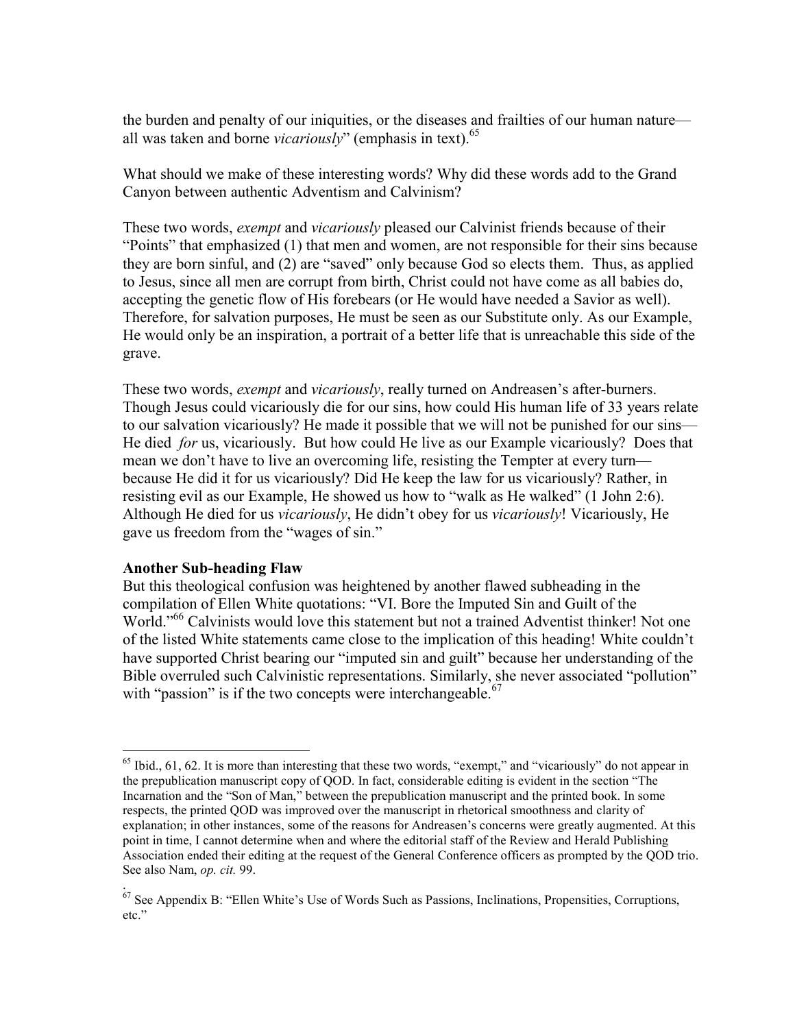the burden and penalty of our iniquities, or the diseases and frailties of our human nature—all was taken and borne *vicariously*" (emphasis in text).[65]

What should we make of these interesting words? Why did these words add to the Grand Canyon between authentic Adventism and Calvinism?

These two words, *exempt* and *vicariously* pleased our Calvinist friends because of their "Points" that emphasized (1) that men and women, are not responsible for their sins because they are born sinful, and (2) are "saved" only because God so elects them. Thus, as applied to Jesus, since all men are corrupt from birth, Christ could not have come as all babies do, accepting the genetic flow of His forebears (or He would have needed a Savior as well). Therefore, for salvation purposes, He must be seen as our Substitute only. As our Example, He would only be an inspiration, a portrait of a better life that is unreachable this side of the grave.

These two words, *exempt* and *vicariously*, really turned on Andreasen's after-burners. Though Jesus could vicariously die for our sins, how could His human life of 33 years relate to our salvation vicariously? He made it possible that we will not be punished for our sins—He died *for* us, vicariously. But how could He live as our Example vicariously? Does that mean we don't have to live an overcoming life, resisting the Tempter at every turn—because He did it for us vicariously? Did He keep the law for us vicariously? Rather, in resisting evil as our Example, He showed us how to "walk as He walked" (1 John 2:6). Although He died for us *vicariously*, He didn't obey for us *vicariously*! Vicariously, He gave us freedom from the "wages of sin."

**Another Sub-heading Flaw**

But this theological confusion was heightened by another flawed subheading in the compilation of Ellen White quotations: "VI. Bore the Imputed Sin and Guilt of the World."[66] Calvinists would love this statement but not a trained Adventist thinker! Not one of the listed White statements came close to the implication of this heading! White couldn't have supported Christ bearing our "imputed sin and guilt" because her understanding of the Bible overruled such Calvinistic representations. Similarly, she never associated "pollution" with "passion" is if the two concepts were interchangeable.[67]

---

[65] Ibid., 61, 62. It is more than interesting that these two words, "exempt," and "vicariously" do not appear in the prepublication manuscript copy of QOD. In fact, considerable editing is evident in the section "The Incarnation and the "Son of Man," between the prepublication manuscript and the printed book. In some respects, the printed QOD was improved over the manuscript in rhetorical smoothness and clarity of explanation; in other instances, some of the reasons for Andreasen's concerns were greatly augmented. At this point in time, I cannot determine when and where the editorial staff of the Review and Herald Publishing Association ended their editing at the request of the General Conference officers as prompted by the QOD trio. See also Nam, *op. cit.* 99.

[67] See Appendix B: "Ellen White's Use of Words Such as Passions, Inclinations, Propensities, Corruptions, etc."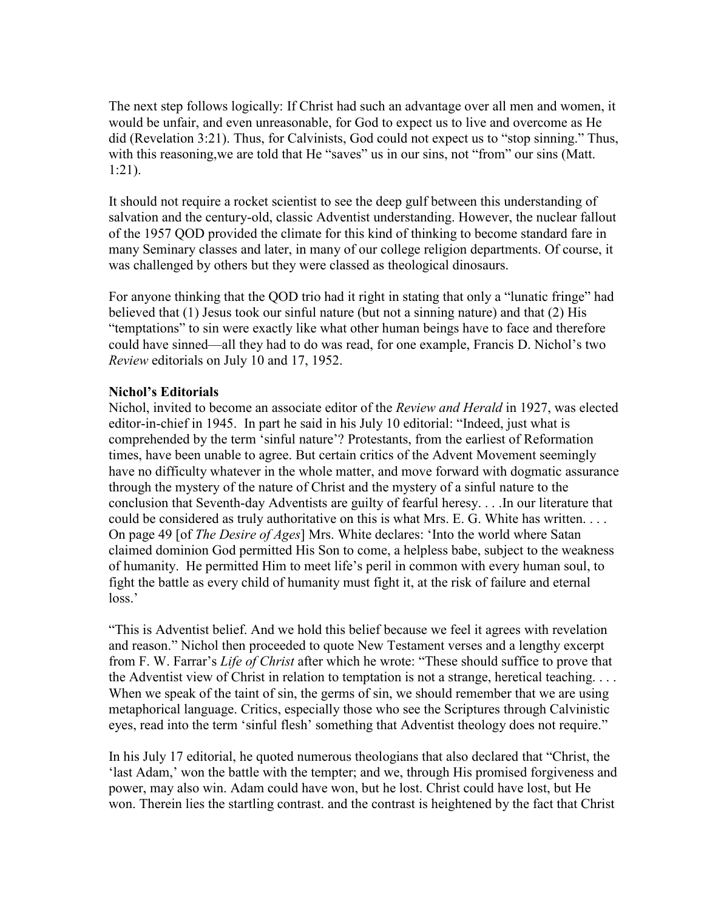The next step follows logically: If Christ had such an advantage over all men and women, it would be unfair, and even unreasonable, for God to expect us to live and overcome as He did (Revelation 3:21). Thus, for Calvinists, God could not expect us to "stop sinning." Thus, with this reasoning,we are told that He "saves" us in our sins, not "from" our sins (Matt. 1:21).

It should not require a rocket scientist to see the deep gulf between this understanding of salvation and the century-old, classic Adventist understanding. However, the nuclear fallout of the 1957 QOD provided the climate for this kind of thinking to become standard fare in many Seminary classes and later, in many of our college religion departments. Of course, it was challenged by others but they were classed as theological dinosaurs.

For anyone thinking that the QOD trio had it right in stating that only a "lunatic fringe" had believed that (1) Jesus took our sinful nature (but not a sinning nature) and that (2) His "temptations" to sin were exactly like what other human beings have to face and therefore could have sinned—all they had to do was read, for one example, Francis D. Nichol's two *Review* editorials on July 10 and 17, 1952.

**Nichol's Editorials**

Nichol, invited to become an associate editor of the *Review and Herald* in 1927, was elected editor-in-chief in 1945. In part he said in his July 10 editorial: "Indeed, just what is comprehended by the term 'sinful nature'? Protestants, from the earliest of Reformation times, have been unable to agree. But certain critics of the Advent Movement seemingly have no difficulty whatever in the whole matter, and move forward with dogmatic assurance through the mystery of the nature of Christ and the mystery of a sinful nature to the conclusion that Seventh-day Adventists are guilty of fearful heresy. . . .In our literature that could be considered as truly authoritative on this is what Mrs. E. G. White has written. . . . On page 49 [of *The Desire of Ages*] Mrs. White declares: 'Into the world where Satan claimed dominion God permitted His Son to come, a helpless babe, subject to the weakness of humanity. He permitted Him to meet life's peril in common with every human soul, to fight the battle as every child of humanity must fight it, at the risk of failure and eternal loss.'

"This is Adventist belief. And we hold this belief because we feel it agrees with revelation and reason." Nichol then proceeded to quote New Testament verses and a lengthy excerpt from F. W. Farrar's *Life of Christ* after which he wrote: "These should suffice to prove that the Adventist view of Christ in relation to temptation is not a strange, heretical teaching. . . . When we speak of the taint of sin, the germs of sin, we should remember that we are using metaphorical language. Critics, especially those who see the Scriptures through Calvinistic eyes, read into the term 'sinful flesh' something that Adventist theology does not require."

In his July 17 editorial, he quoted numerous theologians that also declared that "Christ, the 'last Adam,' won the battle with the tempter; and we, through His promised forgiveness and power, may also win. Adam could have won, but he lost. Christ could have lost, but He won. Therein lies the startling contrast. and the contrast is heightened by the fact that Christ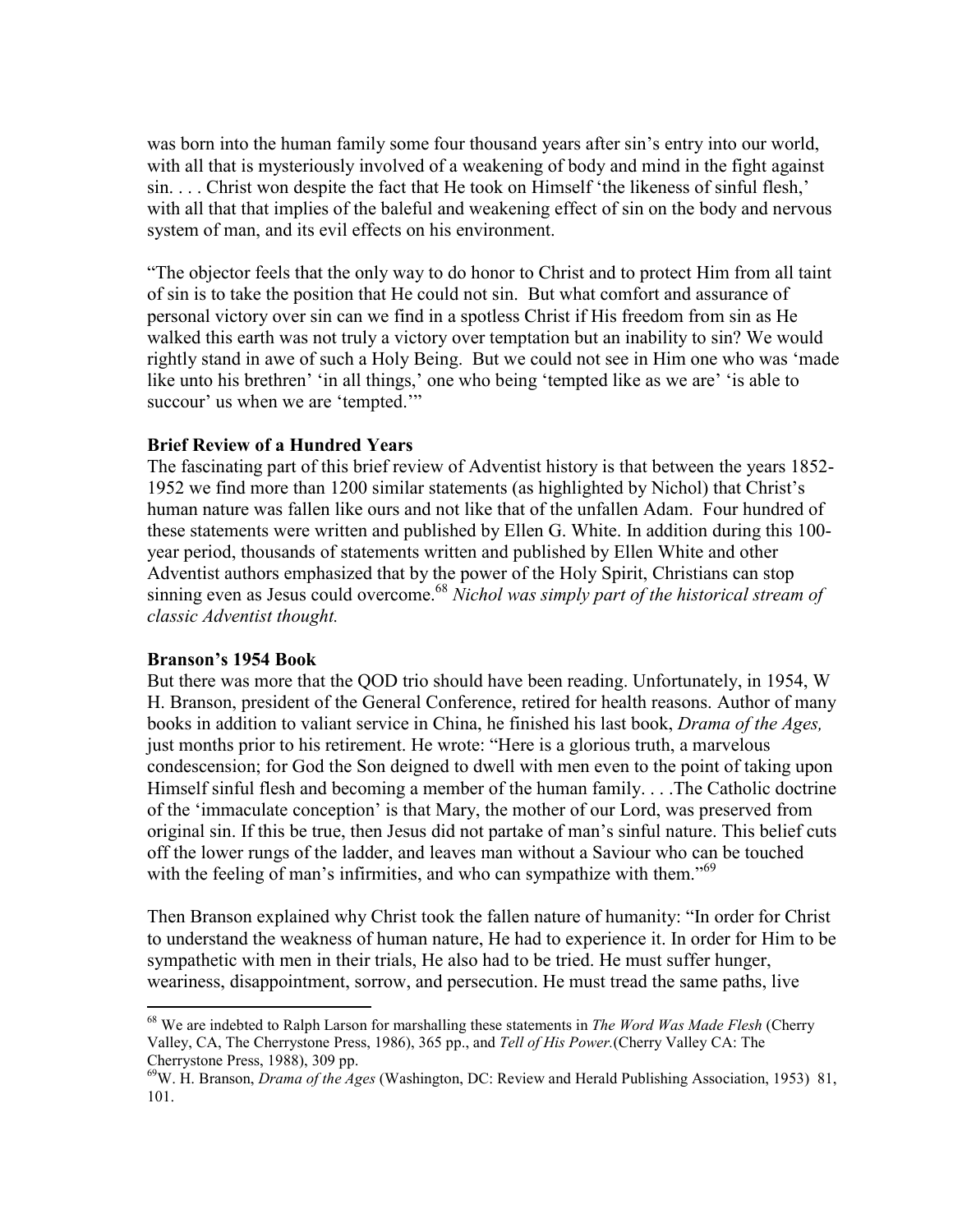was born into the human family some four thousand years after sin's entry into our world, with all that is mysteriously involved of a weakening of body and mind in the fight against sin. . . . Christ won despite the fact that He took on Himself 'the likeness of sinful flesh,' with all that that implies of the baleful and weakening effect of sin on the body and nervous system of man, and its evil effects on his environment.

"The objector feels that the only way to do honor to Christ and to protect Him from all taint of sin is to take the position that He could not sin. But what comfort and assurance of personal victory over sin can we find in a spotless Christ if His freedom from sin as He walked this earth was not truly a victory over temptation but an inability to sin? We would rightly stand in awe of such a Holy Being. But we could not see in Him one who was 'made like unto his brethren' 'in all things,' one who being 'tempted like as we are' 'is able to succour' us when we are 'tempted.'"

**Brief Review of a Hundred Years**

The fascinating part of this brief review of Adventist history is that between the years 1852-1952 we find more than 1200 similar statements (as highlighted by Nichol) that Christ's human nature was fallen like ours and not like that of the unfallen Adam. Four hundred of these statements were written and published by Ellen G. White. In addition during this 100-year period, thousands of statements written and published by Ellen White and other Adventist authors emphasized that by the power of the Holy Spirit, Christians can stop sinning even as Jesus could overcome.[68] *Nichol was simply part of the historical stream of classic Adventist thought.*

**Branson's 1954 Book**

But there was more that the QOD trio should have been reading. Unfortunately, in 1954, W H. Branson, president of the General Conference, retired for health reasons. Author of many books in addition to valiant service in China, he finished his last book, *Drama of the Ages,* just months prior to his retirement. He wrote: "Here is a glorious truth, a marvelous condescension; for God the Son deigned to dwell with men even to the point of taking upon Himself sinful flesh and becoming a member of the human family. . . .The Catholic doctrine of the 'immaculate conception' is that Mary, the mother of our Lord, was preserved from original sin. If this be true, then Jesus did not partake of man's sinful nature. This belief cuts off the lower rungs of the ladder, and leaves man without a Saviour who can be touched with the feeling of man's infirmities, and who can sympathize with them."[69]

Then Branson explained why Christ took the fallen nature of humanity: "In order for Christ to understand the weakness of human nature, He had to experience it. In order for Him to be sympathetic with men in their trials, He also had to be tried. He must suffer hunger, weariness, disappointment, sorrow, and persecution. He must tread the same paths, live

---

[68] We are indebted to Ralph Larson for marshalling these statements in *The Word Was Made Flesh* (Cherry Valley, CA, The Cherrystone Press, 1986), 365 pp., and *Tell of His Power.*(Cherry Valley CA: The Cherrystone Press, 1988), 309 pp.

[69] W. H. Branson, *Drama of the Ages* (Washington, DC: Review and Herald Publishing Association, 1953) 81, 101.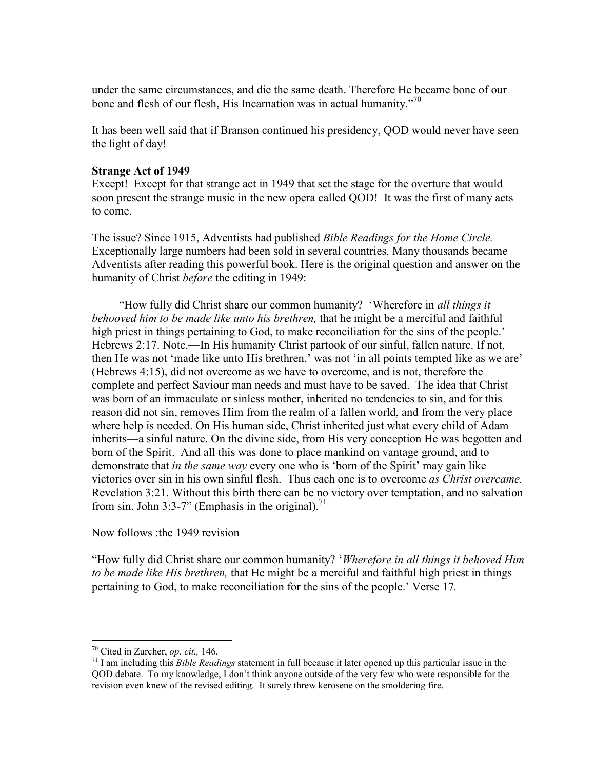under the same circumstances, and die the same death. Therefore He became bone of our bone and flesh of our flesh, His Incarnation was in actual humanity."[70]

It has been well said that if Branson continued his presidency, QOD would never have seen the light of day!

**Strange Act of 1949**

Except! Except for that strange act in 1949 that set the stage for the overture that would soon present the strange music in the new opera called QOD! It was the first of many acts to come.

The issue? Since 1915, Adventists had published *Bible Readings for the Home Circle.* Exceptionally large numbers had been sold in several countries. Many thousands became Adventists after reading this powerful book. Here is the original question and answer on the humanity of Christ *before* the editing in 1949:

> "How fully did Christ share our common humanity? 'Wherefore in *all things it behooved him to be made like unto his brethren,* that he might be a merciful and faithful high priest in things pertaining to God, to make reconciliation for the sins of the people.' Hebrews 2:17. Note.—In His humanity Christ partook of our sinful, fallen nature. If not, then He was not 'made like unto His brethren,' was not 'in all points tempted like as we are' (Hebrews 4:15), did not overcome as we have to overcome, and is not, therefore the complete and perfect Saviour man needs and must have to be saved. The idea that Christ was born of an immaculate or sinless mother, inherited no tendencies to sin, and for this reason did not sin, removes Him from the realm of a fallen world, and from the very place where help is needed. On His human side, Christ inherited just what every child of Adam inherits—a sinful nature. On the divine side, from His very conception He was begotten and born of the Spirit. And all this was done to place mankind on vantage ground, and to demonstrate that *in the same way* every one who is 'born of the Spirit' may gain like victories over sin in his own sinful flesh. Thus each one is to overcome *as Christ overcame.* Revelation 3:21. Without this birth there can be no victory over temptation, and no salvation from sin. John 3:3-7" (Emphasis in the original).[71]

Now follows :the 1949 revision

"How fully did Christ share our common humanity? '*Wherefore in all things it behoved Him to be made like His brethren,* that He might be a merciful and faithful high priest in things pertaining to God, to make reconciliation for the sins of the people.' Verse 17.

---

[70] Cited in Zurcher, *op. cit.,* 146.

[71] I am including this *Bible Readings* statement in full because it later opened up this particular issue in the QOD debate. To my knowledge, I don't think anyone outside of the very few who were responsible for the revision even knew of the revised editing. It surely threw kerosene on the smoldering fire.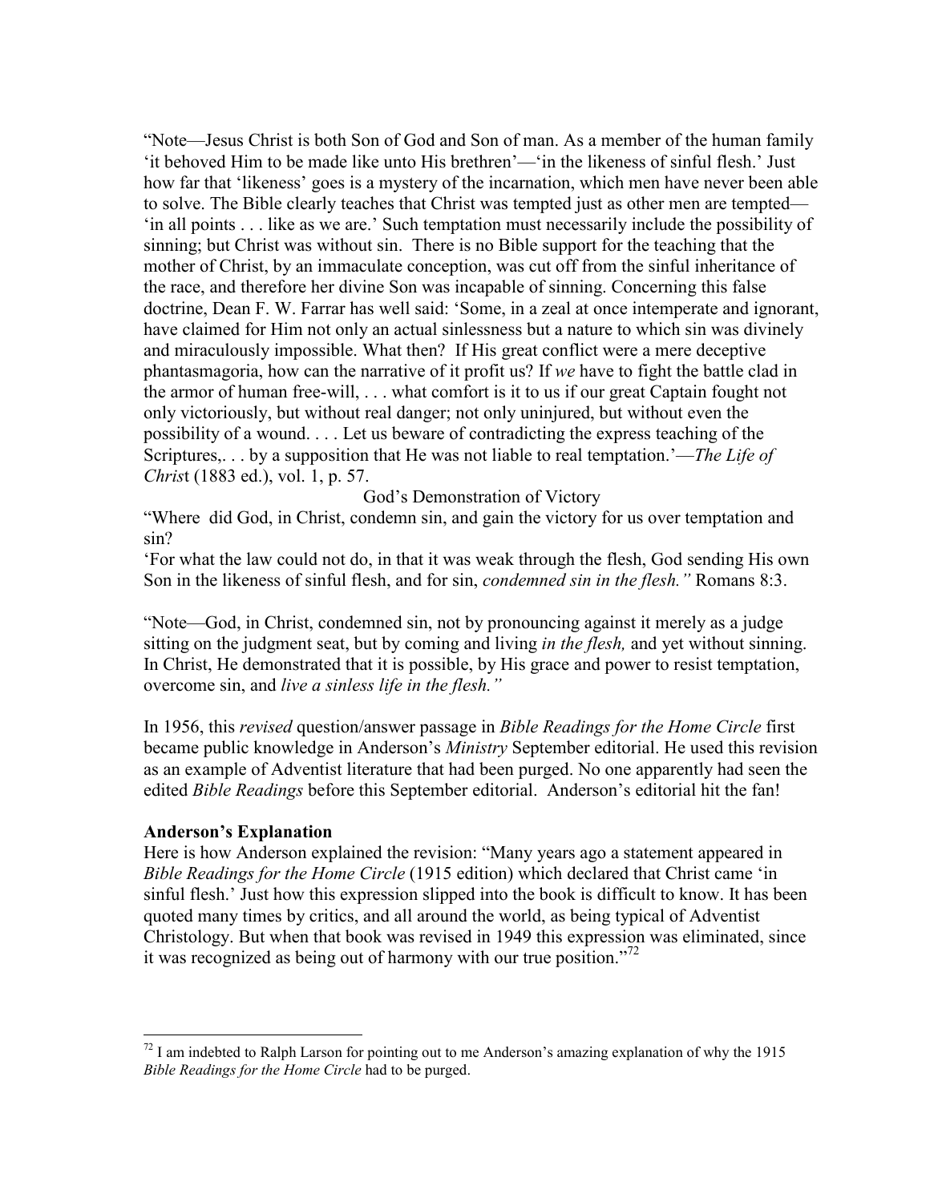"Note—Jesus Christ is both Son of God and Son of man. As a member of the human family 'it behoved Him to be made like unto His brethren'—'in the likeness of sinful flesh.' Just how far that 'likeness' goes is a mystery of the incarnation, which men have never been able to solve. The Bible clearly teaches that Christ was tempted just as other men are tempted—'in all points . . . like as we are.' Such temptation must necessarily include the possibility of sinning; but Christ was without sin. There is no Bible support for the teaching that the mother of Christ, by an immaculate conception, was cut off from the sinful inheritance of the race, and therefore her divine Son was incapable of sinning. Concerning this false doctrine, Dean F. W. Farrar has well said: 'Some, in a zeal at once intemperate and ignorant, have claimed for Him not only an actual sinlessness but a nature to which sin was divinely and miraculously impossible. What then? If His great conflict were a mere deceptive phantasmagoria, how can the narrative of it profit us? If *we* have to fight the battle clad in the armor of human free-will, . . . what comfort is it to us if our great Captain fought not only victoriously, but without real danger; not only uninjured, but without even the possibility of a wound. . . . Let us beware of contradicting the express teaching of the Scriptures,. . . by a supposition that He was not liable to real temptation.'—*The Life of Christ* (1883 ed.), vol. 1, p. 57.

God's Demonstration of Victory

"Where did God, in Christ, condemn sin, and gain the victory for us over temptation and sin?

'For what the law could not do, in that it was weak through the flesh, God sending His own Son in the likeness of sinful flesh, and for sin, *condemned sin in the flesh."* Romans 8:3.

"Note—God, in Christ, condemned sin, not by pronouncing against it merely as a judge sitting on the judgment seat, but by coming and living *in the flesh,* and yet without sinning. In Christ, He demonstrated that it is possible, by His grace and power to resist temptation, overcome sin, and *live a sinless life in the flesh."*

In 1956, this *revised* question/answer passage in *Bible Readings for the Home Circle* first became public knowledge in Anderson's *Ministry* September editorial. He used this revision as an example of Adventist literature that had been purged. No one apparently had seen the edited *Bible Readings* before this September editorial. Anderson's editorial hit the fan!

**Anderson's Explanation**

Here is how Anderson explained the revision: "Many years ago a statement appeared in *Bible Readings for the Home Circle* (1915 edition) which declared that Christ came 'in sinful flesh.' Just how this expression slipped into the book is difficult to know. It has been quoted many times by critics, and all around the world, as being typical of Adventist Christology. But when that book was revised in 1949 this expression was eliminated, since it was recognized as being out of harmony with our true position."[72]

---

[72] I am indebted to Ralph Larson for pointing out to me Anderson's amazing explanation of why the 1915 *Bible Readings for the Home Circle* had to be purged.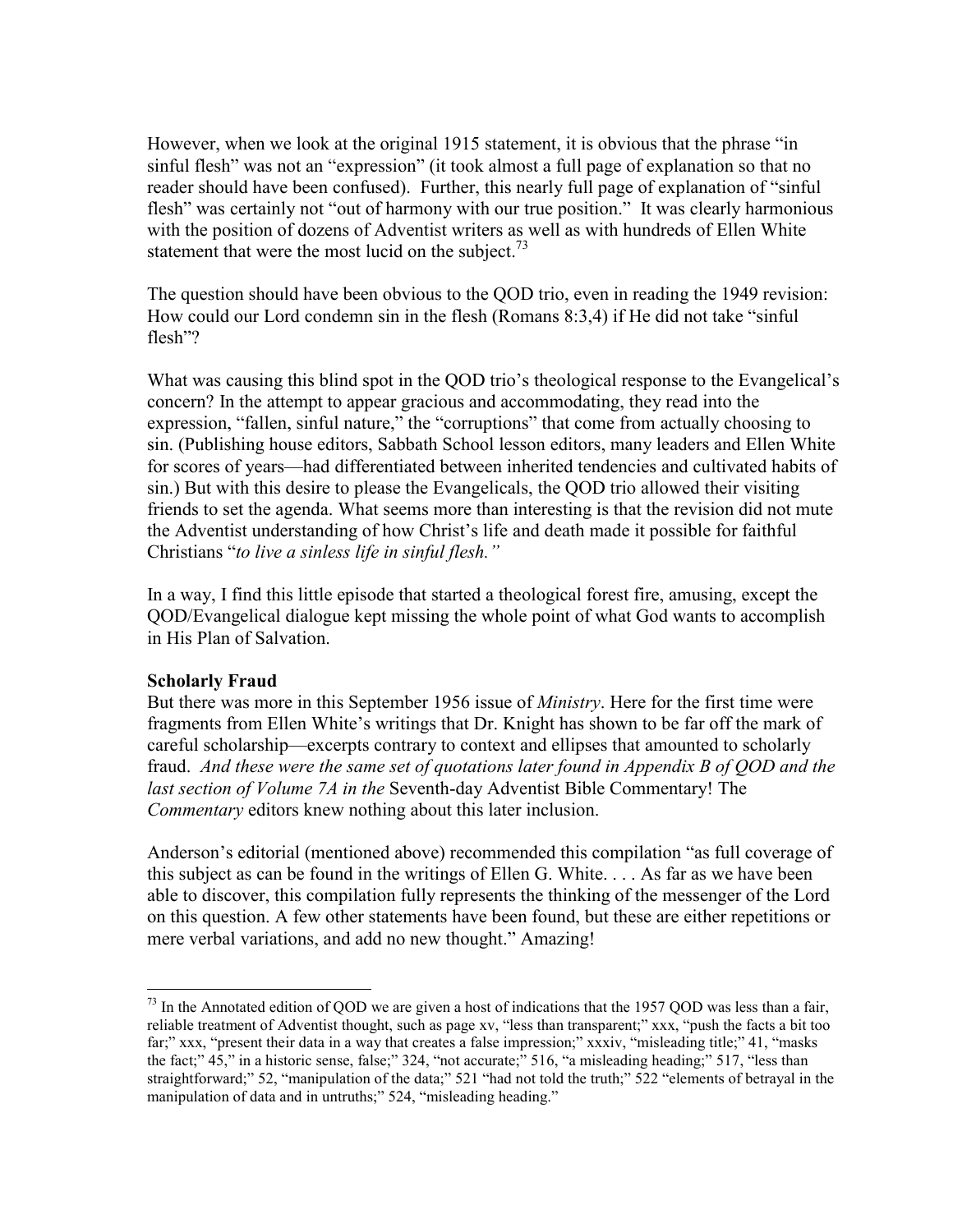However, when we look at the original 1915 statement, it is obvious that the phrase "in sinful flesh" was not an "expression" (it took almost a full page of explanation so that no reader should have been confused). Further, this nearly full page of explanation of "sinful flesh" was certainly not "out of harmony with our true position." It was clearly harmonious with the position of dozens of Adventist writers as well as with hundreds of Ellen White statement that were the most lucid on the subject.[73]

The question should have been obvious to the QOD trio, even in reading the 1949 revision: How could our Lord condemn sin in the flesh (Romans 8:3,4) if He did not take "sinful flesh"?

What was causing this blind spot in the QOD trio's theological response to the Evangelical's concern? In the attempt to appear gracious and accommodating, they read into the expression, "fallen, sinful nature," the "corruptions" that come from actually choosing to sin. (Publishing house editors, Sabbath School lesson editors, many leaders and Ellen White for scores of years—had differentiated between inherited tendencies and cultivated habits of sin.) But with this desire to please the Evangelicals, the QOD trio allowed their visiting friends to set the agenda. What seems more than interesting is that the revision did not mute the Adventist understanding of how Christ's life and death made it possible for faithful Christians "*to live a sinless life in sinful flesh.*"

In a way, I find this little episode that started a theological forest fire, amusing, except the QOD/Evangelical dialogue kept missing the whole point of what God wants to accomplish in His Plan of Salvation.

**Scholarly Fraud**

But there was more in this September 1956 issue of *Ministry*. Here for the first time were fragments from Ellen White's writings that Dr. Knight has shown to be far off the mark of careful scholarship—excerpts contrary to context and ellipses that amounted to scholarly fraud. *And these were the same set of quotations later found in Appendix B of QOD and the last section of Volume 7A in the* Seventh-day Adventist Bible Commentary! The *Commentary* editors knew nothing about this later inclusion.

Anderson's editorial (mentioned above) recommended this compilation "as full coverage of this subject as can be found in the writings of Ellen G. White. . . . As far as we have been able to discover, this compilation fully represents the thinking of the messenger of the Lord on this question. A few other statements have been found, but these are either repetitions or mere verbal variations, and add no new thought." Amazing!

---

[73] In the Annotated edition of QOD we are given a host of indications that the 1957 QOD was less than a fair, reliable treatment of Adventist thought, such as page xv, "less than transparent;" xxx, "push the facts a bit too far;" xxx, "present their data in a way that creates a false impression;" xxxiv, "misleading title;" 41, "masks the fact;" 45," in a historic sense, false;" 324, "not accurate;" 516, "a misleading heading;" 517, "less than straightforward;" 52, "manipulation of the data;" 521 "had not told the truth;" 522 "elements of betrayal in the manipulation of data and in untruths;" 524, "misleading heading."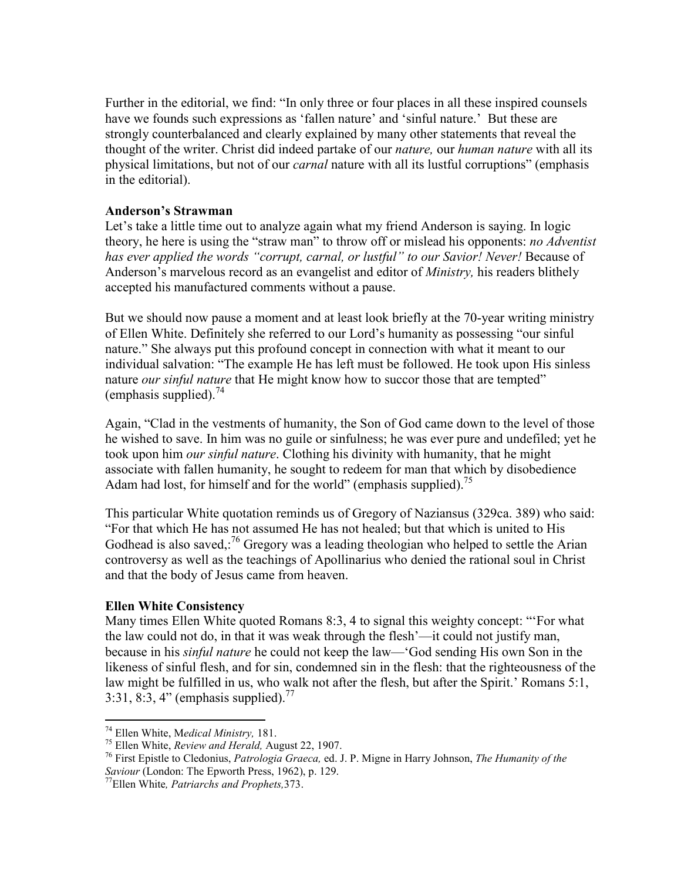Further in the editorial, we find: "In only three or four places in all these inspired counsels have we founds such expressions as 'fallen nature' and 'sinful nature.' But these are strongly counterbalanced and clearly explained by many other statements that reveal the thought of the writer. Christ did indeed partake of our *nature,* our *human nature* with all its physical limitations, but not of our *carnal* nature with all its lustful corruptions" (emphasis in the editorial).

**Anderson's Strawman**

Let's take a little time out to analyze again what my friend Anderson is saying. In logic theory, he here is using the "straw man" to throw off or mislead his opponents: *no Adventist has ever applied the words "corrupt, carnal, or lustful" to our Savior! Never!* Because of Anderson's marvelous record as an evangelist and editor of *Ministry,* his readers blithely accepted his manufactured comments without a pause.

But we should now pause a moment and at least look briefly at the 70-year writing ministry of Ellen White. Definitely she referred to our Lord's humanity as possessing "our sinful nature." She always put this profound concept in connection with what it meant to our individual salvation: "The example He has left must be followed. He took upon His sinless nature *our sinful nature* that He might know how to succor those that are tempted" (emphasis supplied).[74]

Again, "Clad in the vestments of humanity, the Son of God came down to the level of those he wished to save. In him was no guile or sinfulness; he was ever pure and undefiled; yet he took upon him *our sinful nature*. Clothing his divinity with humanity, that he might associate with fallen humanity, he sought to redeem for man that which by disobedience Adam had lost, for himself and for the world" (emphasis supplied).[75]

This particular White quotation reminds us of Gregory of Naziansus (329ca. 389) who said: "For that which He has not assumed He has not healed; but that which is united to His Godhead is also saved,:[76] Gregory was a leading theologian who helped to settle the Arian controversy as well as the teachings of Apollinarius who denied the rational soul in Christ and that the body of Jesus came from heaven.

**Ellen White Consistency**

Many times Ellen White quoted Romans 8:3, 4 to signal this weighty concept: "'For what the law could not do, in that it was weak through the flesh'—it could not justify man, because in his *sinful nature* he could not keep the law—'God sending His own Son in the likeness of sinful flesh, and for sin, condemned sin in the flesh: that the righteousness of the law might be fulfilled in us, who walk not after the flesh, but after the Spirit.' Romans 5:1, 3:31, 8:3, 4" (emphasis supplied).[77]

---

[74] Ellen White, M*edical Ministry,* 181.

[75] Ellen White, *Review and Herald,* August 22, 1907.

[76] First Epistle to Cledonius, *Patrologia Graeca,* ed. J. P. Migne in Harry Johnson, *The Humanity of the Saviour* (London: The Epworth Press, 1962), p. 129.

[77] Ellen White*, Patriarchs and Prophets,*373.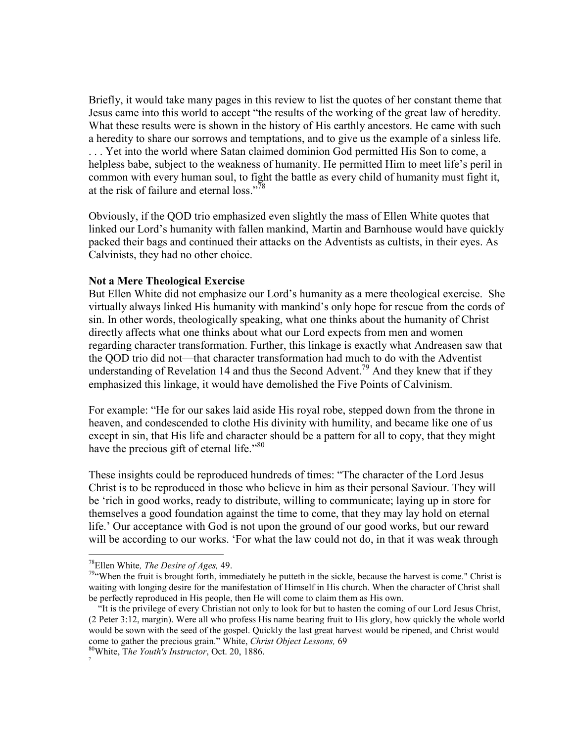Briefly, it would take many pages in this review to list the quotes of her constant theme that Jesus came into this world to accept "the results of the working of the great law of heredity. What these results were is shown in the history of His earthly ancestors. He came with such a heredity to share our sorrows and temptations, and to give us the example of a sinless life. . . . Yet into the world where Satan claimed dominion God permitted His Son to come, a helpless babe, subject to the weakness of humanity. He permitted Him to meet life's peril in common with every human soul, to fight the battle as every child of humanity must fight it, at the risk of failure and eternal loss."[78]

Obviously, if the QOD trio emphasized even slightly the mass of Ellen White quotes that linked our Lord's humanity with fallen mankind, Martin and Barnhouse would have quickly packed their bags and continued their attacks on the Adventists as cultists, in their eyes. As Calvinists, they had no other choice.

**Not a Mere Theological Exercise**

But Ellen White did not emphasize our Lord's humanity as a mere theological exercise. She virtually always linked His humanity with mankind's only hope for rescue from the cords of sin. In other words, theologically speaking, what one thinks about the humanity of Christ directly affects what one thinks about what our Lord expects from men and women regarding character transformation. Further, this linkage is exactly what Andreasen saw that the QOD trio did not—that character transformation had much to do with the Adventist understanding of Revelation 14 and thus the Second Advent.[79] And they knew that if they emphasized this linkage, it would have demolished the Five Points of Calvinism.

For example: "He for our sakes laid aside His royal robe, stepped down from the throne in heaven, and condescended to clothe His divinity with humility, and became like one of us except in sin, that His life and character should be a pattern for all to copy, that they might have the precious gift of eternal life."[80]

These insights could be reproduced hundreds of times: "The character of the Lord Jesus Christ is to be reproduced in those who believe in him as their personal Saviour. They will be 'rich in good works, ready to distribute, willing to communicate; laying up in store for themselves a good foundation against the time to come, that they may lay hold on eternal life.' Our acceptance with God is not upon the ground of our good works, but our reward will be according to our works. 'For what the law could not do, in that it was weak through

---

[78] Ellen White*, The Desire of Ages,* 49.

[79] "When the fruit is brought forth, immediately he putteth in the sickle, because the harvest is come." Christ is waiting with longing desire for the manifestation of Himself in His church. When the character of Christ shall be perfectly reproduced in His people, then He will come to claim them as His own.

"It is the privilege of every Christian not only to look for but to hasten the coming of our Lord Jesus Christ, (2 Peter 3:12, margin). Were all who profess His name bearing fruit to His glory, how quickly the whole world would be sown with the seed of the gospel. Quickly the last great harvest would be ripened, and Christ would come to gather the precious grain." White, *Christ Object Lessons,* 69

[80] White, T*he Youth's Instructor*, Oct. 20, 1886.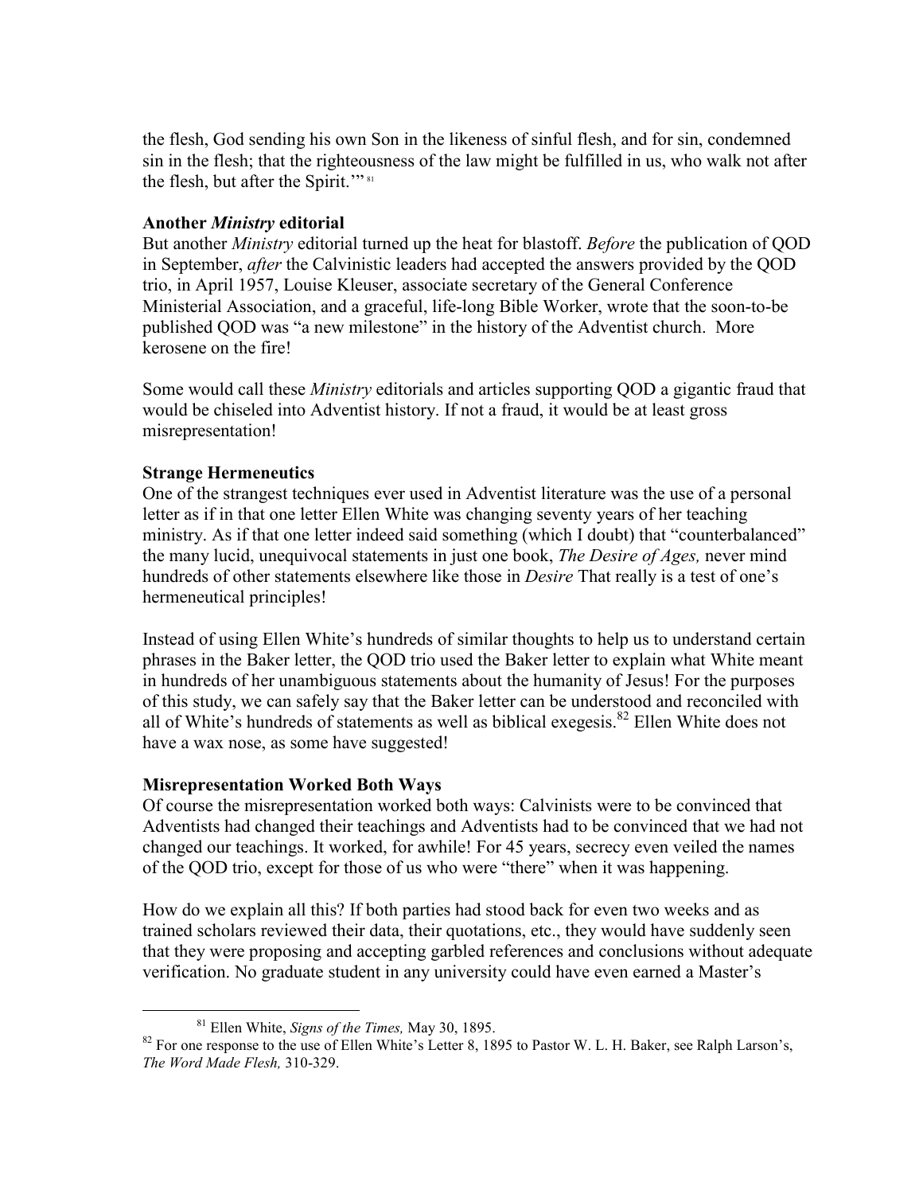the flesh, God sending his own Son in the likeness of sinful flesh, and for sin, condemned sin in the flesh; that the righteousness of the law might be fulfilled in us, who walk not after the flesh, but after the Spirit.'"[81]

**Another *Ministry* editorial**

But another *Ministry* editorial turned up the heat for blastoff. *Before* the publication of QOD in September, *after* the Calvinistic leaders had accepted the answers provided by the QOD trio, in April 1957, Louise Kleuser, associate secretary of the General Conference Ministerial Association, and a graceful, life-long Bible Worker, wrote that the soon-to-be published QOD was "a new milestone" in the history of the Adventist church. More kerosene on the fire!

Some would call these *Ministry* editorials and articles supporting QOD a gigantic fraud that would be chiseled into Adventist history. If not a fraud, it would be at least gross misrepresentation!

**Strange Hermeneutics**

One of the strangest techniques ever used in Adventist literature was the use of a personal letter as if in that one letter Ellen White was changing seventy years of her teaching ministry. As if that one letter indeed said something (which I doubt) that "counterbalanced" the many lucid, unequivocal statements in just one book, *The Desire of Ages,* never mind hundreds of other statements elsewhere like those in *Desire* That really is a test of one's hermeneutical principles!

Instead of using Ellen White's hundreds of similar thoughts to help us to understand certain phrases in the Baker letter, the QOD trio used the Baker letter to explain what White meant in hundreds of her unambiguous statements about the humanity of Jesus! For the purposes of this study, we can safely say that the Baker letter can be understood and reconciled with all of White's hundreds of statements as well as biblical exegesis.[82] Ellen White does not have a wax nose, as some have suggested!

**Misrepresentation Worked Both Ways**

Of course the misrepresentation worked both ways: Calvinists were to be convinced that Adventists had changed their teachings and Adventists had to be convinced that we had not changed our teachings. It worked, for awhile! For 45 years, secrecy even veiled the names of the QOD trio, except for those of us who were "there" when it was happening.

How do we explain all this? If both parties had stood back for even two weeks and as trained scholars reviewed their data, their quotations, etc., they would have suddenly seen that they were proposing and accepting garbled references and conclusions without adequate verification. No graduate student in any university could have even earned a Master's

---

[81] Ellen White, *Signs of the Times,* May 30, 1895.

[82] For one response to the use of Ellen White's Letter 8, 1895 to Pastor W. L. H. Baker, see Ralph Larson's, *The Word Made Flesh,* 310-329.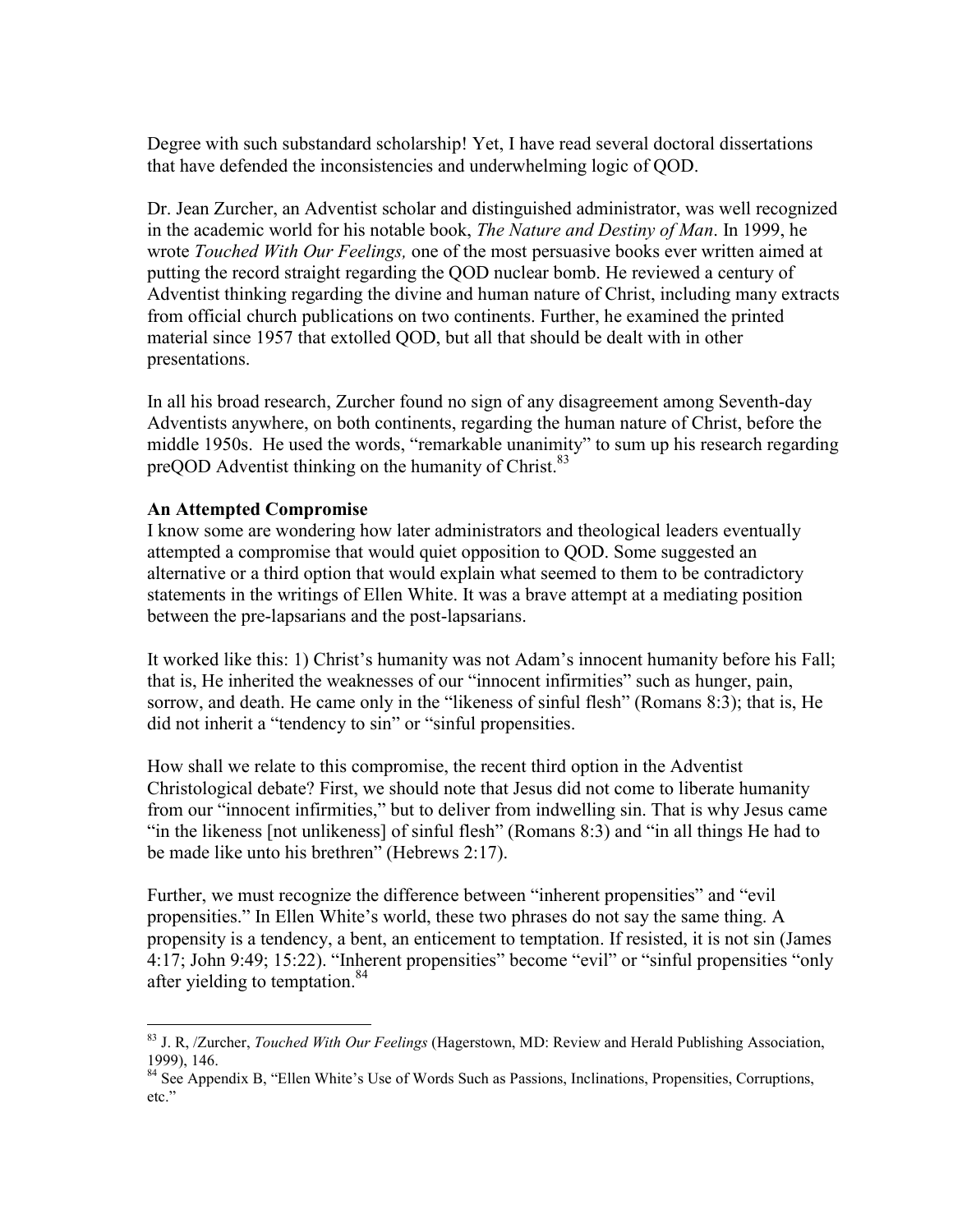Degree with such substandard scholarship! Yet, I have read several doctoral dissertations that have defended the inconsistencies and underwhelming logic of QOD.

Dr. Jean Zurcher, an Adventist scholar and distinguished administrator, was well recognized in the academic world for his notable book, *The Nature and Destiny of Man*. In 1999, he wrote *Touched With Our Feelings,* one of the most persuasive books ever written aimed at putting the record straight regarding the QOD nuclear bomb. He reviewed a century of Adventist thinking regarding the divine and human nature of Christ, including many extracts from official church publications on two continents. Further, he examined the printed material since 1957 that extolled QOD, but all that should be dealt with in other presentations.

In all his broad research, Zurcher found no sign of any disagreement among Seventh-day Adventists anywhere, on both continents, regarding the human nature of Christ, before the middle 1950s. He used the words, "remarkable unanimity" to sum up his research regarding preQOD Adventist thinking on the humanity of Christ.[83]

**An Attempted Compromise**

I know some are wondering how later administrators and theological leaders eventually attempted a compromise that would quiet opposition to QOD. Some suggested an alternative or a third option that would explain what seemed to them to be contradictory statements in the writings of Ellen White. It was a brave attempt at a mediating position between the pre-lapsarians and the post-lapsarians.

It worked like this: 1) Christ's humanity was not Adam's innocent humanity before his Fall; that is, He inherited the weaknesses of our "innocent infirmities" such as hunger, pain, sorrow, and death. He came only in the "likeness of sinful flesh" (Romans 8:3); that is, He did not inherit a "tendency to sin" or "sinful propensities.

How shall we relate to this compromise, the recent third option in the Adventist Christological debate? First, we should note that Jesus did not come to liberate humanity from our "innocent infirmities," but to deliver from indwelling sin. That is why Jesus came "in the likeness [not unlikeness] of sinful flesh" (Romans 8:3) and "in all things He had to be made like unto his brethren" (Hebrews 2:17).

Further, we must recognize the difference between "inherent propensities" and "evil propensities." In Ellen White's world, these two phrases do not say the same thing. A propensity is a tendency, a bent, an enticement to temptation. If resisted, it is not sin (James 4:17; John 9:49; 15:22). "Inherent propensities" become "evil" or "sinful propensities "only after yielding to temptation.[84]

---

[83] J. R, /Zurcher, *Touched With Our Feelings* (Hagerstown, MD: Review and Herald Publishing Association, 1999), 146.

[84] See Appendix B, "Ellen White's Use of Words Such as Passions, Inclinations, Propensities, Corruptions, etc."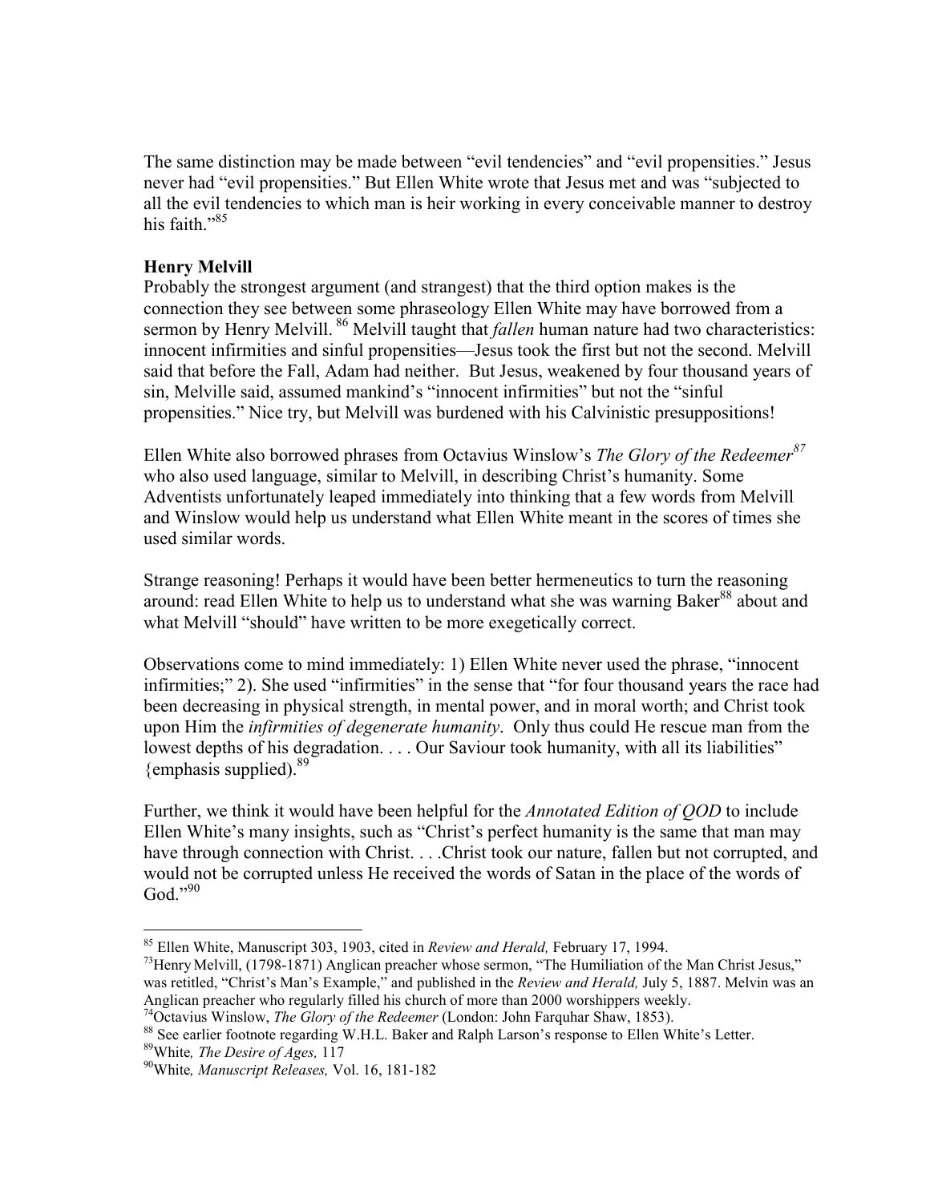The same distinction may be made between "evil tendencies" and "evil propensities." Jesus never had "evil propensities." But Ellen White wrote that Jesus met and was "subjected to all the evil tendencies to which man is heir working in every conceivable manner to destroy his faith."[85]

**Henry Melvill**

Probably the strongest argument (and strangest) that the third option makes is the connection they see between some phraseology Ellen White may have borrowed from a sermon by Henry Melvill. [86] Melvill taught that *fallen* human nature had two characteristics: innocent infirmities and sinful propensities—Jesus took the first but not the second. Melvill said that before the Fall, Adam had neither. But Jesus, weakened by four thousand years of sin, Melville said, assumed mankind's "innocent infirmities" but not the "sinful propensities." Nice try, but Melvill was burdened with his Calvinistic presuppositions!

Ellen White also borrowed phrases from Octavius Winslow's *The Glory of the Redeemer*[87] who also used language, similar to Melvill, in describing Christ's humanity. Some Adventists unfortunately leaped immediately into thinking that a few words from Melvill and Winslow would help us understand what Ellen White meant in the scores of times she used similar words.

Strange reasoning! Perhaps it would have been better hermeneutics to turn the reasoning around: read Ellen White to help us to understand what she was warning Baker[88] about and what Melvill "should" have written to be more exegetically correct.

Observations come to mind immediately: 1) Ellen White never used the phrase, "innocent infirmities;" 2). She used "infirmities" in the sense that "for four thousand years the race had been decreasing in physical strength, in mental power, and in moral worth; and Christ took upon Him the *infirmities of degenerate humanity*. Only thus could He rescue man from the lowest depths of his degradation. . . . Our Saviour took humanity, with all its liabilities" {emphasis supplied).[89]

Further, we think it would have been helpful for the *Annotated Edition of QOD* to include Ellen White's many insights, such as "Christ's perfect humanity is the same that man may have through connection with Christ. . . .Christ took our nature, fallen but not corrupted, and would not be corrupted unless He received the words of Satan in the place of the words of God."[90]

---

[85] Ellen White, Manuscript 303, 1903, cited in *Review and Herald,* February 17, 1994.

[73] Henry Melvill, (1798-1871) Anglican preacher whose sermon, "The Humiliation of the Man Christ Jesus," was retitled, "Christ's Man's Example," and published in the *Review and Herald,* July 5, 1887. Melvin was an Anglican preacher who regularly filled his church of more than 2000 worshippers weekly.

[74] Octavius Winslow, *The Glory of the Redeemer* (London: John Farquhar Shaw, 1853).

[88] See earlier footnote regarding W.H.L. Baker and Ralph Larson's response to Ellen White's Letter.

[89] White*, The Desire of Ages,* 117

[90] White*, Manuscript Releases,* Vol. 16, 181-182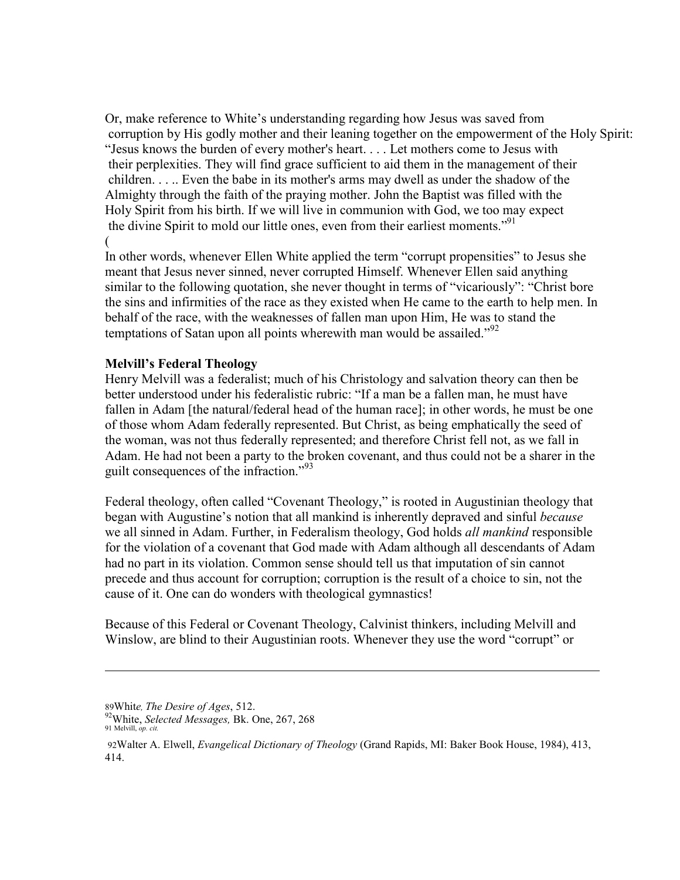Or, make reference to White's understanding regarding how Jesus was saved from corruption by His godly mother and their leaning together on the empowerment of the Holy Spirit: "Jesus knows the burden of every mother's heart. . . . Let mothers come to Jesus with their perplexities. They will find grace sufficient to aid them in the management of their children. . . .. Even the babe in its mother's arms may dwell as under the shadow of the Almighty through the faith of the praying mother. John the Baptist was filled with the Holy Spirit from his birth. If we will live in communion with God, we too may expect the divine Spirit to mold our little ones, even from their earliest moments."[91]

(

In other words, whenever Ellen White applied the term "corrupt propensities" to Jesus she meant that Jesus never sinned, never corrupted Himself. Whenever Ellen said anything similar to the following quotation, she never thought in terms of "vicariously": "Christ bore the sins and infirmities of the race as they existed when He came to the earth to help men. In behalf of the race, with the weaknesses of fallen man upon Him, He was to stand the temptations of Satan upon all points wherewith man would be assailed."[92]

**Melvill's Federal Theology**

Henry Melvill was a federalist; much of his Christology and salvation theory can then be better understood under his federalistic rubric: "If a man be a fallen man, he must have fallen in Adam [the natural/federal head of the human race]; in other words, he must be one of those whom Adam federally represented. But Christ, as being emphatically the seed of the woman, was not thus federally represented; and therefore Christ fell not, as we fall in Adam. He had not been a party to the broken covenant, and thus could not be a sharer in the guilt consequences of the infraction."[93]

Federal theology, often called "Covenant Theology," is rooted in Augustinian theology that began with Augustine's notion that all mankind is inherently depraved and sinful *because* we all sinned in Adam. Further, in Federalism theology, God holds *all mankind* responsible for the violation of a covenant that God made with Adam although all descendants of Adam had no part in its violation. Common sense should tell us that imputation of sin cannot precede and thus account for corruption; corruption is the result of a choice to sin, not the cause of it. One can do wonders with theological gymnastics!

Because of this Federal or Covenant Theology, Calvinist thinkers, including Melvill and Winslow, are blind to their Augustinian roots. Whenever they use the word "corrupt" or

---

89White*, The Desire of Ages*, 512.

92White, *Selected Messages,* Bk. One, 267, 268

91 Melvill, *op. cit.*

92Walter A. Elwell, *Evangelical Dictionary of Theology* (Grand Rapids, MI: Baker Book House, 1984), 413, 414.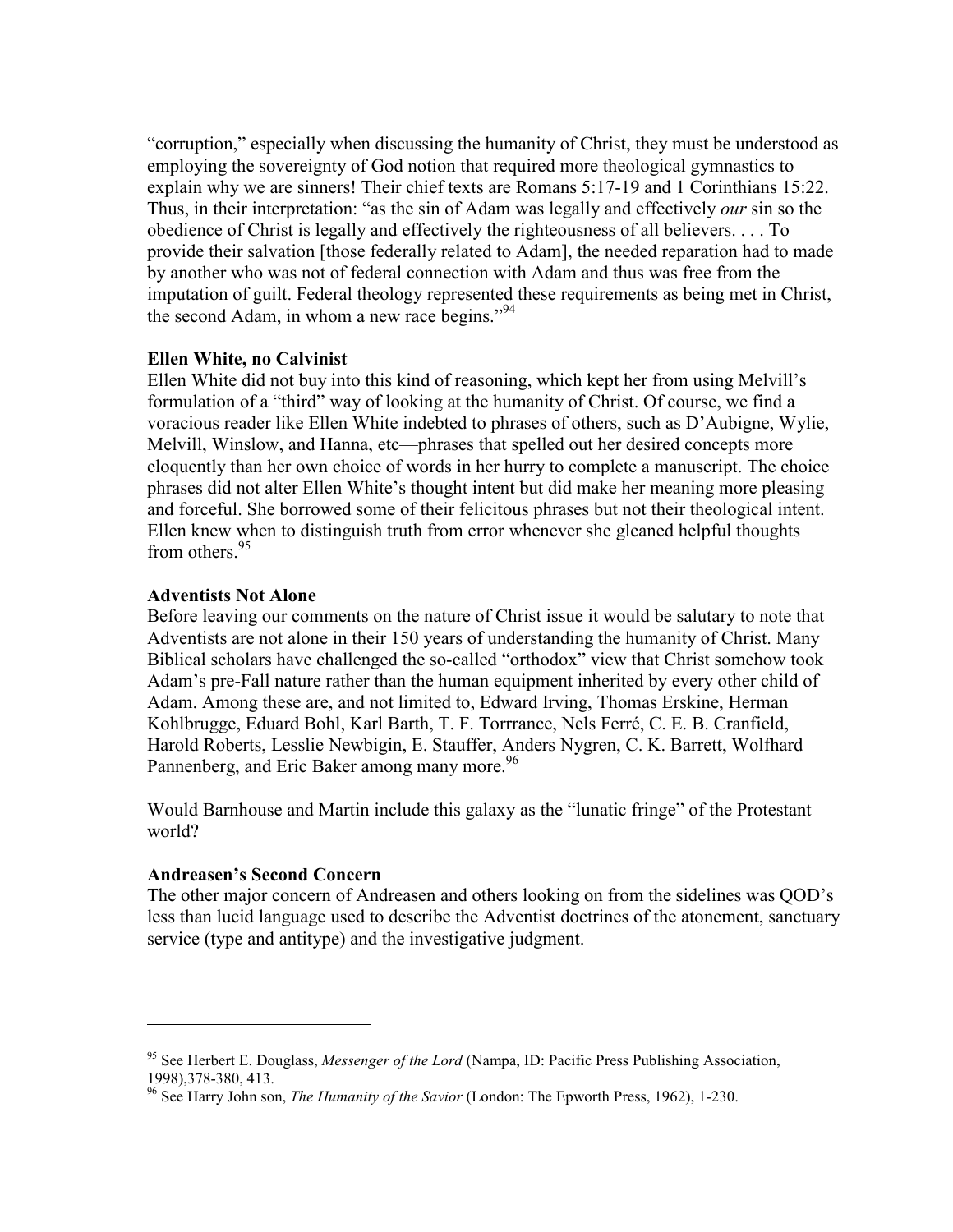“corruption,” especially when discussing the humanity of Christ, they must be understood as employing the sovereignty of God notion that required more theological gymnastics to explain why we are sinners! Their chief texts are Romans 5:17-19 and 1 Corinthians 15:22. Thus, in their interpretation: “as the sin of Adam was legally and effectively *our* sin so the obedience of Christ is legally and effectively the righteousness of all believers. . . . To provide their salvation [those federally related to Adam], the needed reparation had to made by another who was not of federal connection with Adam and thus was free from the imputation of guilt. Federal theology represented these requirements as being met in Christ, the second Adam, in whom a new race begins.”[94]

**Ellen White, no Calvinist**

Ellen White did not buy into this kind of reasoning, which kept her from using Melvill’s formulation of a “third” way of looking at the humanity of Christ. Of course, we find a voracious reader like Ellen White indebted to phrases of others, such as D’Aubigne, Wylie, Melvill, Winslow, and Hanna, etc—phrases that spelled out her desired concepts more eloquently than her own choice of words in her hurry to complete a manuscript. The choice phrases did not alter Ellen White’s thought intent but did make her meaning more pleasing and forceful. She borrowed some of their felicitous phrases but not their theological intent. Ellen knew when to distinguish truth from error whenever she gleaned helpful thoughts from others.[95]

**Adventists Not Alone**

Before leaving our comments on the nature of Christ issue it would be salutary to note that Adventists are not alone in their 150 years of understanding the humanity of Christ. Many Biblical scholars have challenged the so-called “orthodox” view that Christ somehow took Adam’s pre-Fall nature rather than the human equipment inherited by every other child of Adam. Among these are, and not limited to, Edward Irving, Thomas Erskine, Herman Kohlbrugge, Eduard Bohl, Karl Barth, T. F. Torrrance, Nels Ferré, C. E. B. Cranfield, Harold Roberts, Lesslie Newbigin, E. Stauffer, Anders Nygren, C. K. Barrett, Wolfhard Pannenberg, and Eric Baker among many more.[96]

Would Barnhouse and Martin include this galaxy as the “lunatic fringe” of the Protestant world?

**Andreasen’s Second Concern**

The other major concern of Andreasen and others looking on from the sidelines was QOD’s less than lucid language used to describe the Adventist doctrines of the atonement, sanctuary service (type and antitype) and the investigative judgment.

---

[95] See Herbert E. Douglass, *Messenger of the Lord* (Nampa, ID: Pacific Press Publishing Association, 1998),378-380, 413.

[96] See Harry John son, *The Humanity of the Savior* (London: The Epworth Press, 1962), 1-230.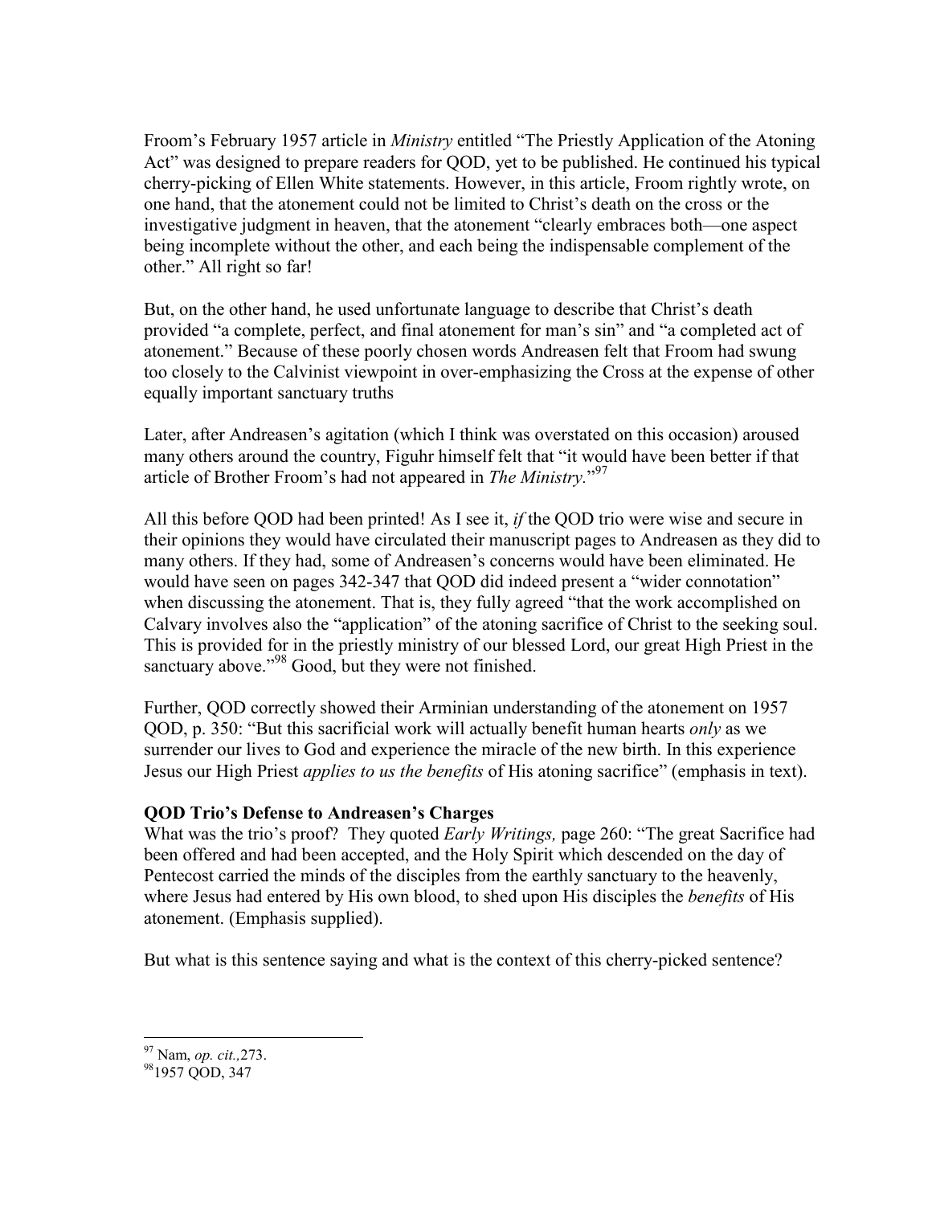Froom's February 1957 article in *Ministry* entitled "The Priestly Application of the Atoning Act" was designed to prepare readers for QOD, yet to be published. He continued his typical cherry-picking of Ellen White statements. However, in this article, Froom rightly wrote, on one hand, that the atonement could not be limited to Christ's death on the cross or the investigative judgment in heaven, that the atonement "clearly embraces both—one aspect being incomplete without the other, and each being the indispensable complement of the other." All right so far!

But, on the other hand, he used unfortunate language to describe that Christ's death provided "a complete, perfect, and final atonement for man's sin" and "a completed act of atonement." Because of these poorly chosen words Andreasen felt that Froom had swung too closely to the Calvinist viewpoint in over-emphasizing the Cross at the expense of other equally important sanctuary truths

Later, after Andreasen's agitation (which I think was overstated on this occasion) aroused many others around the country, Figuhr himself felt that "it would have been better if that article of Brother Froom's had not appeared in *The Ministry*."[97]

All this before QOD had been printed! As I see it, *if* the QOD trio were wise and secure in their opinions they would have circulated their manuscript pages to Andreasen as they did to many others. If they had, some of Andreasen's concerns would have been eliminated. He would have seen on pages 342-347 that QOD did indeed present a "wider connotation" when discussing the atonement. That is, they fully agreed "that the work accomplished on Calvary involves also the "application" of the atoning sacrifice of Christ to the seeking soul. This is provided for in the priestly ministry of our blessed Lord, our great High Priest in the sanctuary above."[98] Good, but they were not finished.

Further, QOD correctly showed their Arminian understanding of the atonement on 1957 QOD, p. 350: "But this sacrificial work will actually benefit human hearts *only* as we surrender our lives to God and experience the miracle of the new birth. In this experience Jesus our High Priest *applies to us the benefits* of His atoning sacrifice" (emphasis in text).

**QOD Trio's Defense to Andreasen's Charges**

What was the trio's proof? They quoted *Early Writings,* page 260: "The great Sacrifice had been offered and had been accepted, and the Holy Spirit which descended on the day of Pentecost carried the minds of the disciples from the earthly sanctuary to the heavenly, where Jesus had entered by His own blood, to shed upon His disciples the *benefits* of His atonement. (Emphasis supplied).

But what is this sentence saying and what is the context of this cherry-picked sentence?

---

[97] Nam, *op. cit.,*273.

[98] 1957 QOD, 347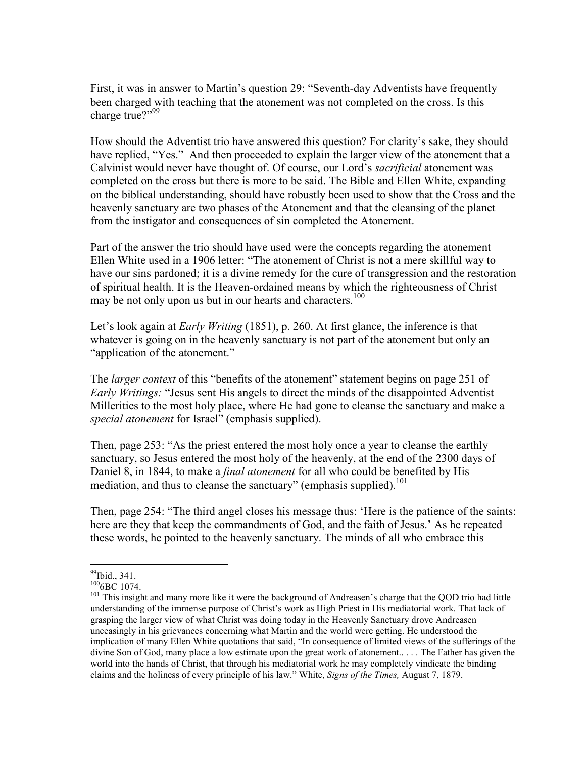First, it was in answer to Martin's question 29: "Seventh-day Adventists have frequently been charged with teaching that the atonement was not completed on the cross. Is this charge true?"[99]

How should the Adventist trio have answered this question? For clarity's sake, they should have replied, "Yes." And then proceeded to explain the larger view of the atonement that a Calvinist would never have thought of. Of course, our Lord's *sacrificial* atonement was completed on the cross but there is more to be said. The Bible and Ellen White, expanding on the biblical understanding, should have robustly been used to show that the Cross and the heavenly sanctuary are two phases of the Atonement and that the cleansing of the planet from the instigator and consequences of sin completed the Atonement.

Part of the answer the trio should have used were the concepts regarding the atonement Ellen White used in a 1906 letter: "The atonement of Christ is not a mere skillful way to have our sins pardoned; it is a divine remedy for the cure of transgression and the restoration of spiritual health. It is the Heaven-ordained means by which the righteousness of Christ may be not only upon us but in our hearts and characters.[100]

Let's look again at *Early Writing* (1851), p. 260. At first glance, the inference is that whatever is going on in the heavenly sanctuary is not part of the atonement but only an "application of the atonement."

The *larger context* of this "benefits of the atonement" statement begins on page 251 of *Early Writings:* "Jesus sent His angels to direct the minds of the disappointed Adventist Millerities to the most holy place, where He had gone to cleanse the sanctuary and make a *special atonement* for Israel" (emphasis supplied).

Then, page 253: "As the priest entered the most holy once a year to cleanse the earthly sanctuary, so Jesus entered the most holy of the heavenly, at the end of the 2300 days of Daniel 8, in 1844, to make a *final atonement* for all who could be benefited by His mediation, and thus to cleanse the sanctuary" (emphasis supplied).[101]

Then, page 254: "The third angel closes his message thus: 'Here is the patience of the saints: here are they that keep the commandments of God, and the faith of Jesus.' As he repeated these words, he pointed to the heavenly sanctuary. The minds of all who embrace this

---

[99] Ibid., 341.

[100] 6BC 1074.

[101] This insight and many more like it were the background of Andreasen's charge that the QOD trio had little understanding of the immense purpose of Christ's work as High Priest in His mediatorial work. That lack of grasping the larger view of what Christ was doing today in the Heavenly Sanctuary drove Andreasen unceasingly in his grievances concerning what Martin and the world were getting. He understood the implication of many Ellen White quotations that said, "In consequence of limited views of the sufferings of the divine Son of God, many place a low estimate upon the great work of atonement.. . . . The Father has given the world into the hands of Christ, that through his mediatorial work he may completely vindicate the binding claims and the holiness of every principle of his law." White, *Signs of the Times,* August 7, 1879.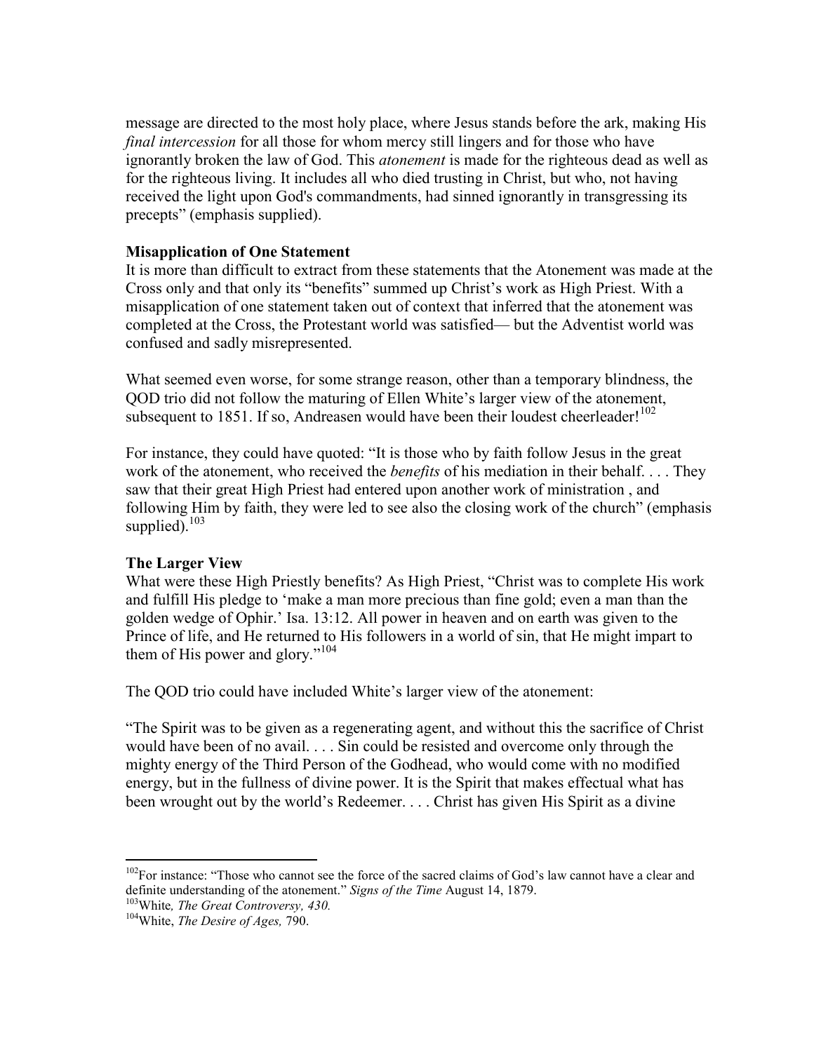message are directed to the most holy place, where Jesus stands before the ark, making His *final intercession* for all those for whom mercy still lingers and for those who have ignorantly broken the law of God. This *atonement* is made for the righteous dead as well as for the righteous living. It includes all who died trusting in Christ, but who, not having received the light upon God's commandments, had sinned ignorantly in transgressing its precepts" (emphasis supplied).

**Misapplication of One Statement**

It is more than difficult to extract from these statements that the Atonement was made at the Cross only and that only its "benefits" summed up Christ's work as High Priest. With a misapplication of one statement taken out of context that inferred that the atonement was completed at the Cross, the Protestant world was satisfied— but the Adventist world was confused and sadly misrepresented.

What seemed even worse, for some strange reason, other than a temporary blindness, the QOD trio did not follow the maturing of Ellen White's larger view of the atonement, subsequent to 1851. If so, Andreasen would have been their loudest cheerleader![102]

For instance, they could have quoted: "It is those who by faith follow Jesus in the great work of the atonement, who received the *benefits* of his mediation in their behalf. . . . They saw that their great High Priest had entered upon another work of ministration , and following Him by faith, they were led to see also the closing work of the church" (emphasis supplied).[103]

**The Larger View**

What were these High Priestly benefits? As High Priest, "Christ was to complete His work and fulfill His pledge to 'make a man more precious than fine gold; even a man than the golden wedge of Ophir.' Isa. 13:12. All power in heaven and on earth was given to the Prince of life, and He returned to His followers in a world of sin, that He might impart to them of His power and glory."[104]

The QOD trio could have included White's larger view of the atonement:

"The Spirit was to be given as a regenerating agent, and without this the sacrifice of Christ would have been of no avail. . . . Sin could be resisted and overcome only through the mighty energy of the Third Person of the Godhead, who would come with no modified energy, but in the fullness of divine power. It is the Spirit that makes effectual what has been wrought out by the world's Redeemer. . . . Christ has given His Spirit as a divine

---

[102] For instance: "Those who cannot see the force of the sacred claims of God's law cannot have a clear and definite understanding of the atonement." *Signs of the Time* August 14, 1879.

[103] White*, The Great Controversy, 430.*

[104] White, *The Desire of Ages,* 790.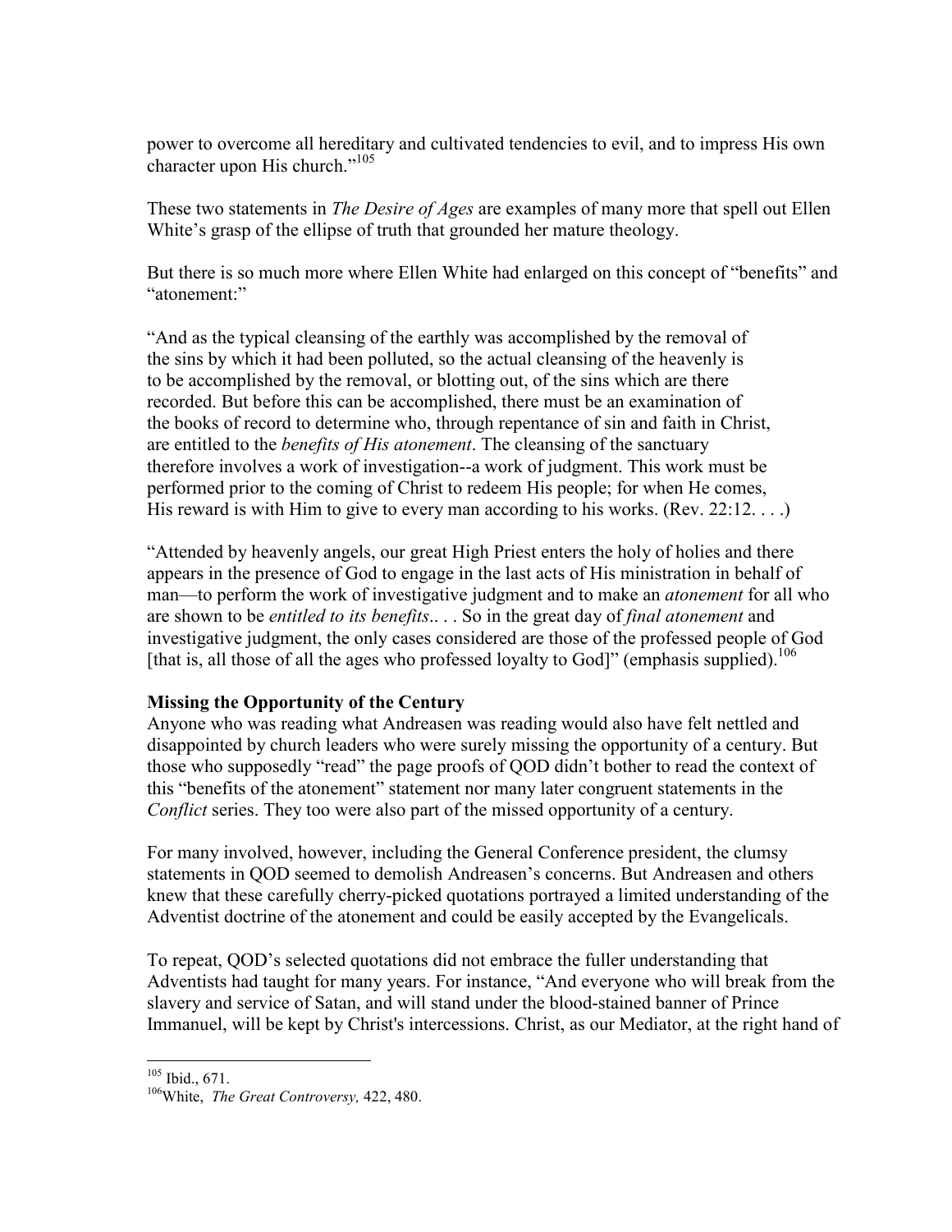power to overcome all hereditary and cultivated tendencies to evil, and to impress His own character upon His church."[105]

These two statements in *The Desire of Ages* are examples of many more that spell out Ellen White's grasp of the ellipse of truth that grounded her mature theology.

But there is so much more where Ellen White had enlarged on this concept of "benefits" and "atonement:"

"And as the typical cleansing of the earthly was accomplished by the removal of the sins by which it had been polluted, so the actual cleansing of the heavenly is to be accomplished by the removal, or blotting out, of the sins which are there recorded. But before this can be accomplished, there must be an examination of the books of record to determine who, through repentance of sin and faith in Christ, are entitled to the *benefits of His atonement*. The cleansing of the sanctuary therefore involves a work of investigation--a work of judgment. This work must be performed prior to the coming of Christ to redeem His people; for when He comes, His reward is with Him to give to every man according to his works. (Rev. 22:12. . . .)

"Attended by heavenly angels, our great High Priest enters the holy of holies and there appears in the presence of God to engage in the last acts of His ministration in behalf of man—to perform the work of investigative judgment and to make an *atonement* for all who are shown to be *entitled to its benefits*.. . . So in the great day of *final atonement* and investigative judgment, the only cases considered are those of the professed people of God [that is, all those of all the ages who professed loyalty to God]" (emphasis supplied).[106]

**Missing the Opportunity of the Century**

Anyone who was reading what Andreasen was reading would also have felt nettled and disappointed by church leaders who were surely missing the opportunity of a century. But those who supposedly "read" the page proofs of QOD didn't bother to read the context of this "benefits of the atonement" statement nor many later congruent statements in the *Conflict* series. They too were also part of the missed opportunity of a century.

For many involved, however, including the General Conference president, the clumsy statements in QOD seemed to demolish Andreasen's concerns. But Andreasen and others knew that these carefully cherry-picked quotations portrayed a limited understanding of the Adventist doctrine of the atonement and could be easily accepted by the Evangelicals.

To repeat, QOD's selected quotations did not embrace the fuller understanding that Adventists had taught for many years. For instance, "And everyone who will break from the slavery and service of Satan, and will stand under the blood-stained banner of Prince Immanuel, will be kept by Christ's intercessions. Christ, as our Mediator, at the right hand of

---

[105] Ibid., 671.

[106] White, *The Great Controversy,* 422, 480.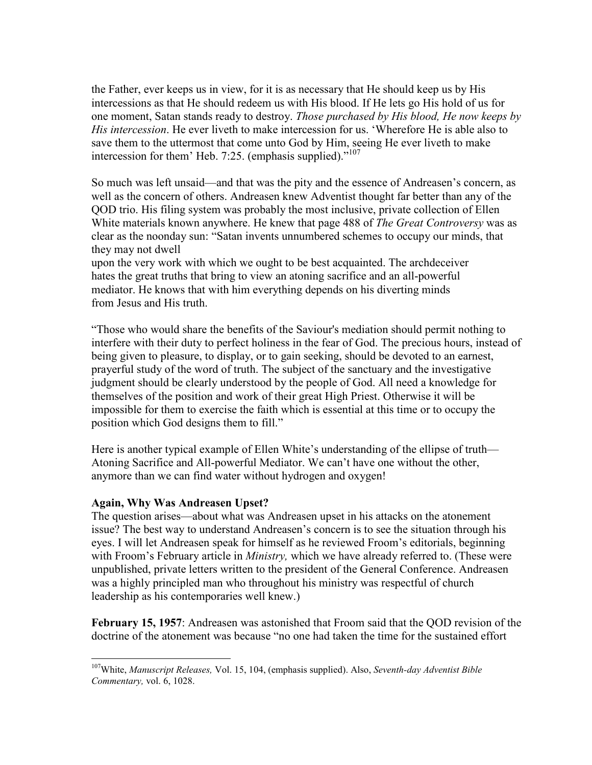the Father, ever keeps us in view, for it is as necessary that He should keep us by His intercessions as that He should redeem us with His blood. If He lets go His hold of us for one moment, Satan stands ready to destroy. *Those purchased by His blood, He now keeps by His intercession*. He ever liveth to make intercession for us. 'Wherefore He is able also to save them to the uttermost that come unto God by Him, seeing He ever liveth to make intercession for them' Heb. 7:25. (emphasis supplied)."[107]

So much was left unsaid—and that was the pity and the essence of Andreasen's concern, as well as the concern of others. Andreasen knew Adventist thought far better than any of the QOD trio. His filing system was probably the most inclusive, private collection of Ellen White materials known anywhere. He knew that page 488 of *The Great Controversy* was as clear as the noonday sun: "Satan invents unnumbered schemes to occupy our minds, that they may not dwell upon the very work with which we ought to be best acquainted. The archdeceiver hates the great truths that bring to view an atoning sacrifice and an all-powerful mediator. He knows that with him everything depends on his diverting minds from Jesus and His truth.

"Those who would share the benefits of the Saviour's mediation should permit nothing to interfere with their duty to perfect holiness in the fear of God. The precious hours, instead of being given to pleasure, to display, or to gain seeking, should be devoted to an earnest, prayerful study of the word of truth. The subject of the sanctuary and the investigative judgment should be clearly understood by the people of God. All need a knowledge for themselves of the position and work of their great High Priest. Otherwise it will be impossible for them to exercise the faith which is essential at this time or to occupy the position which God designs them to fill."

Here is another typical example of Ellen White's understanding of the ellipse of truth—Atoning Sacrifice and All-powerful Mediator. We can't have one without the other, anymore than we can find water without hydrogen and oxygen!

**Again, Why Was Andreasen Upset?**

The question arises—about what was Andreasen upset in his attacks on the atonement issue? The best way to understand Andreasen's concern is to see the situation through his eyes. I will let Andreasen speak for himself as he reviewed Froom's editorials, beginning with Froom's February article in *Ministry,* which we have already referred to. (These were unpublished, private letters written to the president of the General Conference. Andreasen was a highly principled man who throughout his ministry was respectful of church leadership as his contemporaries well knew.)

**February 15, 1957**: Andreasen was astonished that Froom said that the QOD revision of the doctrine of the atonement was because "no one had taken the time for the sustained effort

---

[107] White, *Manuscript Releases,* Vol. 15, 104, (emphasis supplied). Also, *Seventh-day Adventist Bible Commentary,* vol. 6, 1028.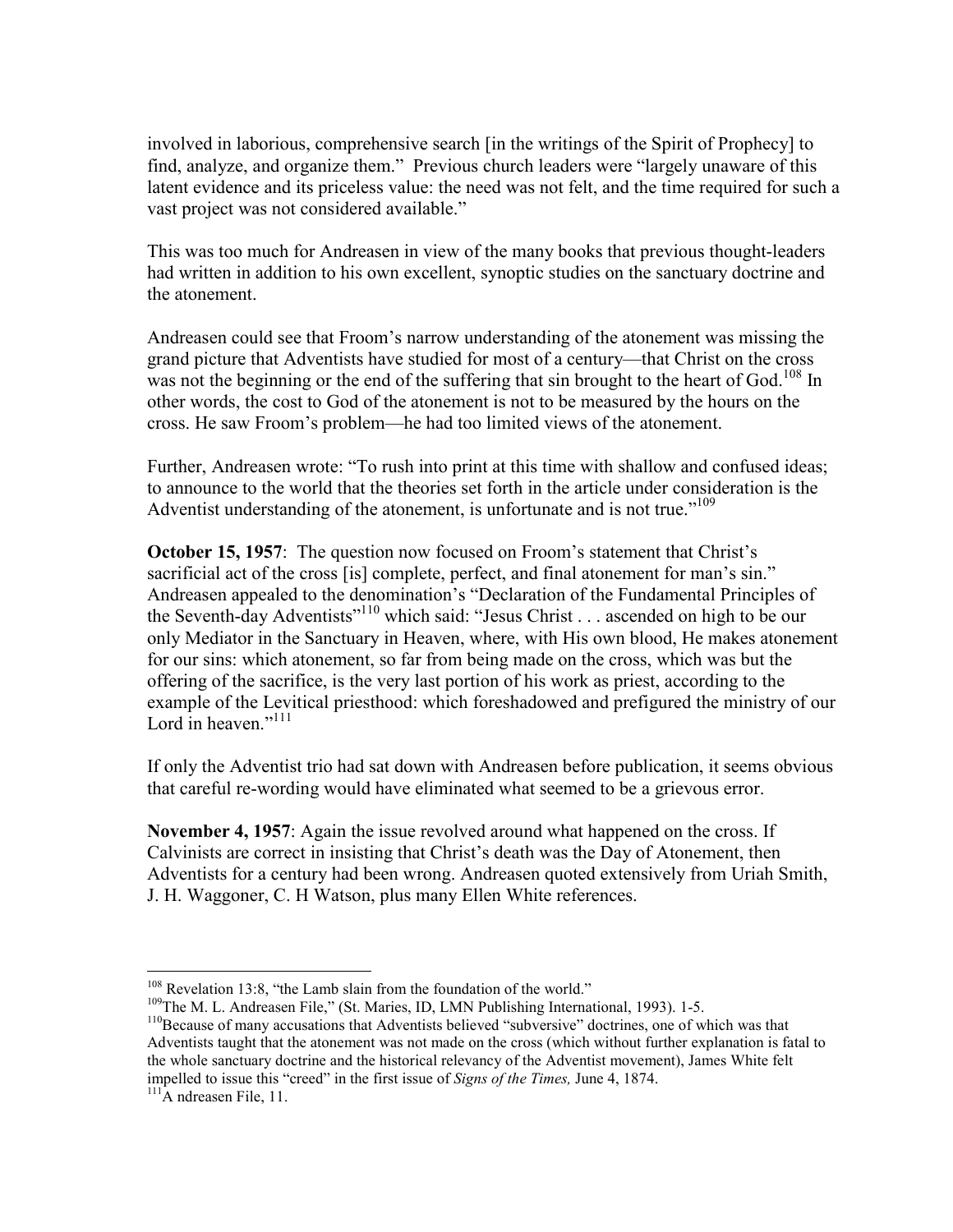involved in laborious, comprehensive search [in the writings of the Spirit of Prophecy] to find, analyze, and organize them." Previous church leaders were "largely unaware of this latent evidence and its priceless value: the need was not felt, and the time required for such a vast project was not considered available."

This was too much for Andreasen in view of the many books that previous thought-leaders had written in addition to his own excellent, synoptic studies on the sanctuary doctrine and the atonement.

Andreasen could see that Froom's narrow understanding of the atonement was missing the grand picture that Adventists have studied for most of a century—that Christ on the cross was not the beginning or the end of the suffering that sin brought to the heart of God.[108] In other words, the cost to God of the atonement is not to be measured by the hours on the cross. He saw Froom's problem—he had too limited views of the atonement.

Further, Andreasen wrote: "To rush into print at this time with shallow and confused ideas; to announce to the world that the theories set forth in the article under consideration is the Adventist understanding of the atonement, is unfortunate and is not true."[109]

**October 15, 1957**: The question now focused on Froom's statement that Christ's sacrificial act of the cross [is] complete, perfect, and final atonement for man's sin." Andreasen appealed to the denomination's "Declaration of the Fundamental Principles of the Seventh-day Adventists"[110] which said: "Jesus Christ . . . ascended on high to be our only Mediator in the Sanctuary in Heaven, where, with His own blood, He makes atonement for our sins: which atonement, so far from being made on the cross, which was but the offering of the sacrifice, is the very last portion of his work as priest, according to the example of the Levitical priesthood: which foreshadowed and prefigured the ministry of our Lord in heaven."[111]

If only the Adventist trio had sat down with Andreasen before publication, it seems obvious that careful re-wording would have eliminated what seemed to be a grievous error.

**November 4, 1957**: Again the issue revolved around what happened on the cross. If Calvinists are correct in insisting that Christ's death was the Day of Atonement, then Adventists for a century had been wrong. Andreasen quoted extensively from Uriah Smith, J. H. Waggoner, C. H Watson, plus many Ellen White references.

---

[108] Revelation 13:8, "the Lamb slain from the foundation of the world."

[109] The M. L. Andreasen File," (St. Maries, ID, LMN Publishing International, 1993). 1-5.

[110] Because of many accusations that Adventists believed "subversive" doctrines, one of which was that Adventists taught that the atonement was not made on the cross (which without further explanation is fatal to the whole sanctuary doctrine and the historical relevancy of the Adventist movement), James White felt impelled to issue this "creed" in the first issue of *Signs of the Times,* June 4, 1874.

[111] A ndreasen File, 11.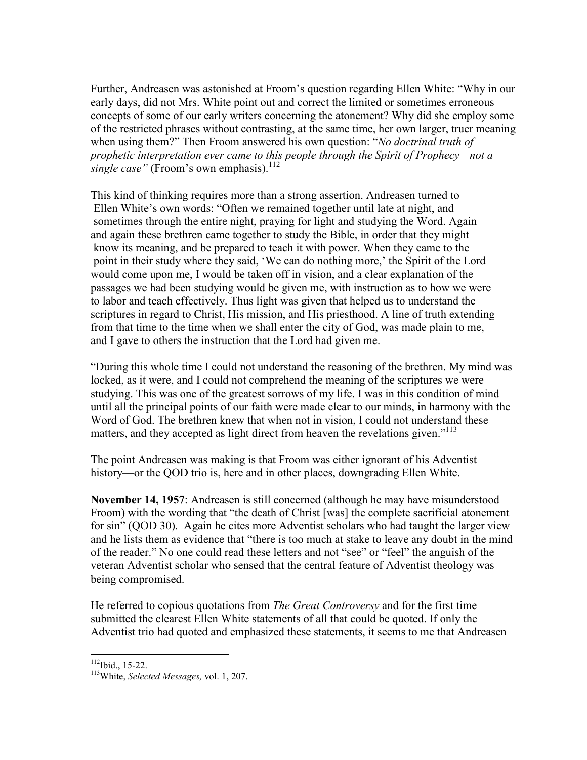Further, Andreasen was astonished at Froom's question regarding Ellen White: "Why in our early days, did not Mrs. White point out and correct the limited or sometimes erroneous concepts of some of our early writers concerning the atonement? Why did she employ some of the restricted phrases without contrasting, at the same time, her own larger, truer meaning when using them?" Then Froom answered his own question: "*No doctrinal truth of prophetic interpretation ever came to this people through the Spirit of Prophecy—not a single case"* (Froom's own emphasis).[112]

This kind of thinking requires more than a strong assertion. Andreasen turned to Ellen White's own words: "Often we remained together until late at night, and sometimes through the entire night, praying for light and studying the Word. Again and again these brethren came together to study the Bible, in order that they might know its meaning, and be prepared to teach it with power. When they came to the point in their study where they said, 'We can do nothing more,' the Spirit of the Lord would come upon me, I would be taken off in vision, and a clear explanation of the passages we had been studying would be given me, with instruction as to how we were to labor and teach effectively. Thus light was given that helped us to understand the scriptures in regard to Christ, His mission, and His priesthood. A line of truth extending from that time to the time when we shall enter the city of God, was made plain to me, and I gave to others the instruction that the Lord had given me.

"During this whole time I could not understand the reasoning of the brethren. My mind was locked, as it were, and I could not comprehend the meaning of the scriptures we were studying. This was one of the greatest sorrows of my life. I was in this condition of mind until all the principal points of our faith were made clear to our minds, in harmony with the Word of God. The brethren knew that when not in vision, I could not understand these matters, and they accepted as light direct from heaven the revelations given."[113]

The point Andreasen was making is that Froom was either ignorant of his Adventist history—or the QOD trio is, here and in other places, downgrading Ellen White.

**November 14, 1957**: Andreasen is still concerned (although he may have misunderstood Froom) with the wording that "the death of Christ [was] the complete sacrificial atonement for sin" (QOD 30). Again he cites more Adventist scholars who had taught the larger view and he lists them as evidence that "there is too much at stake to leave any doubt in the mind of the reader." No one could read these letters and not "see" or "feel" the anguish of the veteran Adventist scholar who sensed that the central feature of Adventist theology was being compromised.

He referred to copious quotations from *The Great Controversy* and for the first time submitted the clearest Ellen White statements of all that could be quoted. If only the Adventist trio had quoted and emphasized these statements, it seems to me that Andreasen

---

[112] Ibid., 15-22.

[113] White, *Selected Messages,* vol. 1, 207.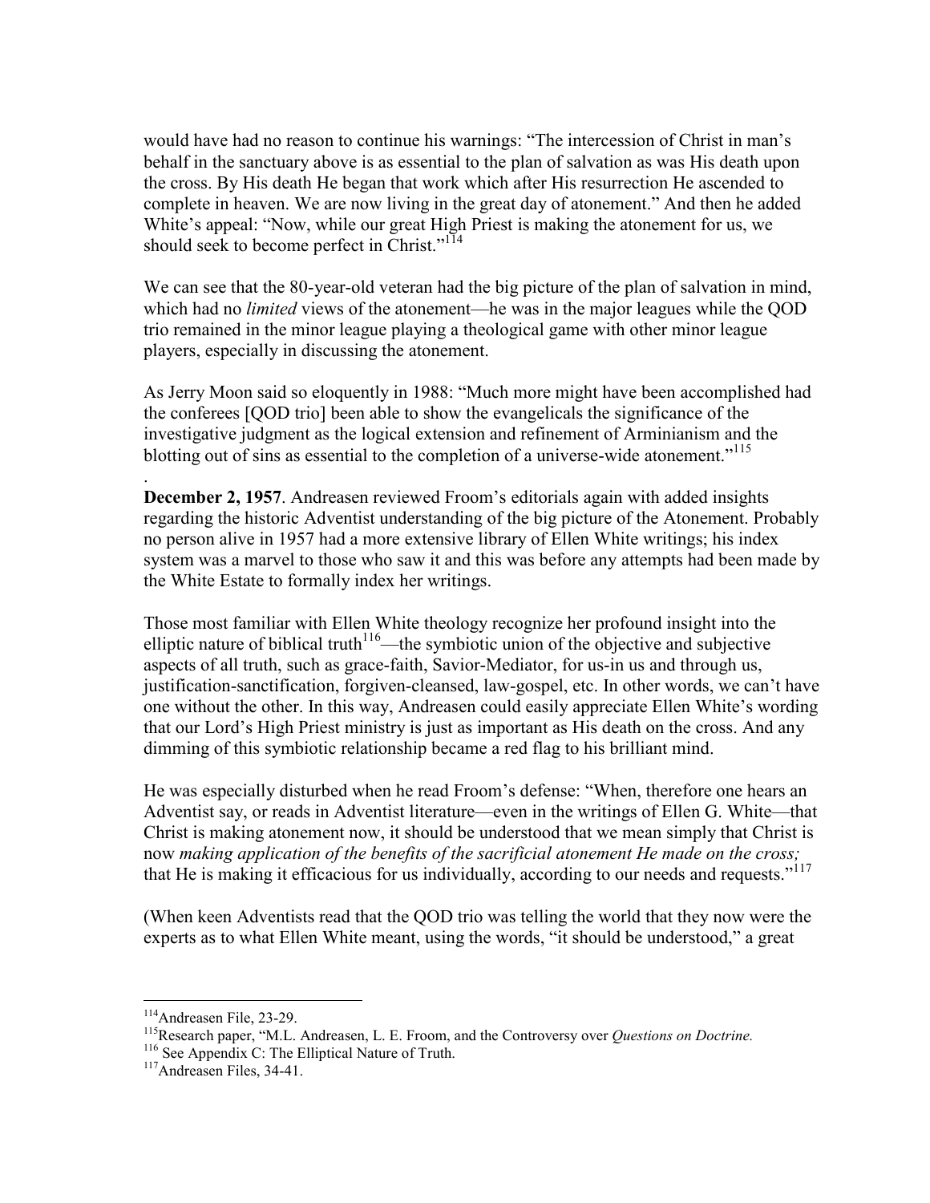would have had no reason to continue his warnings: "The intercession of Christ in man's behalf in the sanctuary above is as essential to the plan of salvation as was His death upon the cross. By His death He began that work which after His resurrection He ascended to complete in heaven. We are now living in the great day of atonement." And then he added White's appeal: "Now, while our great High Priest is making the atonement for us, we should seek to become perfect in Christ."[114]

We can see that the 80-year-old veteran had the big picture of the plan of salvation in mind, which had no *limited* views of the atonement—he was in the major leagues while the QOD trio remained in the minor league playing a theological game with other minor league players, especially in discussing the atonement.

As Jerry Moon said so eloquently in 1988: "Much more might have been accomplished had the conferees [QOD trio] been able to show the evangelicals the significance of the investigative judgment as the logical extension and refinement of Arminianism and the blotting out of sins as essential to the completion of a universe-wide atonement."[115]

.

**December 2, 1957**. Andreasen reviewed Froom's editorials again with added insights regarding the historic Adventist understanding of the big picture of the Atonement. Probably no person alive in 1957 had a more extensive library of Ellen White writings; his index system was a marvel to those who saw it and this was before any attempts had been made by the White Estate to formally index her writings.

Those most familiar with Ellen White theology recognize her profound insight into the elliptic nature of biblical truth[116]—the symbiotic union of the objective and subjective aspects of all truth, such as grace-faith, Savior-Mediator, for us-in us and through us, justification-sanctification, forgiven-cleansed, law-gospel, etc. In other words, we can't have one without the other. In this way, Andreasen could easily appreciate Ellen White's wording that our Lord's High Priest ministry is just as important as His death on the cross. And any dimming of this symbiotic relationship became a red flag to his brilliant mind.

He was especially disturbed when he read Froom's defense: "When, therefore one hears an Adventist say, or reads in Adventist literature—even in the writings of Ellen G. White—that Christ is making atonement now, it should be understood that we mean simply that Christ is now *making application of the benefits of the sacrificial atonement He made on the cross;* that He is making it efficacious for us individually, according to our needs and requests."[117]

(When keen Adventists read that the QOD trio was telling the world that they now were the experts as to what Ellen White meant, using the words, "it should be understood," a great

---

[114] Andreasen File, 23-29.

[115] Research paper, "M.L. Andreasen, L. E. Froom, and the Controversy over *Questions on Doctrine.*

[116] See Appendix C: The Elliptical Nature of Truth.

[117] Andreasen Files, 34-41.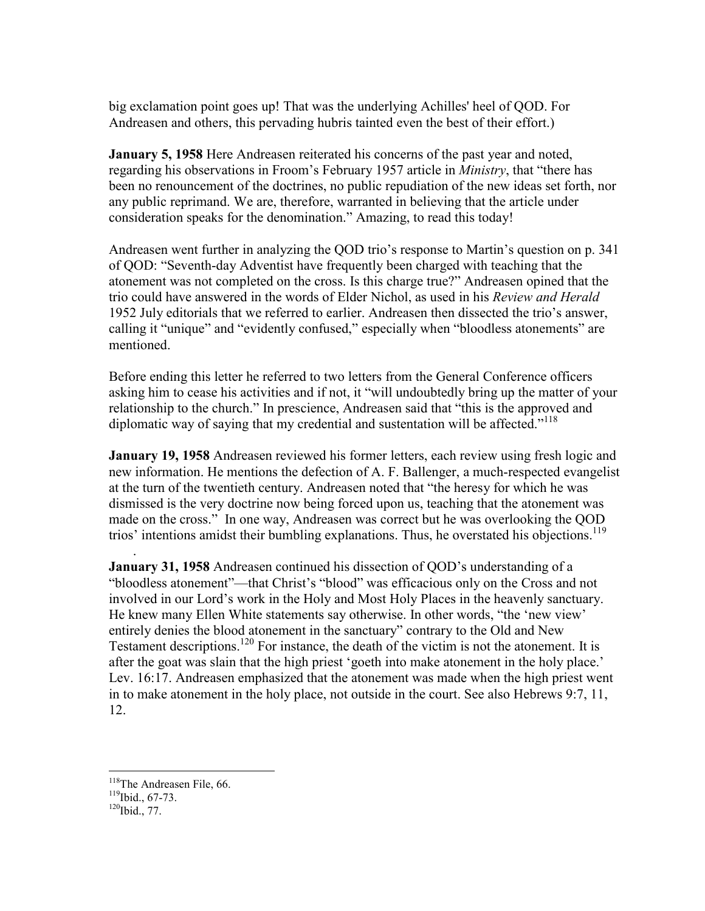big exclamation point goes up! That was the underlying Achilles' heel of QOD. For Andreasen and others, this pervading hubris tainted even the best of their effort.)

**January 5, 1958** Here Andreasen reiterated his concerns of the past year and noted, regarding his observations in Froom's February 1957 article in *Ministry*, that "there has been no renouncement of the doctrines, no public repudiation of the new ideas set forth, nor any public reprimand. We are, therefore, warranted in believing that the article under consideration speaks for the denomination." Amazing, to read this today!

Andreasen went further in analyzing the QOD trio's response to Martin's question on p. 341 of QOD: "Seventh-day Adventist have frequently been charged with teaching that the atonement was not completed on the cross. Is this charge true?" Andreasen opined that the trio could have answered in the words of Elder Nichol, as used in his *Review and Herald* 1952 July editorials that we referred to earlier. Andreasen then dissected the trio's answer, calling it "unique" and "evidently confused," especially when "bloodless atonements" are mentioned.

Before ending this letter he referred to two letters from the General Conference officers asking him to cease his activities and if not, it "will undoubtedly bring up the matter of your relationship to the church." In prescience, Andreasen said that "this is the approved and diplomatic way of saying that my credential and sustentation will be affected."[118]

**January 19, 1958** Andreasen reviewed his former letters, each review using fresh logic and new information. He mentions the defection of A. F. Ballenger, a much-respected evangelist at the turn of the twentieth century. Andreasen noted that "the heresy for which he was dismissed is the very doctrine now being forced upon us, teaching that the atonement was made on the cross." In one way, Andreasen was correct but he was overlooking the QOD trios' intentions amidst their bumbling explanations. Thus, he overstated his objections.[119]

.

**January 31, 1958** Andreasen continued his dissection of QOD's understanding of a "bloodless atonement"—that Christ's "blood" was efficacious only on the Cross and not involved in our Lord's work in the Holy and Most Holy Places in the heavenly sanctuary. He knew many Ellen White statements say otherwise. In other words, "the 'new view' entirely denies the blood atonement in the sanctuary" contrary to the Old and New Testament descriptions.[120] For instance, the death of the victim is not the atonement. It is after the goat was slain that the high priest 'goeth into make atonement in the holy place.' Lev. 16:17. Andreasen emphasized that the atonement was made when the high priest went in to make atonement in the holy place, not outside in the court. See also Hebrews 9:7, 11, 12.

---

[118]The Andreasen File, 66.
[119]Ibid., 67-73.
[120]Ibid., 77.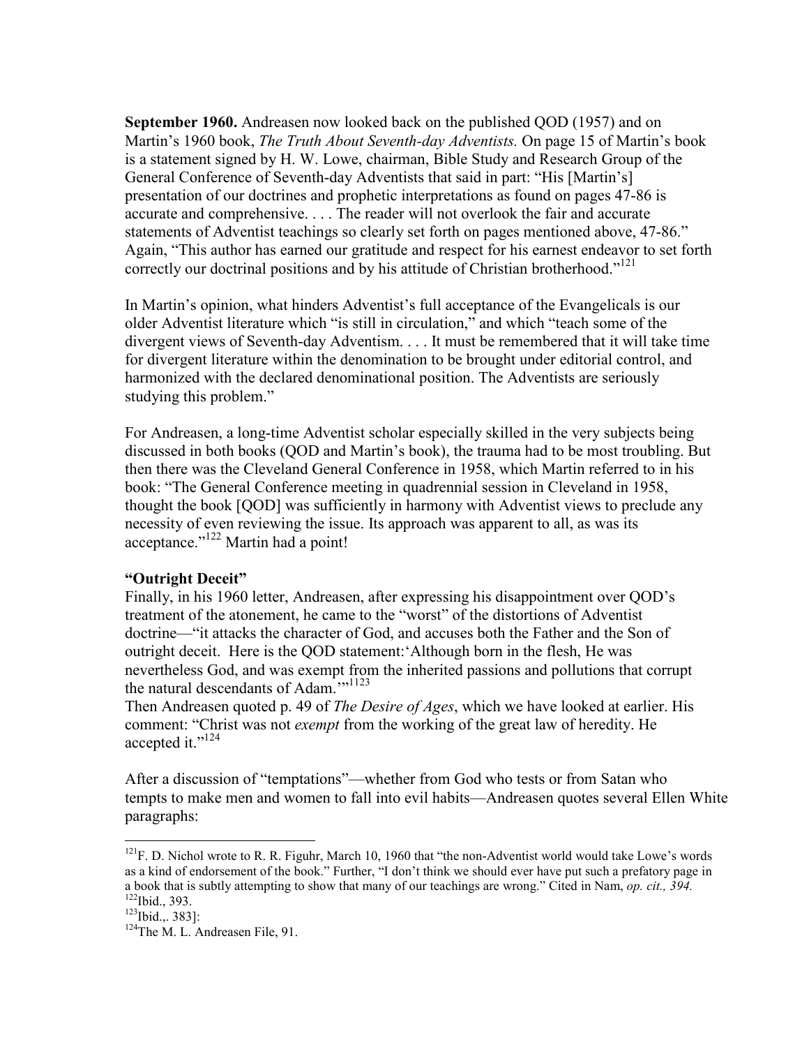**September 1960.** Andreasen now looked back on the published QOD (1957) and on Martin's 1960 book, *The Truth About Seventh-day Adventists.* On page 15 of Martin's book is a statement signed by H. W. Lowe, chairman, Bible Study and Research Group of the General Conference of Seventh-day Adventists that said in part: "His [Martin's] presentation of our doctrines and prophetic interpretations as found on pages 47-86 is accurate and comprehensive. . . . The reader will not overlook the fair and accurate statements of Adventist teachings so clearly set forth on pages mentioned above, 47-86." Again, "This author has earned our gratitude and respect for his earnest endeavor to set forth correctly our doctrinal positions and by his attitude of Christian brotherhood."[121]

In Martin's opinion, what hinders Adventist's full acceptance of the Evangelicals is our older Adventist literature which "is still in circulation," and which "teach some of the divergent views of Seventh-day Adventism. . . . It must be remembered that it will take time for divergent literature within the denomination to be brought under editorial control, and harmonized with the declared denominational position. The Adventists are seriously studying this problem."

For Andreasen, a long-time Adventist scholar especially skilled in the very subjects being discussed in both books (QOD and Martin's book), the trauma had to be most troubling. But then there was the Cleveland General Conference in 1958, which Martin referred to in his book: "The General Conference meeting in quadrennial session in Cleveland in 1958, thought the book [QOD] was sufficiently in harmony with Adventist views to preclude any necessity of even reviewing the issue. Its approach was apparent to all, as was its acceptance."[122] Martin had a point!

**"Outright Deceit"**

Finally, in his 1960 letter, Andreasen, after expressing his disappointment over QOD's treatment of the atonement, he came to the "worst" of the distortions of Adventist doctrine—"it attacks the character of God, and accuses both the Father and the Son of outright deceit. Here is the QOD statement:'Although born in the flesh, He was nevertheless God, and was exempt from the inherited passions and pollutions that corrupt the natural descendants of Adam.'"[1123]

Then Andreasen quoted p. 49 of *The Desire of Ages*, which we have looked at earlier. His comment: "Christ was not *exempt* from the working of the great law of heredity. He accepted it."[124]

After a discussion of "temptations"—whether from God who tests or from Satan who tempts to make men and women to fall into evil habits—Andreasen quotes several Ellen White paragraphs:

---

[121] F. D. Nichol wrote to R. R. Figuhr, March 10, 1960 that "the non-Adventist world would take Lowe's words as a kind of endorsement of the book." Further, "I don't think we should ever have put such a prefatory page in a book that is subtly attempting to show that many of our teachings are wrong." Cited in Nam, *op. cit., 394.*

[122] Ibid., 393.

[123] Ibid.,. 383]:

[124] The M. L. Andreasen File, 91.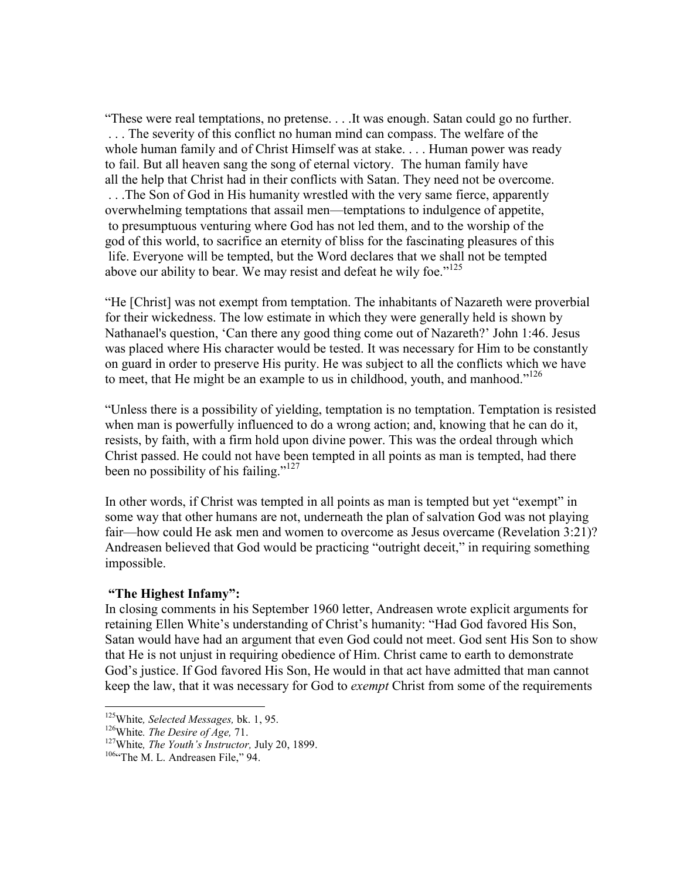"These were real temptations, no pretense. . . .It was enough. Satan could go no further. . . . The severity of this conflict no human mind can compass. The welfare of the whole human family and of Christ Himself was at stake. . . . Human power was ready to fail. But all heaven sang the song of eternal victory. The human family have all the help that Christ had in their conflicts with Satan. They need not be overcome. . . .The Son of God in His humanity wrestled with the very same fierce, apparently overwhelming temptations that assail men—temptations to indulgence of appetite, to presumptuous venturing where God has not led them, and to the worship of the god of this world, to sacrifice an eternity of bliss for the fascinating pleasures of this life. Everyone will be tempted, but the Word declares that we shall not be tempted above our ability to bear. We may resist and defeat he wily foe."[125]

"He [Christ] was not exempt from temptation. The inhabitants of Nazareth were proverbial for their wickedness. The low estimate in which they were generally held is shown by Nathanael's question, 'Can there any good thing come out of Nazareth?' John 1:46. Jesus was placed where His character would be tested. It was necessary for Him to be constantly on guard in order to preserve His purity. He was subject to all the conflicts which we have to meet, that He might be an example to us in childhood, youth, and manhood."[126]

"Unless there is a possibility of yielding, temptation is no temptation. Temptation is resisted when man is powerfully influenced to do a wrong action; and, knowing that he can do it, resists, by faith, with a firm hold upon divine power. This was the ordeal through which Christ passed. He could not have been tempted in all points as man is tempted, had there been no possibility of his failing."[127]

In other words, if Christ was tempted in all points as man is tempted but yet "exempt" in some way that other humans are not, underneath the plan of salvation God was not playing fair—how could He ask men and women to overcome as Jesus overcame (Revelation 3:21)? Andreasen believed that God would be practicing "outright deceit," in requiring something impossible.

**"The Highest Infamy":**

In closing comments in his September 1960 letter, Andreasen wrote explicit arguments for retaining Ellen White's understanding of Christ's humanity: "Had God favored His Son, Satan would have had an argument that even God could not meet. God sent His Son to show that He is not unjust in requiring obedience of Him. Christ came to earth to demonstrate God's justice. If God favored His Son, He would in that act have admitted that man cannot keep the law, that it was necessary for God to *exempt* Christ from some of the requirements

---

[125] White*, Selected Messages,* bk. 1, 95.

[126] White*. The Desire of Age,* 71.

[127] White*, The Youth's Instructor,* July 20, 1899.

[106] "The M. L. Andreasen File," 94.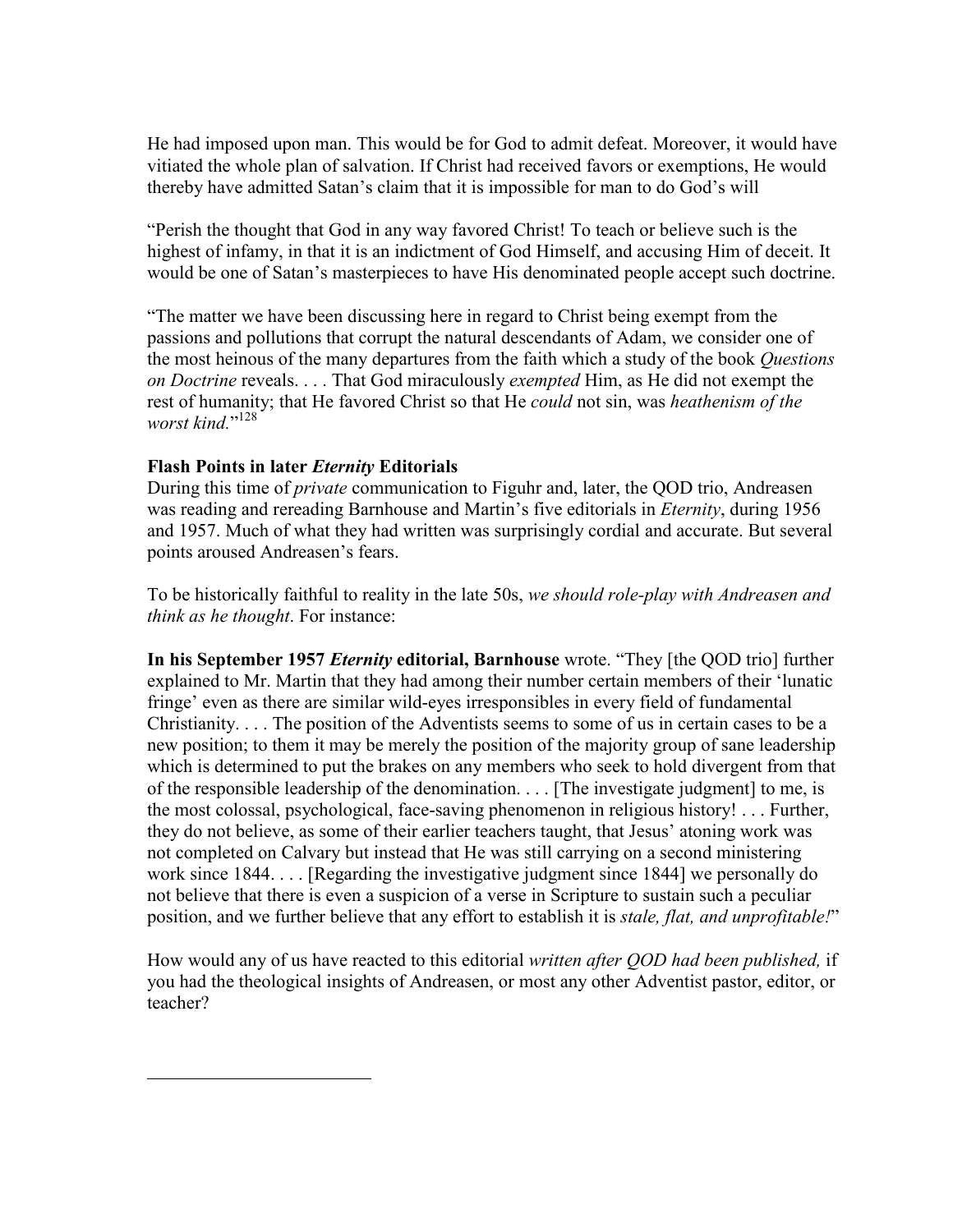He had imposed upon man. This would be for God to admit defeat. Moreover, it would have vitiated the whole plan of salvation. If Christ had received favors or exemptions, He would thereby have admitted Satan's claim that it is impossible for man to do God's will

"Perish the thought that God in any way favored Christ! To teach or believe such is the highest of infamy, in that it is an indictment of God Himself, and accusing Him of deceit. It would be one of Satan's masterpieces to have His denominated people accept such doctrine.

"The matter we have been discussing here in regard to Christ being exempt from the passions and pollutions that corrupt the natural descendants of Adam, we consider one of the most heinous of the many departures from the faith which a study of the book *Questions on Doctrine* reveals. . . . That God miraculously *exempted* Him, as He did not exempt the rest of humanity; that He favored Christ so that He *could* not sin, was *heathenism of the worst kind.*"[128]

**Flash Points in later *Eternity* Editorials**

During this time of *private* communication to Figuhr and, later, the QOD trio, Andreasen was reading and rereading Barnhouse and Martin's five editorials in *Eternity*, during 1956 and 1957. Much of what they had written was surprisingly cordial and accurate. But several points aroused Andreasen's fears.

To be historically faithful to reality in the late 50s, *we should role-play with Andreasen and think as he thought*. For instance:

**In his September 1957 *Eternity* editorial, Barnhouse** wrote. "They [the QOD trio] further explained to Mr. Martin that they had among their number certain members of their 'lunatic fringe' even as there are similar wild-eyes irresponsibles in every field of fundamental Christianity. . . . The position of the Adventists seems to some of us in certain cases to be a new position; to them it may be merely the position of the majority group of sane leadership which is determined to put the brakes on any members who seek to hold divergent from that of the responsible leadership of the denomination. . . . [The investigate judgment] to me, is the most colossal, psychological, face-saving phenomenon in religious history! . . . Further, they do not believe, as some of their earlier teachers taught, that Jesus' atoning work was not completed on Calvary but instead that He was still carrying on a second ministering work since 1844. . . . [Regarding the investigative judgment since 1844] we personally do not believe that there is even a suspicion of a verse in Scripture to sustain such a peculiar position, and we further believe that any effort to establish it is *stale, flat, and unprofitable!*"

How would any of us have reacted to this editorial *written after QOD had been published,* if you had the theological insights of Andreasen, or most any other Adventist pastor, editor, or teacher?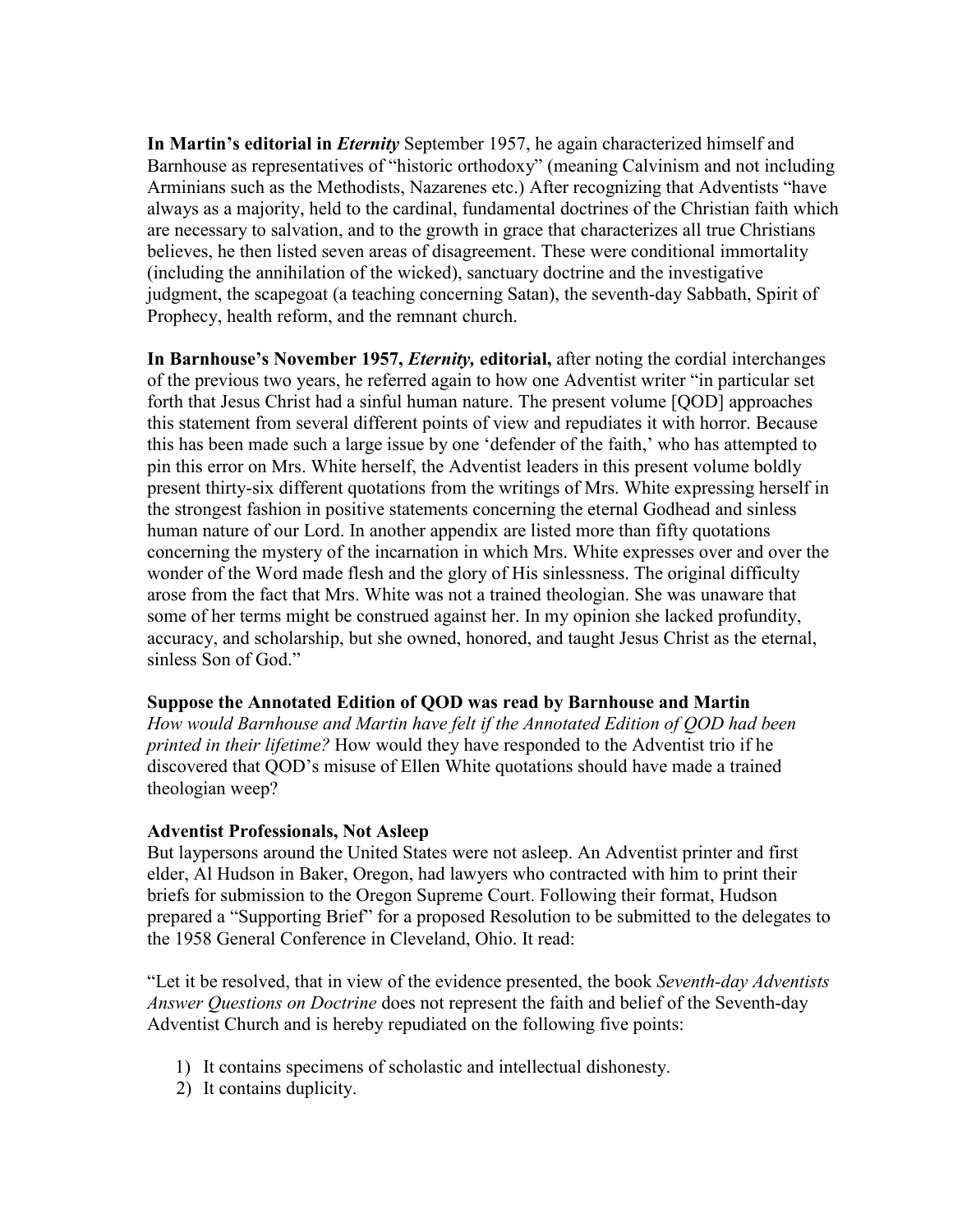**In Martin's editorial in *Eternity*** September 1957, he again characterized himself and Barnhouse as representatives of "historic orthodoxy" (meaning Calvinism and not including Arminians such as the Methodists, Nazarenes etc.) After recognizing that Adventists "have always as a majority, held to the cardinal, fundamental doctrines of the Christian faith which are necessary to salvation, and to the growth in grace that characterizes all true Christians believes, he then listed seven areas of disagreement. These were conditional immortality (including the annihilation of the wicked), sanctuary doctrine and the investigative judgment, the scapegoat (a teaching concerning Satan), the seventh-day Sabbath, Spirit of Prophecy, health reform, and the remnant church.

**In Barnhouse's November 1957, *Eternity,* editorial,** after noting the cordial interchanges of the previous two years, he referred again to how one Adventist writer "in particular set forth that Jesus Christ had a sinful human nature. The present volume [QOD] approaches this statement from several different points of view and repudiates it with horror. Because this has been made such a large issue by one 'defender of the faith,' who has attempted to pin this error on Mrs. White herself, the Adventist leaders in this present volume boldly present thirty-six different quotations from the writings of Mrs. White expressing herself in the strongest fashion in positive statements concerning the eternal Godhead and sinless human nature of our Lord. In another appendix are listed more than fifty quotations concerning the mystery of the incarnation in which Mrs. White expresses over and over the wonder of the Word made flesh and the glory of His sinlessness. The original difficulty arose from the fact that Mrs. White was not a trained theologian. She was unaware that some of her terms might be construed against her. In my opinion she lacked profundity, accuracy, and scholarship, but she owned, honored, and taught Jesus Christ as the eternal, sinless Son of God."

**Suppose the Annotated Edition of QOD was read by Barnhouse and Martin**

*How would Barnhouse and Martin have felt if the Annotated Edition of QOD had been printed in their lifetime?* How would they have responded to the Adventist trio if he discovered that QOD's misuse of Ellen White quotations should have made a trained theologian weep?

**Adventist Professionals, Not Asleep**

But laypersons around the United States were not asleep. An Adventist printer and first elder, Al Hudson in Baker, Oregon, had lawyers who contracted with him to print their briefs for submission to the Oregon Supreme Court. Following their format, Hudson prepared a "Supporting Brief" for a proposed Resolution to be submitted to the delegates to the 1958 General Conference in Cleveland, Ohio. It read:

"Let it be resolved, that in view of the evidence presented, the book *Seventh-day Adventists Answer Questions on Doctrine* does not represent the faith and belief of the Seventh-day Adventist Church and is hereby repudiated on the following five points:

1) It contains specimens of scholastic and intellectual dishonesty.
2) It contains duplicity.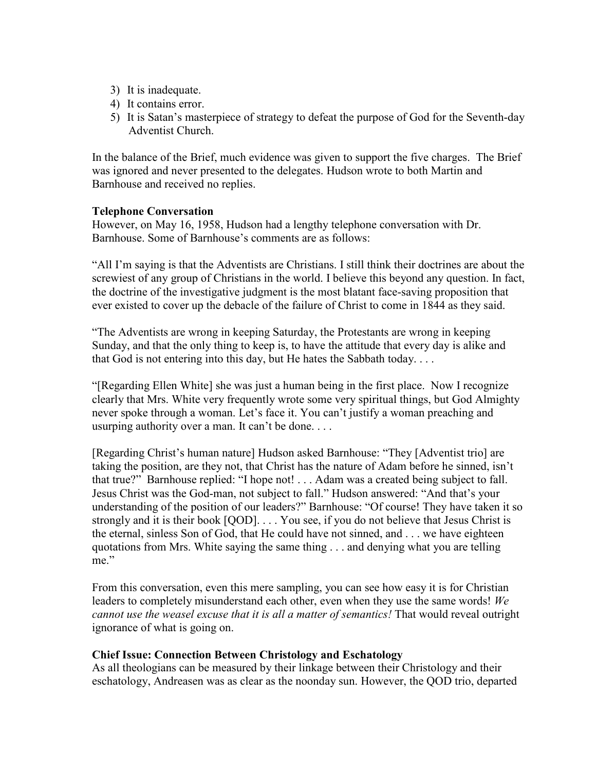3) It is inadequate.
4) It contains error.
5) It is Satan's masterpiece of strategy to defeat the purpose of God for the Seventh-day Adventist Church.

In the balance of the Brief, much evidence was given to support the five charges. The Brief was ignored and never presented to the delegates. Hudson wrote to both Martin and Barnhouse and received no replies.

**Telephone Conversation**

However, on May 16, 1958, Hudson had a lengthy telephone conversation with Dr. Barnhouse. Some of Barnhouse's comments are as follows:

"All I'm saying is that the Adventists are Christians. I still think their doctrines are about the screwiest of any group of Christians in the world. I believe this beyond any question. In fact, the doctrine of the investigative judgment is the most blatant face-saving proposition that ever existed to cover up the debacle of the failure of Christ to come in 1844 as they said.

"The Adventists are wrong in keeping Saturday, the Protestants are wrong in keeping Sunday, and that the only thing to keep is, to have the attitude that every day is alike and that God is not entering into this day, but He hates the Sabbath today. . . .

"[Regarding Ellen White] she was just a human being in the first place. Now I recognize clearly that Mrs. White very frequently wrote some very spiritual things, but God Almighty never spoke through a woman. Let's face it. You can't justify a woman preaching and usurping authority over a man. It can't be done. . . .

[Regarding Christ's human nature] Hudson asked Barnhouse: "They [Adventist trio] are taking the position, are they not, that Christ has the nature of Adam before he sinned, isn't that true?" Barnhouse replied: "I hope not! . . . Adam was a created being subject to fall. Jesus Christ was the God-man, not subject to fall." Hudson answered: "And that's your understanding of the position of our leaders?" Barnhouse: "Of course! They have taken it so strongly and it is their book [QOD]. . . . You see, if you do not believe that Jesus Christ is the eternal, sinless Son of God, that He could have not sinned, and . . . we have eighteen quotations from Mrs. White saying the same thing . . . and denying what you are telling me."

From this conversation, even this mere sampling, you can see how easy it is for Christian leaders to completely misunderstand each other, even when they use the same words! *We cannot use the weasel excuse that it is all a matter of semantics!* That would reveal outright ignorance of what is going on.

**Chief Issue: Connection Between Christology and Eschatology**

As all theologians can be measured by their linkage between their Christology and their eschatology, Andreasen was as clear as the noonday sun. However, the QOD trio, departed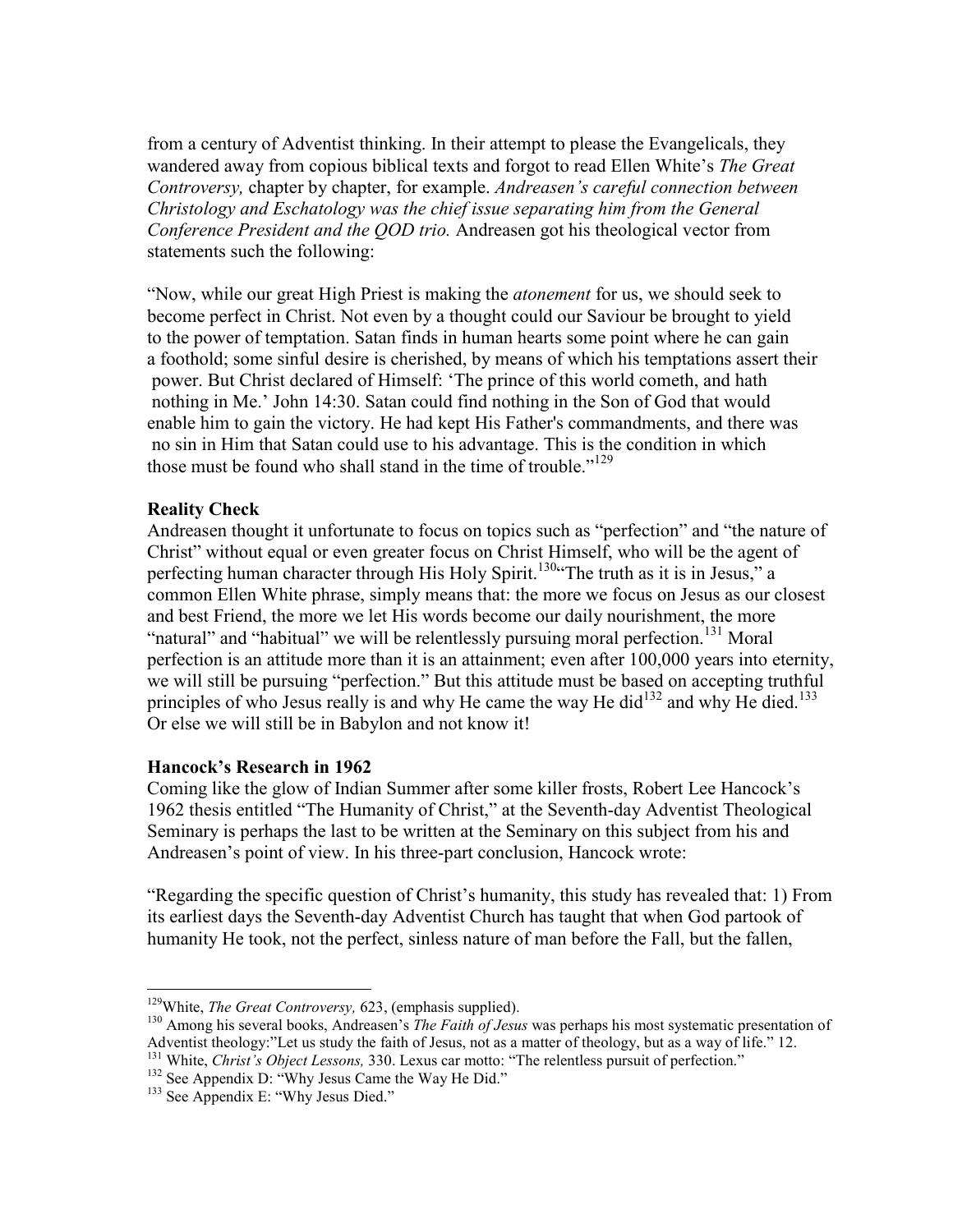from a century of Adventist thinking. In their attempt to please the Evangelicals, they wandered away from copious biblical texts and forgot to read Ellen White's *The Great Controversy,* chapter by chapter, for example. *Andreasen's careful connection between Christology and Eschatology was the chief issue separating him from the General Conference President and the QOD trio.* Andreasen got his theological vector from statements such the following:

"Now, while our great High Priest is making the *atonement* for us, we should seek to become perfect in Christ. Not even by a thought could our Saviour be brought to yield to the power of temptation. Satan finds in human hearts some point where he can gain a foothold; some sinful desire is cherished, by means of which his temptations assert their power. But Christ declared of Himself: 'The prince of this world cometh, and hath nothing in Me.' John 14:30. Satan could find nothing in the Son of God that would enable him to gain the victory. He had kept His Father's commandments, and there was no sin in Him that Satan could use to his advantage. This is the condition in which those must be found who shall stand in the time of trouble."[129]

### Reality Check

Andreasen thought it unfortunate to focus on topics such as "perfection" and "the nature of Christ" without equal or even greater focus on Christ Himself, who will be the agent of perfecting human character through His Holy Spirit.[130] "The truth as it is in Jesus," a common Ellen White phrase, simply means that: the more we focus on Jesus as our closest and best Friend, the more we let His words become our daily nourishment, the more "natural" and "habitual" we will be relentlessly pursuing moral perfection.[131] Moral perfection is an attitude more than it is an attainment; even after 100,000 years into eternity, we will still be pursuing "perfection." But this attitude must be based on accepting truthful principles of who Jesus really is and why He came the way He did[132] and why He died.[133] Or else we will still be in Babylon and not know it!

### Hancock's Research in 1962

Coming like the glow of Indian Summer after some killer frosts, Robert Lee Hancock's 1962 thesis entitled "The Humanity of Christ," at the Seventh-day Adventist Theological Seminary is perhaps the last to be written at the Seminary on this subject from his and Andreasen's point of view. In his three-part conclusion, Hancock wrote:

"Regarding the specific question of Christ's humanity, this study has revealed that: 1) From its earliest days the Seventh-day Adventist Church has taught that when God partook of humanity He took, not the perfect, sinless nature of man before the Fall, but the fallen,

---

[129] White, *The Great Controversy,* 623, (emphasis supplied).

[130] Among his several books, Andreasen's *The Faith of Jesus* was perhaps his most systematic presentation of Adventist theology:"Let us study the faith of Jesus, not as a matter of theology, but as a way of life." 12.

[131] White, *Christ's Object Lessons,* 330. Lexus car motto: "The relentless pursuit of perfection."

[132] See Appendix D: "Why Jesus Came the Way He Did."

[133] See Appendix E: "Why Jesus Died."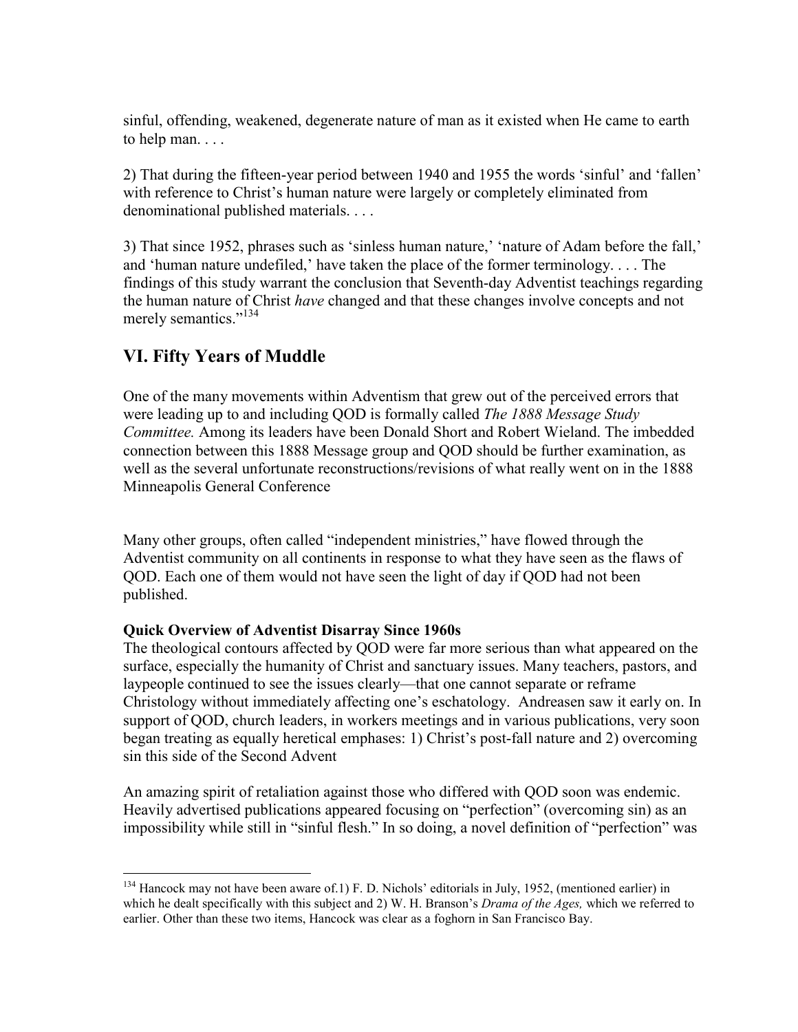sinful, offending, weakened, degenerate nature of man as it existed when He came to earth to help man. . . .

2) That during the fifteen-year period between 1940 and 1955 the words 'sinful' and 'fallen' with reference to Christ's human nature were largely or completely eliminated from denominational published materials. . . .

3) That since 1952, phrases such as 'sinless human nature,' 'nature of Adam before the fall,' and 'human nature undefiled,' have taken the place of the former terminology. . . . The findings of this study warrant the conclusion that Seventh-day Adventist teachings regarding the human nature of Christ *have* changed and that these changes involve concepts and not merely semantics."[134]

## VI. Fifty Years of Muddle

One of the many movements within Adventism that grew out of the perceived errors that were leading up to and including QOD is formally called *The 1888 Message Study Committee.* Among its leaders have been Donald Short and Robert Wieland. The imbedded connection between this 1888 Message group and QOD should be further examination, as well as the several unfortunate reconstructions/revisions of what really went on in the 1888 Minneapolis General Conference

Many other groups, often called "independent ministries," have flowed through the Adventist community on all continents in response to what they have seen as the flaws of QOD. Each one of them would not have seen the light of day if QOD had not been published.

**Quick Overview of Adventist Disarray Since 1960s**

The theological contours affected by QOD were far more serious than what appeared on the surface, especially the humanity of Christ and sanctuary issues. Many teachers, pastors, and laypeople continued to see the issues clearly—that one cannot separate or reframe Christology without immediately affecting one's eschatology. Andreasen saw it early on. In support of QOD, church leaders, in workers meetings and in various publications, very soon began treating as equally heretical emphases: 1) Christ's post-fall nature and 2) overcoming sin this side of the Second Advent

An amazing spirit of retaliation against those who differed with QOD soon was endemic. Heavily advertised publications appeared focusing on "perfection" (overcoming sin) as an impossibility while still in "sinful flesh." In so doing, a novel definition of "perfection" was

---

[134] Hancock may not have been aware of.1) F. D. Nichols' editorials in July, 1952, (mentioned earlier) in which he dealt specifically with this subject and 2) W. H. Branson's *Drama of the Ages,* which we referred to earlier. Other than these two items, Hancock was clear as a foghorn in San Francisco Bay.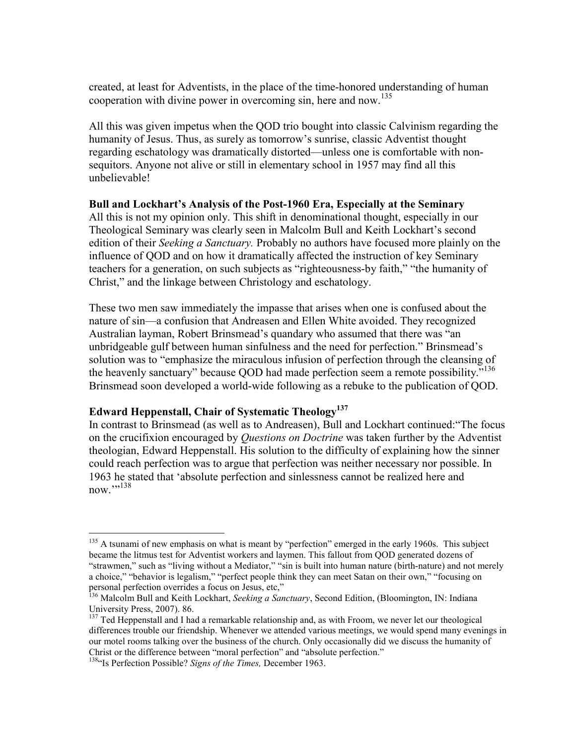created, at least for Adventists, in the place of the time-honored understanding of human cooperation with divine power in overcoming sin, here and now.[135]

All this was given impetus when the QOD trio bought into classic Calvinism regarding the humanity of Jesus. Thus, as surely as tomorrow's sunrise, classic Adventist thought regarding eschatology was dramatically distorted—unless one is comfortable with non-sequitors. Anyone not alive or still in elementary school in 1957 may find all this unbelievable!

**Bull and Lockhart's Analysis of the Post-1960 Era, Especially at the Seminary**

All this is not my opinion only. This shift in denominational thought, especially in our Theological Seminary was clearly seen in Malcolm Bull and Keith Lockhart's second edition of their *Seeking a Sanctuary.* Probably no authors have focused more plainly on the influence of QOD and on how it dramatically affected the instruction of key Seminary teachers for a generation, on such subjects as "righteousness-by faith," "the humanity of Christ," and the linkage between Christology and eschatology.

These two men saw immediately the impasse that arises when one is confused about the nature of sin—a confusion that Andreasen and Ellen White avoided. They recognized Australian layman, Robert Brinsmead's quandary who assumed that there was "an unbridgeable gulf between human sinfulness and the need for perfection." Brinsmead's solution was to "emphasize the miraculous infusion of perfection through the cleansing of the heavenly sanctuary" because QOD had made perfection seem a remote possibility."[136] Brinsmead soon developed a world-wide following as a rebuke to the publication of QOD.

**Edward Heppenstall, Chair of Systematic Theology[137]**

In contrast to Brinsmead (as well as to Andreasen), Bull and Lockhart continued:"The focus on the crucifixion encouraged by *Questions on Doctrine* was taken further by the Adventist theologian, Edward Heppenstall. His solution to the difficulty of explaining how the sinner could reach perfection was to argue that perfection was neither necessary nor possible. In 1963 he stated that 'absolute perfection and sinlessness cannot be realized here and now.'"[138]

---

[135] A tsunami of new emphasis on what is meant by "perfection" emerged in the early 1960s. This subject became the litmus test for Adventist workers and laymen. This fallout from QOD generated dozens of "strawmen," such as "living without a Mediator," "sin is built into human nature (birth-nature) and not merely a choice," "behavior is legalism," "perfect people think they can meet Satan on their own," "focusing on personal perfection overrides a focus on Jesus, etc,"

[136] Malcolm Bull and Keith Lockhart, *Seeking a Sanctuary*, Second Edition, (Bloomington, IN: Indiana University Press, 2007). 86.

[137] Ted Heppenstall and I had a remarkable relationship and, as with Froom, we never let our theological differences trouble our friendship. Whenever we attended various meetings, we would spend many evenings in our motel rooms talking over the business of the church. Only occasionally did we discuss the humanity of Christ or the difference between "moral perfection" and "absolute perfection."

[138] "Is Perfection Possible? *Signs of the Times,* December 1963.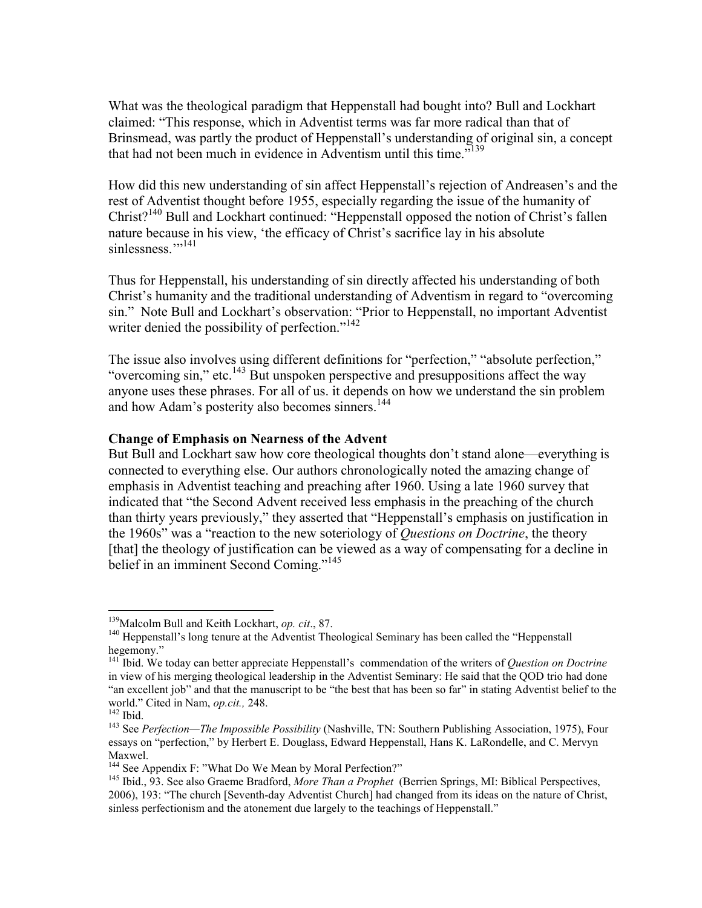What was the theological paradigm that Heppenstall had bought into? Bull and Lockhart claimed: "This response, which in Adventist terms was far more radical than that of Brinsmead, was partly the product of Heppenstall's understanding of original sin, a concept that had not been much in evidence in Adventism until this time."[139]

How did this new understanding of sin affect Heppenstall's rejection of Andreasen's and the rest of Adventist thought before 1955, especially regarding the issue of the humanity of Christ?[140] Bull and Lockhart continued: "Heppenstall opposed the notion of Christ's fallen nature because in his view, 'the efficacy of Christ's sacrifice lay in his absolute sinlessness.'"[141]

Thus for Heppenstall, his understanding of sin directly affected his understanding of both Christ's humanity and the traditional understanding of Adventism in regard to "overcoming sin." Note Bull and Lockhart's observation: "Prior to Heppenstall, no important Adventist writer denied the possibility of perfection."[142]

The issue also involves using different definitions for "perfection," "absolute perfection," "overcoming sin," etc.[143] But unspoken perspective and presuppositions affect the way anyone uses these phrases. For all of us. it depends on how we understand the sin problem and how Adam's posterity also becomes sinners.[144]

**Change of Emphasis on Nearness of the Advent**

But Bull and Lockhart saw how core theological thoughts don't stand alone—everything is connected to everything else. Our authors chronologically noted the amazing change of emphasis in Adventist teaching and preaching after 1960. Using a late 1960 survey that indicated that "the Second Advent received less emphasis in the preaching of the church than thirty years previously," they asserted that "Heppenstall's emphasis on justification in the 1960s" was a "reaction to the new soteriology of *Questions on Doctrine*, the theory [that] the theology of justification can be viewed as a way of compensating for a decline in belief in an imminent Second Coming."[145]

---

[139] Malcolm Bull and Keith Lockhart, *op. cit*., 87.

[140] Heppenstall's long tenure at the Adventist Theological Seminary has been called the "Heppenstall hegemony."

[141] Ibid. We today can better appreciate Heppenstall's commendation of the writers of *Question on Doctrine* in view of his merging theological leadership in the Adventist Seminary: He said that the QOD trio had done "an excellent job" and that the manuscript to be "the best that has been so far" in stating Adventist belief to the world." Cited in Nam, *op.cit.,* 248.

[142] Ibid.

[143] See *Perfection—The Impossible Possibility* (Nashville, TN: Southern Publishing Association, 1975), Four essays on "perfection," by Herbert E. Douglass, Edward Heppenstall, Hans K. LaRondelle, and C. Mervyn Maxwel.

[144] See Appendix F: "What Do We Mean by Moral Perfection?"

[145] Ibid., 93. See also Graeme Bradford, *More Than a Prophet* (Berrien Springs, MI: Biblical Perspectives, 2006), 193: "The church [Seventh-day Adventist Church] had changed from its ideas on the nature of Christ, sinless perfectionism and the atonement due largely to the teachings of Heppenstall."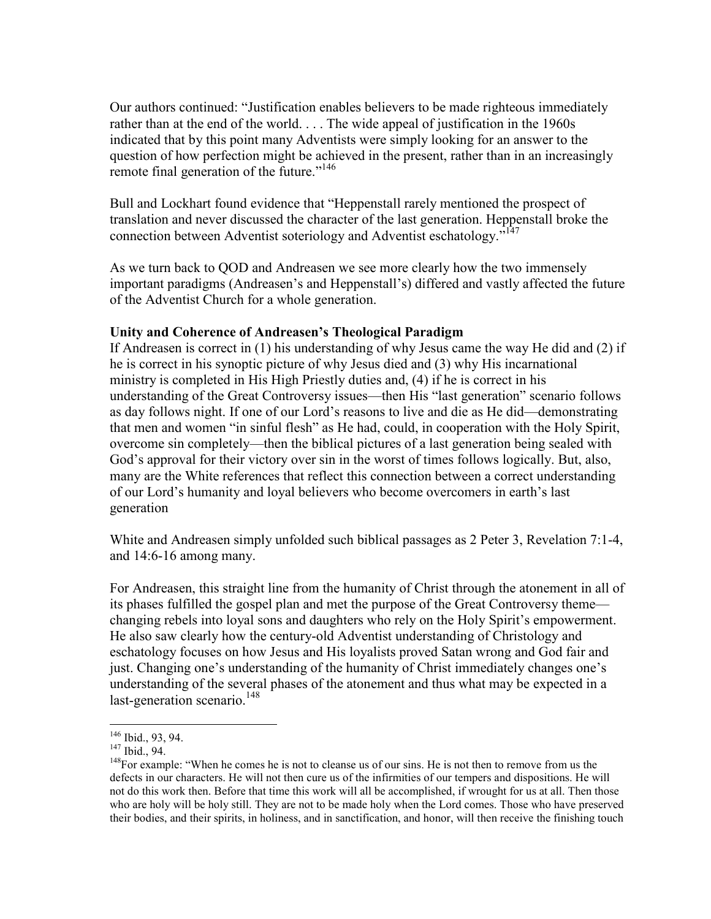Our authors continued: "Justification enables believers to be made righteous immediately rather than at the end of the world. . . . The wide appeal of justification in the 1960s indicated that by this point many Adventists were simply looking for an answer to the question of how perfection might be achieved in the present, rather than in an increasingly remote final generation of the future."[146]

Bull and Lockhart found evidence that "Heppenstall rarely mentioned the prospect of translation and never discussed the character of the last generation. Heppenstall broke the connection between Adventist soteriology and Adventist eschatology."[147]

As we turn back to QOD and Andreasen we see more clearly how the two immensely important paradigms (Andreasen's and Heppenstall's) differed and vastly affected the future of the Adventist Church for a whole generation.

**Unity and Coherence of Andreasen's Theological Paradigm**

If Andreasen is correct in (1) his understanding of why Jesus came the way He did and (2) if he is correct in his synoptic picture of why Jesus died and (3) why His incarnational ministry is completed in His High Priestly duties and, (4) if he is correct in his understanding of the Great Controversy issues—then His "last generation" scenario follows as day follows night. If one of our Lord's reasons to live and die as He did—demonstrating that men and women "in sinful flesh" as He had, could, in cooperation with the Holy Spirit, overcome sin completely—then the biblical pictures of a last generation being sealed with God's approval for their victory over sin in the worst of times follows logically. But, also, many are the White references that reflect this connection between a correct understanding of our Lord's humanity and loyal believers who become overcomers in earth's last generation

White and Andreasen simply unfolded such biblical passages as 2 Peter 3, Revelation 7:1-4, and 14:6-16 among many.

For Andreasen, this straight line from the humanity of Christ through the atonement in all of its phases fulfilled the gospel plan and met the purpose of the Great Controversy theme—changing rebels into loyal sons and daughters who rely on the Holy Spirit's empowerment. He also saw clearly how the century-old Adventist understanding of Christology and eschatology focuses on how Jesus and His loyalists proved Satan wrong and God fair and just. Changing one's understanding of the humanity of Christ immediately changes one's understanding of the several phases of the atonement and thus what may be expected in a last-generation scenario.[148]

---

[146] Ibid., 93, 94.

[147] Ibid., 94.

[148] For example: "When he comes he is not to cleanse us of our sins. He is not then to remove from us the defects in our characters. He will not then cure us of the infirmities of our tempers and dispositions. He will not do this work then. Before that time this work will all be accomplished, if wrought for us at all. Then those who are holy will be holy still. They are not to be made holy when the Lord comes. Those who have preserved their bodies, and their spirits, in holiness, and in sanctification, and honor, will then receive the finishing touch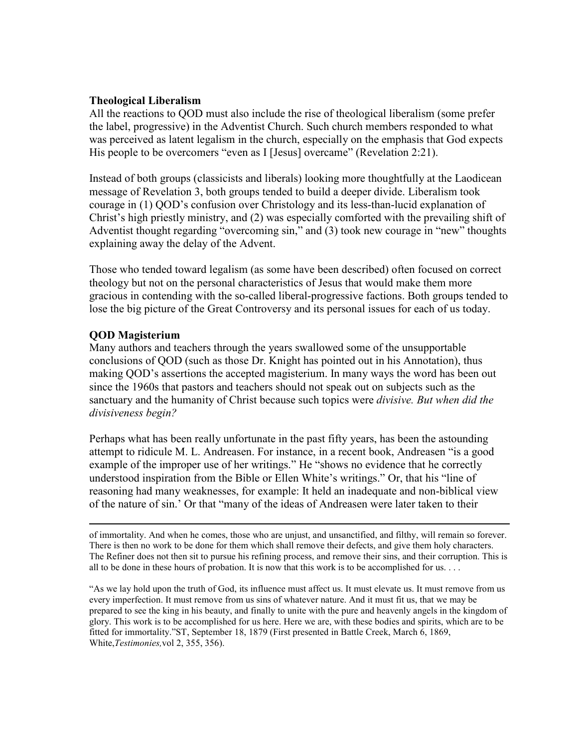**Theological Liberalism**

All the reactions to QOD must also include the rise of theological liberalism (some prefer the label, progressive) in the Adventist Church. Such church members responded to what was perceived as latent legalism in the church, especially on the emphasis that God expects His people to be overcomers "even as I [Jesus] overcame" (Revelation 2:21).

Instead of both groups (classicists and liberals) looking more thoughtfully at the Laodicean message of Revelation 3, both groups tended to build a deeper divide. Liberalism took courage in (1) QOD's confusion over Christology and its less-than-lucid explanation of Christ's high priestly ministry, and (2) was especially comforted with the prevailing shift of Adventist thought regarding "overcoming sin," and (3) took new courage in "new" thoughts explaining away the delay of the Advent.

Those who tended toward legalism (as some have been described) often focused on correct theology but not on the personal characteristics of Jesus that would make them more gracious in contending with the so-called liberal-progressive factions. Both groups tended to lose the big picture of the Great Controversy and its personal issues for each of us today.

**QOD Magisterium**

Many authors and teachers through the years swallowed some of the unsupportable conclusions of QOD (such as those Dr. Knight has pointed out in his Annotation), thus making QOD's assertions the accepted magisterium. In many ways the word has been out since the 1960s that pastors and teachers should not speak out on subjects such as the sanctuary and the humanity of Christ because such topics were *divisive. But when did the divisiveness begin?*

Perhaps what has been really unfortunate in the past fifty years, has been the astounding attempt to ridicule M. L. Andreasen. For instance, in a recent book, Andreasen "is a good example of the improper use of her writings." He "shows no evidence that he correctly understood inspiration from the Bible or Ellen White's writings." Or, that his "line of reasoning had many weaknesses, for example: It held an inadequate and non-biblical view of the nature of sin.' Or that "many of the ideas of Andreasen were later taken to their

---

of immortality. And when he comes, those who are unjust, and unsanctified, and filthy, will remain so forever. There is then no work to be done for them which shall remove their defects, and give them holy characters. The Refiner does not then sit to pursue his refining process, and remove their sins, and their corruption. This is all to be done in these hours of probation. It is now that this work is to be accomplished for us. . . .

"As we lay hold upon the truth of God, its influence must affect us. It must elevate us. It must remove from us every imperfection. It must remove from us sins of whatever nature. And it must fit us, that we may be prepared to see the king in his beauty, and finally to unite with the pure and heavenly angels in the kingdom of glory. This work is to be accomplished for us here. Here we are, with these bodies and spirits, which are to be fitted for immortality."ST, September 18, 1879 (First presented in Battle Creek, March 6, 1869, White,*Testimonies,*vol 2, 355, 356).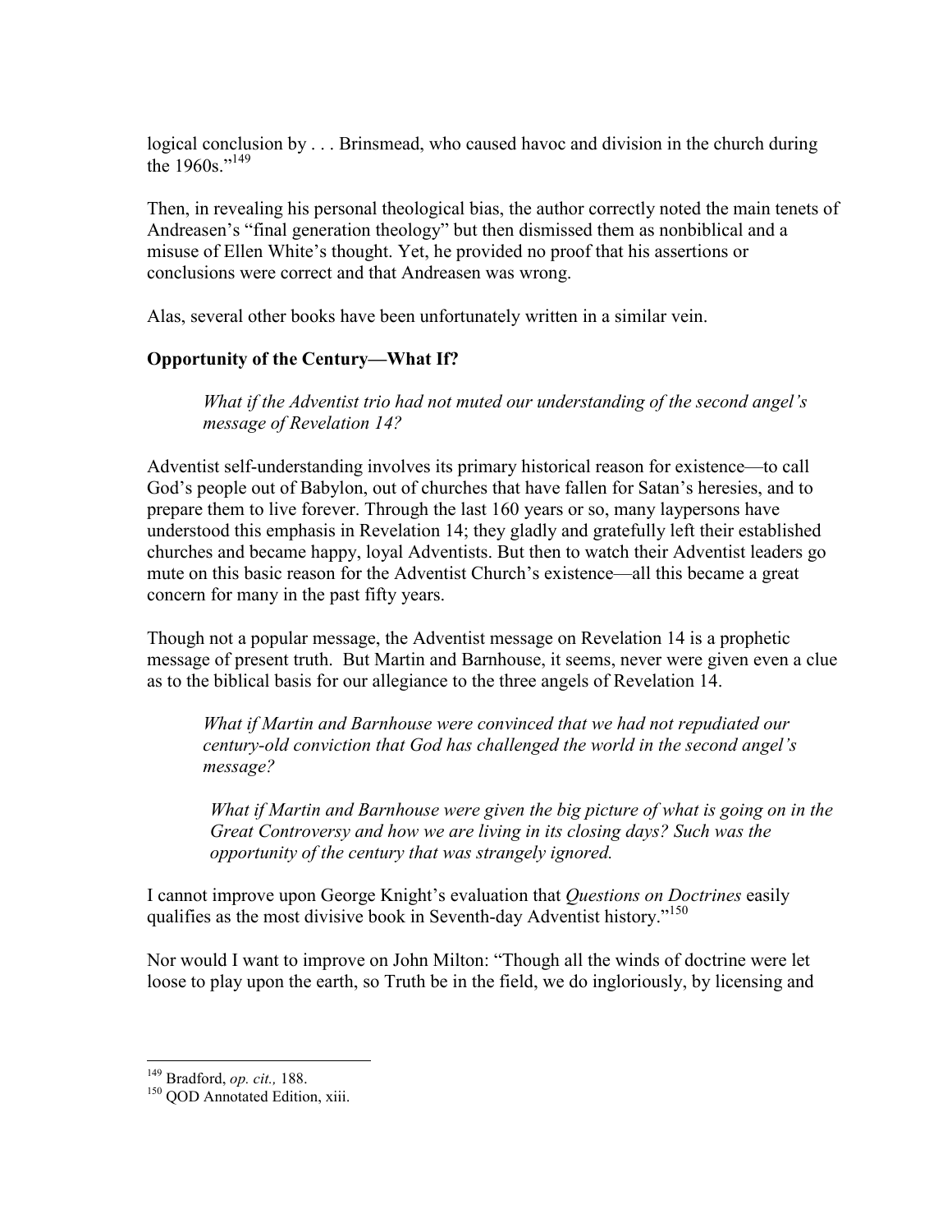logical conclusion by . . . Brinsmead, who caused havoc and division in the church during the 1960s."[149]

Then, in revealing his personal theological bias, the author correctly noted the main tenets of Andreasen's "final generation theology" but then dismissed them as nonbiblical and a misuse of Ellen White's thought. Yet, he provided no proof that his assertions or conclusions were correct and that Andreasen was wrong.

Alas, several other books have been unfortunately written in a similar vein.

**Opportunity of the Century—What If?**

> *What if the Adventist trio had not muted our understanding of the second angel's message of Revelation 14?*

Adventist self-understanding involves its primary historical reason for existence—to call God's people out of Babylon, out of churches that have fallen for Satan's heresies, and to prepare them to live forever. Through the last 160 years or so, many laypersons have understood this emphasis in Revelation 14; they gladly and gratefully left their established churches and became happy, loyal Adventists. But then to watch their Adventist leaders go mute on this basic reason for the Adventist Church's existence—all this became a great concern for many in the past fifty years.

Though not a popular message, the Adventist message on Revelation 14 is a prophetic message of present truth. But Martin and Barnhouse, it seems, never were given even a clue as to the biblical basis for our allegiance to the three angels of Revelation 14.

> *What if Martin and Barnhouse were convinced that we had not repudiated our century-old conviction that God has challenged the world in the second angel's message?*
>
> *What if Martin and Barnhouse were given the big picture of what is going on in the Great Controversy and how we are living in its closing days? Such was the opportunity of the century that was strangely ignored.*

I cannot improve upon George Knight's evaluation that *Questions on Doctrines* easily qualifies as the most divisive book in Seventh-day Adventist history."[150]

Nor would I want to improve on John Milton: "Though all the winds of doctrine were let loose to play upon the earth, so Truth be in the field, we do ingloriously, by licensing and

---

[149] Bradford, *op. cit.,* 188.

[150] QOD Annotated Edition, xiii.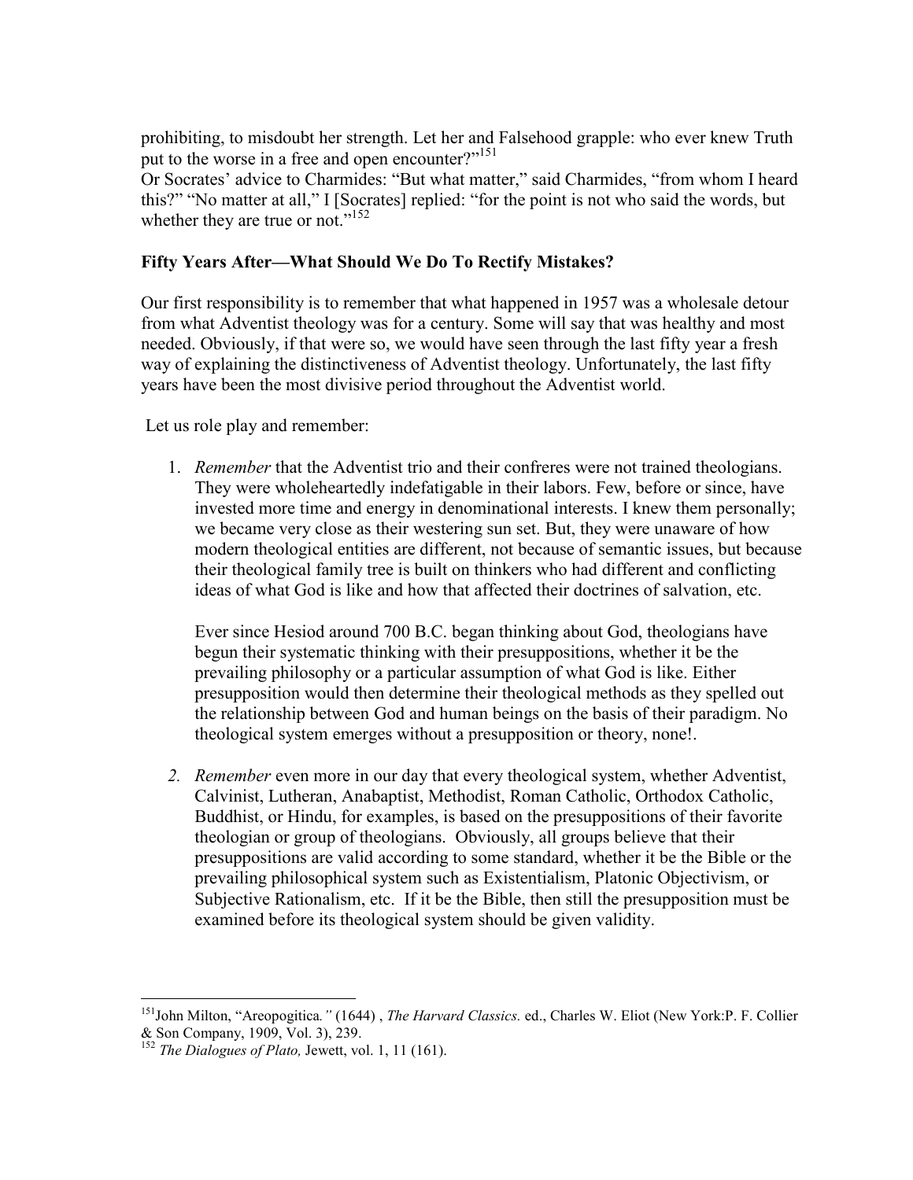prohibiting, to misdoubt her strength. Let her and Falsehood grapple: who ever knew Truth put to the worse in a free and open encounter?"[151]

Or Socrates' advice to Charmides: "But what matter," said Charmides, "from whom I heard this?" "No matter at all," I [Socrates] replied: "for the point is not who said the words, but whether they are true or not."[152]

**Fifty Years After—What Should We Do To Rectify Mistakes?**

Our first responsibility is to remember that what happened in 1957 was a wholesale detour from what Adventist theology was for a century. Some will say that was healthy and most needed. Obviously, if that were so, we would have seen through the last fifty year a fresh way of explaining the distinctiveness of Adventist theology. Unfortunately, the last fifty years have been the most divisive period throughout the Adventist world.

Let us role play and remember:

1. *Remember* that the Adventist trio and their confreres were not trained theologians. They were wholeheartedly indefatigable in their labors. Few, before or since, have invested more time and energy in denominational interests. I knew them personally; we became very close as their westering sun set. But, they were unaware of how modern theological entities are different, not because of semantic issues, but because their theological family tree is built on thinkers who had different and conflicting ideas of what God is like and how that affected their doctrines of salvation, etc.

   Ever since Hesiod around 700 B.C. began thinking about God, theologians have begun their systematic thinking with their presuppositions, whether it be the prevailing philosophy or a particular assumption of what God is like. Either presupposition would then determine their theological methods as they spelled out the relationship between God and human beings on the basis of their paradigm. No theological system emerges without a presupposition or theory, none!.

2. *Remember* even more in our day that every theological system, whether Adventist, Calvinist, Lutheran, Anabaptist, Methodist, Roman Catholic, Orthodox Catholic, Buddhist, or Hindu, for examples, is based on the presuppositions of their favorite theologian or group of theologians. Obviously, all groups believe that their presuppositions are valid according to some standard, whether it be the Bible or the prevailing philosophical system such as Existentialism, Platonic Objectivism, or Subjective Rationalism, etc. If it be the Bible, then still the presupposition must be examined before its theological system should be given validity.

---

[151] John Milton, "Areopogitica*."* (1644) , *The Harvard Classics.* ed., Charles W. Eliot (New York:P. F. Collier & Son Company, 1909, Vol. 3), 239.

[152] *The Dialogues of Plato,* Jewett, vol. 1, 11 (161).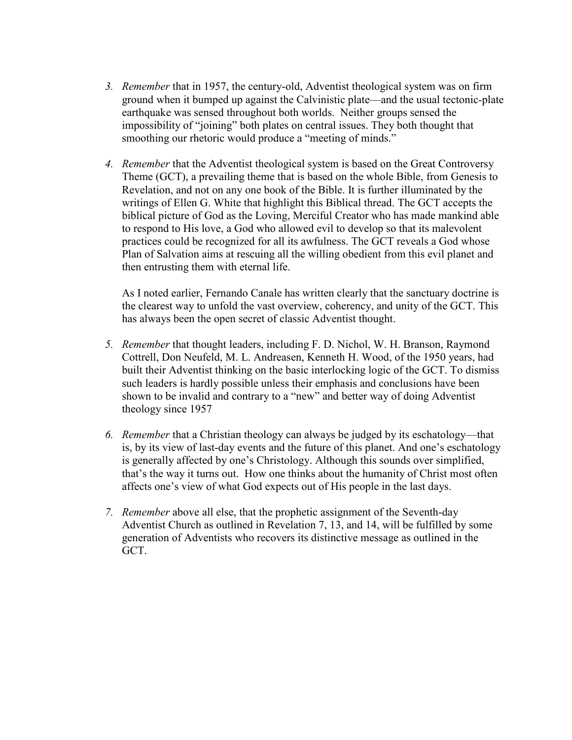3. *Remember* that in 1957, the century-old, Adventist theological system was on firm ground when it bumped up against the Calvinistic plate—and the usual tectonic-plate earthquake was sensed throughout both worlds. Neither groups sensed the impossibility of "joining" both plates on central issues. They both thought that smoothing our rhetoric would produce a "meeting of minds."

4. *Remember* that the Adventist theological system is based on the Great Controversy Theme (GCT), a prevailing theme that is based on the whole Bible, from Genesis to Revelation, and not on any one book of the Bible. It is further illuminated by the writings of Ellen G. White that highlight this Biblical thread. The GCT accepts the biblical picture of God as the Loving, Merciful Creator who has made mankind able to respond to His love, a God who allowed evil to develop so that its malevolent practices could be recognized for all its awfulness. The GCT reveals a God whose Plan of Salvation aims at rescuing all the willing obedient from this evil planet and then entrusting them with eternal life.

   As I noted earlier, Fernando Canale has written clearly that the sanctuary doctrine is the clearest way to unfold the vast overview, coherency, and unity of the GCT. This has always been the open secret of classic Adventist thought.

5. *Remember* that thought leaders, including F. D. Nichol, W. H. Branson, Raymond Cottrell, Don Neufeld, M. L. Andreasen, Kenneth H. Wood, of the 1950 years, had built their Adventist thinking on the basic interlocking logic of the GCT. To dismiss such leaders is hardly possible unless their emphasis and conclusions have been shown to be invalid and contrary to a "new" and better way of doing Adventist theology since 1957

6. *Remember* that a Christian theology can always be judged by its eschatology—that is, by its view of last-day events and the future of this planet. And one's eschatology is generally affected by one's Christology. Although this sounds over simplified, that's the way it turns out. How one thinks about the humanity of Christ most often affects one's view of what God expects out of His people in the last days.

7. *Remember* above all else, that the prophetic assignment of the Seventh-day Adventist Church as outlined in Revelation 7, 13, and 14, will be fulfilled by some generation of Adventists who recovers its distinctive message as outlined in the GCT.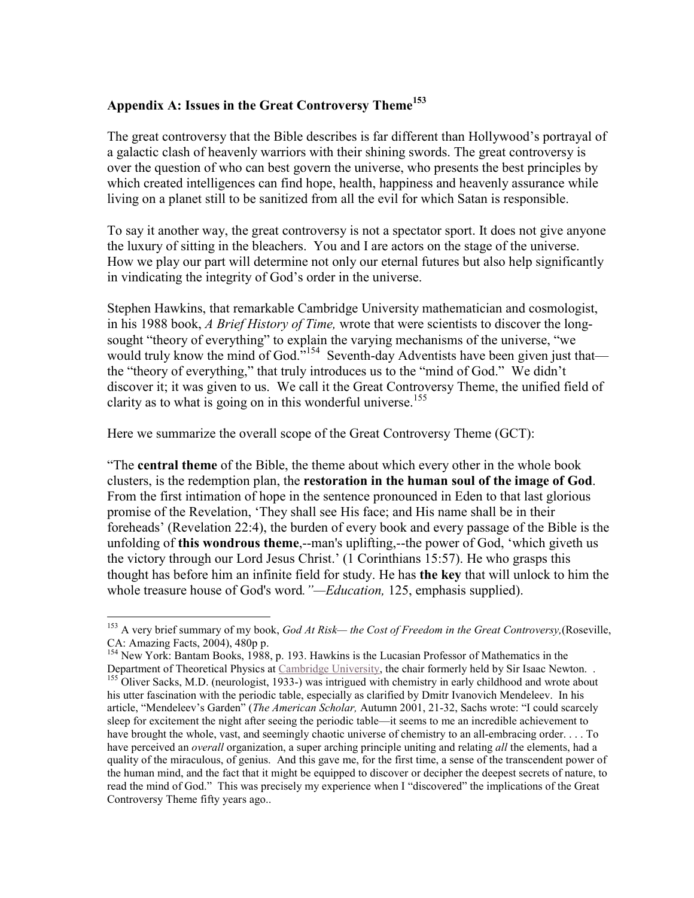## Appendix A: Issues in the Great Controversy Theme[153]

The great controversy that the Bible describes is far different than Hollywood's portrayal of a galactic clash of heavenly warriors with their shining swords. The great controversy is over the question of who can best govern the universe, who presents the best principles by which created intelligences can find hope, health, happiness and heavenly assurance while living on a planet still to be sanitized from all the evil for which Satan is responsible.

To say it another way, the great controversy is not a spectator sport. It does not give anyone the luxury of sitting in the bleachers. You and I are actors on the stage of the universe. How we play our part will determine not only our eternal futures but also help significantly in vindicating the integrity of God's order in the universe.

Stephen Hawkins, that remarkable Cambridge University mathematician and cosmologist, in his 1988 book, *A Brief History of Time,* wrote that were scientists to discover the long-sought "theory of everything" to explain the varying mechanisms of the universe, "we would truly know the mind of God."[154] Seventh-day Adventists have been given just that—the "theory of everything," that truly introduces us to the "mind of God." We didn't discover it; it was given to us. We call it the Great Controversy Theme, the unified field of clarity as to what is going on in this wonderful universe.[155]

Here we summarize the overall scope of the Great Controversy Theme (GCT):

"The **central theme** of the Bible, the theme about which every other in the whole book clusters, is the redemption plan, the **restoration in the human soul of the image of God**. From the first intimation of hope in the sentence pronounced in Eden to that last glorious promise of the Revelation, 'They shall see His face; and His name shall be in their foreheads' (Revelation 22:4), the burden of every book and every passage of the Bible is the unfolding of **this wondrous theme**,--man's uplifting,--the power of God, 'which giveth us the victory through our Lord Jesus Christ.' (1 Corinthians 15:57). He who grasps this thought has before him an infinite field for study. He has **the key** that will unlock to him the whole treasure house of God's word*."—Education,* 125, emphasis supplied).

---

[153] A very brief summary of my book, *God At Risk— the Cost of Freedom in the Great Controversy,*(Roseville, CA: Amazing Facts, 2004), 480p p.

[154] New York: Bantam Books, 1988, p. 193. Hawkins is the Lucasian Professor of Mathematics in the Department of Theoretical Physics at Cambridge University, the chair formerly held by Sir Isaac Newton. .

[155] Oliver Sacks, M.D. (neurologist, 1933-) was intrigued with chemistry in early childhood and wrote about his utter fascination with the periodic table, especially as clarified by Dmitr Ivanovich Mendeleev. In his article, "Mendeleev's Garden" (*The American Scholar,* Autumn 2001, 21-32, Sachs wrote: "I could scarcely sleep for excitement the night after seeing the periodic table—it seems to me an incredible achievement to have brought the whole, vast, and seemingly chaotic universe of chemistry to an all-embracing order. . . . To have perceived an *overall* organization, a super arching principle uniting and relating *all* the elements, had a quality of the miraculous, of genius. And this gave me, for the first time, a sense of the transcendent power of the human mind, and the fact that it might be equipped to discover or decipher the deepest secrets of nature, to read the mind of God." This was precisely my experience when I "discovered" the implications of the Great Controversy Theme fifty years ago..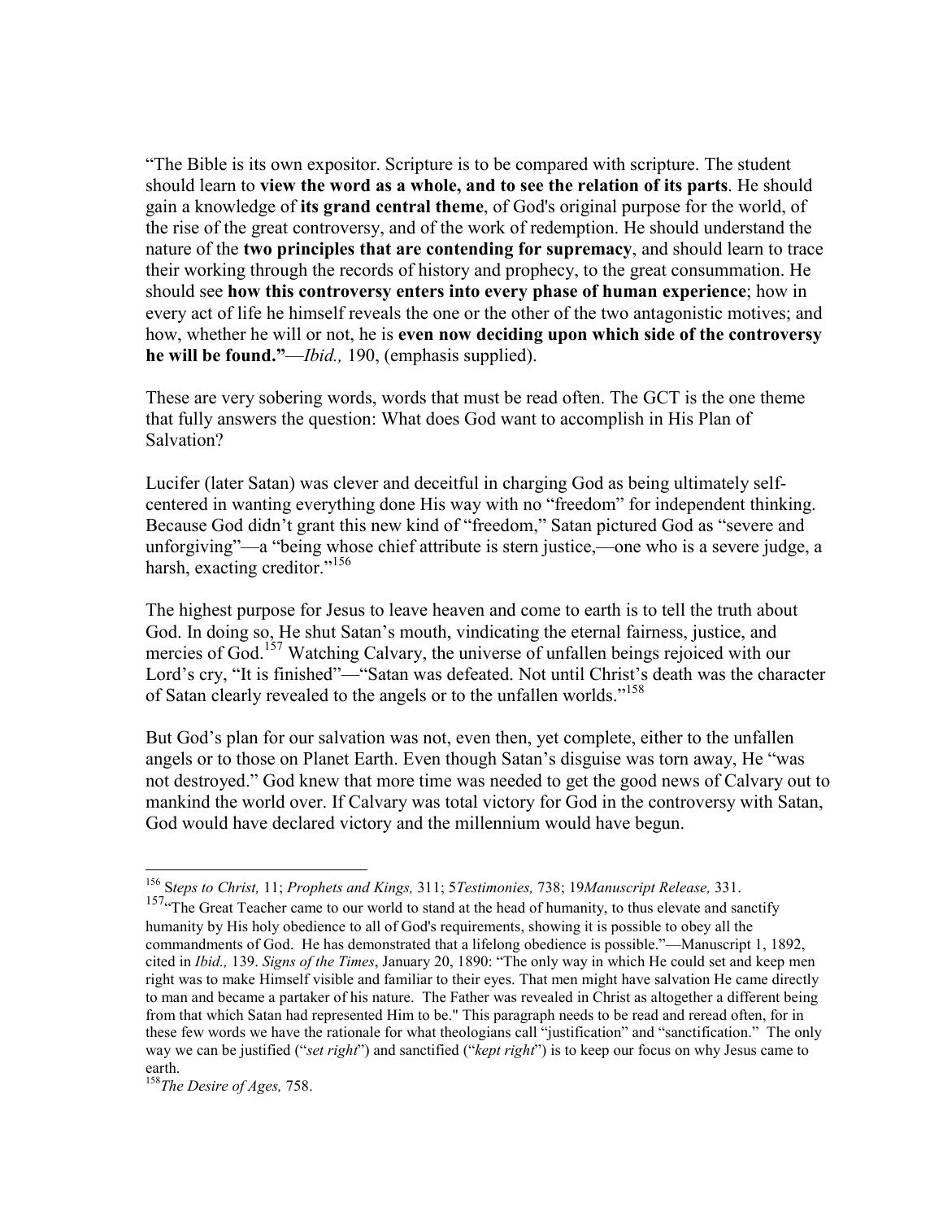"The Bible is its own expositor. Scripture is to be compared with scripture. The student should learn to **view the word as a whole, and to see the relation of its parts**. He should gain a knowledge of **its grand central theme**, of God's original purpose for the world, of the rise of the great controversy, and of the work of redemption. He should understand the nature of the **two principles that are contending for supremacy**, and should learn to trace their working through the records of history and prophecy, to the great consummation. He should see **how this controversy enters into every phase of human experience**; how in every act of life he himself reveals the one or the other of the two antagonistic motives; and how, whether he will or not, he is **even now deciding upon which side of the controversy he will be found."**—*Ibid.,* 190, (emphasis supplied).

These are very sobering words, words that must be read often. The GCT is the one theme that fully answers the question: What does God want to accomplish in His Plan of Salvation?

Lucifer (later Satan) was clever and deceitful in charging God as being ultimately self-centered in wanting everything done His way with no "freedom" for independent thinking. Because God didn't grant this new kind of "freedom," Satan pictured God as "severe and unforgiving"—a "being whose chief attribute is stern justice,—one who is a severe judge, a harsh, exacting creditor."[156]

The highest purpose for Jesus to leave heaven and come to earth is to tell the truth about God. In doing so, He shut Satan's mouth, vindicating the eternal fairness, justice, and mercies of God.[157] Watching Calvary, the universe of unfallen beings rejoiced with our Lord's cry, "It is finished"—"Satan was defeated. Not until Christ's death was the character of Satan clearly revealed to the angels or to the unfallen worlds."[158]

But God's plan for our salvation was not, even then, yet complete, either to the unfallen angels or to those on Planet Earth. Even though Satan's disguise was torn away, He "was not destroyed." God knew that more time was needed to get the good news of Calvary out to mankind the world over. If Calvary was total victory for God in the controversy with Satan, God would have declared victory and the millennium would have begun.

---

[156] S*teps to Christ,* 11; *Prophets and Kings,* 311; 5*Testimonies,* 738; 19*Manuscript Release,* 331.

[157] "The Great Teacher came to our world to stand at the head of humanity, to thus elevate and sanctify humanity by His holy obedience to all of God's requirements, showing it is possible to obey all the commandments of God. He has demonstrated that a lifelong obedience is possible."—Manuscript 1, 1892, cited in *Ibid.,* 139. *Signs of the Times*, January 20, 1890: "The only way in which He could set and keep men right was to make Himself visible and familiar to their eyes. That men might have salvation He came directly to man and became a partaker of his nature. The Father was revealed in Christ as altogether a different being from that which Satan had represented Him to be." This paragraph needs to be read and reread often, for in these few words we have the rationale for what theologians call "justification" and "sanctification." The only way we can be justified ("*set right*") and sanctified ("*kept right*") is to keep our focus on why Jesus came to earth.

[158] *The Desire of Ages,* 758.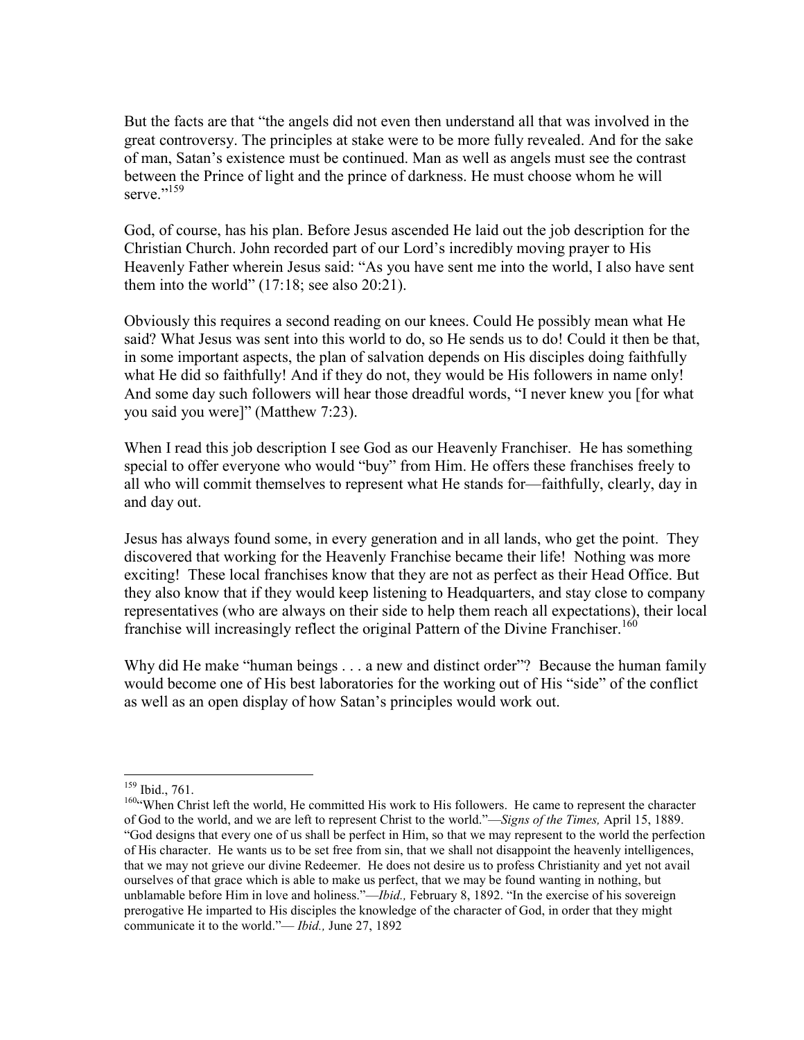But the facts are that "the angels did not even then understand all that was involved in the great controversy. The principles at stake were to be more fully revealed. And for the sake of man, Satan's existence must be continued. Man as well as angels must see the contrast between the Prince of light and the prince of darkness. He must choose whom he will serve."[159]

God, of course, has his plan. Before Jesus ascended He laid out the job description for the Christian Church. John recorded part of our Lord's incredibly moving prayer to His Heavenly Father wherein Jesus said: "As you have sent me into the world, I also have sent them into the world" (17:18; see also 20:21).

Obviously this requires a second reading on our knees. Could He possibly mean what He said? What Jesus was sent into this world to do, so He sends us to do! Could it then be that, in some important aspects, the plan of salvation depends on His disciples doing faithfully what He did so faithfully! And if they do not, they would be His followers in name only! And some day such followers will hear those dreadful words, "I never knew you [for what you said you were]" (Matthew 7:23).

When I read this job description I see God as our Heavenly Franchiser. He has something special to offer everyone who would "buy" from Him. He offers these franchises freely to all who will commit themselves to represent what He stands for—faithfully, clearly, day in and day out.

Jesus has always found some, in every generation and in all lands, who get the point. They discovered that working for the Heavenly Franchise became their life! Nothing was more exciting! These local franchises know that they are not as perfect as their Head Office. But they also know that if they would keep listening to Headquarters, and stay close to company representatives (who are always on their side to help them reach all expectations), their local franchise will increasingly reflect the original Pattern of the Divine Franchiser.[160]

Why did He make "human beings . . . a new and distinct order"? Because the human family would become one of His best laboratories for the working out of His "side" of the conflict as well as an open display of how Satan's principles would work out.

---

[159] Ibid., 761.

[160] "When Christ left the world, He committed His work to His followers. He came to represent the character of God to the world, and we are left to represent Christ to the world."—*Signs of the Times,* April 15, 1889. "God designs that every one of us shall be perfect in Him, so that we may represent to the world the perfection of His character. He wants us to be set free from sin, that we shall not disappoint the heavenly intelligences, that we may not grieve our divine Redeemer. He does not desire us to profess Christianity and yet not avail ourselves of that grace which is able to make us perfect, that we may be found wanting in nothing, but unblamable before Him in love and holiness."—*Ibid.,* February 8, 1892. "In the exercise of his sovereign prerogative He imparted to His disciples the knowledge of the character of God, in order that they might communicate it to the world."— *Ibid.,* June 27, 1892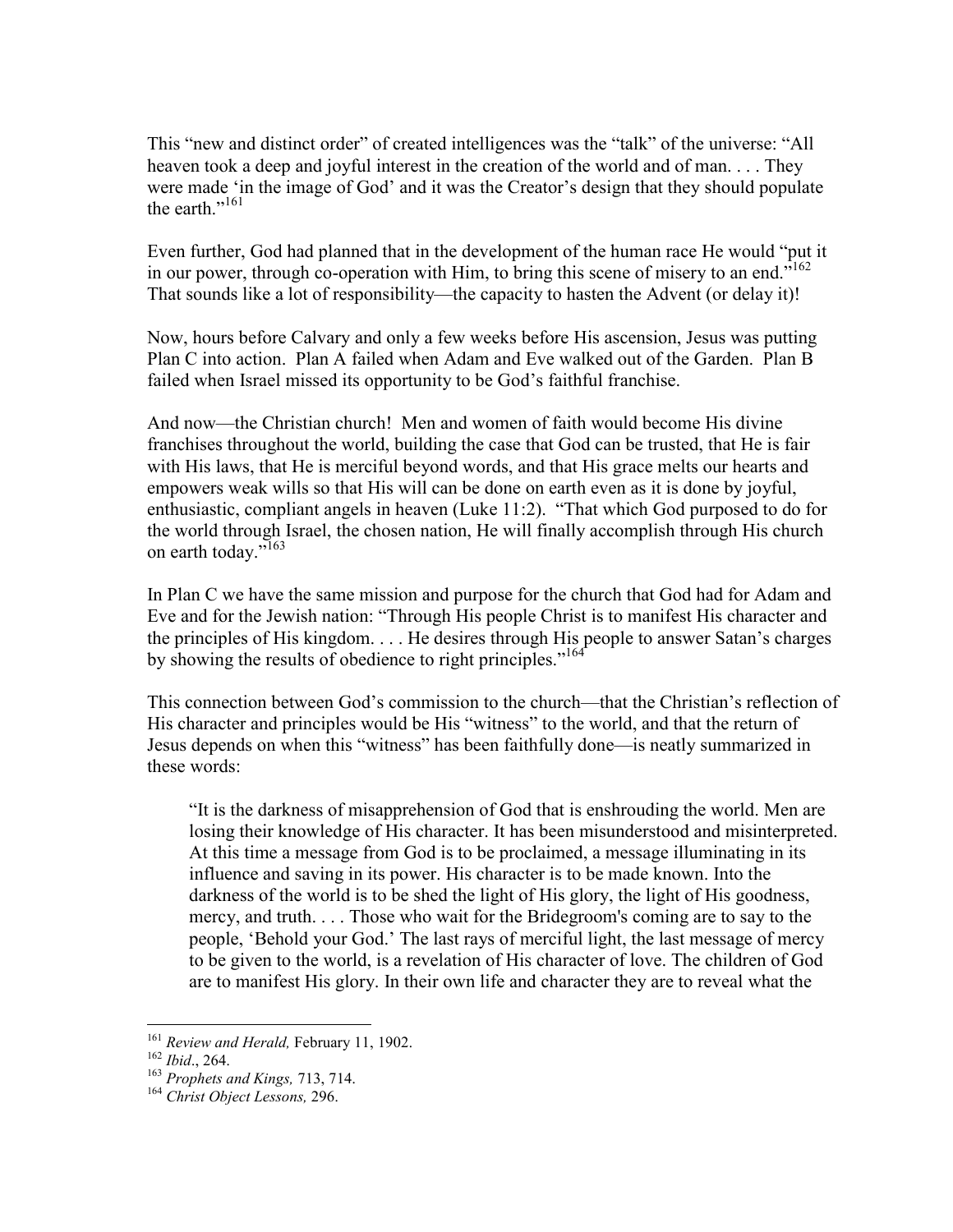This "new and distinct order" of created intelligences was the "talk" of the universe: "All heaven took a deep and joyful interest in the creation of the world and of man. . . . They were made 'in the image of God' and it was the Creator's design that they should populate the earth."[161]

Even further, God had planned that in the development of the human race He would "put it in our power, through co-operation with Him, to bring this scene of misery to an end."[162] That sounds like a lot of responsibility—the capacity to hasten the Advent (or delay it)!

Now, hours before Calvary and only a few weeks before His ascension, Jesus was putting Plan C into action. Plan A failed when Adam and Eve walked out of the Garden. Plan B failed when Israel missed its opportunity to be God's faithful franchise.

And now—the Christian church! Men and women of faith would become His divine franchises throughout the world, building the case that God can be trusted, that He is fair with His laws, that He is merciful beyond words, and that His grace melts our hearts and empowers weak wills so that His will can be done on earth even as it is done by joyful, enthusiastic, compliant angels in heaven (Luke 11:2). "That which God purposed to do for the world through Israel, the chosen nation, He will finally accomplish through His church on earth today."[163]

In Plan C we have the same mission and purpose for the church that God had for Adam and Eve and for the Jewish nation: "Through His people Christ is to manifest His character and the principles of His kingdom. . . . He desires through His people to answer Satan's charges by showing the results of obedience to right principles."[164]

This connection between God's commission to the church—that the Christian's reflection of His character and principles would be His "witness" to the world, and that the return of Jesus depends on when this "witness" has been faithfully done—is neatly summarized in these words:

> "It is the darkness of misapprehension of God that is enshrouding the world. Men are losing their knowledge of His character. It has been misunderstood and misinterpreted. At this time a message from God is to be proclaimed, a message illuminating in its influence and saving in its power. His character is to be made known. Into the darkness of the world is to be shed the light of His glory, the light of His goodness, mercy, and truth. . . . Those who wait for the Bridegroom's coming are to say to the people, 'Behold your God.' The last rays of merciful light, the last message of mercy to be given to the world, is a revelation of His character of love. The children of God are to manifest His glory. In their own life and character they are to reveal what the

---

[161] *Review and Herald,* February 11, 1902.
[162] *Ibid*., 264.
[163] *Prophets and Kings,* 713, 714.
[164] *Christ Object Lessons,* 296.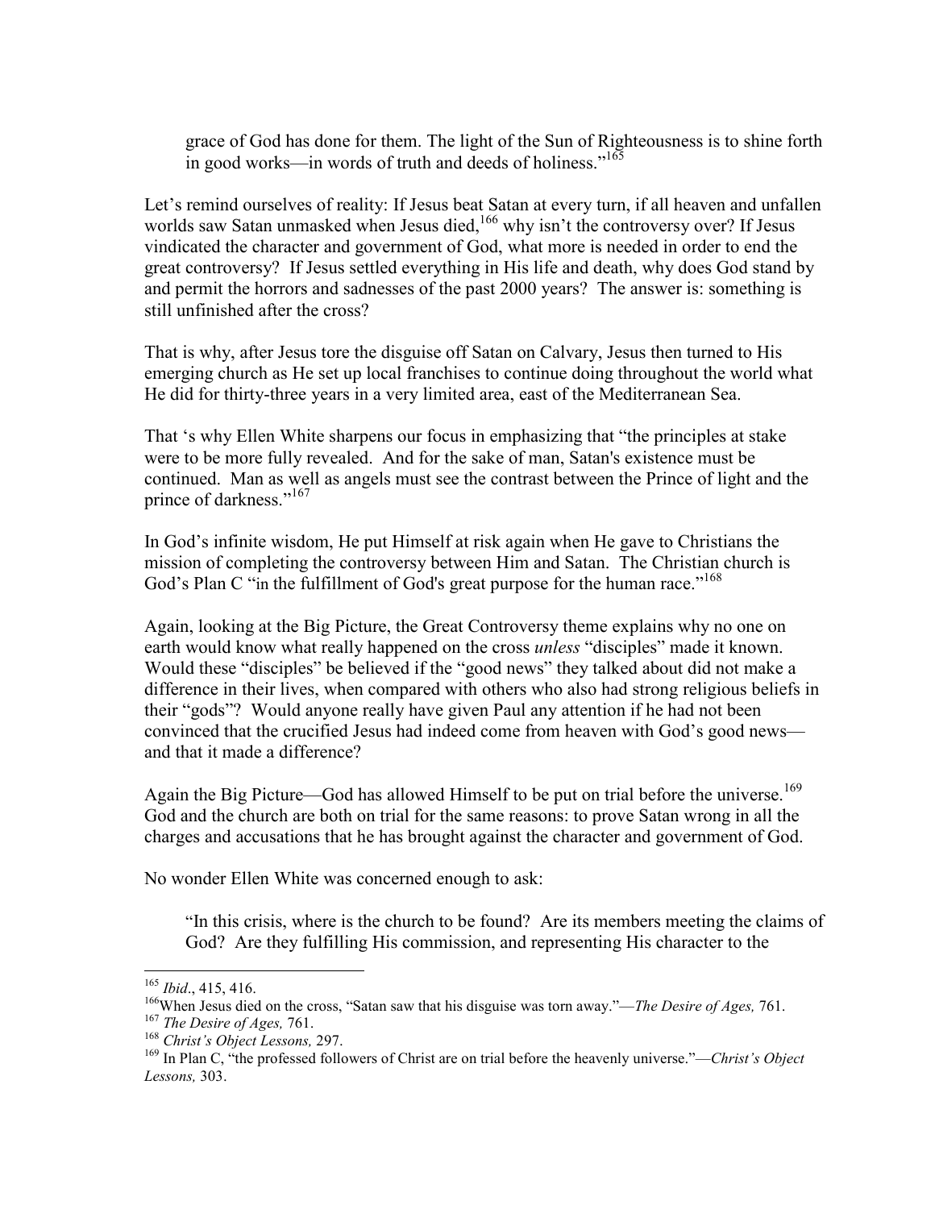> grace of God has done for them. The light of the Sun of Righteousness is to shine forth in good works—in words of truth and deeds of holiness."[165]

Let's remind ourselves of reality: If Jesus beat Satan at every turn, if all heaven and unfallen worlds saw Satan unmasked when Jesus died,[166] why isn't the controversy over? If Jesus vindicated the character and government of God, what more is needed in order to end the great controversy? If Jesus settled everything in His life and death, why does God stand by and permit the horrors and sadnesses of the past 2000 years? The answer is: something is still unfinished after the cross?

That is why, after Jesus tore the disguise off Satan on Calvary, Jesus then turned to His emerging church as He set up local franchises to continue doing throughout the world what He did for thirty-three years in a very limited area, east of the Mediterranean Sea.

That 's why Ellen White sharpens our focus in emphasizing that "the principles at stake were to be more fully revealed. And for the sake of man, Satan's existence must be continued. Man as well as angels must see the contrast between the Prince of light and the prince of darkness."[167]

In God's infinite wisdom, He put Himself at risk again when He gave to Christians the mission of completing the controversy between Him and Satan. The Christian church is God's Plan C "in the fulfillment of God's great purpose for the human race."[168]

Again, looking at the Big Picture, the Great Controversy theme explains why no one on earth would know what really happened on the cross *unless* "disciples" made it known. Would these "disciples" be believed if the "good news" they talked about did not make a difference in their lives, when compared with others who also had strong religious beliefs in their "gods"? Would anyone really have given Paul any attention if he had not been convinced that the crucified Jesus had indeed come from heaven with God's good news—and that it made a difference?

Again the Big Picture—God has allowed Himself to be put on trial before the universe.[169] God and the church are both on trial for the same reasons: to prove Satan wrong in all the charges and accusations that he has brought against the character and government of God.

No wonder Ellen White was concerned enough to ask:

> "In this crisis, where is the church to be found? Are its members meeting the claims of God? Are they fulfilling His commission, and representing His character to the

---

[165] *Ibid*., 415, 416.

[166] When Jesus died on the cross, "Satan saw that his disguise was torn away."—*The Desire of Ages,* 761.

[167] *The Desire of Ages,* 761.

[168] *Christ's Object Lessons,* 297.

[169] In Plan C, "the professed followers of Christ are on trial before the heavenly universe."—*Christ's Object Lessons,* 303.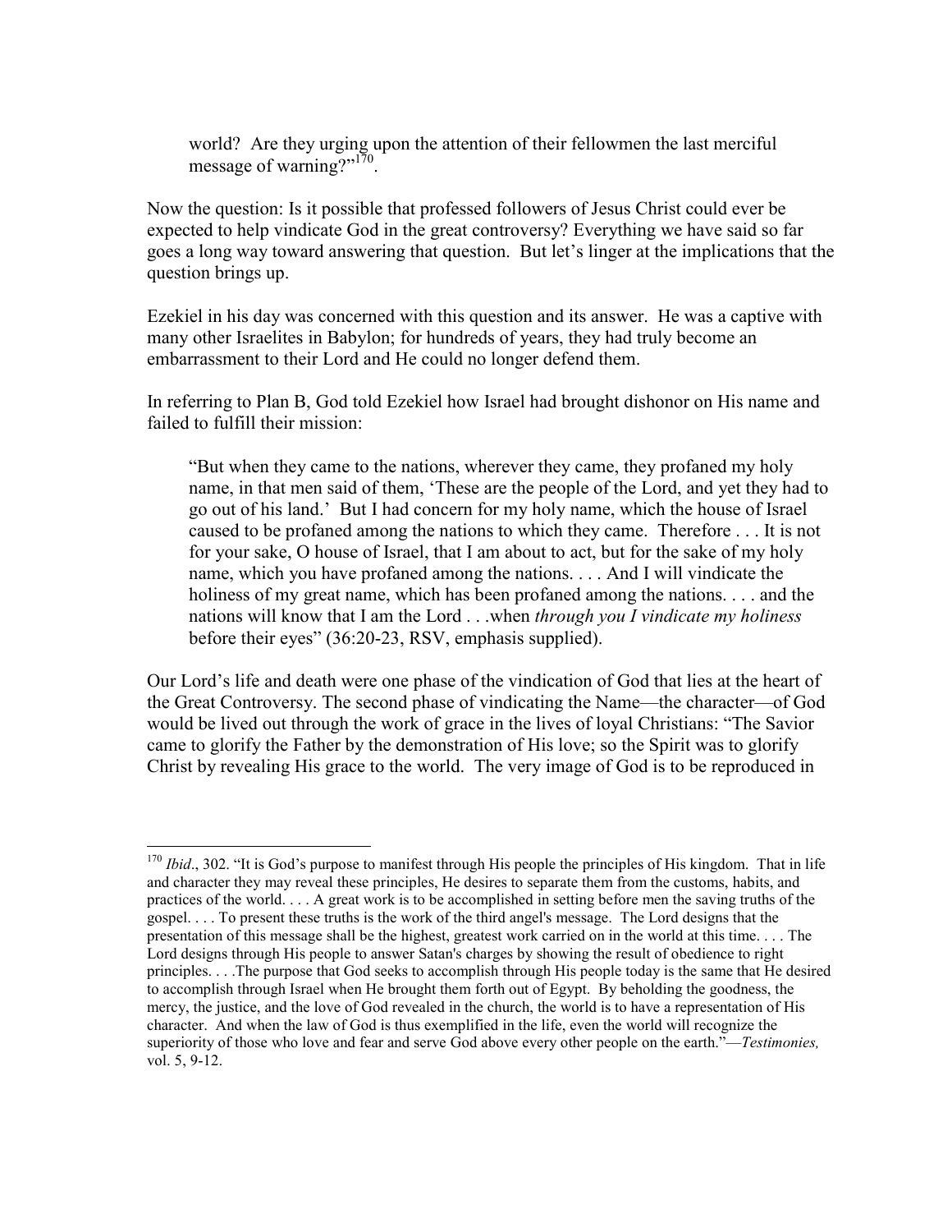> world? Are they urging upon the attention of their fellowmen the last merciful message of warning?"[170].

Now the question: Is it possible that professed followers of Jesus Christ could ever be expected to help vindicate God in the great controversy? Everything we have said so far goes a long way toward answering that question. But let's linger at the implications that the question brings up.

Ezekiel in his day was concerned with this question and its answer. He was a captive with many other Israelites in Babylon; for hundreds of years, they had truly become an embarrassment to their Lord and He could no longer defend them.

In referring to Plan B, God told Ezekiel how Israel had brought dishonor on His name and failed to fulfill their mission:

> "But when they came to the nations, wherever they came, they profaned my holy name, in that men said of them, 'These are the people of the Lord, and yet they had to go out of his land.' But I had concern for my holy name, which the house of Israel caused to be profaned among the nations to which they came. Therefore . . . It is not for your sake, O house of Israel, that I am about to act, but for the sake of my holy name, which you have profaned among the nations. . . . And I will vindicate the holiness of my great name, which has been profaned among the nations. . . . and the nations will know that I am the Lord . . .when *through you I vindicate my holiness* before their eyes" (36:20-23, RSV, emphasis supplied).

Our Lord's life and death were one phase of the vindication of God that lies at the heart of the Great Controversy. The second phase of vindicating the Name—the character—of God would be lived out through the work of grace in the lives of loyal Christians: "The Savior came to glorify the Father by the demonstration of His love; so the Spirit was to glorify Christ by revealing His grace to the world. The very image of God is to be reproduced in

---

[170] *Ibid*., 302. "It is God's purpose to manifest through His people the principles of His kingdom. That in life and character they may reveal these principles, He desires to separate them from the customs, habits, and practices of the world. . . . A great work is to be accomplished in setting before men the saving truths of the gospel. . . . To present these truths is the work of the third angel's message. The Lord designs that the presentation of this message shall be the highest, greatest work carried on in the world at this time. . . . The Lord designs through His people to answer Satan's charges by showing the result of obedience to right principles. . . .The purpose that God seeks to accomplish through His people today is the same that He desired to accomplish through Israel when He brought them forth out of Egypt. By beholding the goodness, the mercy, the justice, and the love of God revealed in the church, the world is to have a representation of His character. And when the law of God is thus exemplified in the life, even the world will recognize the superiority of those who love and fear and serve God above every other people on the earth."—*Testimonies,* vol. 5, 9-12.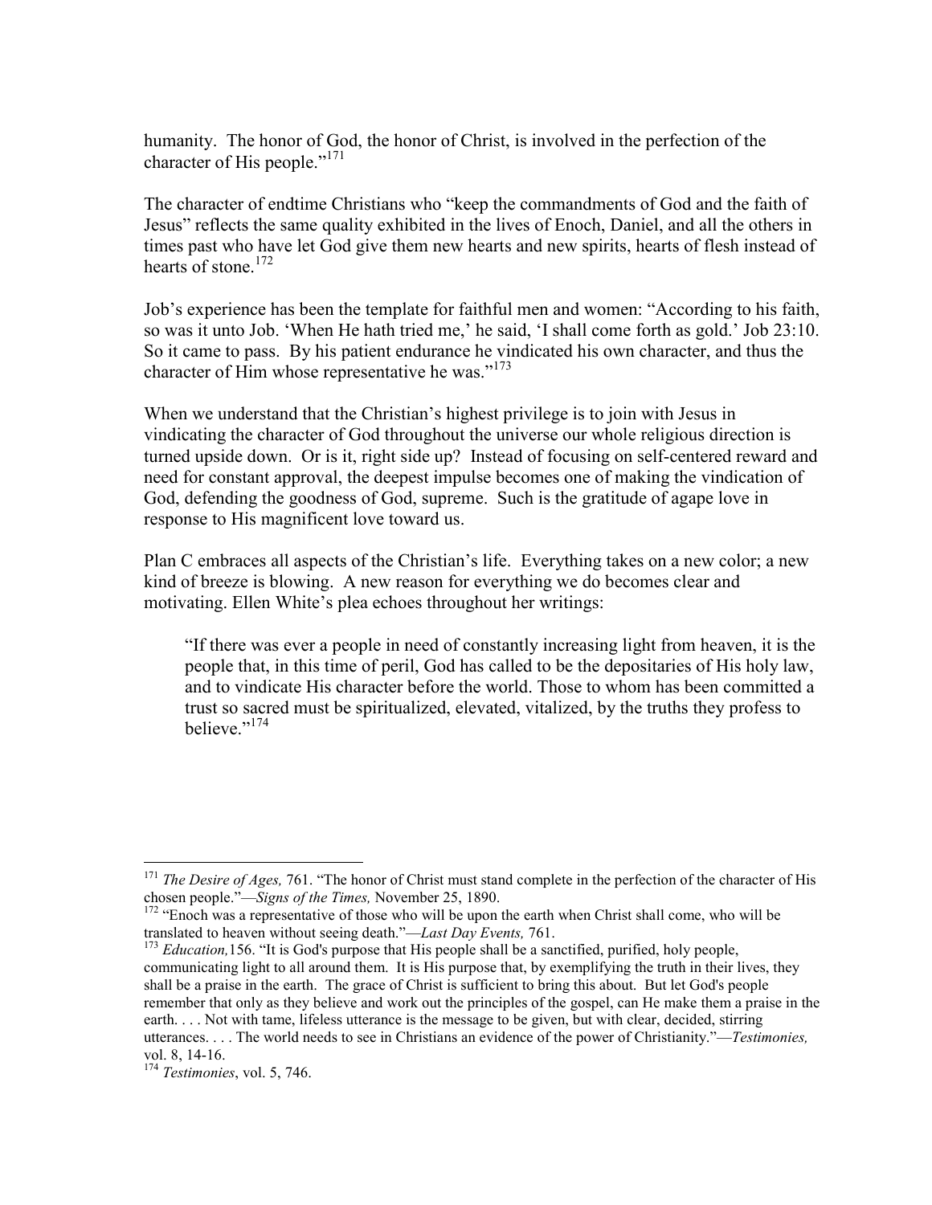humanity. The honor of God, the honor of Christ, is involved in the perfection of the character of His people."[171]

The character of endtime Christians who "keep the commandments of God and the faith of Jesus" reflects the same quality exhibited in the lives of Enoch, Daniel, and all the others in times past who have let God give them new hearts and new spirits, hearts of flesh instead of hearts of stone.[172]

Job's experience has been the template for faithful men and women: "According to his faith, so was it unto Job. 'When He hath tried me,' he said, 'I shall come forth as gold.' Job 23:10. So it came to pass. By his patient endurance he vindicated his own character, and thus the character of Him whose representative he was."[173]

When we understand that the Christian's highest privilege is to join with Jesus in vindicating the character of God throughout the universe our whole religious direction is turned upside down. Or is it, right side up? Instead of focusing on self-centered reward and need for constant approval, the deepest impulse becomes one of making the vindication of God, defending the goodness of God, supreme. Such is the gratitude of agape love in response to His magnificent love toward us.

Plan C embraces all aspects of the Christian's life. Everything takes on a new color; a new kind of breeze is blowing. A new reason for everything we do becomes clear and motivating. Ellen White's plea echoes throughout her writings:

> "If there was ever a people in need of constantly increasing light from heaven, it is the people that, in this time of peril, God has called to be the depositaries of His holy law, and to vindicate His character before the world. Those to whom has been committed a trust so sacred must be spiritualized, elevated, vitalized, by the truths they profess to believe."[174]

---

[171] *The Desire of Ages,* 761. "The honor of Christ must stand complete in the perfection of the character of His chosen people."—*Signs of the Times,* November 25, 1890.

[172] "Enoch was a representative of those who will be upon the earth when Christ shall come, who will be translated to heaven without seeing death."—*Last Day Events,* 761.

[173] *Education,*156. "It is God's purpose that His people shall be a sanctified, purified, holy people, communicating light to all around them. It is His purpose that, by exemplifying the truth in their lives, they shall be a praise in the earth. The grace of Christ is sufficient to bring this about. But let God's people remember that only as they believe and work out the principles of the gospel, can He make them a praise in the earth. . . . Not with tame, lifeless utterance is the message to be given, but with clear, decided, stirring utterances. . . . The world needs to see in Christians an evidence of the power of Christianity."—*Testimonies,* vol. 8, 14-16.

[174] *Testimonies*, vol. 5, 746.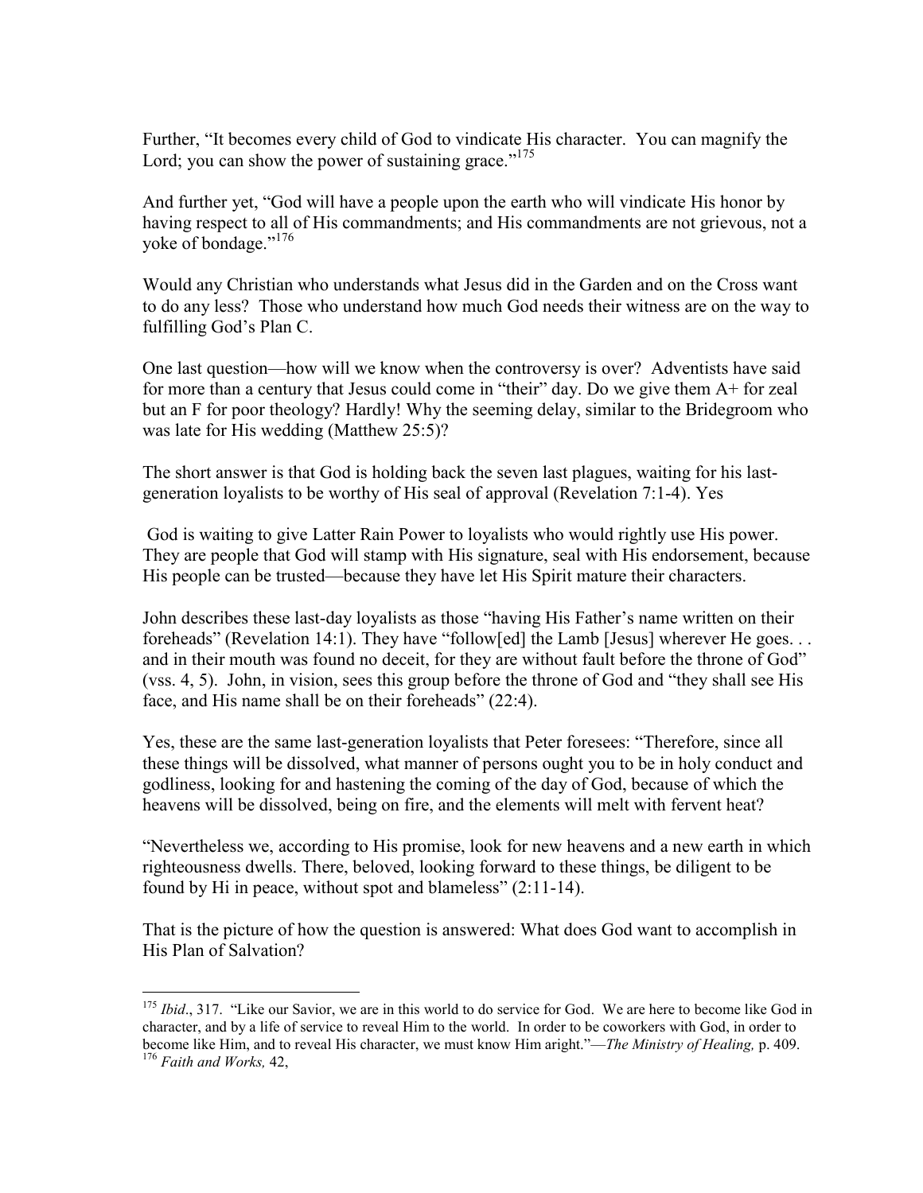Further, "It becomes every child of God to vindicate His character. You can magnify the Lord; you can show the power of sustaining grace."[175]

And further yet, "God will have a people upon the earth who will vindicate His honor by having respect to all of His commandments; and His commandments are not grievous, not a yoke of bondage."[176]

Would any Christian who understands what Jesus did in the Garden and on the Cross want to do any less? Those who understand how much God needs their witness are on the way to fulfilling God's Plan C.

One last question—how will we know when the controversy is over? Adventists have said for more than a century that Jesus could come in "their" day. Do we give them A+ for zeal but an F for poor theology? Hardly! Why the seeming delay, similar to the Bridegroom who was late for His wedding (Matthew 25:5)?

The short answer is that God is holding back the seven last plagues, waiting for his last-generation loyalists to be worthy of His seal of approval (Revelation 7:1-4). Yes

God is waiting to give Latter Rain Power to loyalists who would rightly use His power. They are people that God will stamp with His signature, seal with His endorsement, because His people can be trusted—because they have let His Spirit mature their characters.

John describes these last-day loyalists as those "having His Father's name written on their foreheads" (Revelation 14:1). They have "follow[ed] the Lamb [Jesus] wherever He goes. . . and in their mouth was found no deceit, for they are without fault before the throne of God" (vss. 4, 5). John, in vision, sees this group before the throne of God and "they shall see His face, and His name shall be on their foreheads" (22:4).

Yes, these are the same last-generation loyalists that Peter foresees: "Therefore, since all these things will be dissolved, what manner of persons ought you to be in holy conduct and godliness, looking for and hastening the coming of the day of God, because of which the heavens will be dissolved, being on fire, and the elements will melt with fervent heat?

"Nevertheless we, according to His promise, look for new heavens and a new earth in which righteousness dwells. There, beloved, looking forward to these things, be diligent to be found by Hi in peace, without spot and blameless" (2:11-14).

That is the picture of how the question is answered: What does God want to accomplish in His Plan of Salvation?

---

[175] *Ibid*., 317. "Like our Savior, we are in this world to do service for God. We are here to become like God in character, and by a life of service to reveal Him to the world. In order to be coworkers with God, in order to become like Him, and to reveal His character, we must know Him aright."—*The Ministry of Healing,* p. 409.

[176] *Faith and Works,* 42,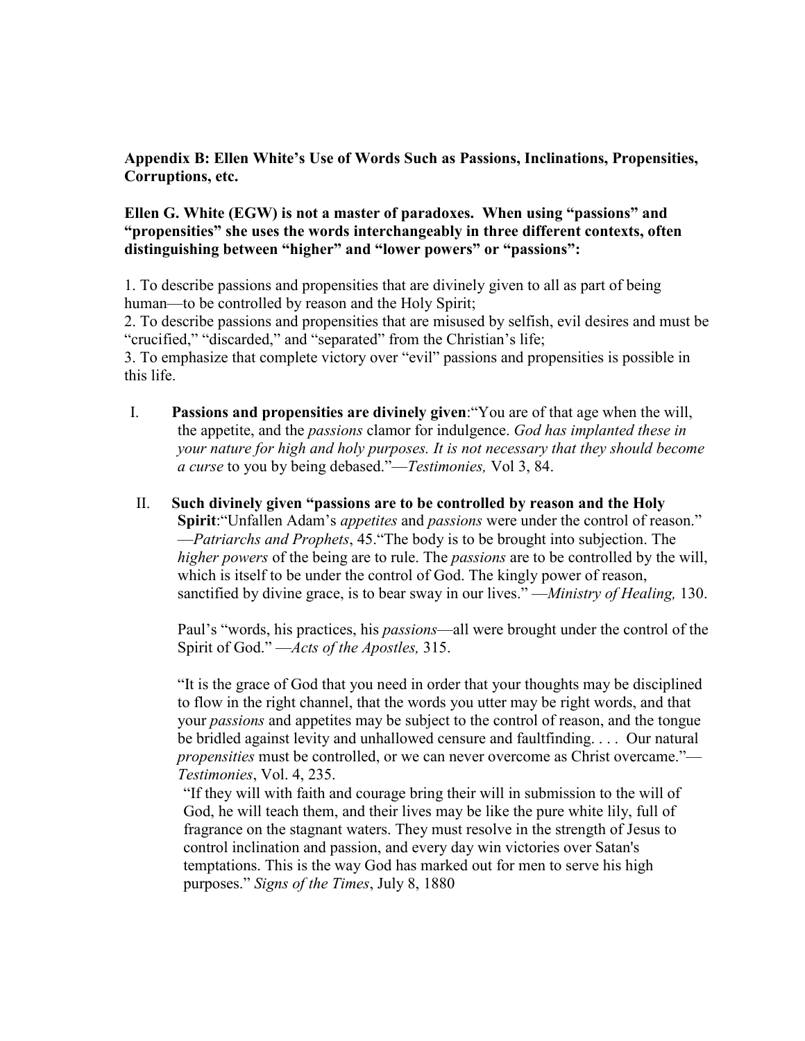**Appendix B: Ellen White's Use of Words Such as Passions, Inclinations, Propensities, Corruptions, etc.**

**Ellen G. White (EGW) is not a master of paradoxes. When using "passions" and "propensities" she uses the words interchangeably in three different contexts, often distinguishing between "higher" and "lower powers" or "passions":**

1. To describe passions and propensities that are divinely given to all as part of being human—to be controlled by reason and the Holy Spirit;
2. To describe passions and propensities that are misused by selfish, evil desires and must be "crucified," "discarded," and "separated" from the Christian's life;
3. To emphasize that complete victory over "evil" passions and propensities is possible in this life.

I. **Passions and propensities are divinely given**:"You are of that age when the will, the appetite, and the *passions* clamor for indulgence. *God has implanted these in your nature for high and holy purposes. It is not necessary that they should become a curse* to you by being debased."—*Testimonies,* Vol 3, 84.

II. **Such divinely given "passions are to be controlled by reason and the Holy Spirit**:"Unfallen Adam's *appetites* and *passions* were under the control of reason." —*Patriarchs and Prophets*, 45."The body is to be brought into subjection. The *higher powers* of the being are to rule. The *passions* are to be controlled by the will, which is itself to be under the control of God. The kingly power of reason, sanctified by divine grace, is to bear sway in our lives." —*Ministry of Healing,* 130.

Paul's "words, his practices, his *passions*—all were brought under the control of the Spirit of God." —*Acts of the Apostles,* 315.

"It is the grace of God that you need in order that your thoughts may be disciplined to flow in the right channel, that the words you utter may be right words, and that your *passions* and appetites may be subject to the control of reason, and the tongue be bridled against levity and unhallowed censure and faultfinding. . . . Our natural *propensities* must be controlled, or we can never overcome as Christ overcame."—*Testimonies*, Vol. 4, 235.

"If they will with faith and courage bring their will in submission to the will of God, he will teach them, and their lives may be like the pure white lily, full of fragrance on the stagnant waters. They must resolve in the strength of Jesus to control inclination and passion, and every day win victories over Satan's temptations. This is the way God has marked out for men to serve his high purposes." *Signs of the Times*, July 8, 1880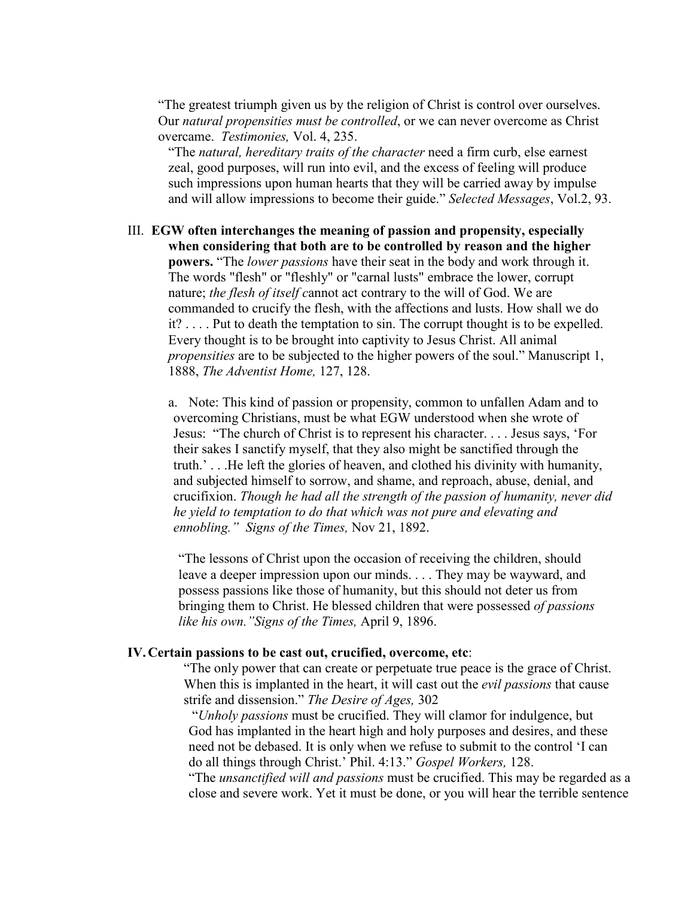"The greatest triumph given us by the religion of Christ is control over ourselves. Our *natural propensities must be controlled*, or we can never overcome as Christ overcame. *Testimonies,* Vol. 4, 235.

"The *natural, hereditary traits of the character* need a firm curb, else earnest zeal, good purposes, will run into evil, and the excess of feeling will produce such impressions upon human hearts that they will be carried away by impulse and will allow impressions to become their guide." *Selected Messages*, Vol.2, 93.

III. **EGW often interchanges the meaning of passion and propensity, especially when considering that both are to be controlled by reason and the higher powers.** "The *lower passions* have their seat in the body and work through it. The words "flesh" or "fleshly" or "carnal lusts" embrace the lower, corrupt nature; *the flesh of itself c*annot act contrary to the will of God. We are commanded to crucify the flesh, with the affections and lusts. How shall we do it? . . . . Put to death the temptation to sin. The corrupt thought is to be expelled. Every thought is to be brought into captivity to Jesus Christ. All animal *propensities* are to be subjected to the higher powers of the soul." Manuscript 1, 1888, *The Adventist Home,* 127, 128.

a. Note: This kind of passion or propensity, common to unfallen Adam and to overcoming Christians, must be what EGW understood when she wrote of Jesus: "The church of Christ is to represent his character. . . . Jesus says, 'For their sakes I sanctify myself, that they also might be sanctified through the truth.' . . .He left the glories of heaven, and clothed his divinity with humanity, and subjected himself to sorrow, and shame, and reproach, abuse, denial, and crucifixion. *Though he had all the strength of the passion of humanity, never did he yield to temptation to do that which was not pure and elevating and ennobling." Signs of the Times,* Nov 21, 1892.

"The lessons of Christ upon the occasion of receiving the children, should leave a deeper impression upon our minds. . . . They may be wayward, and possess passions like those of humanity, but this should not deter us from bringing them to Christ. He blessed children that were possessed *of passions like his own."Signs of the Times,* April 9, 1896.

IV. **Certain passions to be cast out, crucified, overcome, etc**:

"The only power that can create or perpetuate true peace is the grace of Christ. When this is implanted in the heart, it will cast out the *evil passions* that cause strife and dissension." *The Desire of Ages,* 302

"*Unholy passions* must be crucified. They will clamor for indulgence, but God has implanted in the heart high and holy purposes and desires, and these need not be debased. It is only when we refuse to submit to the control 'I can do all things through Christ.' Phil. 4:13." *Gospel Workers,* 128.

"The *unsanctified will and passions* must be crucified. This may be regarded as a close and severe work. Yet it must be done, or you will hear the terrible sentence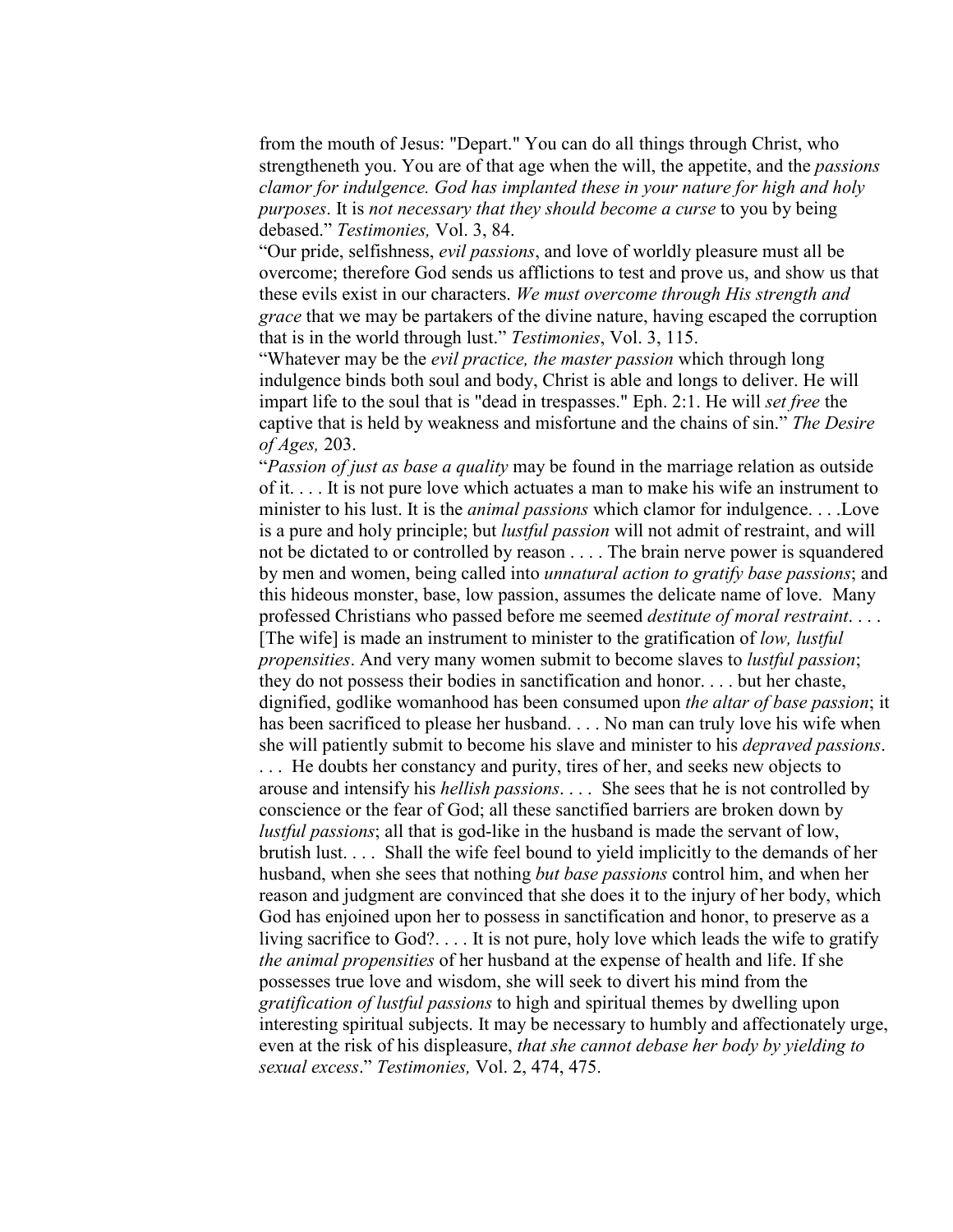from the mouth of Jesus: "Depart." You can do all things through Christ, who strengtheneth you. You are of that age when the will, the appetite, and the *passions clamor for indulgence. God has implanted these in your nature for high and holy purposes*. It is *not necessary that they should become a curse* to you by being debased." *Testimonies,* Vol. 3, 84.

"Our pride, selfishness, *evil passions*, and love of worldly pleasure must all be overcome; therefore God sends us afflictions to test and prove us, and show us that these evils exist in our characters. *We must overcome through His strength and grace* that we may be partakers of the divine nature, having escaped the corruption that is in the world through lust." *Testimonies*, Vol. 3, 115.

"Whatever may be the *evil practice, the master passion* which through long indulgence binds both soul and body, Christ is able and longs to deliver. He will impart life to the soul that is "dead in trespasses." Eph. 2:1. He will *set free* the captive that is held by weakness and misfortune and the chains of sin." *The Desire of Ages,* 203.

"*Passion of just as base a quality* may be found in the marriage relation as outside of it. . . . It is not pure love which actuates a man to make his wife an instrument to minister to his lust. It is the *animal passions* which clamor for indulgence. . . .Love is a pure and holy principle; but *lustful passion* will not admit of restraint, and will not be dictated to or controlled by reason . . . . The brain nerve power is squandered by men and women, being called into *unnatural action to gratify base passions*; and this hideous monster, base, low passion, assumes the delicate name of love. Many professed Christians who passed before me seemed *destitute of moral restraint*. . . . [The wife] is made an instrument to minister to the gratification of *low, lustful propensities*. And very many women submit to become slaves to *lustful passion*; they do not possess their bodies in sanctification and honor. . . . but her chaste, dignified, godlike womanhood has been consumed upon *the altar of base passion*; it has been sacrificed to please her husband. . . . No man can truly love his wife when she will patiently submit to become his slave and minister to his *depraved passions*. . . . He doubts her constancy and purity, tires of her, and seeks new objects to arouse and intensify his *hellish passions*. . . . She sees that he is not controlled by conscience or the fear of God; all these sanctified barriers are broken down by *lustful passions*; all that is god-like in the husband is made the servant of low, brutish lust. . . . Shall the wife feel bound to yield implicitly to the demands of her husband, when she sees that nothing *but base passions* control him, and when her reason and judgment are convinced that she does it to the injury of her body, which God has enjoined upon her to possess in sanctification and honor, to preserve as a living sacrifice to God?. . . . It is not pure, holy love which leads the wife to gratify *the animal propensities* of her husband at the expense of health and life. If she possesses true love and wisdom, she will seek to divert his mind from the *gratification of lustful passions* to high and spiritual themes by dwelling upon interesting spiritual subjects. It may be necessary to humbly and affectionately urge, even at the risk of his displeasure, *that she cannot debase her body by yielding to sexual excess*." *Testimonies,* Vol. 2, 474, 475.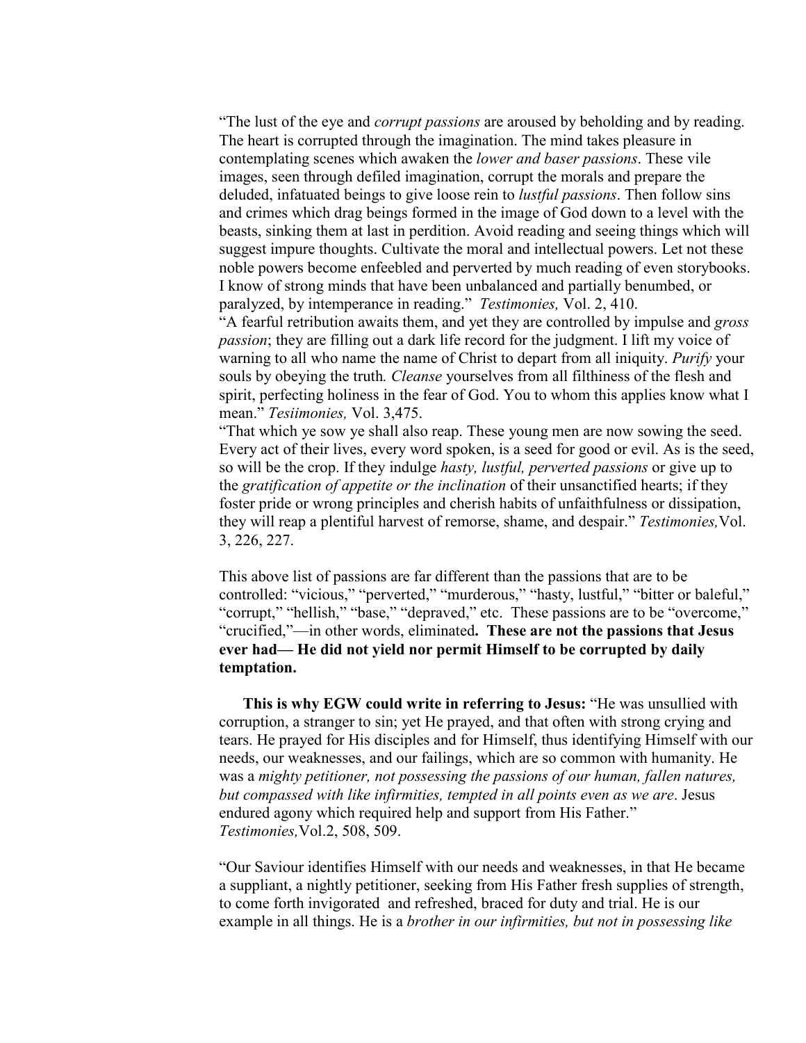"The lust of the eye and *corrupt passions* are aroused by beholding and by reading. The heart is corrupted through the imagination. The mind takes pleasure in contemplating scenes which awaken the *lower and baser passions*. These vile images, seen through defiled imagination, corrupt the morals and prepare the deluded, infatuated beings to give loose rein to *lustful passions*. Then follow sins and crimes which drag beings formed in the image of God down to a level with the beasts, sinking them at last in perdition. Avoid reading and seeing things which will suggest impure thoughts. Cultivate the moral and intellectual powers. Let not these noble powers become enfeebled and perverted by much reading of even storybooks. I know of strong minds that have been unbalanced and partially benumbed, or paralyzed, by intemperance in reading." *Testimonies,* Vol. 2, 410.

"A fearful retribution awaits them, and yet they are controlled by impulse and *gross passion*; they are filling out a dark life record for the judgment. I lift my voice of warning to all who name the name of Christ to depart from all iniquity. *Purify* your souls by obeying the truth. *Cleanse* yourselves from all filthiness of the flesh and spirit, perfecting holiness in the fear of God. You to whom this applies know what I mean." *Tesiimonies,* Vol. 3,475.

"That which ye sow ye shall also reap. These young men are now sowing the seed. Every act of their lives, every word spoken, is a seed for good or evil. As is the seed, so will be the crop. If they indulge *hasty, lustful, perverted passions* or give up to the *gratification of appetite or the inclination* of their unsanctified hearts; if they foster pride or wrong principles and cherish habits of unfaithfulness or dissipation, they will reap a plentiful harvest of remorse, shame, and despair." *Testimonies,*Vol. 3, 226, 227.

This above list of passions are far different than the passions that are to be controlled: "vicious," "perverted," "murderous," "hasty, lustful," "bitter or baleful," "corrupt," "hellish," "base," "depraved," etc. These passions are to be "overcome," "crucified,"—in other words, eliminated**. These are not the passions that Jesus ever had— He did not yield nor permit Himself to be corrupted by daily temptation.**

**This is why EGW could write in referring to Jesus:** "He was unsullied with corruption, a stranger to sin; yet He prayed, and that often with strong crying and tears. He prayed for His disciples and for Himself, thus identifying Himself with our needs, our weaknesses, and our failings, which are so common with humanity. He was a *mighty petitioner, not possessing the passions of our human, fallen natures, but compassed with like infirmities, tempted in all points even as we are*. Jesus endured agony which required help and support from His Father." *Testimonies,*Vol.2, 508, 509.

"Our Saviour identifies Himself with our needs and weaknesses, in that He became a suppliant, a nightly petitioner, seeking from His Father fresh supplies of strength, to come forth invigorated and refreshed, braced for duty and trial. He is our example in all things. He is a *brother in our infirmities, but not in possessing like*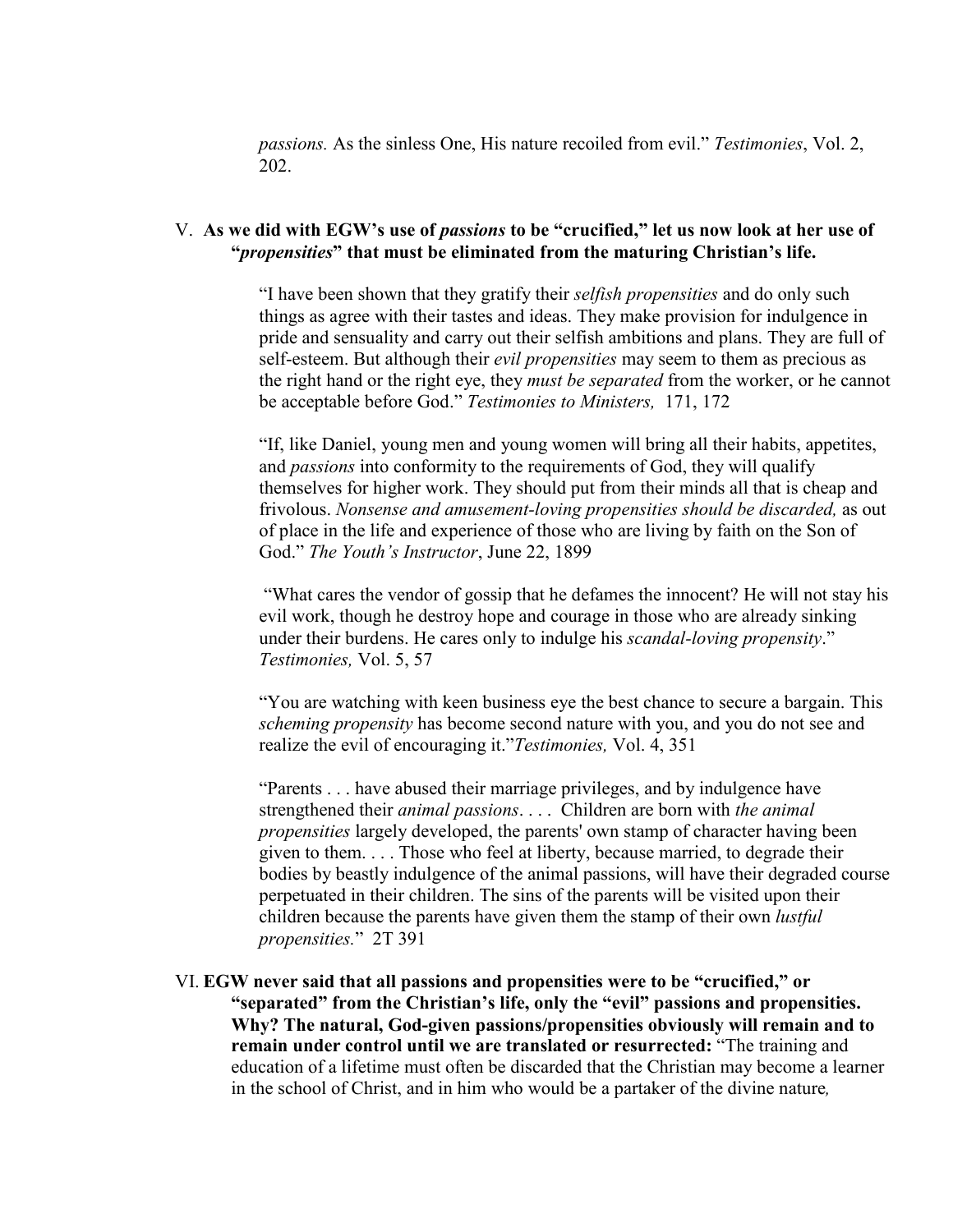*passions.* As the sinless One, His nature recoiled from evil." *Testimonies*, Vol. 2, 202.

V. **As we did with EGW's use of *passions* to be "crucified," let us now look at her use of "*propensities*" that must be eliminated from the maturing Christian's life.**

> "I have been shown that they gratify their *selfish propensities* and do only such things as agree with their tastes and ideas. They make provision for indulgence in pride and sensuality and carry out their selfish ambitions and plans. They are full of self-esteem. But although their *evil propensities* may seem to them as precious as the right hand or the right eye, they *must be separated* from the worker, or he cannot be acceptable before God." *Testimonies to Ministers,* 171, 172

> "If, like Daniel, young men and young women will bring all their habits, appetites, and *passions* into conformity to the requirements of God, they will qualify themselves for higher work. They should put from their minds all that is cheap and frivolous. *Nonsense and amusement-loving propensities should be discarded,* as out of place in the life and experience of those who are living by faith on the Son of God." *The Youth's Instructor*, June 22, 1899

> "What cares the vendor of gossip that he defames the innocent? He will not stay his evil work, though he destroy hope and courage in those who are already sinking under their burdens. He cares only to indulge his *scandal-loving propensity*." *Testimonies,* Vol. 5, 57

> "You are watching with keen business eye the best chance to secure a bargain. This *scheming propensity* has become second nature with you, and you do not see and realize the evil of encouraging it."*Testimonies,* Vol. 4, 351

> "Parents . . . have abused their marriage privileges, and by indulgence have strengthened their *animal passions*. . . . Children are born with *the animal propensities* largely developed, the parents' own stamp of character having been given to them. . . . Those who feel at liberty, because married, to degrade their bodies by beastly indulgence of the animal passions, will have their degraded course perpetuated in their children. The sins of the parents will be visited upon their children because the parents have given them the stamp of their own *lustful propensities.*" 2T 391

VI. **EGW never said that all passions and propensities were to be "crucified," or "separated" from the Christian's life, only the "evil" passions and propensities. Why? The natural, God-given passions/propensities obviously will remain and to remain under control until we are translated or resurrected:** "The training and education of a lifetime must often be discarded that the Christian may become a learner in the school of Christ, and in him who would be a partaker of the divine nature*,*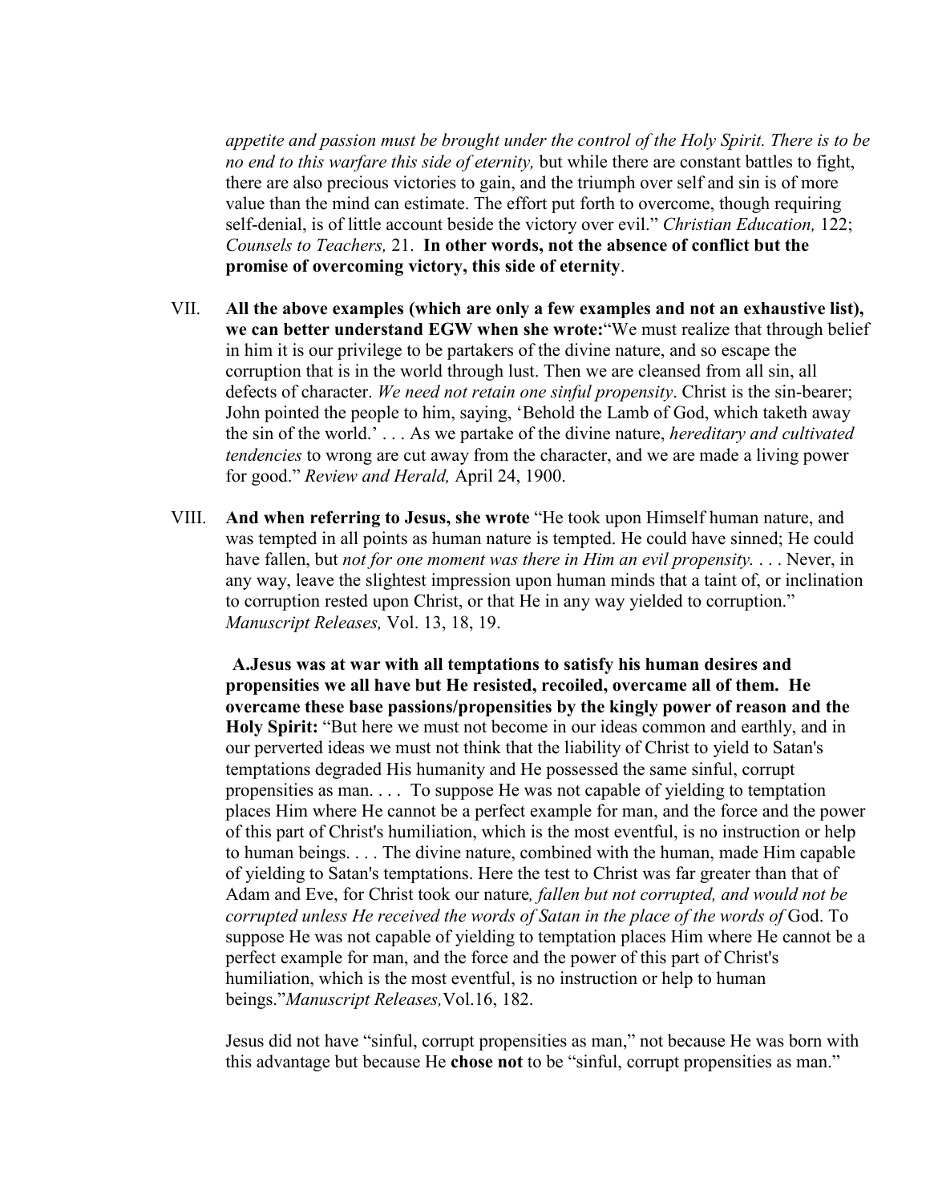*appetite and passion must be brought under the control of the Holy Spirit. There is to be no end to this warfare this side of eternity,* but while there are constant battles to fight, there are also precious victories to gain, and the triumph over self and sin is of more value than the mind can estimate. The effort put forth to overcome, though requiring self-denial, is of little account beside the victory over evil." *Christian Education,* 122; *Counsels to Teachers,* 21. **In other words, not the absence of conflict but the promise of overcoming victory, this side of eternity**.

VII. **All the above examples (which are only a few examples and not an exhaustive list), we can better understand EGW when she wrote:**"We must realize that through belief in him it is our privilege to be partakers of the divine nature, and so escape the corruption that is in the world through lust. Then we are cleansed from all sin, all defects of character. *We need not retain one sinful propensity*. Christ is the sin-bearer; John pointed the people to him, saying, 'Behold the Lamb of God, which taketh away the sin of the world.' . . . As we partake of the divine nature, *hereditary and cultivated tendencies* to wrong are cut away from the character, and we are made a living power for good." *Review and Herald,* April 24, 1900.

VIII. **And when referring to Jesus, she wrote** "He took upon Himself human nature, and was tempted in all points as human nature is tempted. He could have sinned; He could have fallen, but *not for one moment was there in Him an evil propensity.* . . . Never, in any way, leave the slightest impression upon human minds that a taint of, or inclination to corruption rested upon Christ, or that He in any way yielded to corruption." *Manuscript Releases,* Vol. 13, 18, 19.

A. **Jesus was at war with all temptations to satisfy his human desires and propensities we all have but He resisted, recoiled, overcame all of them. He overcame these base passions/propensities by the kingly power of reason and the Holy Spirit:** "But here we must not become in our ideas common and earthly, and in our perverted ideas we must not think that the liability of Christ to yield to Satan's temptations degraded His humanity and He possessed the same sinful, corrupt propensities as man. . . . To suppose He was not capable of yielding to temptation places Him where He cannot be a perfect example for man, and the force and the power of this part of Christ's humiliation, which is the most eventful, is no instruction or help to human beings. . . . The divine nature, combined with the human, made Him capable of yielding to Satan's temptations. Here the test to Christ was far greater than that of Adam and Eve, for Christ took our nature*, fallen but not corrupted, and would not be corrupted unless He received the words of Satan in the place of the words of* God. To suppose He was not capable of yielding to temptation places Him where He cannot be a perfect example for man, and the force and the power of this part of Christ's humiliation, which is the most eventful, is no instruction or help to human beings."*Manuscript Releases,*Vol.16, 182.

Jesus did not have "sinful, corrupt propensities as man," not because He was born with this advantage but because He **chose not** to be "sinful, corrupt propensities as man."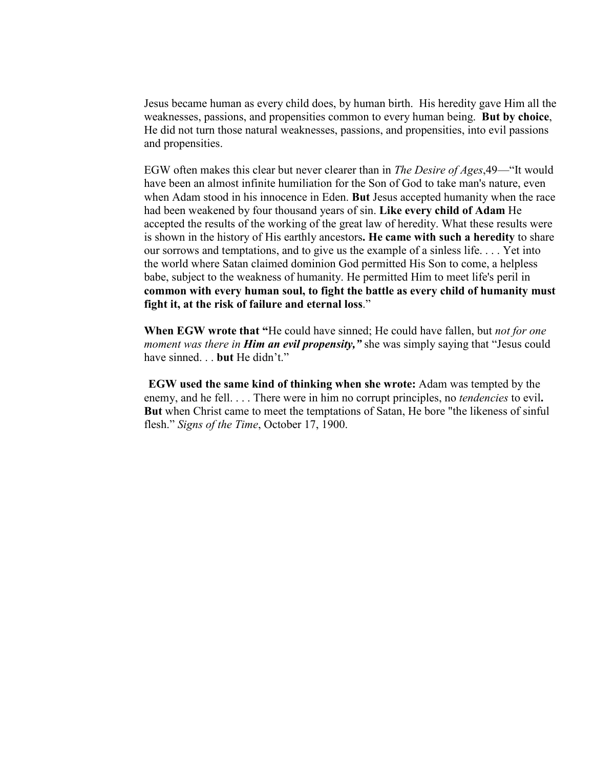Jesus became human as every child does, by human birth. His heredity gave Him all the weaknesses, passions, and propensities common to every human being. **But by choice**, He did not turn those natural weaknesses, passions, and propensities, into evil passions and propensities.

EGW often makes this clear but never clearer than in *The Desire of Ages*,49—"It would have been an almost infinite humiliation for the Son of God to take man's nature, even when Adam stood in his innocence in Eden. **But** Jesus accepted humanity when the race had been weakened by four thousand years of sin. **Like every child of Adam** He accepted the results of the working of the great law of heredity. What these results were is shown in the history of His earthly ancestors**. He came with such a heredity** to share our sorrows and temptations, and to give us the example of a sinless life. . . . Yet into the world where Satan claimed dominion God permitted His Son to come, a helpless babe, subject to the weakness of humanity. He permitted Him to meet life's peril in **common with every human soul, to fight the battle as every child of humanity must fight it, at the risk of failure and eternal loss**."

**When EGW wrote that "**He could have sinned; He could have fallen, but *not for one moment was there in **Him an evil propensity,"*** she was simply saying that "Jesus could have sinned. . . **but** He didn't."

**EGW used the same kind of thinking when she wrote:** Adam was tempted by the enemy, and he fell. . . . There were in him no corrupt principles, no *tendencies* to evil**. But** when Christ came to meet the temptations of Satan, He bore "the likeness of sinful flesh." *Signs of the Time*, October 17, 1900.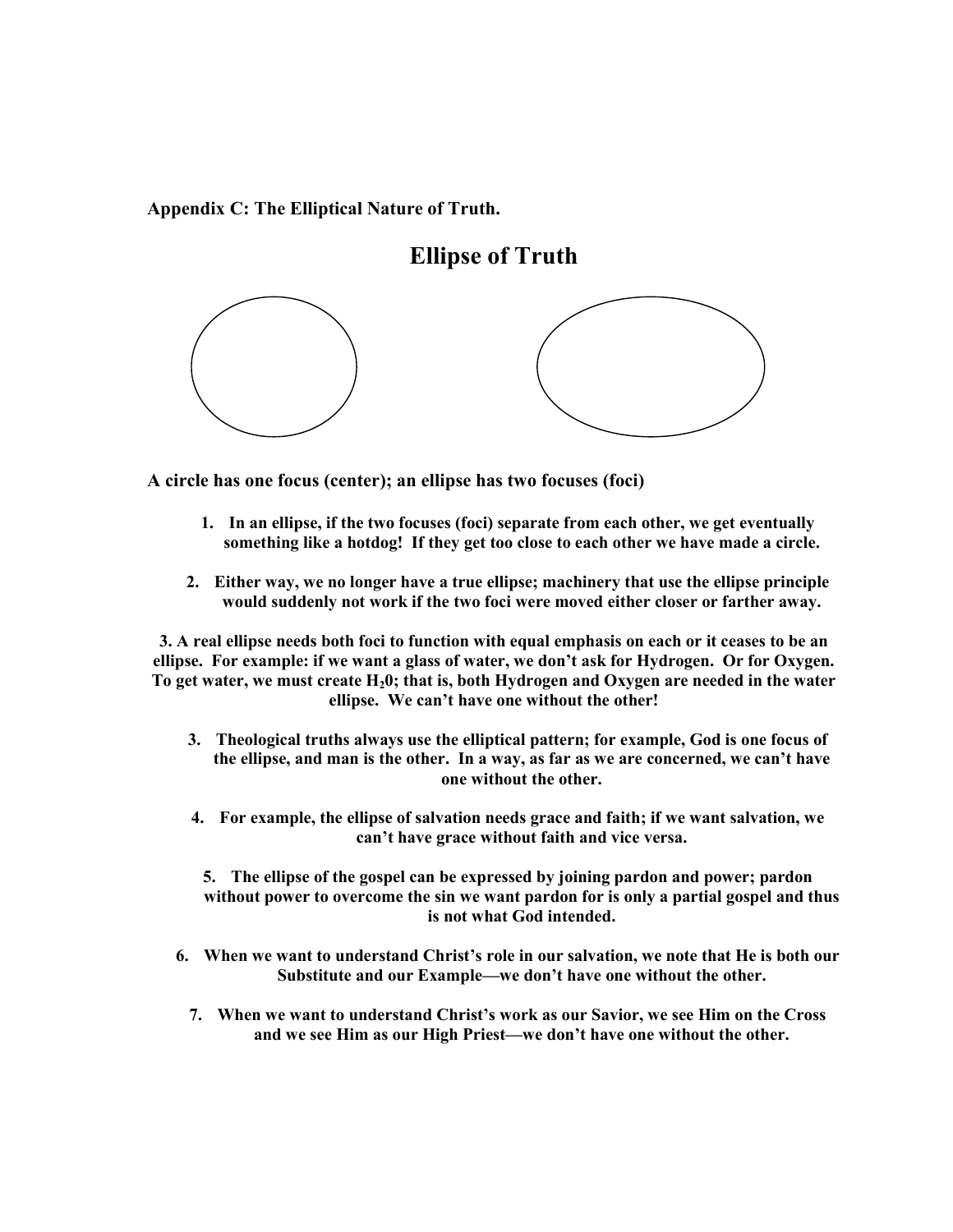**Appendix C: The Elliptical Nature of Truth.**

# Ellipse of Truth

**A circle has one focus (center); an ellipse has two focuses (foci)**

1. **In an ellipse, if the two focuses (foci) separate from each other, we get eventually something like a hotdog! If they get too close to each other we have made a circle.**

2. **Either way, we no longer have a true ellipse; machinery that use the ellipse principle would suddenly not work if the two foci were moved either closer or farther away.**

**3. A real ellipse needs both foci to function with equal emphasis on each or it ceases to be an ellipse. For example: if we want a glass of water, we don't ask for Hydrogen. Or for Oxygen. To get water, we must create $H_20$; that is, both Hydrogen and Oxygen are needed in the water ellipse. We can't have one without the other!**

3. **Theological truths always use the elliptical pattern; for example, God is one focus of the ellipse, and man is the other. In a way, as far as we are concerned, we can't have one without the other.**

4. **For example, the ellipse of salvation needs grace and faith; if we want salvation, we can't have grace without faith and vice versa.**

5. **The ellipse of the gospel can be expressed by joining pardon and power; pardon without power to overcome the sin we want pardon for is only a partial gospel and thus is not what God intended.**

6. **When we want to understand Christ's role in our salvation, we note that He is both our Substitute and our Example—we don't have one without the other.**

7. **When we want to understand Christ's work as our Savior, we see Him on the Cross and we see Him as our High Priest—we don't have one without the other.**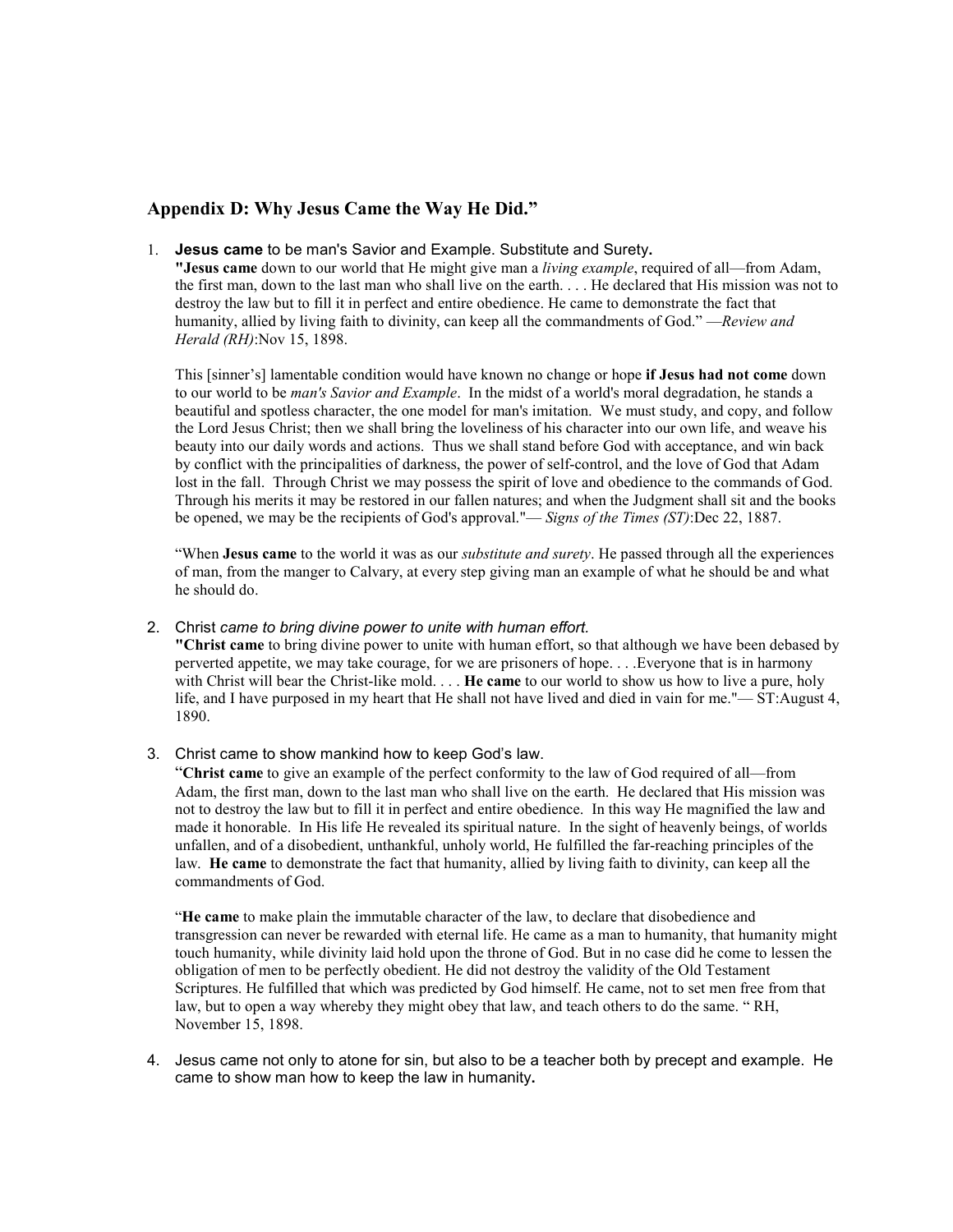## Appendix D: Why Jesus Came the Way He Did."

1. **Jesus came** to be man's Savior and Example. Substitute and Surety**.**

   **"Jesus came** down to our world that He might give man a *living example*, required of all—from Adam, the first man, down to the last man who shall live on the earth. . . . He declared that His mission was not to destroy the law but to fill it in perfect and entire obedience. He came to demonstrate the fact that humanity, allied by living faith to divinity, can keep all the commandments of God." —*Review and Herald (RH)*:Nov 15, 1898.

   This [sinner's] lamentable condition would have known no change or hope **if Jesus had not come** down to our world to be *man's Savior and Example*. In the midst of a world's moral degradation, he stands a beautiful and spotless character, the one model for man's imitation. We must study, and copy, and follow the Lord Jesus Christ; then we shall bring the loveliness of his character into our own life, and weave his beauty into our daily words and actions. Thus we shall stand before God with acceptance, and win back by conflict with the principalities of darkness, the power of self-control, and the love of God that Adam lost in the fall. Through Christ we may possess the spirit of love and obedience to the commands of God. Through his merits it may be restored in our fallen natures; and when the Judgment shall sit and the books be opened, we may be the recipients of God's approval."— *Signs of the Times (ST)*:Dec 22, 1887.

   "When **Jesus came** to the world it was as our *substitute and surety*. He passed through all the experiences of man, from the manger to Calvary, at every step giving man an example of what he should be and what he should do.

2. Christ *came to bring divine power to unite with human effort.*

   **"Christ came** to bring divine power to unite with human effort, so that although we have been debased by perverted appetite, we may take courage, for we are prisoners of hope. . . .Everyone that is in harmony with Christ will bear the Christ-like mold. . . . **He came** to our world to show us how to live a pure, holy life, and I have purposed in my heart that He shall not have lived and died in vain for me."— ST:August 4, 1890.

3. Christ came to show mankind how to keep God's law.

   "**Christ came** to give an example of the perfect conformity to the law of God required of all—from Adam, the first man, down to the last man who shall live on the earth. He declared that His mission was not to destroy the law but to fill it in perfect and entire obedience. In this way He magnified the law and made it honorable. In His life He revealed its spiritual nature. In the sight of heavenly beings, of worlds unfallen, and of a disobedient, unthankful, unholy world, He fulfilled the far-reaching principles of the law. **He came** to demonstrate the fact that humanity, allied by living faith to divinity, can keep all the commandments of God.

   "**He came** to make plain the immutable character of the law, to declare that disobedience and transgression can never be rewarded with eternal life. He came as a man to humanity, that humanity might touch humanity, while divinity laid hold upon the throne of God. But in no case did he come to lessen the obligation of men to be perfectly obedient. He did not destroy the validity of the Old Testament Scriptures. He fulfilled that which was predicted by God himself. He came, not to set men free from that law, but to open a way whereby they might obey that law, and teach others to do the same. " RH, November 15, 1898.

4. Jesus came not only to atone for sin, but also to be a teacher both by precept and example. He came to show man how to keep the law in humanity**.**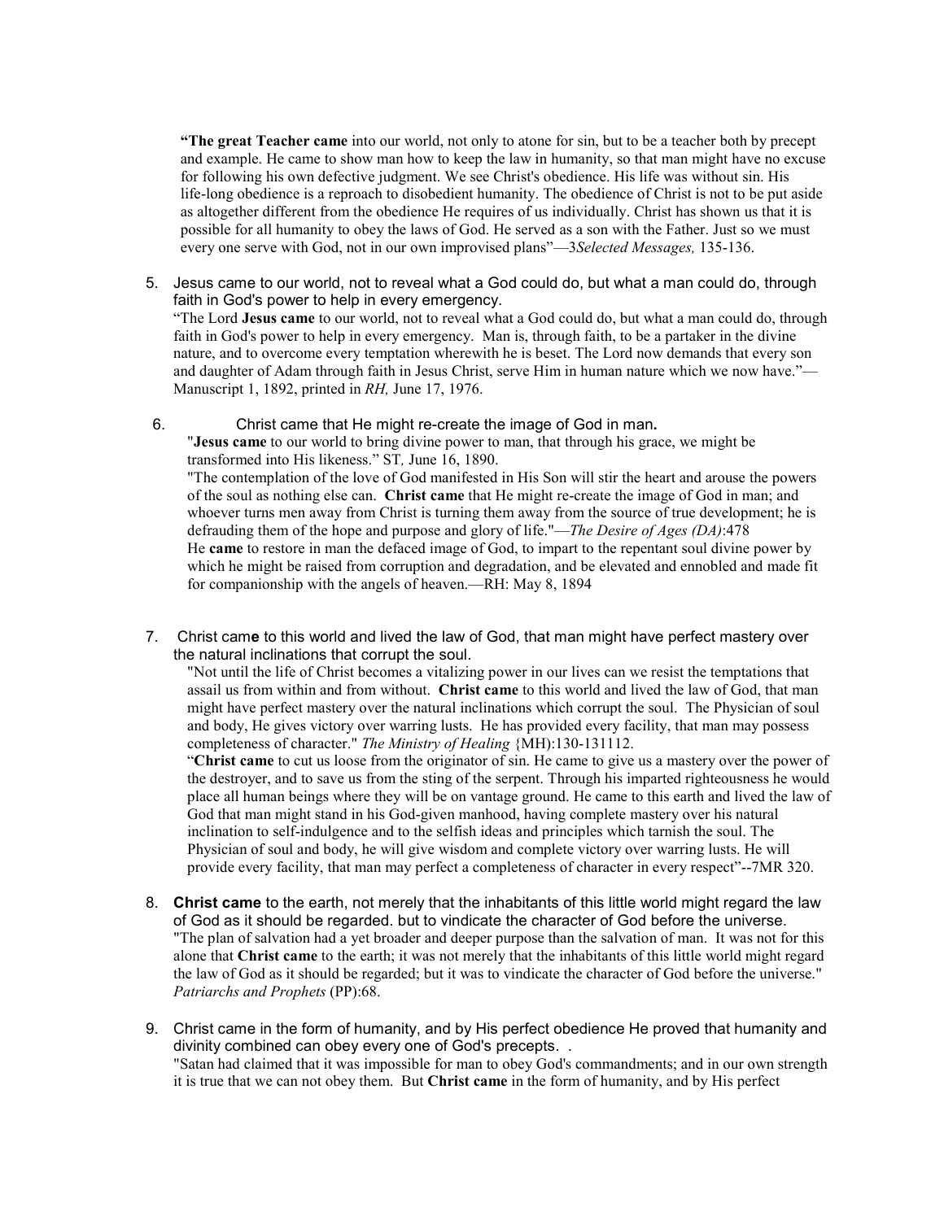**"The great Teacher came** into our world, not only to atone for sin, but to be a teacher both by precept and example. He came to show man how to keep the law in humanity, so that man might have no excuse for following his own defective judgment. We see Christ's obedience. His life was without sin. His life-long obedience is a reproach to disobedient humanity. The obedience of Christ is not to be put aside as altogether different from the obedience He requires of us individually. Christ has shown us that it is possible for all humanity to obey the laws of God. He served as a son with the Father. Just so we must every one serve with God, not in our own improvised plans"—3*Selected Messages,* 135-136.

5. Jesus came to our world, not to reveal what a God could do, but what a man could do, through faith in God's power to help in every emergency.

   "The Lord **Jesus came** to our world, not to reveal what a God could do, but what a man could do, through faith in God's power to help in every emergency. Man is, through faith, to be a partaker in the divine nature, and to overcome every temptation wherewith he is beset. The Lord now demands that every son and daughter of Adam through faith in Jesus Christ, serve Him in human nature which we now have."—Manuscript 1, 1892, printed in *RH,* June 17, 1976.

6. Christ came that He might re-create the image of God in man**.**

   "**Jesus came** to our world to bring divine power to man, that through his grace, we might be transformed into His likeness." ST*,* June 16, 1890.

   "The contemplation of the love of God manifested in His Son will stir the heart and arouse the powers of the soul as nothing else can. **Christ came** that He might re-create the image of God in man; and whoever turns men away from Christ is turning them away from the source of true development; he is defrauding them of the hope and purpose and glory of life."—*The Desire of Ages (DA)*:478

   He **came** to restore in man the defaced image of God, to impart to the repentant soul divine power by which he might be raised from corruption and degradation, and be elevated and ennobled and made fit for companionship with the angels of heaven.—RH: May 8, 1894

7. Christ cam**e** to this world and lived the law of God, that man might have perfect mastery over the natural inclinations that corrupt the soul.

   "Not until the life of Christ becomes a vitalizing power in our lives can we resist the temptations that assail us from within and from without. **Christ came** to this world and lived the law of God, that man might have perfect mastery over the natural inclinations which corrupt the soul. The Physician of soul and body, He gives victory over warring lusts. He has provided every facility, that man may possess completeness of character." *The Ministry of Healing* {MH):130-131112.

   "**Christ came** to cut us loose from the originator of sin. He came to give us a mastery over the power of the destroyer, and to save us from the sting of the serpent. Through his imparted righteousness he would place all human beings where they will be on vantage ground. He came to this earth and lived the law of God that man might stand in his God-given manhood, having complete mastery over his natural inclination to self-indulgence and to the selfish ideas and principles which tarnish the soul. The Physician of soul and body, he will give wisdom and complete victory over warring lusts. He will provide every facility, that man may perfect a completeness of character in every respect"--7MR 320.

8. **Christ came** to the earth, not merely that the inhabitants of this little world might regard the law of God as it should be regarded. but to vindicate the character of God before the universe.

   "The plan of salvation had a yet broader and deeper purpose than the salvation of man. It was not for this alone that **Christ came** to the earth; it was not merely that the inhabitants of this little world might regard the law of God as it should be regarded; but it was to vindicate the character of God before the universe." *Patriarchs and Prophets* (PP):68.

9. Christ came in the form of humanity, and by His perfect obedience He proved that humanity and divinity combined can obey every one of God's precepts. .

   "Satan had claimed that it was impossible for man to obey God's commandments; and in our own strength it is true that we can not obey them. But **Christ came** in the form of humanity, and by His perfect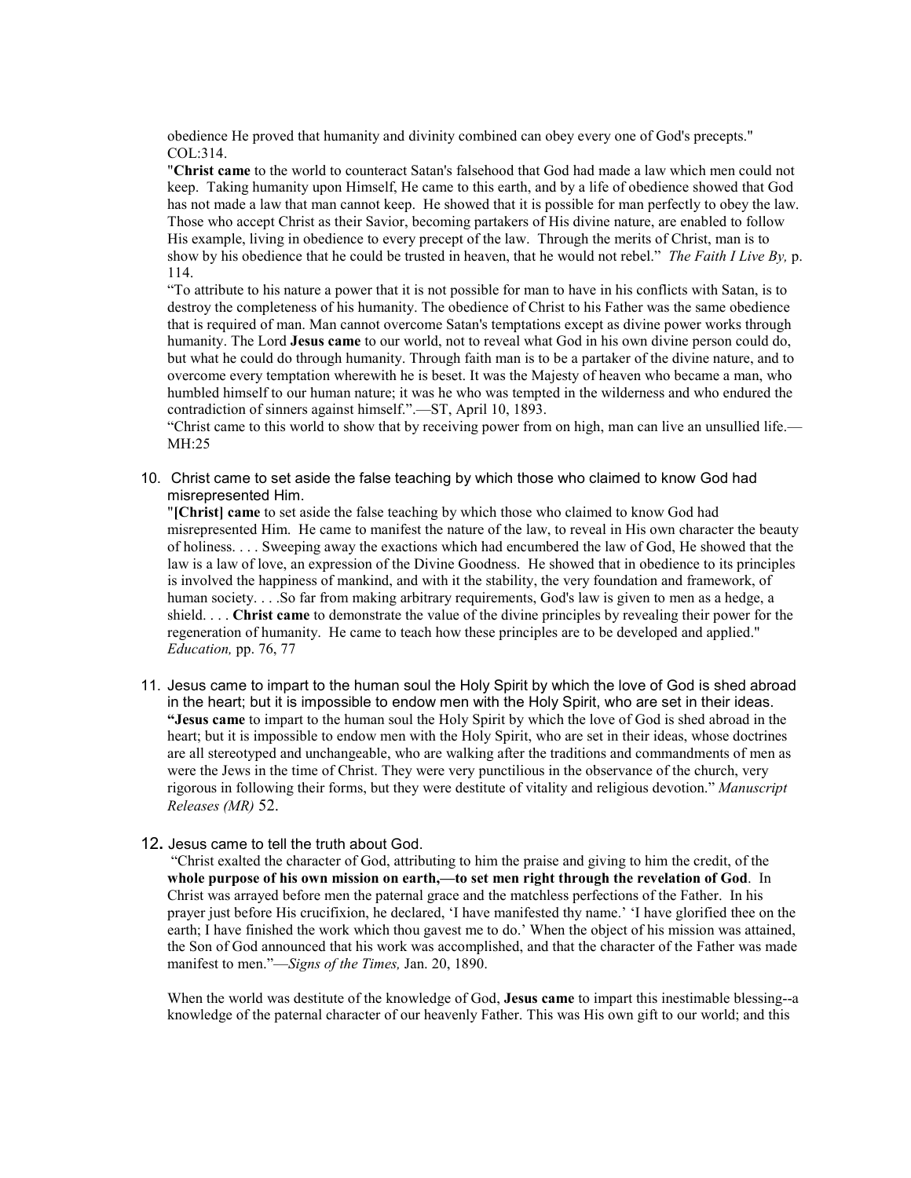obedience He proved that humanity and divinity combined can obey every one of God's precepts." COL:314.

"**Christ came** to the world to counteract Satan's falsehood that God had made a law which men could not keep. Taking humanity upon Himself, He came to this earth, and by a life of obedience showed that God has not made a law that man cannot keep. He showed that it is possible for man perfectly to obey the law. Those who accept Christ as their Savior, becoming partakers of His divine nature, are enabled to follow His example, living in obedience to every precept of the law. Through the merits of Christ, man is to show by his obedience that he could be trusted in heaven, that he would not rebel." *The Faith I Live By,* p. 114.

"To attribute to his nature a power that it is not possible for man to have in his conflicts with Satan, is to destroy the completeness of his humanity. The obedience of Christ to his Father was the same obedience that is required of man. Man cannot overcome Satan's temptations except as divine power works through humanity. The Lord **Jesus came** to our world, not to reveal what God in his own divine person could do, but what he could do through humanity. Through faith man is to be a partaker of the divine nature, and to overcome every temptation wherewith he is beset. It was the Majesty of heaven who became a man, who humbled himself to our human nature; it was he who was tempted in the wilderness and who endured the contradiction of sinners against himself.".—ST, April 10, 1893.

"Christ came to this world to show that by receiving power from on high, man can live an unsullied life.—MH:25

10. Christ came to set aside the false teaching by which those who claimed to know God had misrepresented Him.

"**[Christ] came** to set aside the false teaching by which those who claimed to know God had misrepresented Him. He came to manifest the nature of the law, to reveal in His own character the beauty of holiness. . . . Sweeping away the exactions which had encumbered the law of God, He showed that the law is a law of love, an expression of the Divine Goodness. He showed that in obedience to its principles is involved the happiness of mankind, and with it the stability, the very foundation and framework, of human society. . . .So far from making arbitrary requirements, God's law is given to men as a hedge, a shield. . . . **Christ came** to demonstrate the value of the divine principles by revealing their power for the regeneration of humanity. He came to teach how these principles are to be developed and applied." *Education,* pp. 76, 77

11. Jesus came to impart to the human soul the Holy Spirit by which the love of God is shed abroad in the heart; but it is impossible to endow men with the Holy Spirit, who are set in their ideas.

"**Jesus came** to impart to the human soul the Holy Spirit by which the love of God is shed abroad in the heart; but it is impossible to endow men with the Holy Spirit, who are set in their ideas, whose doctrines are all stereotyped and unchangeable, who are walking after the traditions and commandments of men as were the Jews in the time of Christ. They were very punctilious in the observance of the church, very rigorous in following their forms, but they were destitute of vitality and religious devotion." *Manuscript Releases (MR)* 52.

12. Jesus came to tell the truth about God.

"Christ exalted the character of God, attributing to him the praise and giving to him the credit, of the **whole purpose of his own mission on earth,—to set men right through the revelation of God**. In Christ was arrayed before men the paternal grace and the matchless perfections of the Father. In his prayer just before His crucifixion, he declared, 'I have manifested thy name.' 'I have glorified thee on the earth; I have finished the work which thou gavest me to do.' When the object of his mission was attained, the Son of God announced that his work was accomplished, and that the character of the Father was made manifest to men."—*Signs of the Times,* Jan. 20, 1890.

When the world was destitute of the knowledge of God, **Jesus came** to impart this inestimable blessing--a knowledge of the paternal character of our heavenly Father. This was His own gift to our world; and this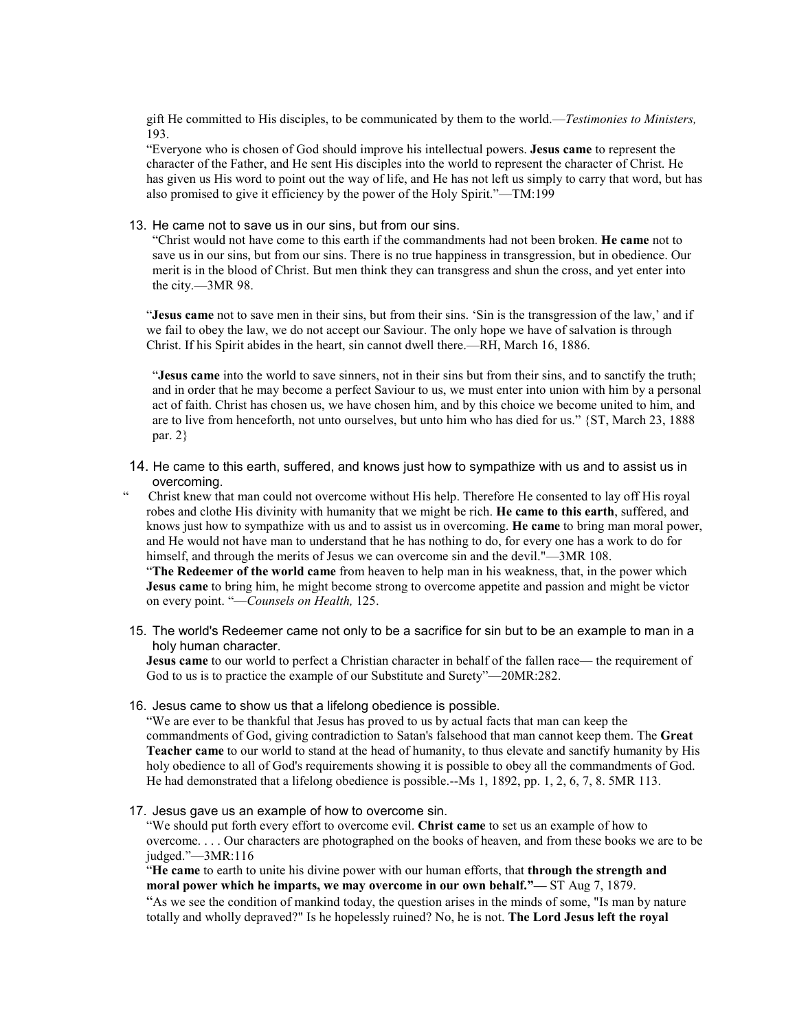gift He committed to His disciples, to be communicated by them to the world.—*Testimonies to Ministers,* 193.

"Everyone who is chosen of God should improve his intellectual powers. **Jesus came** to represent the character of the Father, and He sent His disciples into the world to represent the character of Christ. He has given us His word to point out the way of life, and He has not left us simply to carry that word, but has also promised to give it efficiency by the power of the Holy Spirit."—TM:199

13. He came not to save us in our sins, but from our sins.

"Christ would not have come to this earth if the commandments had not been broken. **He came** not to save us in our sins, but from our sins. There is no true happiness in transgression, but in obedience. Our merit is in the blood of Christ. But men think they can transgress and shun the cross, and yet enter into the city.—3MR 98.

"**Jesus came** not to save men in their sins, but from their sins. 'Sin is the transgression of the law,' and if we fail to obey the law, we do not accept our Saviour. The only hope we have of salvation is through Christ. If his Spirit abides in the heart, sin cannot dwell there.—RH, March 16, 1886.

"**Jesus came** into the world to save sinners, not in their sins but from their sins, and to sanctify the truth; and in order that he may become a perfect Saviour to us, we must enter into union with him by a personal act of faith. Christ has chosen us, we have chosen him, and by this choice we become united to him, and are to live from henceforth, not unto ourselves, but unto him who has died for us." {ST, March 23, 1888 par. 2}

14. He came to this earth, suffered, and knows just how to sympathize with us and to assist us in overcoming.

" Christ knew that man could not overcome without His help. Therefore He consented to lay off His royal robes and clothe His divinity with humanity that we might be rich. **He came to this earth**, suffered, and knows just how to sympathize with us and to assist us in overcoming. **He came** to bring man moral power, and He would not have man to understand that he has nothing to do, for every one has a work to do for himself, and through the merits of Jesus we can overcome sin and the devil."—3MR 108.

"**The Redeemer of the world came** from heaven to help man in his weakness, that, in the power which **Jesus came** to bring him, he might become strong to overcome appetite and passion and might be victor on every point. "—*Counsels on Health,* 125.

15. The world's Redeemer came not only to be a sacrifice for sin but to be an example to man in a holy human character.

**Jesus came** to our world to perfect a Christian character in behalf of the fallen race— the requirement of God to us is to practice the example of our Substitute and Surety"—20MR:282.

16. Jesus came to show us that a lifelong obedience is possible.

"We are ever to be thankful that Jesus has proved to us by actual facts that man can keep the commandments of God, giving contradiction to Satan's falsehood that man cannot keep them. The **Great Teacher came** to our world to stand at the head of humanity, to thus elevate and sanctify humanity by His holy obedience to all of God's requirements showing it is possible to obey all the commandments of God. He had demonstrated that a lifelong obedience is possible.--Ms 1, 1892, pp. 1, 2, 6, 7, 8. 5MR 113.

17. Jesus gave us an example of how to overcome sin.

"We should put forth every effort to overcome evil. **Christ came** to set us an example of how to overcome. . . . Our characters are photographed on the books of heaven, and from these books we are to be judged."—3MR:116

"**He came** to earth to unite his divine power with our human efforts, that **through the strength and moral power which he imparts, we may overcome in our own behalf."—** ST Aug 7, 1879.

"As we see the condition of mankind today, the question arises in the minds of some, "Is man by nature totally and wholly depraved?" Is he hopelessly ruined? No, he is not. **The Lord Jesus left the royal**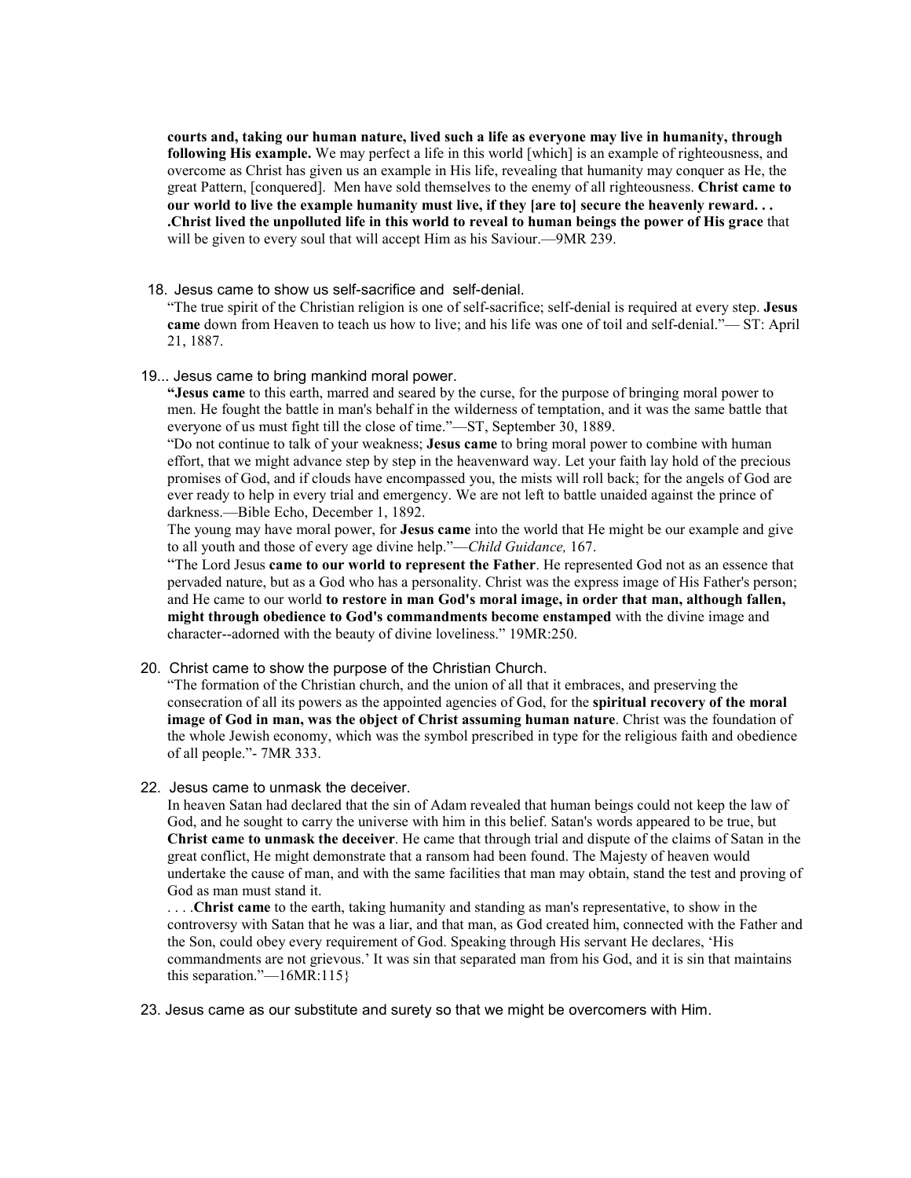**courts and, taking our human nature, lived such a life as everyone may live in humanity, through following His example.** We may perfect a life in this world [which] is an example of righteousness, and overcome as Christ has given us an example in His life, revealing that humanity may conquer as He, the great Pattern, [conquered]. Men have sold themselves to the enemy of all righteousness. **Christ came to our world to live the example humanity must live, if they [are to] secure the heavenly reward. . . .Christ lived the unpolluted life in this world to reveal to human beings the power of His grace** that will be given to every soul that will accept Him as his Saviour.—9MR 239.

18. Jesus came to show us self-sacrifice and self-denial.

"The true spirit of the Christian religion is one of self-sacrifice; self-denial is required at every step. **Jesus came** down from Heaven to teach us how to live; and his life was one of toil and self-denial."— ST: April 21, 1887.

19... Jesus came to bring mankind moral power.

**"Jesus came** to this earth, marred and seared by the curse, for the purpose of bringing moral power to men. He fought the battle in man's behalf in the wilderness of temptation, and it was the same battle that everyone of us must fight till the close of time."—ST, September 30, 1889.

"Do not continue to talk of your weakness; **Jesus came** to bring moral power to combine with human effort, that we might advance step by step in the heavenward way. Let your faith lay hold of the precious promises of God, and if clouds have encompassed you, the mists will roll back; for the angels of God are ever ready to help in every trial and emergency. We are not left to battle unaided against the prince of darkness.—Bible Echo, December 1, 1892.

The young may have moral power, for **Jesus came** into the world that He might be our example and give to all youth and those of every age divine help."—*Child Guidance,* 167.

"The Lord Jesus **came to our world to represent the Father**. He represented God not as an essence that pervaded nature, but as a God who has a personality. Christ was the express image of His Father's person; and He came to our world **to restore in man God's moral image, in order that man, although fallen, might through obedience to God's commandments become enstamped** with the divine image and character--adorned with the beauty of divine loveliness." 19MR:250.

20. Christ came to show the purpose of the Christian Church.

"The formation of the Christian church, and the union of all that it embraces, and preserving the consecration of all its powers as the appointed agencies of God, for the **spiritual recovery of the moral image of God in man, was the object of Christ assuming human nature**. Christ was the foundation of the whole Jewish economy, which was the symbol prescribed in type for the religious faith and obedience of all people."- 7MR 333.

22. Jesus came to unmask the deceiver.

In heaven Satan had declared that the sin of Adam revealed that human beings could not keep the law of God, and he sought to carry the universe with him in this belief. Satan's words appeared to be true, but **Christ came to unmask the deceiver**. He came that through trial and dispute of the claims of Satan in the great conflict, He might demonstrate that a ransom had been found. The Majesty of heaven would undertake the cause of man, and with the same facilities that man may obtain, stand the test and proving of God as man must stand it.

. . . .**Christ came** to the earth, taking humanity and standing as man's representative, to show in the controversy with Satan that he was a liar, and that man, as God created him, connected with the Father and the Son, could obey every requirement of God. Speaking through His servant He declares, 'His commandments are not grievous.' It was sin that separated man from his God, and it is sin that maintains this separation."—16MR:115}

23. Jesus came as our substitute and surety so that we might be overcomers with Him.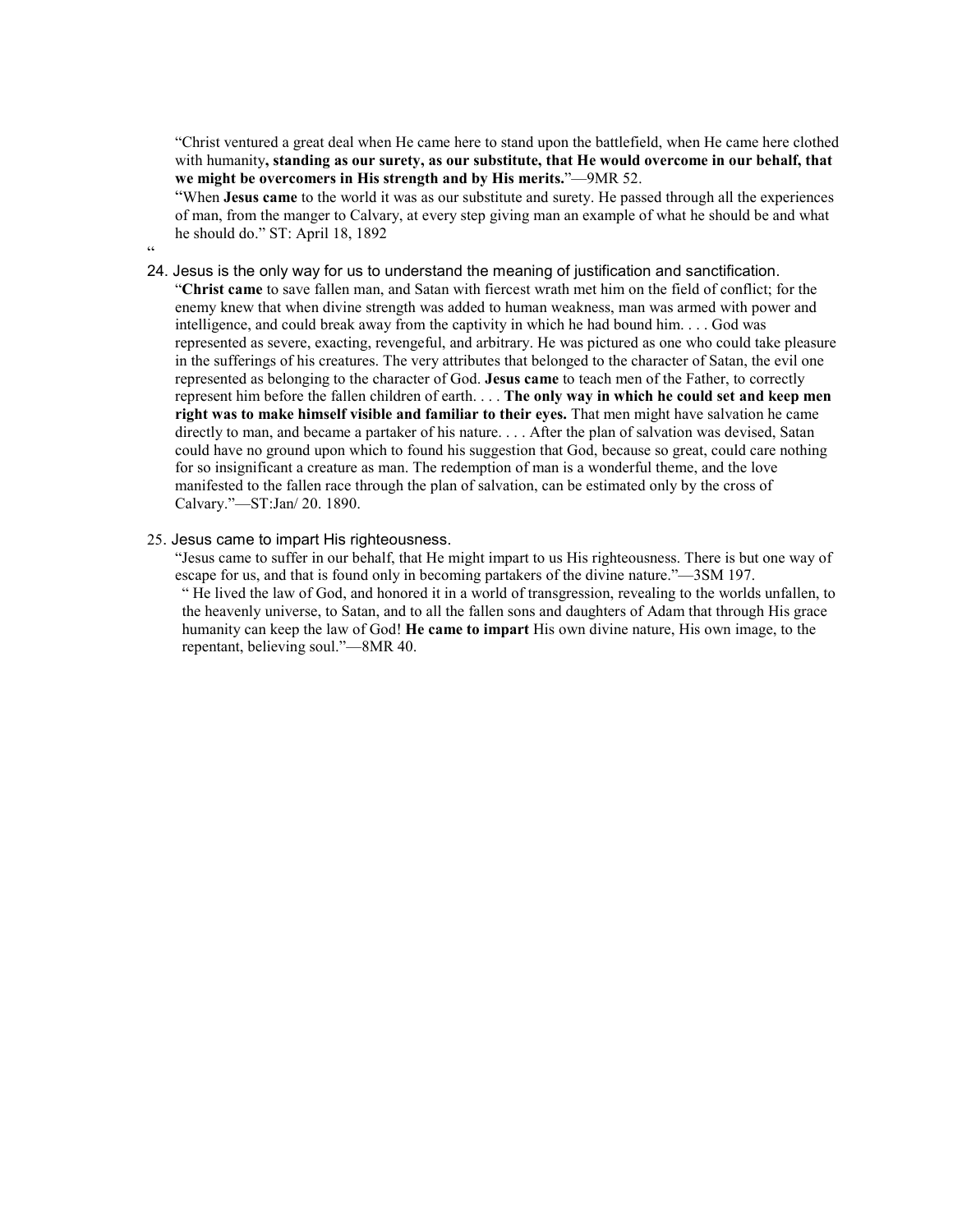"Christ ventured a great deal when He came here to stand upon the battlefield, when He came here clothed with humanity**, standing as our surety, as our substitute, that He would overcome in our behalf, that we might be overcomers in His strength and by His merits.**"—9MR 52.

"When **Jesus came** to the world it was as our substitute and surety. He passed through all the experiences of man, from the manger to Calvary, at every step giving man an example of what he should be and what he should do." ST: April 18, 1892

"

24. Jesus is the only way for us to understand the meaning of justification and sanctification.

"**Christ came** to save fallen man, and Satan with fiercest wrath met him on the field of conflict; for the enemy knew that when divine strength was added to human weakness, man was armed with power and intelligence, and could break away from the captivity in which he had bound him. . . . God was represented as severe, exacting, revengeful, and arbitrary. He was pictured as one who could take pleasure in the sufferings of his creatures. The very attributes that belonged to the character of Satan, the evil one represented as belonging to the character of God. **Jesus came** to teach men of the Father, to correctly represent him before the fallen children of earth. . . . **The only way in which he could set and keep men right was to make himself visible and familiar to their eyes.** That men might have salvation he came directly to man, and became a partaker of his nature. . . . After the plan of salvation was devised, Satan could have no ground upon which to found his suggestion that God, because so great, could care nothing for so insignificant a creature as man. The redemption of man is a wonderful theme, and the love manifested to the fallen race through the plan of salvation, can be estimated only by the cross of Calvary."—ST:Jan/ 20. 1890.

25. Jesus came to impart His righteousness.

"Jesus came to suffer in our behalf, that He might impart to us His righteousness. There is but one way of escape for us, and that is found only in becoming partakers of the divine nature."—3SM 197.

" He lived the law of God, and honored it in a world of transgression, revealing to the worlds unfallen, to the heavenly universe, to Satan, and to all the fallen sons and daughters of Adam that through His grace humanity can keep the law of God! **He came to impart** His own divine nature, His own image, to the repentant, believing soul."—8MR 40.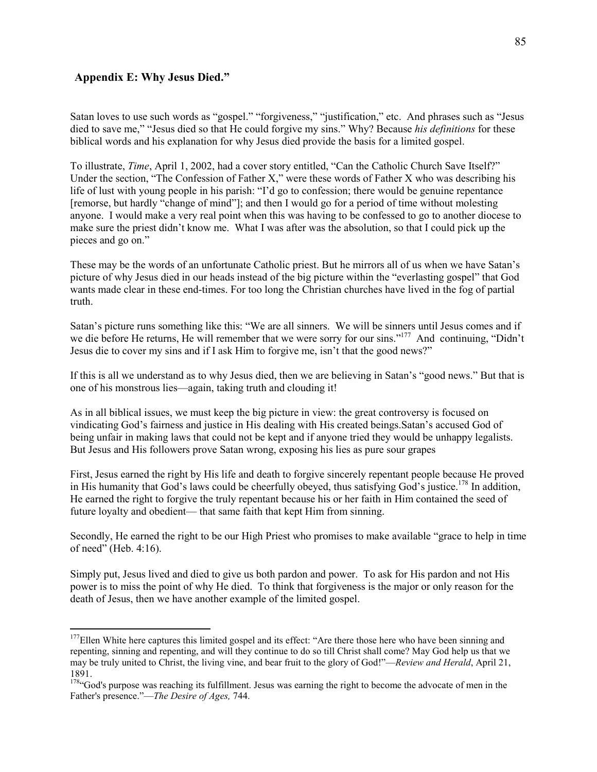## Appendix E: Why Jesus Died."

Satan loves to use such words as "gospel." "forgiveness," "justification," etc. And phrases such as "Jesus died to save me," "Jesus died so that He could forgive my sins." Why? Because *his definitions* for these biblical words and his explanation for why Jesus died provide the basis for a limited gospel.

To illustrate, *Time*, April 1, 2002, had a cover story entitled, "Can the Catholic Church Save Itself?" Under the section, "The Confession of Father X," were these words of Father X who was describing his life of lust with young people in his parish: "I'd go to confession; there would be genuine repentance [remorse, but hardly "change of mind"]; and then I would go for a period of time without molesting anyone. I would make a very real point when this was having to be confessed to go to another diocese to make sure the priest didn't know me. What I was after was the absolution, so that I could pick up the pieces and go on."

These may be the words of an unfortunate Catholic priest. But he mirrors all of us when we have Satan's picture of why Jesus died in our heads instead of the big picture within the "everlasting gospel" that God wants made clear in these end-times. For too long the Christian churches have lived in the fog of partial truth.

Satan's picture runs something like this: "We are all sinners. We will be sinners until Jesus comes and if we die before He returns, He will remember that we were sorry for our sins."[177] And continuing, "Didn't Jesus die to cover my sins and if I ask Him to forgive me, isn't that the good news?"

If this is all we understand as to why Jesus died, then we are believing in Satan's "good news." But that is one of his monstrous lies—again, taking truth and clouding it!

As in all biblical issues, we must keep the big picture in view: the great controversy is focused on vindicating God's fairness and justice in His dealing with His created beings.Satan's accused God of being unfair in making laws that could not be kept and if anyone tried they would be unhappy legalists. But Jesus and His followers prove Satan wrong, exposing his lies as pure sour grapes

First, Jesus earned the right by His life and death to forgive sincerely repentant people because He proved in His humanity that God's laws could be cheerfully obeyed, thus satisfying God's justice.[178] In addition, He earned the right to forgive the truly repentant because his or her faith in Him contained the seed of future loyalty and obedient— that same faith that kept Him from sinning.

Secondly, He earned the right to be our High Priest who promises to make available "grace to help in time of need" (Heb. 4:16).

Simply put, Jesus lived and died to give us both pardon and power. To ask for His pardon and not His power is to miss the point of why He died. To think that forgiveness is the major or only reason for the death of Jesus, then we have another example of the limited gospel.

---

[177]Ellen White here captures this limited gospel and its effect: "Are there those here who have been sinning and repenting, sinning and repenting, and will they continue to do so till Christ shall come? May God help us that we may be truly united to Christ, the living vine, and bear fruit to the glory of God!"—*Review and Herald*, April 21, 1891.

[178]"God's purpose was reaching its fulfillment. Jesus was earning the right to become the advocate of men in the Father's presence."—*The Desire of Ages,* 744.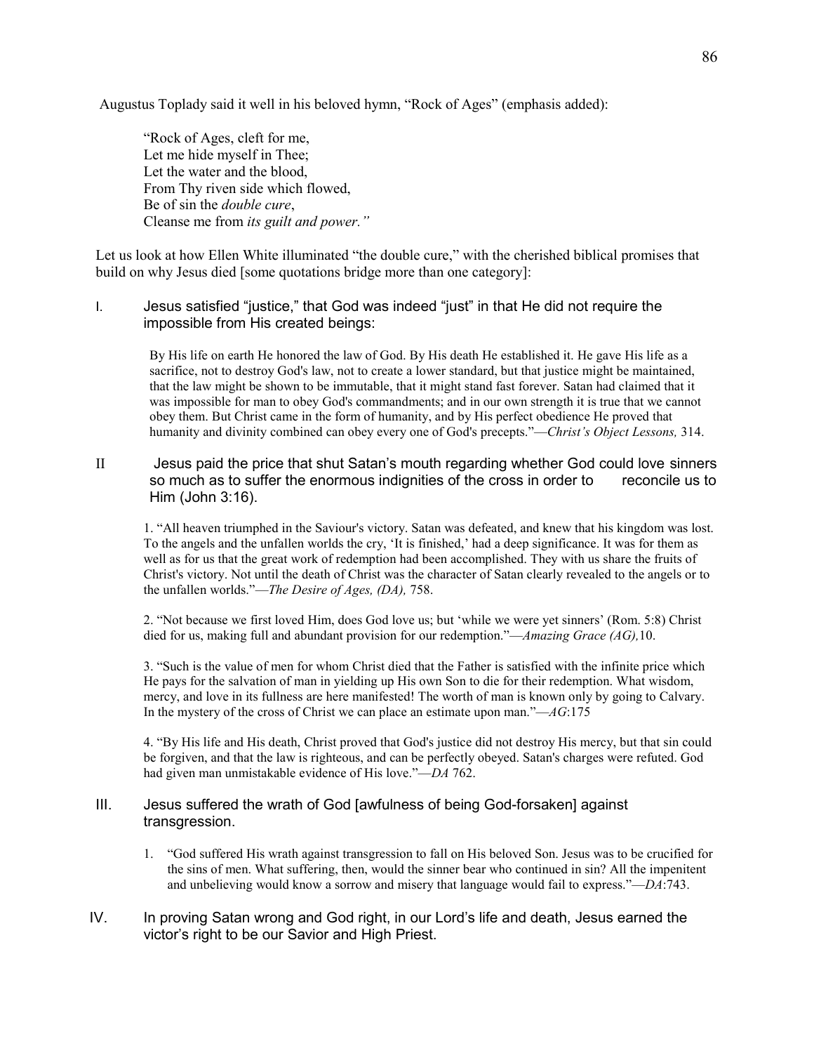Augustus Toplady said it well in his beloved hymn, "Rock of Ages" (emphasis added):

> "Rock of Ages, cleft for me,
> Let me hide myself in Thee;
> Let the water and the blood,
> From Thy riven side which flowed,
> Be of sin the *double cure*,
> Cleanse me from *its guilt and power."*

Let us look at how Ellen White illuminated "the double cure," with the cherished biblical promises that build on why Jesus died [some quotations bridge more than one category]:

I. Jesus satisfied "justice," that God was indeed "just" in that He did not require the impossible from His created beings:

> By His life on earth He honored the law of God. By His death He established it. He gave His life as a sacrifice, not to destroy God's law, not to create a lower standard, but that justice might be maintained, that the law might be shown to be immutable, that it might stand fast forever. Satan had claimed that it was impossible for man to obey God's commandments; and in our own strength it is true that we cannot obey them. But Christ came in the form of humanity, and by His perfect obedience He proved that humanity and divinity combined can obey every one of God's precepts."—*Christ's Object Lessons,* 314.

II Jesus paid the price that shut Satan's mouth regarding whether God could love sinners so much as to suffer the enormous indignities of the cross in order to reconcile us to Him (John 3:16).

> 1. "All heaven triumphed in the Saviour's victory. Satan was defeated, and knew that his kingdom was lost. To the angels and the unfallen worlds the cry, 'It is finished,' had a deep significance. It was for them as well as for us that the great work of redemption had been accomplished. They with us share the fruits of Christ's victory. Not until the death of Christ was the character of Satan clearly revealed to the angels or to the unfallen worlds."—*The Desire of Ages, (DA),* 758.
>
> 2. "Not because we first loved Him, does God love us; but 'while we were yet sinners' (Rom. 5:8) Christ died for us, making full and abundant provision for our redemption."—*Amazing Grace (AG),*10.
>
> 3. "Such is the value of men for whom Christ died that the Father is satisfied with the infinite price which He pays for the salvation of man in yielding up His own Son to die for their redemption. What wisdom, mercy, and love in its fullness are here manifested! The worth of man is known only by going to Calvary. In the mystery of the cross of Christ we can place an estimate upon man."—*AG*:175
>
> 4. "By His life and His death, Christ proved that God's justice did not destroy His mercy, but that sin could be forgiven, and that the law is righteous, and can be perfectly obeyed. Satan's charges were refuted. God had given man unmistakable evidence of His love."—*DA* 762.

III. Jesus suffered the wrath of God [awfulness of being God-forsaken] against transgression.

> 1. "God suffered His wrath against transgression to fall on His beloved Son. Jesus was to be crucified for the sins of men. What suffering, then, would the sinner bear who continued in sin? All the impenitent and unbelieving would know a sorrow and misery that language would fail to express."—*DA*:743.

IV. In proving Satan wrong and God right, in our Lord's life and death, Jesus earned the victor's right to be our Savior and High Priest.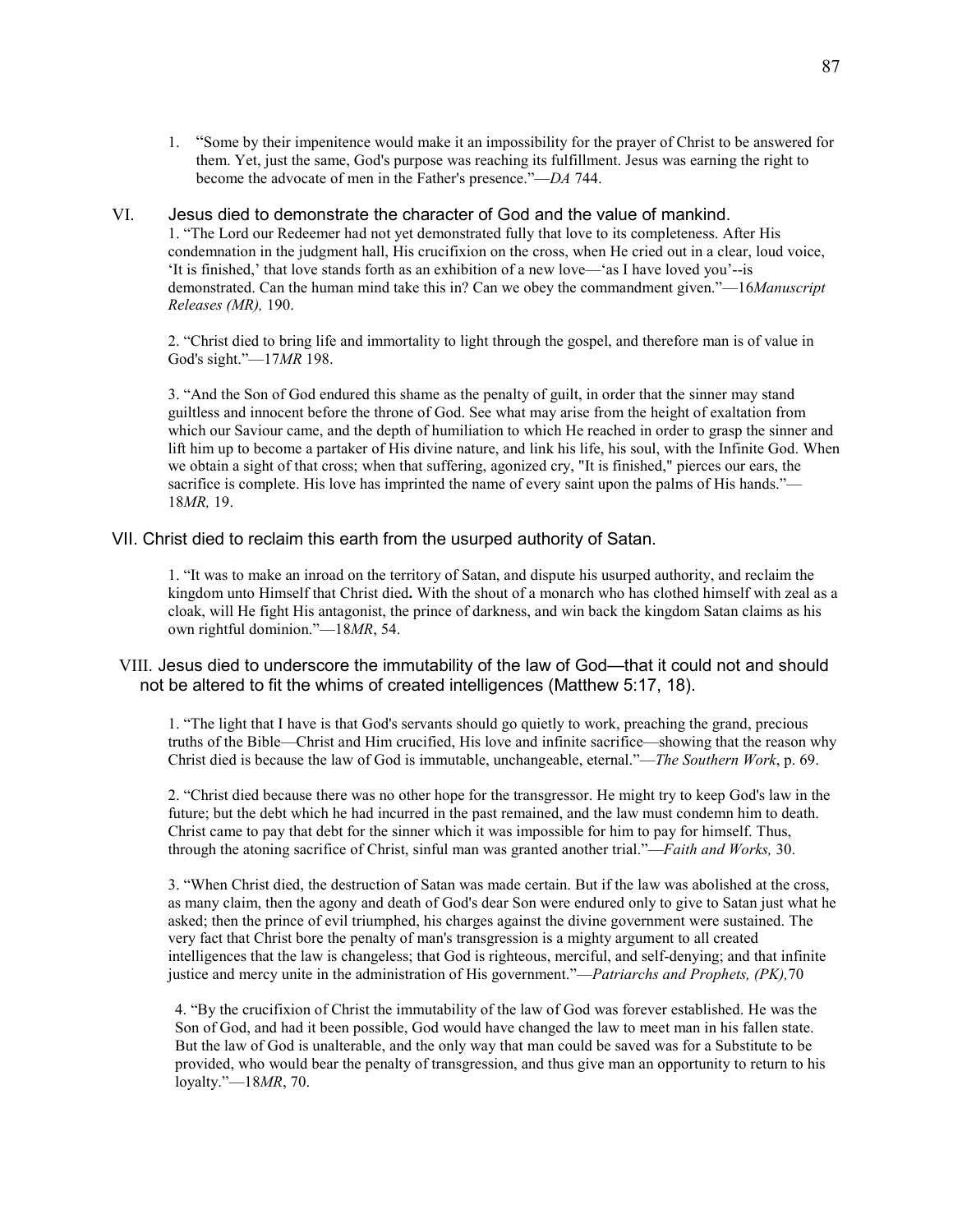1. "Some by their impenitence would make it an impossibility for the prayer of Christ to be answered for them. Yet, just the same, God's purpose was reaching its fulfillment. Jesus was earning the right to become the advocate of men in the Father's presence."—*DA* 744.

## VI. Jesus died to demonstrate the character of God and the value of mankind.

1. "The Lord our Redeemer had not yet demonstrated fully that love to its completeness. After His condemnation in the judgment hall, His crucifixion on the cross, when He cried out in a clear, loud voice, 'It is finished,' that love stands forth as an exhibition of a new love—'as I have loved you'--is demonstrated. Can the human mind take this in? Can we obey the commandment given."—16*Manuscript Releases (MR),* 190.

2. "Christ died to bring life and immortality to light through the gospel, and therefore man is of value in God's sight."—17*MR* 198.

3. "And the Son of God endured this shame as the penalty of guilt, in order that the sinner may stand guiltless and innocent before the throne of God. See what may arise from the height of exaltation from which our Saviour came, and the depth of humiliation to which He reached in order to grasp the sinner and lift him up to become a partaker of His divine nature, and link his life, his soul, with the Infinite God. When we obtain a sight of that cross; when that suffering, agonized cry, "It is finished," pierces our ears, the sacrifice is complete. His love has imprinted the name of every saint upon the palms of His hands."—18*MR,* 19.

## VII. Christ died to reclaim this earth from the usurped authority of Satan.

1. "It was to make an inroad on the territory of Satan, and dispute his usurped authority, and reclaim the kingdom unto Himself that Christ died**.** With the shout of a monarch who has clothed himself with zeal as a cloak, will He fight His antagonist, the prince of darkness, and win back the kingdom Satan claims as his own rightful dominion."—18*MR*, 54.

## VIII. Jesus died to underscore the immutability of the law of God—that it could not and should not be altered to fit the whims of created intelligences (Matthew 5:17, 18).

1. "The light that I have is that God's servants should go quietly to work, preaching the grand, precious truths of the Bible—Christ and Him crucified, His love and infinite sacrifice—showing that the reason why Christ died is because the law of God is immutable, unchangeable, eternal."—*The Southern Work*, p. 69.

2. "Christ died because there was no other hope for the transgressor. He might try to keep God's law in the future; but the debt which he had incurred in the past remained, and the law must condemn him to death. Christ came to pay that debt for the sinner which it was impossible for him to pay for himself. Thus, through the atoning sacrifice of Christ, sinful man was granted another trial."—*Faith and Works,* 30.

3. "When Christ died, the destruction of Satan was made certain. But if the law was abolished at the cross, as many claim, then the agony and death of God's dear Son were endured only to give to Satan just what he asked; then the prince of evil triumphed, his charges against the divine government were sustained. The very fact that Christ bore the penalty of man's transgression is a mighty argument to all created intelligences that the law is changeless; that God is righteous, merciful, and self-denying; and that infinite justice and mercy unite in the administration of His government."—*Patriarchs and Prophets, (PK),*70

4. "By the crucifixion of Christ the immutability of the law of God was forever established. He was the Son of God, and had it been possible, God would have changed the law to meet man in his fallen state. But the law of God is unalterable, and the only way that man could be saved was for a Substitute to be provided, who would bear the penalty of transgression, and thus give man an opportunity to return to his loyalty."—18*MR*, 70.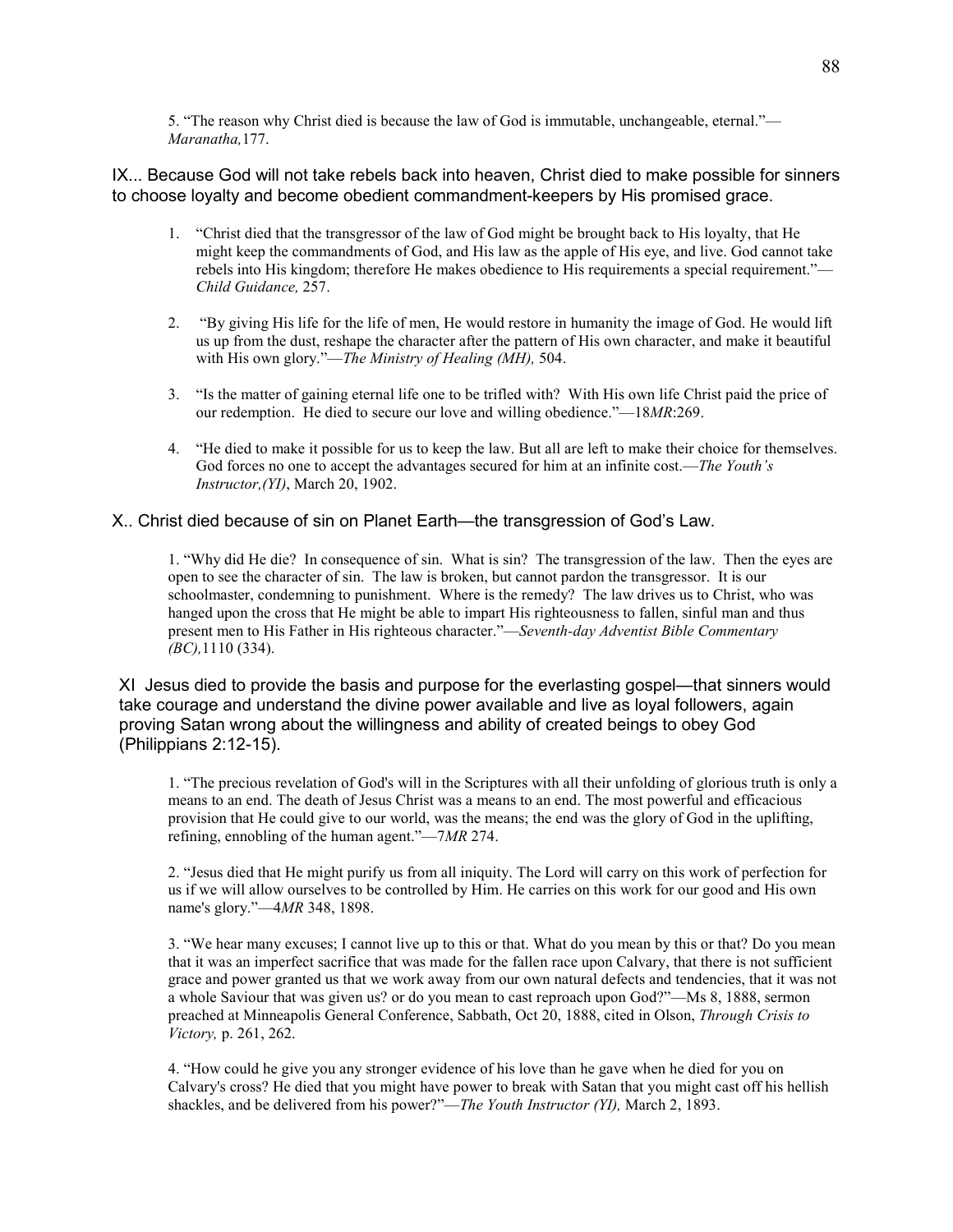5. "The reason why Christ died is because the law of God is immutable, unchangeable, eternal."—*Maranatha,*177.

## IX... Because God will not take rebels back into heaven, Christ died to make possible for sinners to choose loyalty and become obedient commandment-keepers by His promised grace.

1. "Christ died that the transgressor of the law of God might be brought back to His loyalty, that He might keep the commandments of God, and His law as the apple of His eye, and live. God cannot take rebels into His kingdom; therefore He makes obedience to His requirements a special requirement."—*Child Guidance,* 257.

2. "By giving His life for the life of men, He would restore in humanity the image of God. He would lift us up from the dust, reshape the character after the pattern of His own character, and make it beautiful with His own glory."—*The Ministry of Healing (MH),* 504.

3. "Is the matter of gaining eternal life one to be trifled with? With His own life Christ paid the price of our redemption. He died to secure our love and willing obedience."—18*MR*:269.

4. "He died to make it possible for us to keep the law. But all are left to make their choice for themselves. God forces no one to accept the advantages secured for him at an infinite cost.—*The Youth's Instructor,(YI)*, March 20, 1902.

## X.. Christ died because of sin on Planet Earth—the transgression of God's Law.

1. "Why did He die? In consequence of sin. What is sin? The transgression of the law. Then the eyes are open to see the character of sin. The law is broken, but cannot pardon the transgressor. It is our schoolmaster, condemning to punishment. Where is the remedy? The law drives us to Christ, who was hanged upon the cross that He might be able to impart His righteousness to fallen, sinful man and thus present men to His Father in His righteous character."—*Seventh-day Adventist Bible Commentary (BC),*1110 (334).

## XI Jesus died to provide the basis and purpose for the everlasting gospel—that sinners would take courage and understand the divine power available and live as loyal followers, again proving Satan wrong about the willingness and ability of created beings to obey God (Philippians 2:12-15).

1. "The precious revelation of God's will in the Scriptures with all their unfolding of glorious truth is only a means to an end. The death of Jesus Christ was a means to an end. The most powerful and efficacious provision that He could give to our world, was the means; the end was the glory of God in the uplifting, refining, ennobling of the human agent."—7*MR* 274.

2. "Jesus died that He might purify us from all iniquity. The Lord will carry on this work of perfection for us if we will allow ourselves to be controlled by Him. He carries on this work for our good and His own name's glory."—4*MR* 348, 1898.

3. "We hear many excuses; I cannot live up to this or that. What do you mean by this or that? Do you mean that it was an imperfect sacrifice that was made for the fallen race upon Calvary, that there is not sufficient grace and power granted us that we work away from our own natural defects and tendencies, that it was not a whole Saviour that was given us? or do you mean to cast reproach upon God?"—Ms 8, 1888, sermon preached at Minneapolis General Conference, Sabbath, Oct 20, 1888, cited in Olson, *Through Crisis to Victory,* p. 261, 262.

4. "How could he give you any stronger evidence of his love than he gave when he died for you on Calvary's cross? He died that you might have power to break with Satan that you might cast off his hellish shackles, and be delivered from his power?"—*The Youth Instructor (YI),* March 2, 1893.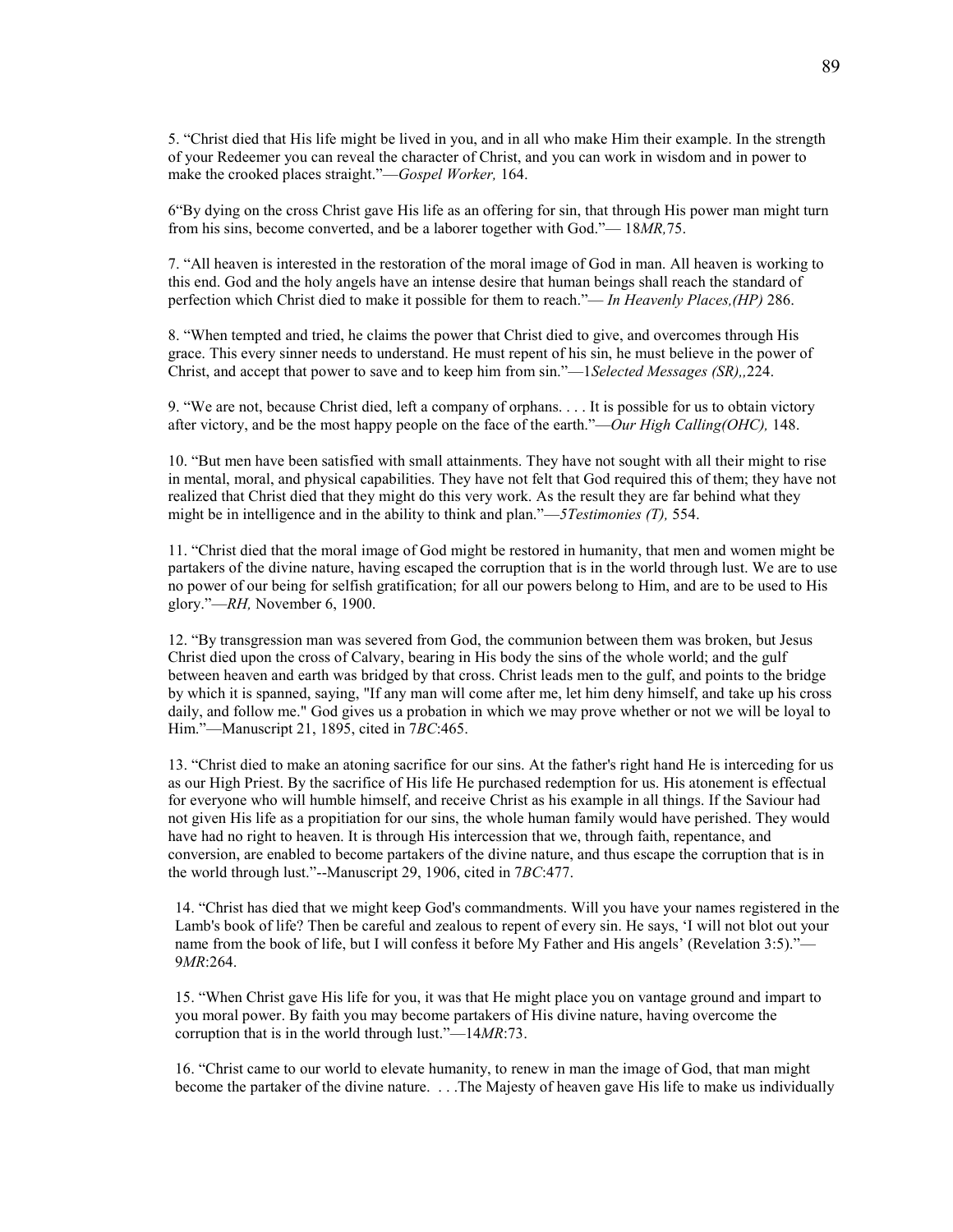5. “Christ died that His life might be lived in you, and in all who make Him their example. In the strength of your Redeemer you can reveal the character of Christ, and you can work in wisdom and in power to make the crooked places straight.”—*Gospel Worker,* 164.

6“By dying on the cross Christ gave His life as an offering for sin, that through His power man might turn from his sins, become converted, and be a laborer together with God.”— 18*MR,*75.

7. “All heaven is interested in the restoration of the moral image of God in man. All heaven is working to this end. God and the holy angels have an intense desire that human beings shall reach the standard of perfection which Christ died to make it possible for them to reach.”— *In Heavenly Places,(HP)* 286.

8. “When tempted and tried, he claims the power that Christ died to give, and overcomes through His grace. This every sinner needs to understand. He must repent of his sin, he must believe in the power of Christ, and accept that power to save and to keep him from sin.”—1*Selected Messages (SR),,*224.

9. “We are not, because Christ died, left a company of orphans. . . . It is possible for us to obtain victory after victory, and be the most happy people on the face of the earth.”—*Our High Calling(OHC),* 148.

10. “But men have been satisfied with small attainments. They have not sought with all their might to rise in mental, moral, and physical capabilities. They have not felt that God required this of them; they have not realized that Christ died that they might do this very work. As the result they are far behind what they might be in intelligence and in the ability to think and plan.”—*5Testimonies (T),* 554.

11. “Christ died that the moral image of God might be restored in humanity, that men and women might be partakers of the divine nature, having escaped the corruption that is in the world through lust. We are to use no power of our being for selfish gratification; for all our powers belong to Him, and are to be used to His glory.”—*RH,* November 6, 1900.

12. “By transgression man was severed from God, the communion between them was broken, but Jesus Christ died upon the cross of Calvary, bearing in His body the sins of the whole world; and the gulf between heaven and earth was bridged by that cross. Christ leads men to the gulf, and points to the bridge by which it is spanned, saying, "If any man will come after me, let him deny himself, and take up his cross daily, and follow me." God gives us a probation in which we may prove whether or not we will be loyal to Him.”—Manuscript 21, 1895, cited in 7*BC*:465.

13. “Christ died to make an atoning sacrifice for our sins. At the father's right hand He is interceding for us as our High Priest. By the sacrifice of His life He purchased redemption for us. His atonement is effectual for everyone who will humble himself, and receive Christ as his example in all things. If the Saviour had not given His life as a propitiation for our sins, the whole human family would have perished. They would have had no right to heaven. It is through His intercession that we, through faith, repentance, and conversion, are enabled to become partakers of the divine nature, and thus escape the corruption that is in the world through lust.”--Manuscript 29, 1906, cited in 7*BC*:477.

14. “Christ has died that we might keep God's commandments. Will you have your names registered in the Lamb's book of life? Then be careful and zealous to repent of every sin. He says, ‘I will not blot out your name from the book of life, but I will confess it before My Father and His angels’ (Revelation 3:5).”—9*MR*:264.

15. “When Christ gave His life for you, it was that He might place you on vantage ground and impart to you moral power. By faith you may become partakers of His divine nature, having overcome the corruption that is in the world through lust.”—14*MR*:73.

16. “Christ came to our world to elevate humanity, to renew in man the image of God, that man might become the partaker of the divine nature. . . .The Majesty of heaven gave His life to make us individually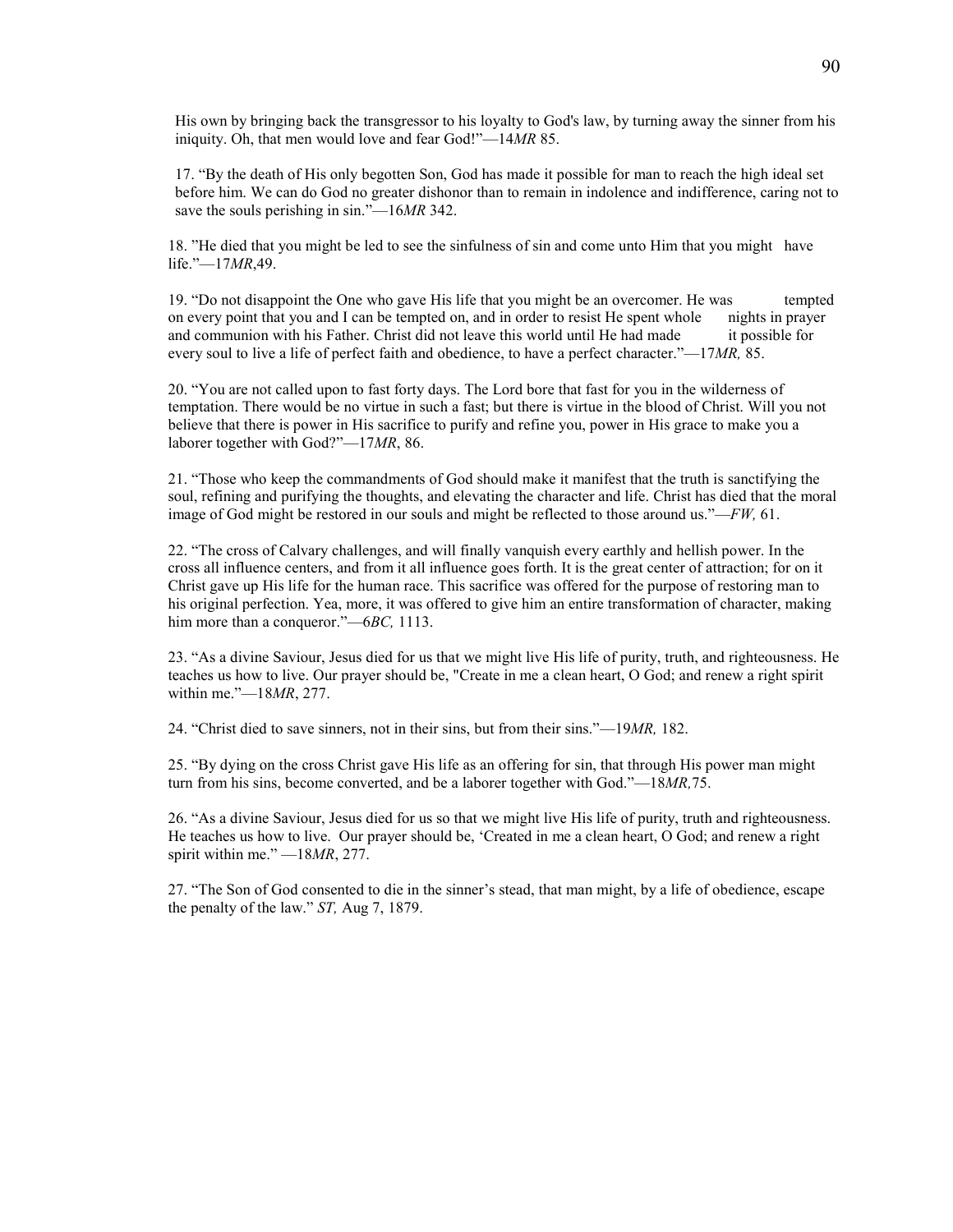His own by bringing back the transgressor to his loyalty to God's law, by turning away the sinner from his iniquity. Oh, that men would love and fear God!"—14*MR* 85.

17. "By the death of His only begotten Son, God has made it possible for man to reach the high ideal set before him. We can do God no greater dishonor than to remain in indolence and indifference, caring not to save the souls perishing in sin."—16*MR* 342.

18. "He died that you might be led to see the sinfulness of sin and come unto Him that you might have life."—17*MR*,49.

19. "Do not disappoint the One who gave His life that you might be an overcomer. He was tempted on every point that you and I can be tempted on, and in order to resist He spent whole nights in prayer and communion with his Father. Christ did not leave this world until He had made it possible for every soul to live a life of perfect faith and obedience, to have a perfect character."—17*MR,* 85.

20. "You are not called upon to fast forty days. The Lord bore that fast for you in the wilderness of temptation. There would be no virtue in such a fast; but there is virtue in the blood of Christ. Will you not believe that there is power in His sacrifice to purify and refine you, power in His grace to make you a laborer together with God?"—17*MR*, 86.

21. "Those who keep the commandments of God should make it manifest that the truth is sanctifying the soul, refining and purifying the thoughts, and elevating the character and life. Christ has died that the moral image of God might be restored in our souls and might be reflected to those around us."—*FW,* 61.

22. "The cross of Calvary challenges, and will finally vanquish every earthly and hellish power. In the cross all influence centers, and from it all influence goes forth. It is the great center of attraction; for on it Christ gave up His life for the human race. This sacrifice was offered for the purpose of restoring man to his original perfection. Yea, more, it was offered to give him an entire transformation of character, making him more than a conqueror."—6*BC,* 1113.

23. "As a divine Saviour, Jesus died for us that we might live His life of purity, truth, and righteousness. He teaches us how to live. Our prayer should be, "Create in me a clean heart, O God; and renew a right spirit within me."—18*MR*, 277.

24. "Christ died to save sinners, not in their sins, but from their sins."—19*MR,* 182.

25. "By dying on the cross Christ gave His life as an offering for sin, that through His power man might turn from his sins, become converted, and be a laborer together with God."—18*MR,*75.

26. "As a divine Saviour, Jesus died for us so that we might live His life of purity, truth and righteousness. He teaches us how to live. Our prayer should be, 'Created in me a clean heart, O God; and renew a right spirit within me." —18*MR*, 277.

27. "The Son of God consented to die in the sinner's stead, that man might, by a life of obedience, escape the penalty of the law." *ST,* Aug 7, 1879.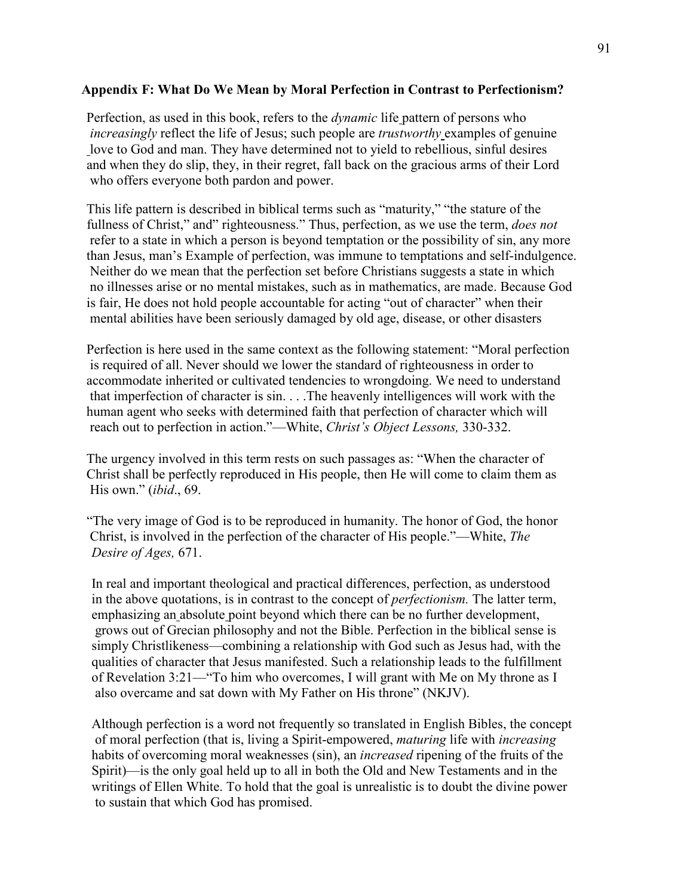**Appendix F: What Do We Mean by Moral Perfection in Contrast to Perfectionism?**

Perfection, as used in this book, refers to the *dynamic* life pattern of persons who *increasingly* reflect the life of Jesus; such people are *trustworthy* examples of genuine love to God and man. They have determined not to yield to rebellious, sinful desires and when they do slip, they, in their regret, fall back on the gracious arms of their Lord who offers everyone both pardon and power.

This life pattern is described in biblical terms such as "maturity," "the stature of the fullness of Christ," and" righteousness." Thus, perfection, as we use the term, *does not* refer to a state in which a person is beyond temptation or the possibility of sin, any more than Jesus, man's Example of perfection, was immune to temptations and self-indulgence. Neither do we mean that the perfection set before Christians suggests a state in which no illnesses arise or no mental mistakes, such as in mathematics, are made. Because God is fair, He does not hold people accountable for acting "out of character" when their mental abilities have been seriously damaged by old age, disease, or other disasters

Perfection is here used in the same context as the following statement: "Moral perfection is required of all. Never should we lower the standard of righteousness in order to accommodate inherited or cultivated tendencies to wrongdoing. We need to understand that imperfection of character is sin. . . .The heavenly intelligences will work with the human agent who seeks with determined faith that perfection of character which will reach out to perfection in action."—White, *Christ's Object Lessons,* 330-332.

The urgency involved in this term rests on such passages as: "When the character of Christ shall be perfectly reproduced in His people, then He will come to claim them as His own." (*ibid*., 69.

"The very image of God is to be reproduced in humanity. The honor of God, the honor Christ, is involved in the perfection of the character of His people."—White, *The Desire of Ages,* 671.

In real and important theological and practical differences, perfection, as understood in the above quotations, is in contrast to the concept of *perfectionism.* The latter term, emphasizing an absolute point beyond which there can be no further development, grows out of Grecian philosophy and not the Bible. Perfection in the biblical sense is simply Christlikeness—combining a relationship with God such as Jesus had, with the qualities of character that Jesus manifested. Such a relationship leads to the fulfillment of Revelation 3:21—"To him who overcomes, I will grant with Me on My throne as I also overcame and sat down with My Father on His throne" (NKJV).

Although perfection is a word not frequently so translated in English Bibles, the concept of moral perfection (that is, living a Spirit-empowered, *maturing* life with *increasing* habits of overcoming moral weaknesses (sin), an *increased* ripening of the fruits of the Spirit)—is the only goal held up to all in both the Old and New Testaments and in the writings of Ellen White. To hold that the goal is unrealistic is to doubt the divine power to sustain that which God has promised.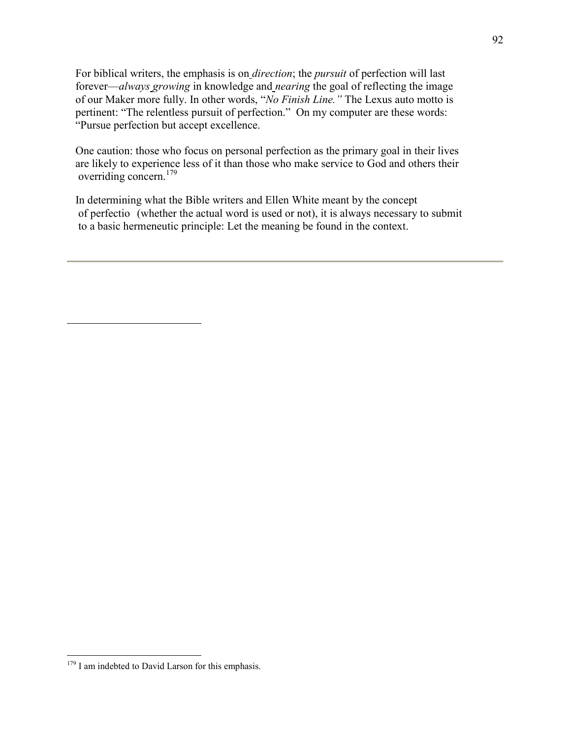For biblical writers, the emphasis is on *direction*; the *pursuit* of perfection will last forever—*always growing* in knowledge and *nearing* the goal of reflecting the image of our Maker more fully. In other words, "*No Finish Line.*" The Lexus auto motto is pertinent: "The relentless pursuit of perfection." On my computer are these words: "Pursue perfection but accept excellence.

One caution: those who focus on personal perfection as the primary goal in their lives are likely to experience less of it than those who make service to God and others their overriding concern.[179]

In determining what the Bible writers and Ellen White meant by the concept of perfectio (whether the actual word is used or not), it is always necessary to submit to a basic hermeneutic principle: Let the meaning be found in the context.

---

[179] I am indebted to David Larson for this emphasis.